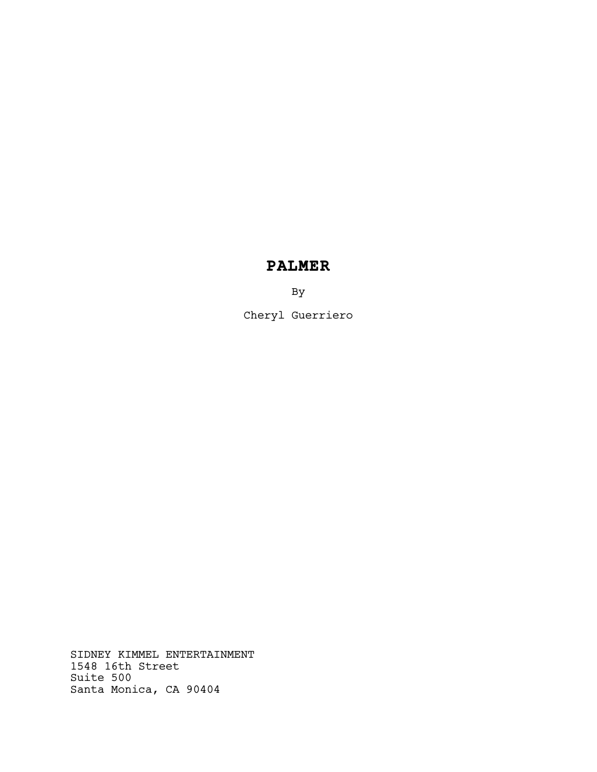# PALMER

By

Cheryl Guerriero

SIDNEY KIMMEL ENTERTAINMENT
1548 16th Street
Suite 500
Santa Monica, CA 90404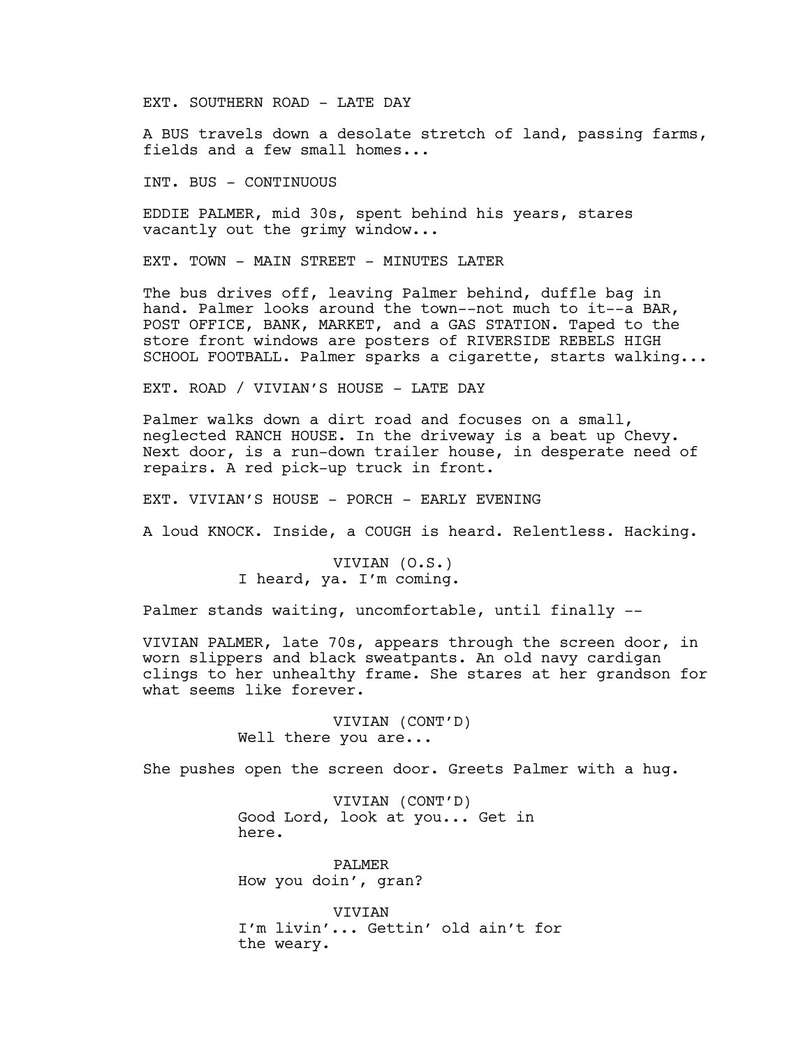EXT. SOUTHERN ROAD - LATE DAY

A BUS travels down a desolate stretch of land, passing farms, fields and a few small homes...

INT. BUS - CONTINUOUS

EDDIE PALMER, mid 30s, spent behind his years, stares vacantly out the grimy window...

EXT. TOWN - MAIN STREET - MINUTES LATER

The bus drives off, leaving Palmer behind, duffle bag in hand. Palmer looks around the town--not much to it--a BAR, POST OFFICE, BANK, MARKET, and a GAS STATION. Taped to the store front windows are posters of RIVERSIDE REBELS HIGH SCHOOL FOOTBALL. Palmer sparks a cigarette, starts walking...

EXT. ROAD / VIVIAN'S HOUSE - LATE DAY

Palmer walks down a dirt road and focuses on a small, neglected RANCH HOUSE. In the driveway is a beat up Chevy. Next door, is a run-down trailer house, in desperate need of repairs. A red pick-up truck in front.

EXT. VIVIAN'S HOUSE - PORCH - EARLY EVENING

A loud KNOCK. Inside, a COUGH is heard. Relentless. Hacking.

VIVIAN (O.S.)
I heard, ya. I'm coming.

Palmer stands waiting, uncomfortable, until finally --

VIVIAN PALMER, late 70s, appears through the screen door, in worn slippers and black sweatpants. An old navy cardigan clings to her unhealthy frame. She stares at her grandson for what seems like forever.

VIVIAN (CONT'D)
Well there you are...

She pushes open the screen door. Greets Palmer with a hug.

VIVIAN (CONT'D)
Good Lord, look at you... Get in here.

PALMER
How you doin', gran?

VIVIAN
I'm livin'... Gettin' old ain't for the weary.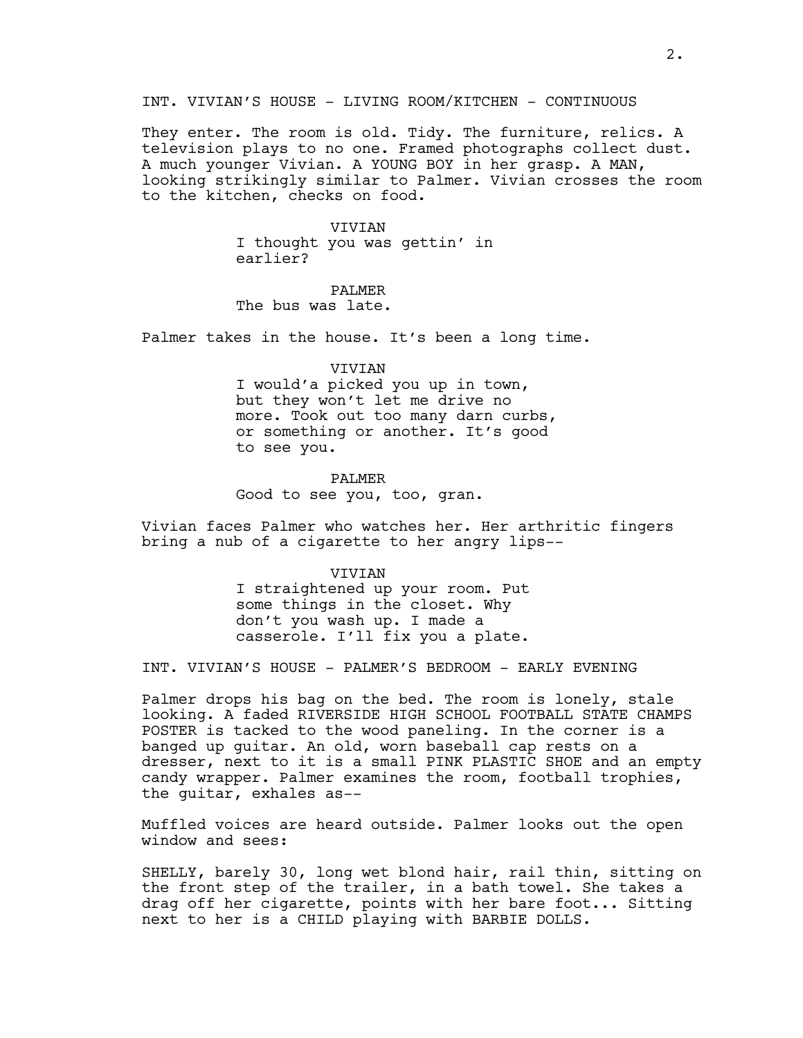INT. VIVIAN'S HOUSE - LIVING ROOM/KITCHEN - CONTINUOUS

They enter. The room is old. Tidy. The furniture, relics. A television plays to no one. Framed photographs collect dust. A much younger Vivian. A YOUNG BOY in her grasp. A MAN, looking strikingly similar to Palmer. Vivian crosses the room to the kitchen, checks on food.

VIVIAN
I thought you was gettin' in earlier?

PALMER
The bus was late.

Palmer takes in the house. It's been a long time.

VIVIAN
I would'a picked you up in town, but they won't let me drive no more. Took out too many darn curbs, or something or another. It's good to see you.

PALMER
Good to see you, too, gran.

Vivian faces Palmer who watches her. Her arthritic fingers bring a nub of a cigarette to her angry lips--

VIVIAN
I straightened up your room. Put some things in the closet. Why don't you wash up. I made a casserole. I'll fix you a plate.

INT. VIVIAN'S HOUSE - PALMER'S BEDROOM - EARLY EVENING

Palmer drops his bag on the bed. The room is lonely, stale looking. A faded RIVERSIDE HIGH SCHOOL FOOTBALL STATE CHAMPS POSTER is tacked to the wood paneling. In the corner is a banged up guitar. An old, worn baseball cap rests on a dresser, next to it is a small PINK PLASTIC SHOE and an empty candy wrapper. Palmer examines the room, football trophies, the guitar, exhales as--

Muffled voices are heard outside. Palmer looks out the open window and sees:

SHELLY, barely 30, long wet blond hair, rail thin, sitting on the front step of the trailer, in a bath towel. She takes a drag off her cigarette, points with her bare foot... Sitting next to her is a CHILD playing with BARBIE DOLLS.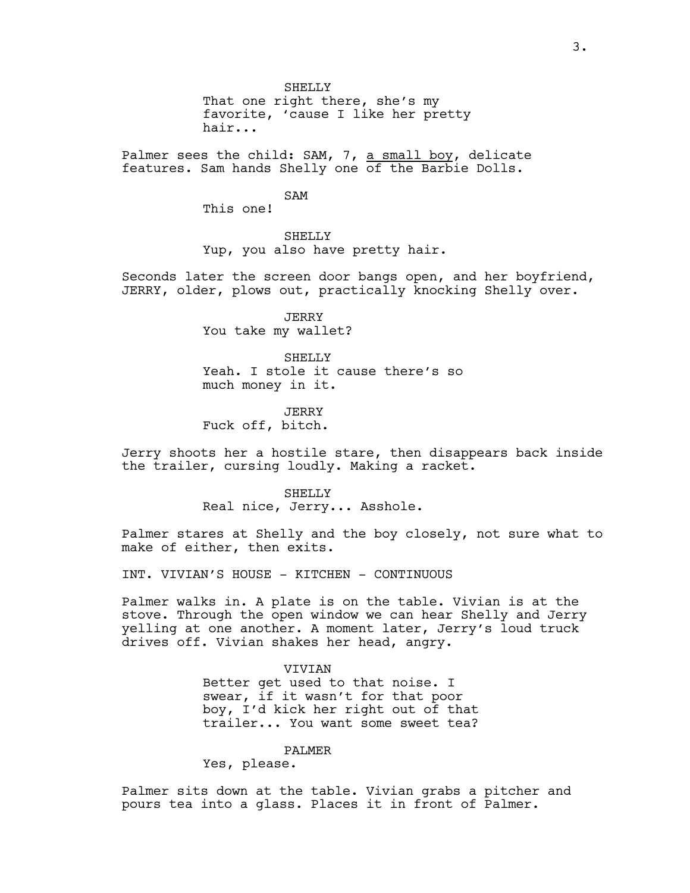SHELLY
That one right there, she's my favorite, 'cause I like her pretty hair...

Palmer sees the child: SAM, 7, <u>a small boy</u>, delicate features. Sam hands Shelly one of the Barbie Dolls.

SAM
This one!

SHELLY
Yup, you also have pretty hair.

Seconds later the screen door bangs open, and her boyfriend, JERRY, older, plows out, practically knocking Shelly over.

JERRY
You take my wallet?

SHELLY
Yeah. I stole it cause there's so much money in it.

JERRY
Fuck off, bitch.

Jerry shoots her a hostile stare, then disappears back inside the trailer, cursing loudly. Making a racket.

SHELLY
Real nice, Jerry... Asshole.

Palmer stares at Shelly and the boy closely, not sure what to make of either, then exits.

INT. VIVIAN'S HOUSE - KITCHEN - CONTINUOUS

Palmer walks in. A plate is on the table. Vivian is at the stove. Through the open window we can hear Shelly and Jerry yelling at one another. A moment later, Jerry's loud truck drives off. Vivian shakes her head, angry.

VIVIAN
Better get used to that noise. I swear, if it wasn't for that poor boy, I'd kick her right out of that trailer... You want some sweet tea?

PALMER
Yes, please.

Palmer sits down at the table. Vivian grabs a pitcher and pours tea into a glass. Places it in front of Palmer.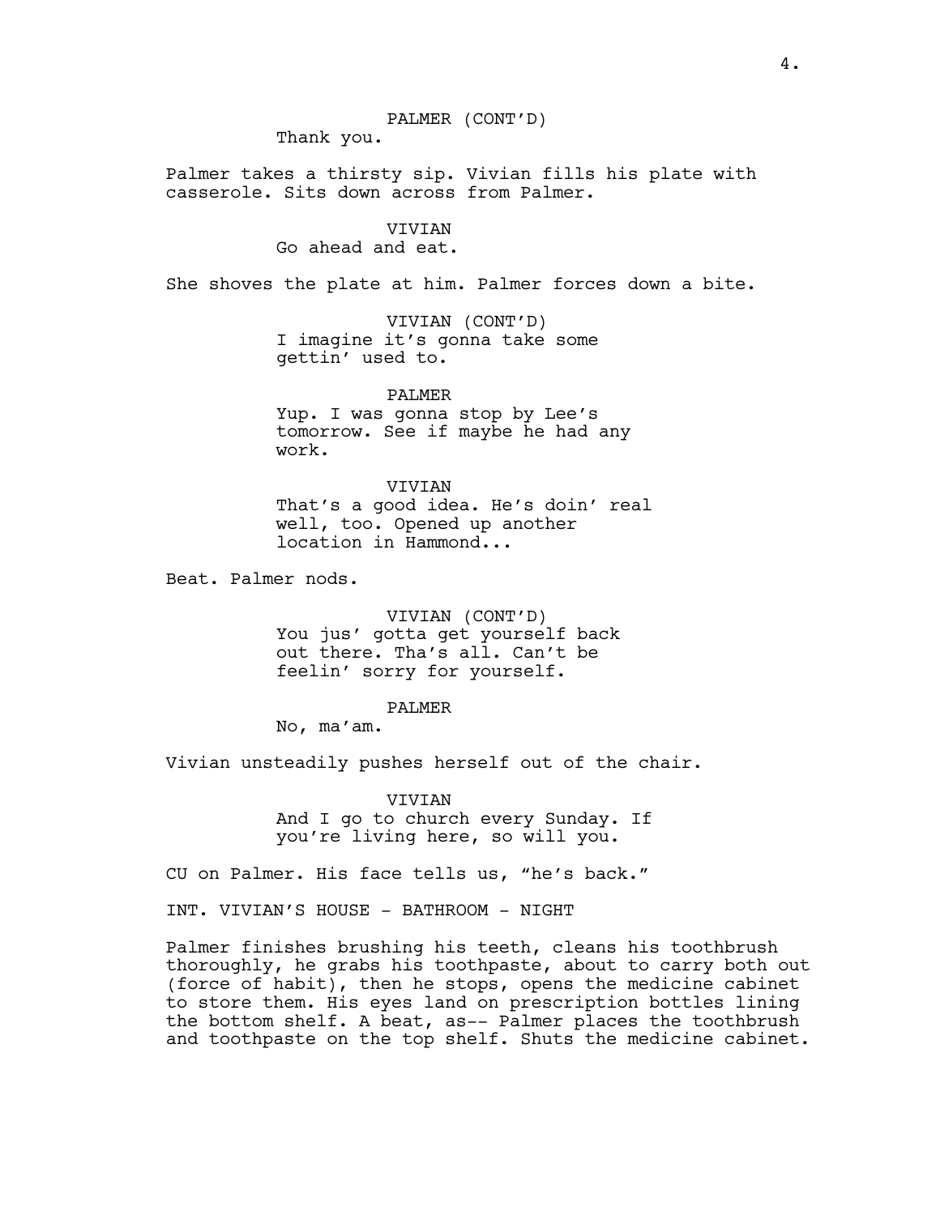PALMER (CONT'D)
Thank you.

Palmer takes a thirsty sip. Vivian fills his plate with casserole. Sits down across from Palmer.

VIVIAN
Go ahead and eat.

She shoves the plate at him. Palmer forces down a bite.

VIVIAN (CONT'D)
I imagine it's gonna take some gettin' used to.

PALMER
Yup. I was gonna stop by Lee's tomorrow. See if maybe he had any work.

VIVIAN
That's a good idea. He's doin' real well, too. Opened up another location in Hammond...

Beat. Palmer nods.

VIVIAN (CONT'D)
You jus' gotta get yourself back out there. Tha's all. Can't be feelin' sorry for yourself.

PALMER
No, ma'am.

Vivian unsteadily pushes herself out of the chair.

VIVIAN
And I go to church every Sunday. If you're living here, so will you.

CU on Palmer. His face tells us, "he's back."

INT. VIVIAN'S HOUSE - BATHROOM - NIGHT

Palmer finishes brushing his teeth, cleans his toothbrush thoroughly, he grabs his toothpaste, about to carry both out (force of habit), then he stops, opens the medicine cabinet to store them. His eyes land on prescription bottles lining the bottom shelf. A beat, as-- Palmer places the toothbrush and toothpaste on the top shelf. Shuts the medicine cabinet.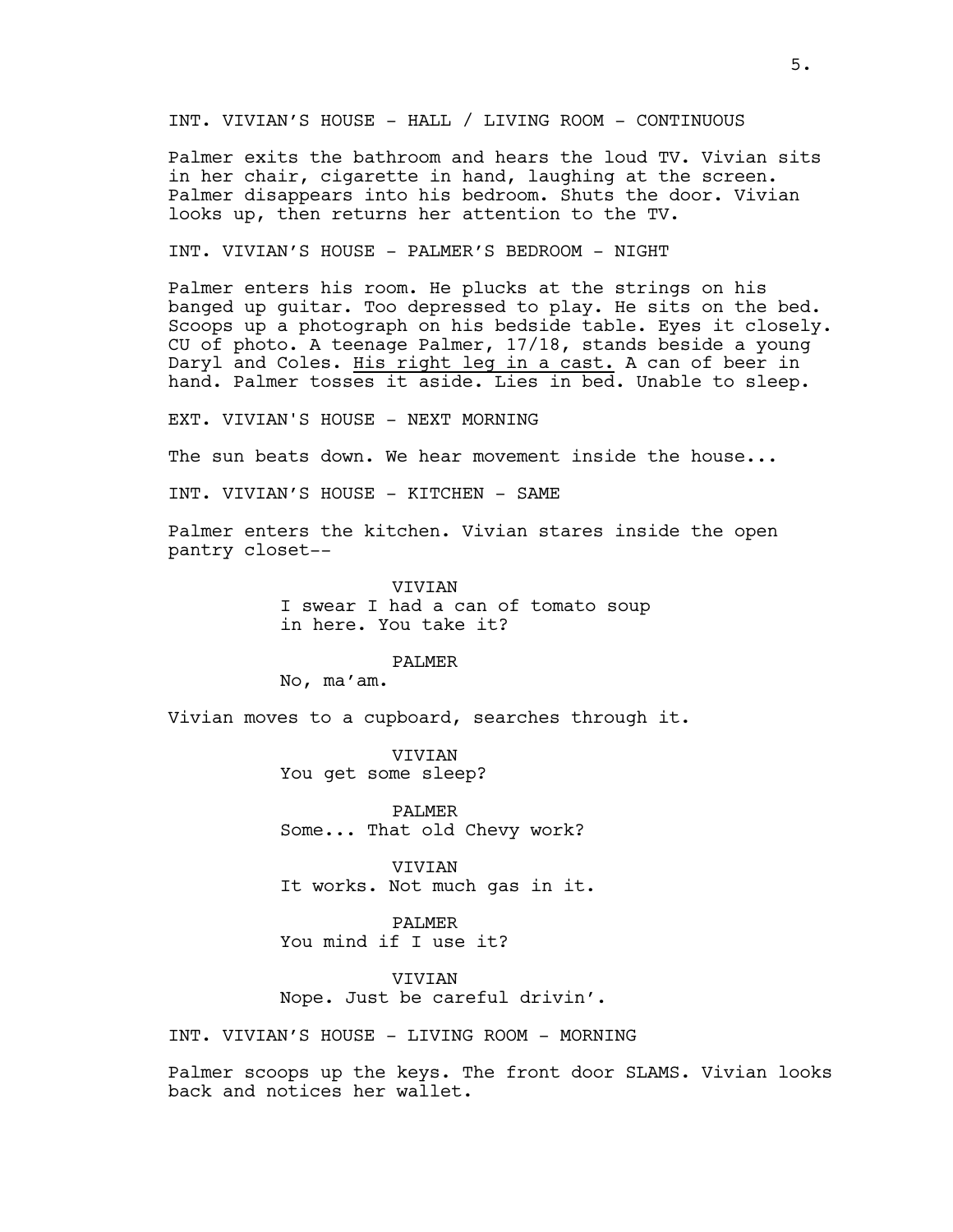INT. VIVIAN'S HOUSE - HALL / LIVING ROOM - CONTINUOUS

Palmer exits the bathroom and hears the loud TV. Vivian sits in her chair, cigarette in hand, laughing at the screen. Palmer disappears into his bedroom. Shuts the door. Vivian looks up, then returns her attention to the TV.

INT. VIVIAN'S HOUSE - PALMER'S BEDROOM - NIGHT

Palmer enters his room. He plucks at the strings on his banged up guitar. Too depressed to play. He sits on the bed. Scoops up a photograph on his bedside table. Eyes it closely. CU of photo. A teenage Palmer, 17/18, stands beside a young Daryl and Coles. <u>His right leg in a cast.</u> A can of beer in hand. Palmer tosses it aside. Lies in bed. Unable to sleep.

EXT. VIVIAN'S HOUSE - NEXT MORNING

The sun beats down. We hear movement inside the house...

INT. VIVIAN'S HOUSE - KITCHEN - SAME

Palmer enters the kitchen. Vivian stares inside the open pantry closet--

VIVIAN
I swear I had a can of tomato soup in here. You take it?

PALMER
No, ma'am.

Vivian moves to a cupboard, searches through it.

VIVIAN
You get some sleep?

PALMER
Some... That old Chevy work?

VIVIAN
It works. Not much gas in it.

PALMER
You mind if I use it?

VIVIAN
Nope. Just be careful drivin'.

INT. VIVIAN'S HOUSE - LIVING ROOM - MORNING

Palmer scoops up the keys. The front door SLAMS. Vivian looks back and notices her wallet.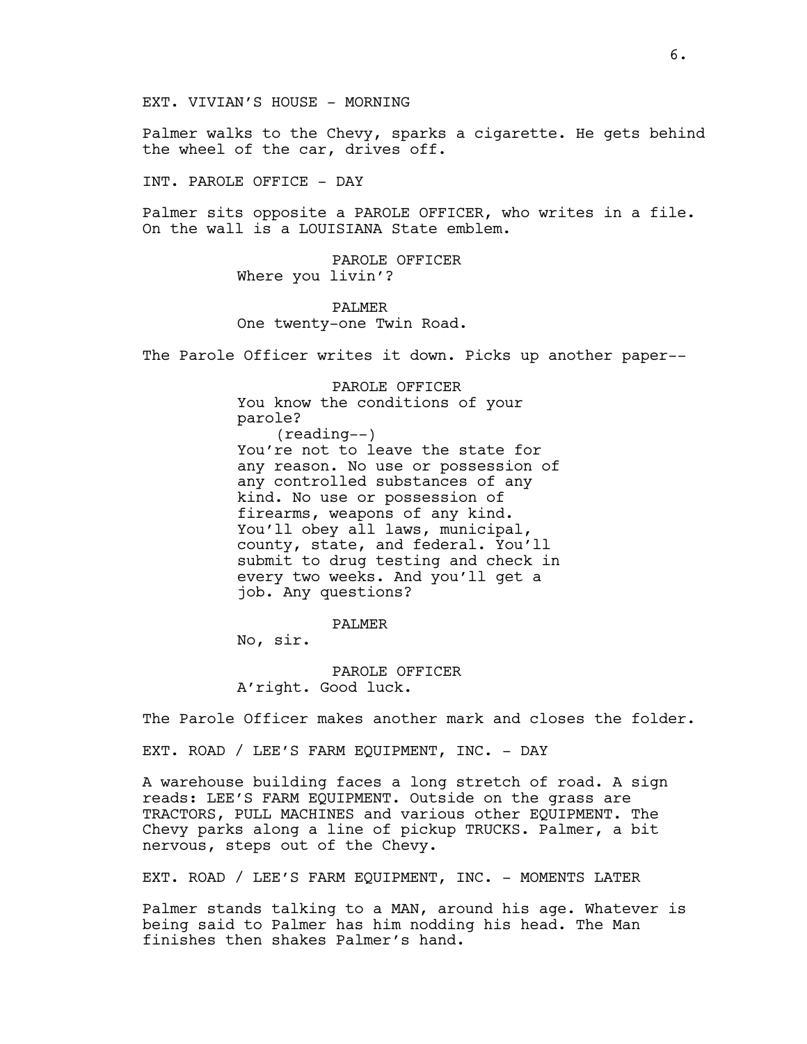EXT. VIVIAN'S HOUSE - MORNING

Palmer walks to the Chevy, sparks a cigarette. He gets behind the wheel of the car, drives off.

INT. PAROLE OFFICE - DAY

Palmer sits opposite a PAROLE OFFICER, who writes in a file. On the wall is a LOUISIANA State emblem.

PAROLE OFFICER
Where you livin'?

PALMER
One twenty-one Twin Road.

The Parole Officer writes it down. Picks up another paper--

PAROLE OFFICER
You know the conditions of your parole?
(reading--)
You're not to leave the state for any reason. No use or possession of any controlled substances of any kind. No use or possession of firearms, weapons of any kind. You'll obey all laws, municipal, county, state, and federal. You'll submit to drug testing and check in every two weeks. And you'll get a job. Any questions?

PALMER
No, sir.

PAROLE OFFICER
A'right. Good luck.

The Parole Officer makes another mark and closes the folder.

EXT. ROAD / LEE'S FARM EQUIPMENT, INC. - DAY

A warehouse building faces a long stretch of road. A sign reads: LEE'S FARM EQUIPMENT. Outside on the grass are TRACTORS, PULL MACHINES and various other EQUIPMENT. The Chevy parks along a line of pickup TRUCKS. Palmer, a bit nervous, steps out of the Chevy.

EXT. ROAD / LEE'S FARM EQUIPMENT, INC. - MOMENTS LATER

Palmer stands talking to a MAN, around his age. Whatever is being said to Palmer has him nodding his head. The Man finishes then shakes Palmer's hand.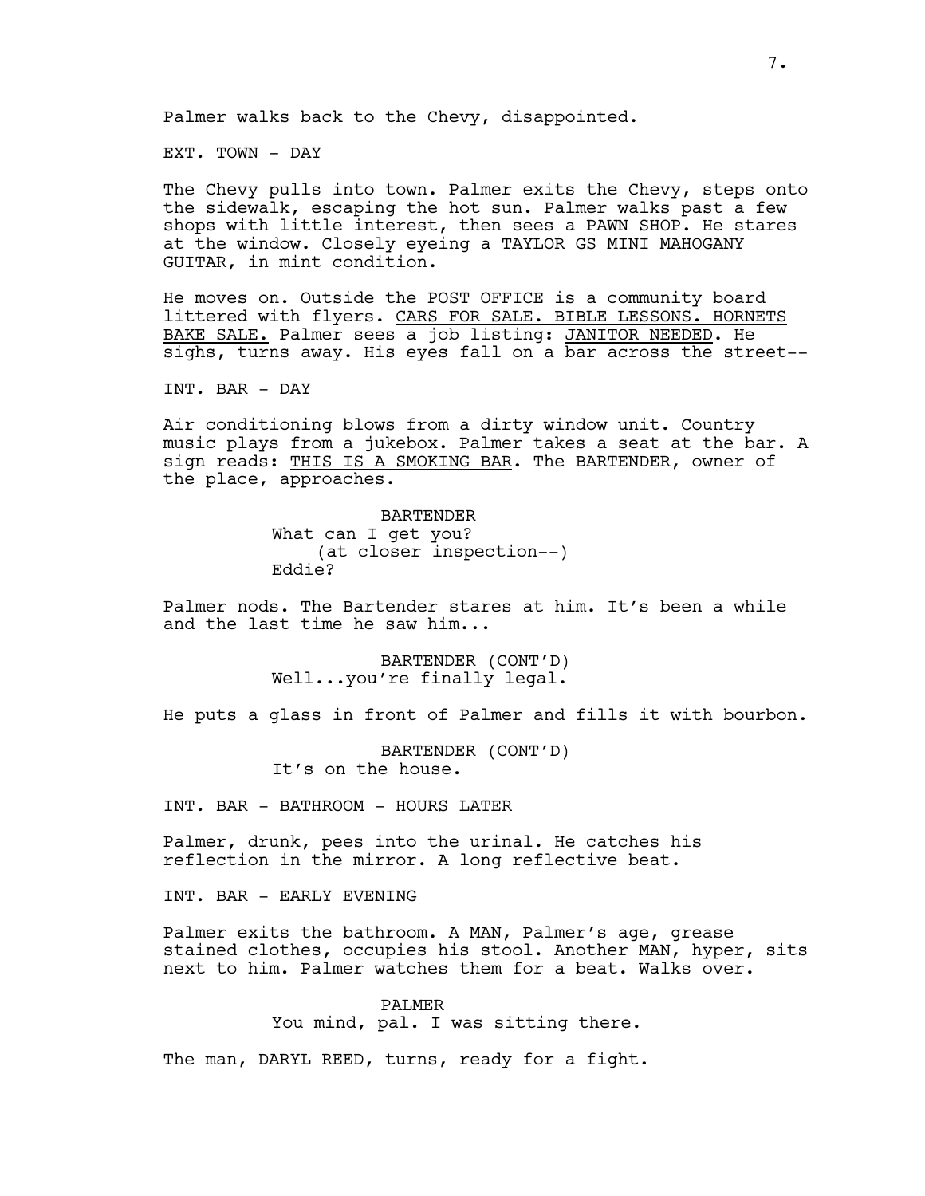Palmer walks back to the Chevy, disappointed.

EXT. TOWN - DAY

The Chevy pulls into town. Palmer exits the Chevy, steps onto the sidewalk, escaping the hot sun. Palmer walks past a few shops with little interest, then sees a PAWN SHOP. He stares at the window. Closely eyeing a TAYLOR GS MINI MAHOGANY GUITAR, in mint condition.

He moves on. Outside the POST OFFICE is a community board littered with flyers. <u>CARS FOR SALE. BIBLE LESSONS. HORNETS BAKE SALE.</u> Palmer sees a job listing: <u>JANITOR NEEDED</u>. He sighs, turns away. His eyes fall on a bar across the street--

INT. BAR - DAY

Air conditioning blows from a dirty window unit. Country music plays from a jukebox. Palmer takes a seat at the bar. A sign reads: <u>THIS IS A SMOKING BAR</u>. The BARTENDER, owner of the place, approaches.

BARTENDER
What can I get you?
(at closer inspection--)
Eddie?

Palmer nods. The Bartender stares at him. It's been a while and the last time he saw him...

BARTENDER (CONT'D)
Well...you're finally legal.

He puts a glass in front of Palmer and fills it with bourbon.

BARTENDER (CONT'D)
It's on the house.

INT. BAR - BATHROOM - HOURS LATER

Palmer, drunk, pees into the urinal. He catches his reflection in the mirror. A long reflective beat.

INT. BAR - EARLY EVENING

Palmer exits the bathroom. A MAN, Palmer's age, grease stained clothes, occupies his stool. Another MAN, hyper, sits next to him. Palmer watches them for a beat. Walks over.

PALMER
You mind, pal. I was sitting there.

The man, DARYL REED, turns, ready for a fight.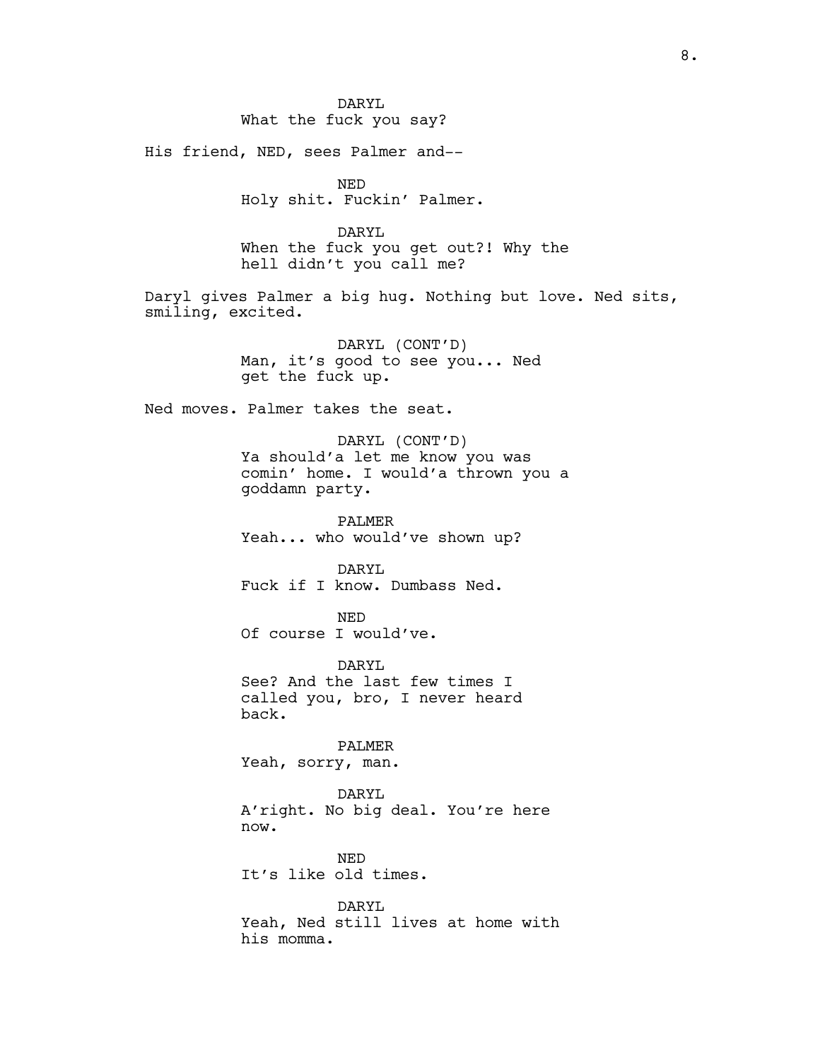DARYL
What the fuck you say?

His friend, NED, sees Palmer and--

NED
Holy shit. Fuckin' Palmer.

DARYL
When the fuck you get out?! Why the hell didn't you call me?

Daryl gives Palmer a big hug. Nothing but love. Ned sits, smiling, excited.

DARYL (CONT'D)
Man, it's good to see you... Ned get the fuck up.

Ned moves. Palmer takes the seat.

DARYL (CONT'D)
Ya should'a let me know you was comin' home. I would'a thrown you a goddamn party.

PALMER
Yeah... who would've shown up?

DARYL
Fuck if I know. Dumbass Ned.

NED
Of course I would've.

DARYL
See? And the last few times I called you, bro, I never heard back.

PALMER
Yeah, sorry, man.

DARYL
A'right. No big deal. You're here now.

NED
It's like old times.

DARYL
Yeah, Ned still lives at home with his momma.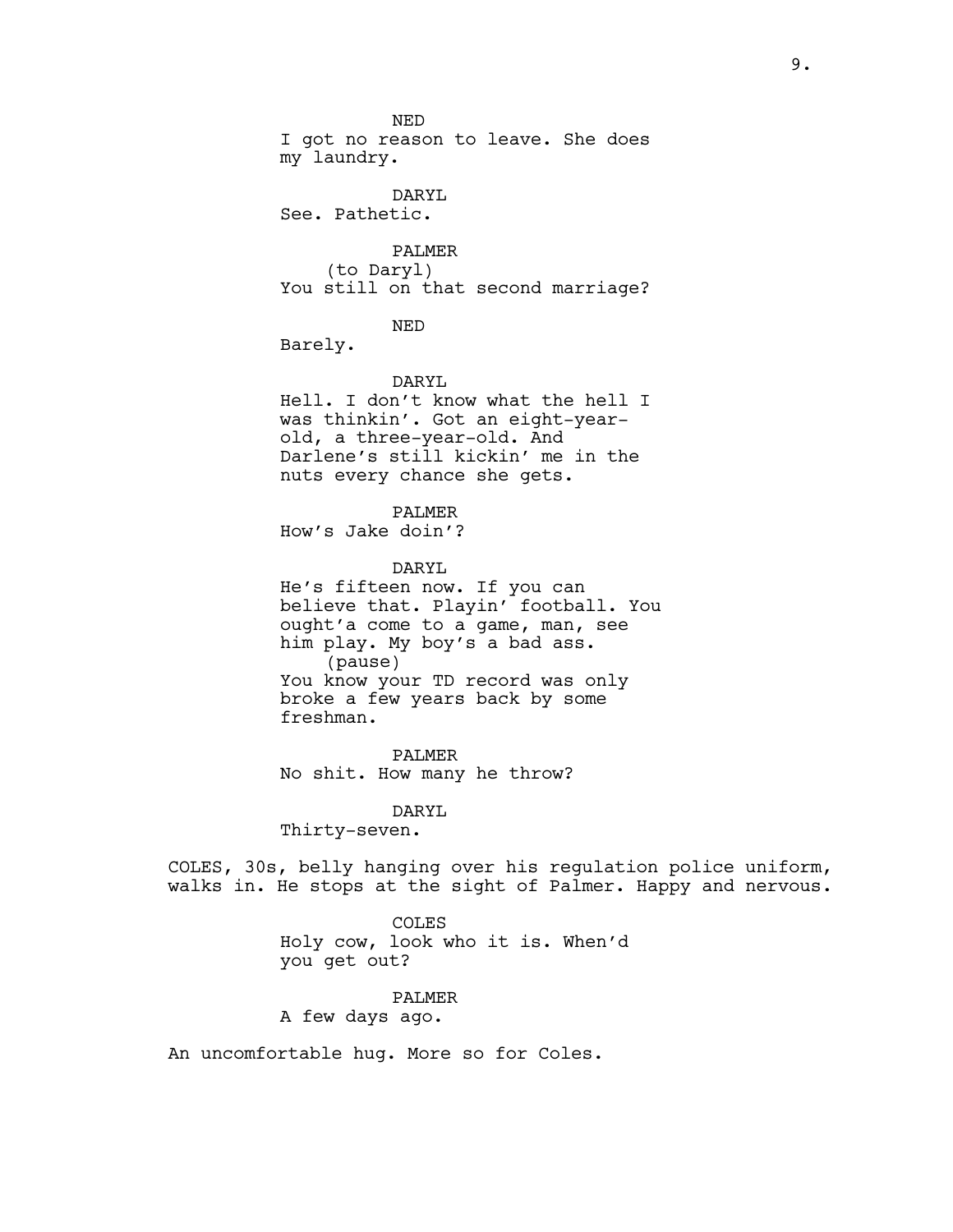NED
I got no reason to leave. She does my laundry.

DARYL
See. Pathetic.

PALMER
(to Daryl)
You still on that second marriage?

NED
Barely.

DARYL
Hell. I don't know what the hell I was thinkin'. Got an eight-year-old, a three-year-old. And Darlene's still kickin' me in the nuts every chance she gets.

PALMER
How's Jake doin'?

DARYL
He's fifteen now. If you can believe that. Playin' football. You ought'a come to a game, man, see him play. My boy's a bad ass.
(pause)
You know your TD record was only broke a few years back by some freshman.

PALMER
No shit. How many he throw?

DARYL
Thirty-seven.

COLES, 30s, belly hanging over his regulation police uniform, walks in. He stops at the sight of Palmer. Happy and nervous.

COLES
Holy cow, look who it is. When'd you get out?

PALMER
A few days ago.

An uncomfortable hug. More so for Coles.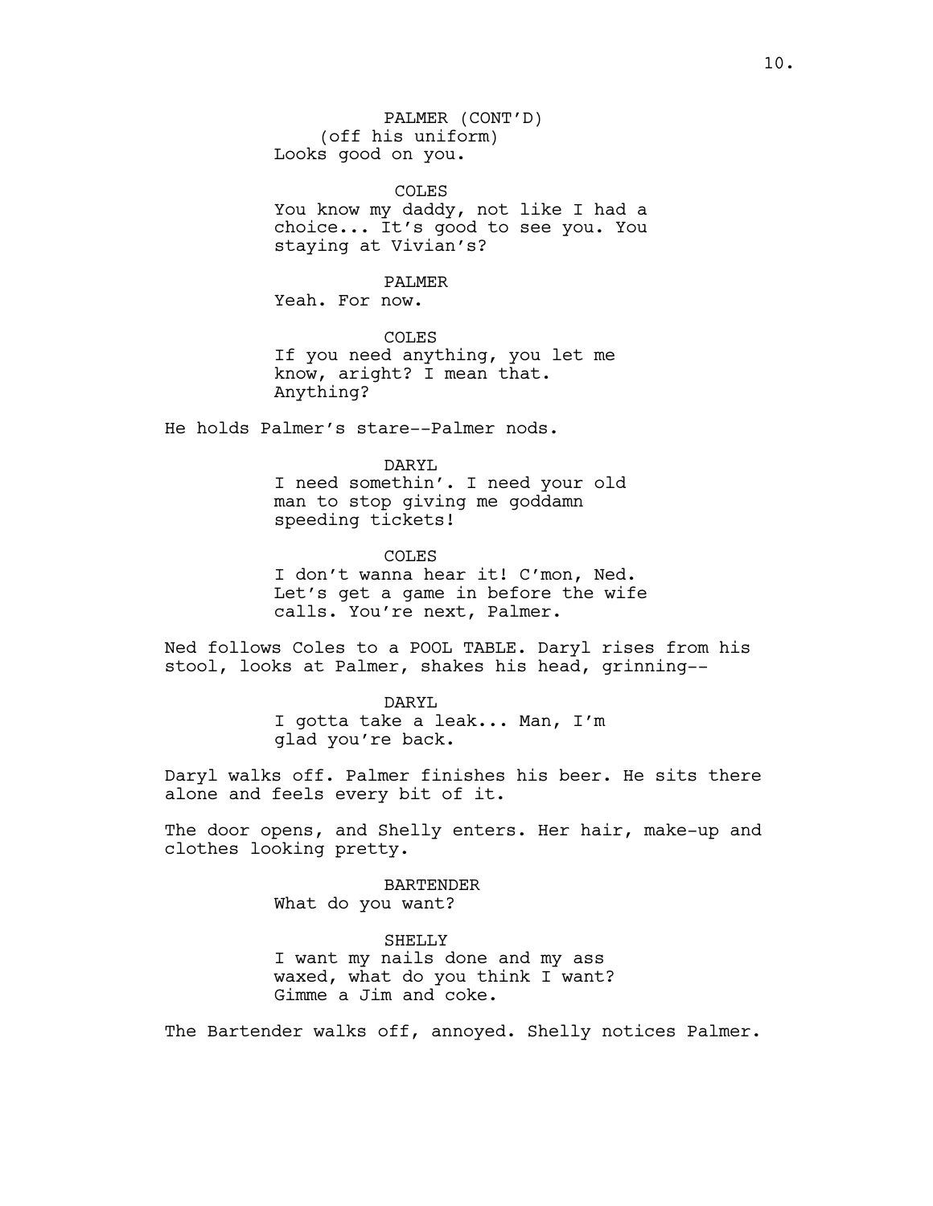PALMER (CONT'D)
(off his uniform)
Looks good on you.

COLES
You know my daddy, not like I had a choice... It's good to see you. You staying at Vivian's?

PALMER
Yeah. For now.

COLES
If you need anything, you let me know, aright? I mean that. Anything?

He holds Palmer's stare--Palmer nods.

DARYL
I need somethin'. I need your old man to stop giving me goddamn speeding tickets!

COLES
I don't wanna hear it! C'mon, Ned. Let's get a game in before the wife calls. You're next, Palmer.

Ned follows Coles to a POOL TABLE. Daryl rises from his stool, looks at Palmer, shakes his head, grinning--

DARYL
I gotta take a leak... Man, I'm glad you're back.

Daryl walks off. Palmer finishes his beer. He sits there alone and feels every bit of it.

The door opens, and Shelly enters. Her hair, make-up and clothes looking pretty.

BARTENDER
What do you want?

SHELLY
I want my nails done and my ass waxed, what do you think I want? Gimme a Jim and coke.

The Bartender walks off, annoyed. Shelly notices Palmer.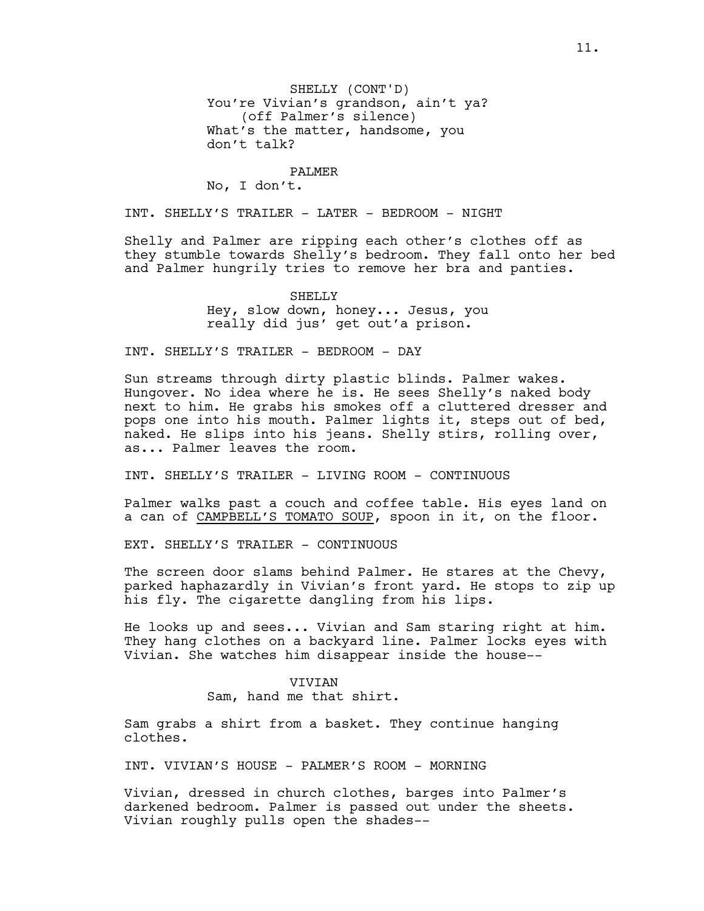SHELLY (CONT'D)
You're Vivian's grandson, ain't ya?
(off Palmer's silence)
What's the matter, handsome, you don't talk?

PALMER
No, I don't.

INT. SHELLY'S TRAILER - LATER - BEDROOM - NIGHT

Shelly and Palmer are ripping each other's clothes off as they stumble towards Shelly's bedroom. They fall onto her bed and Palmer hungrily tries to remove her bra and panties.

SHELLY
Hey, slow down, honey... Jesus, you really did jus' get out'a prison.

INT. SHELLY'S TRAILER - BEDROOM - DAY

Sun streams through dirty plastic blinds. Palmer wakes. Hungover. No idea where he is. He sees Shelly's naked body next to him. He grabs his smokes off a cluttered dresser and pops one into his mouth. Palmer lights it, steps out of bed, naked. He slips into his jeans. Shelly stirs, rolling over, as... Palmer leaves the room.

INT. SHELLY'S TRAILER - LIVING ROOM - CONTINUOUS

Palmer walks past a couch and coffee table. His eyes land on a can of <u>CAMPBELL'S TOMATO SOUP</u>, spoon in it, on the floor.

EXT. SHELLY'S TRAILER - CONTINUOUS

The screen door slams behind Palmer. He stares at the Chevy, parked haphazardly in Vivian's front yard. He stops to zip up his fly. The cigarette dangling from his lips.

He looks up and sees... Vivian and Sam staring right at him. They hang clothes on a backyard line. Palmer locks eyes with Vivian. She watches him disappear inside the house--

VIVIAN
Sam, hand me that shirt.

Sam grabs a shirt from a basket. They continue hanging clothes.

INT. VIVIAN'S HOUSE - PALMER'S ROOM - MORNING

Vivian, dressed in church clothes, barges into Palmer's darkened bedroom. Palmer is passed out under the sheets. Vivian roughly pulls open the shades--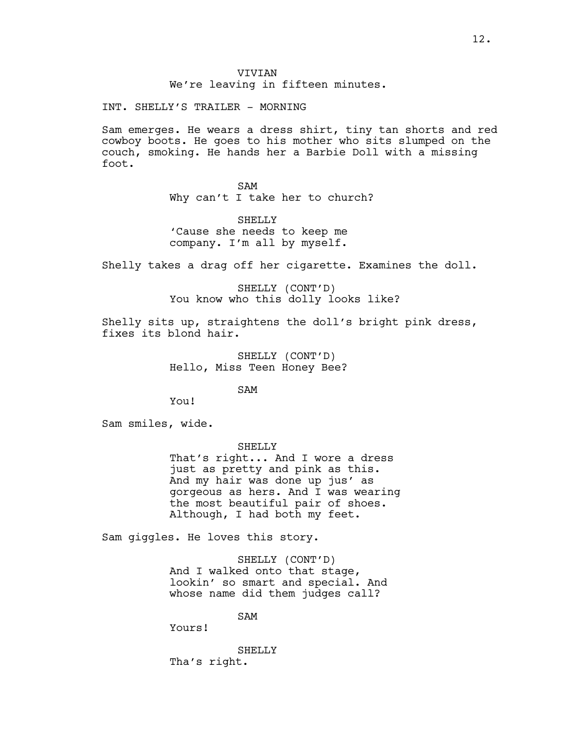VIVIAN

We're leaving in fifteen minutes.

INT. SHELLY'S TRAILER - MORNING

Sam emerges. He wears a dress shirt, tiny tan shorts and red cowboy boots. He goes to his mother who sits slumped on the couch, smoking. He hands her a Barbie Doll with a missing foot.

SAM

Why can't I take her to church?

SHELLY

'Cause she needs to keep me company. I'm all by myself.

Shelly takes a drag off her cigarette. Examines the doll.

SHELLY (CONT'D)

You know who this dolly looks like?

Shelly sits up, straightens the doll's bright pink dress, fixes its blond hair.

SHELLY (CONT'D)

Hello, Miss Teen Honey Bee?

SAM

You!

Sam smiles, wide.

SHELLY

That's right... And I wore a dress just as pretty and pink as this. And my hair was done up jus' as gorgeous as hers. And I was wearing the most beautiful pair of shoes. Although, I had both my feet.

Sam giggles. He loves this story.

SHELLY (CONT'D)

And I walked onto that stage, lookin' so smart and special. And whose name did them judges call?

SAM

Yours!

SHELLY

Tha's right.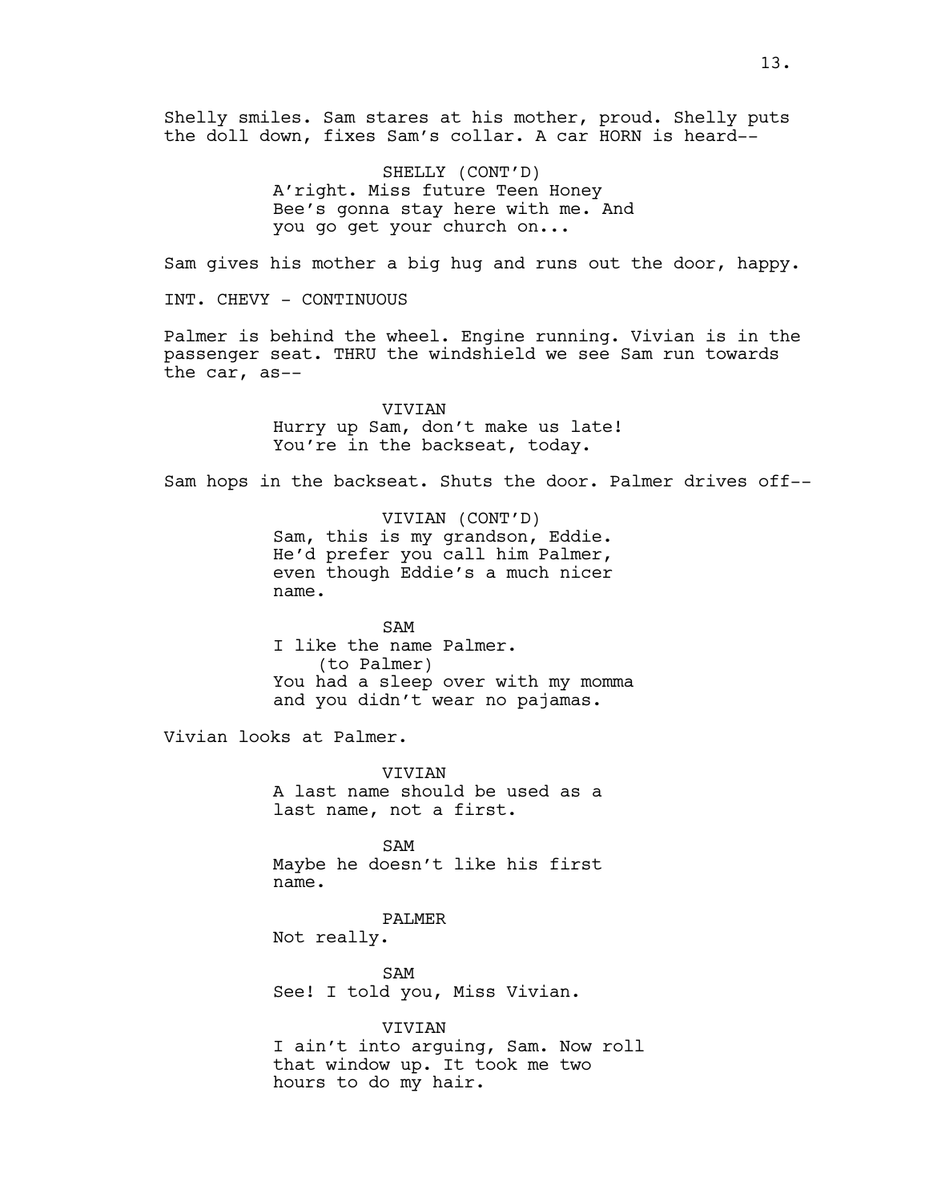Shelly smiles. Sam stares at his mother, proud. Shelly puts the doll down, fixes Sam's collar. A car HORN is heard--

SHELLY (CONT'D)
A'right. Miss future Teen Honey Bee's gonna stay here with me. And you go get your church on...

Sam gives his mother a big hug and runs out the door, happy.

INT. CHEVY - CONTINUOUS

Palmer is behind the wheel. Engine running. Vivian is in the passenger seat. THRU the windshield we see Sam run towards the car, as--

VIVIAN
Hurry up Sam, don't make us late! You're in the backseat, today.

Sam hops in the backseat. Shuts the door. Palmer drives off--

VIVIAN (CONT'D)
Sam, this is my grandson, Eddie. He'd prefer you call him Palmer, even though Eddie's a much nicer name.

SAM
I like the name Palmer.
(to Palmer)
You had a sleep over with my momma and you didn't wear no pajamas.

Vivian looks at Palmer.

VIVIAN
A last name should be used as a last name, not a first.

SAM
Maybe he doesn't like his first name.

PALMER
Not really.

SAM
See! I told you, Miss Vivian.

VIVIAN
I ain't into arguing, Sam. Now roll that window up. It took me two hours to do my hair.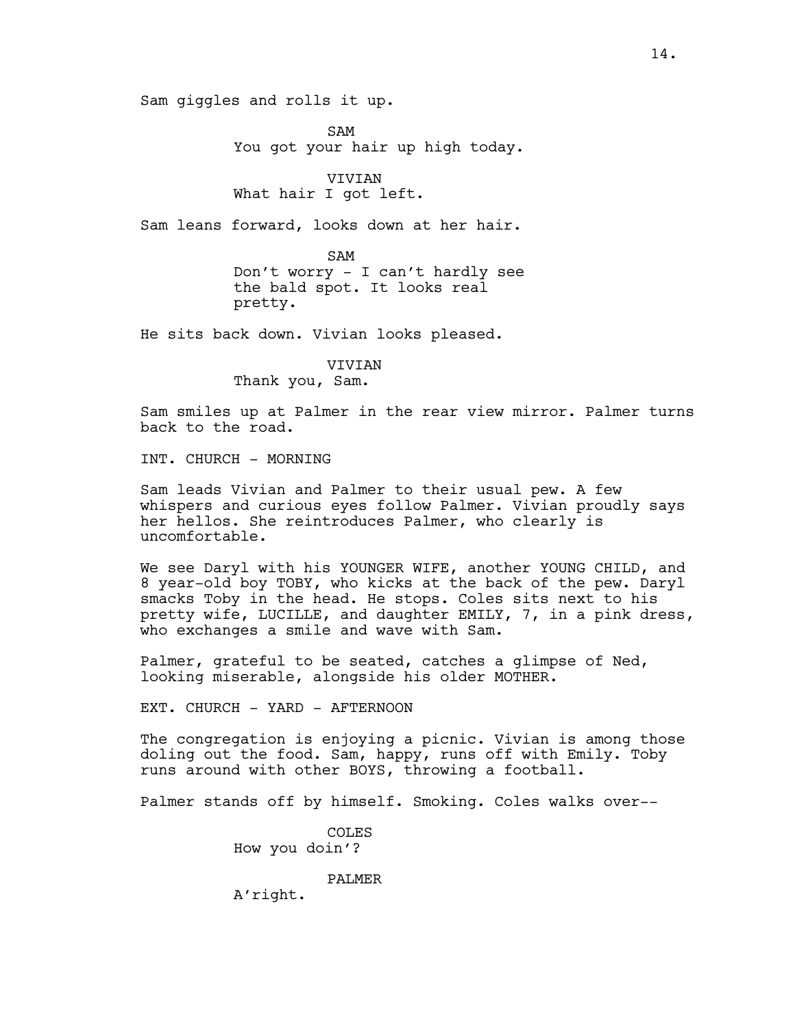Sam giggles and rolls it up.

SAM
You got your hair up high today.

VIVIAN
What hair I got left.

Sam leans forward, looks down at her hair.

SAM
Don't worry - I can't hardly see the bald spot. It looks real pretty.

He sits back down. Vivian looks pleased.

VIVIAN
Thank you, Sam.

Sam smiles up at Palmer in the rear view mirror. Palmer turns back to the road.

INT. CHURCH - MORNING

Sam leads Vivian and Palmer to their usual pew. A few whispers and curious eyes follow Palmer. Vivian proudly says her hellos. She reintroduces Palmer, who clearly is uncomfortable.

We see Daryl with his YOUNGER WIFE, another YOUNG CHILD, and 8 year-old boy TOBY, who kicks at the back of the pew. Daryl smacks Toby in the head. He stops. Coles sits next to his pretty wife, LUCILLE, and daughter EMILY, 7, in a pink dress, who exchanges a smile and wave with Sam.

Palmer, grateful to be seated, catches a glimpse of Ned, looking miserable, alongside his older MOTHER.

EXT. CHURCH - YARD - AFTERNOON

The congregation is enjoying a picnic. Vivian is among those doling out the food. Sam, happy, runs off with Emily. Toby runs around with other BOYS, throwing a football.

Palmer stands off by himself. Smoking. Coles walks over--

COLES
How you doin'?

PALMER
A'right.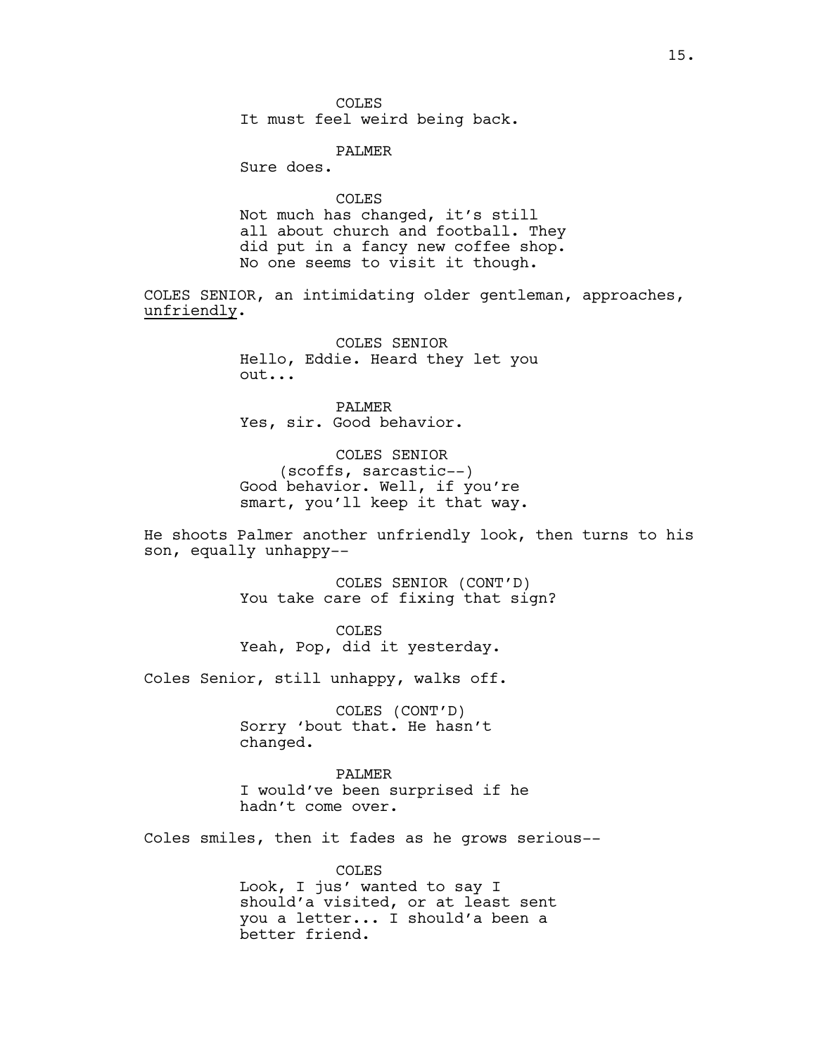COLES
It must feel weird being back.

PALMER
Sure does.

COLES
Not much has changed, it's still all about church and football. They did put in a fancy new coffee shop. No one seems to visit it though.

COLES SENIOR, an intimidating older gentleman, approaches, <u>unfriendly</u>.

COLES SENIOR
Hello, Eddie. Heard they let you out...

PALMER
Yes, sir. Good behavior.

COLES SENIOR
(scoffs, sarcastic--)
Good behavior. Well, if you're smart, you'll keep it that way.

He shoots Palmer another unfriendly look, then turns to his son, equally unhappy--

COLES SENIOR (CONT'D)
You take care of fixing that sign?

COLES
Yeah, Pop, did it yesterday.

Coles Senior, still unhappy, walks off.

COLES (CONT'D)
Sorry 'bout that. He hasn't changed.

PALMER
I would've been surprised if he hadn't come over.

Coles smiles, then it fades as he grows serious--

COLES
Look, I jus' wanted to say I should'a visited, or at least sent you a letter... I should'a been a better friend.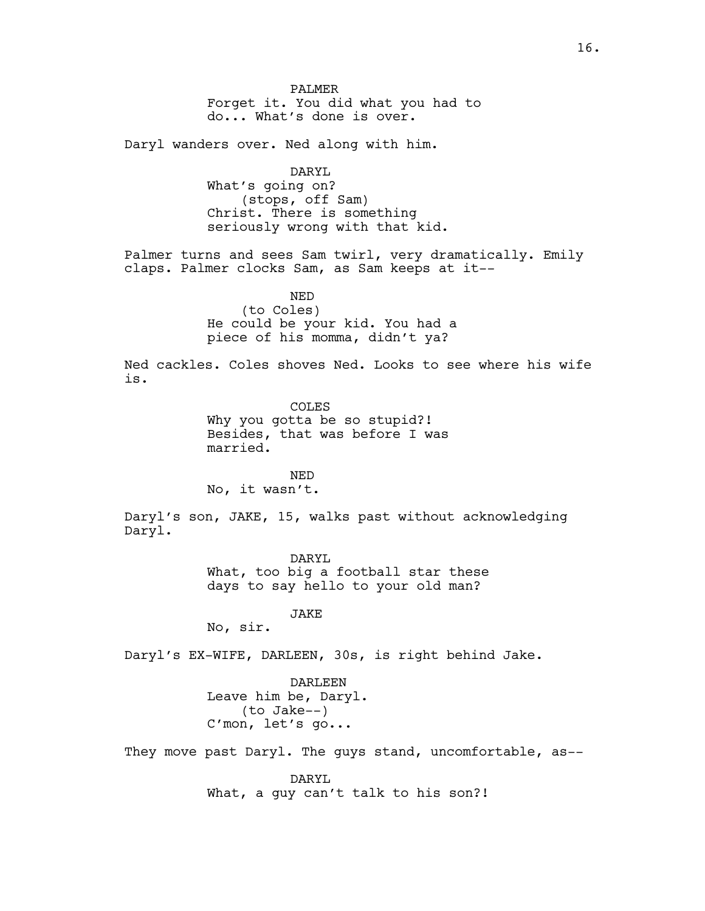PALMER
Forget it. You did what you had to do... What's done is over.

Daryl wanders over. Ned along with him.

DARYL
What's going on?
(stops, off Sam)
Christ. There is something seriously wrong with that kid.

Palmer turns and sees Sam twirl, very dramatically. Emily claps. Palmer clocks Sam, as Sam keeps at it--

NED
(to Coles)
He could be your kid. You had a piece of his momma, didn't ya?

Ned cackles. Coles shoves Ned. Looks to see where his wife is.

COLES
Why you gotta be so stupid?! Besides, that was before I was married.

NED
No, it wasn't.

Daryl's son, JAKE, 15, walks past without acknowledging Daryl.

DARYL
What, too big a football star these days to say hello to your old man?

JAKE
No, sir.

Daryl's EX-WIFE, DARLEEN, 30s, is right behind Jake.

DARLEEN
Leave him be, Daryl.
(to Jake--)
C'mon, let's go...

They move past Daryl. The guys stand, uncomfortable, as--

DARYL
What, a guy can't talk to his son?!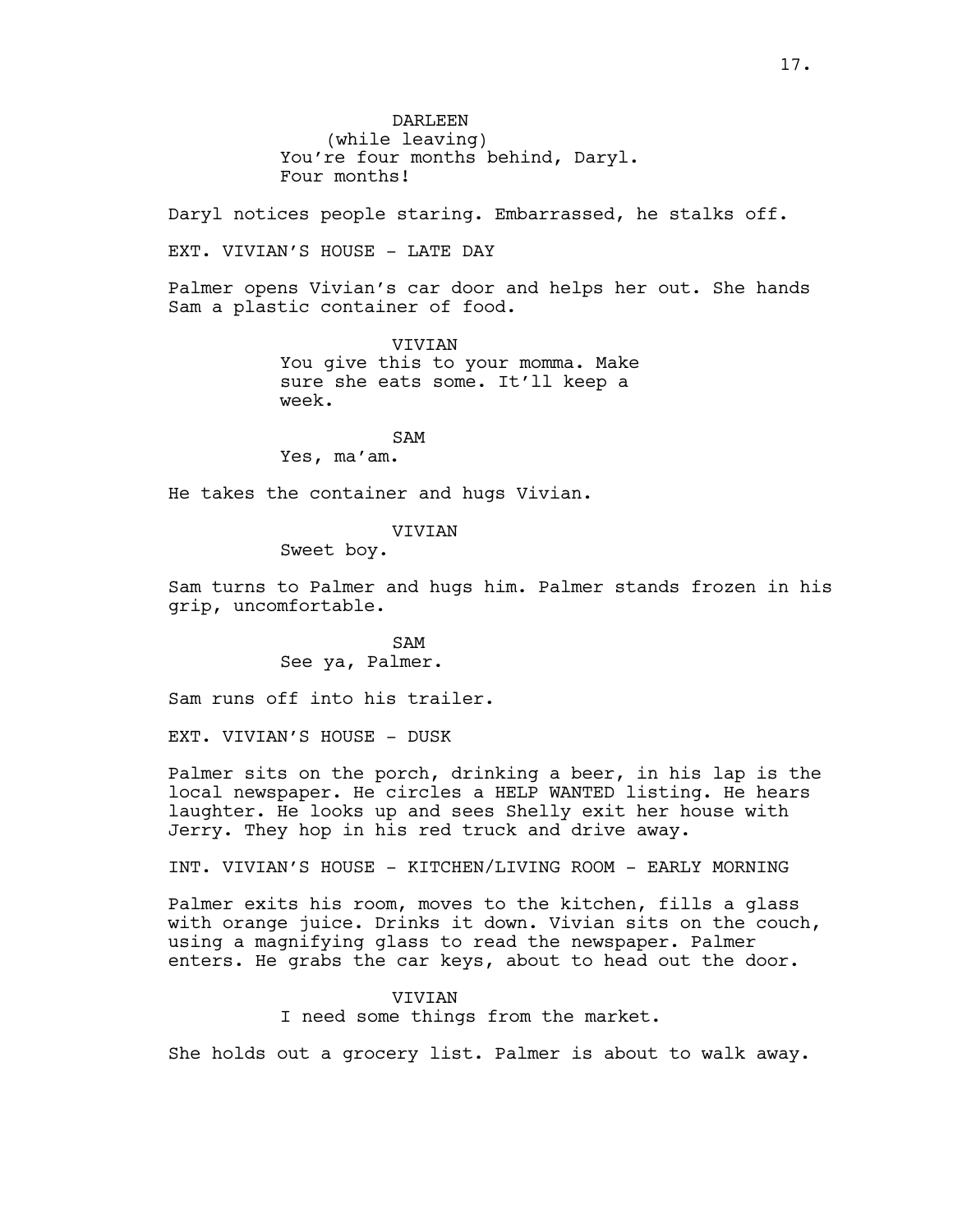DARLEEN
(while leaving)
You're four months behind, Daryl. Four months!

Daryl notices people staring. Embarrassed, he stalks off.

EXT. VIVIAN'S HOUSE - LATE DAY

Palmer opens Vivian's car door and helps her out. She hands Sam a plastic container of food.

VIVIAN
You give this to your momma. Make sure she eats some. It'll keep a week.

SAM
Yes, ma'am.

He takes the container and hugs Vivian.

VIVIAN
Sweet boy.

Sam turns to Palmer and hugs him. Palmer stands frozen in his grip, uncomfortable.

SAM
See ya, Palmer.

Sam runs off into his trailer.

EXT. VIVIAN'S HOUSE - DUSK

Palmer sits on the porch, drinking a beer, in his lap is the local newspaper. He circles a HELP WANTED listing. He hears laughter. He looks up and sees Shelly exit her house with Jerry. They hop in his red truck and drive away.

INT. VIVIAN'S HOUSE - KITCHEN/LIVING ROOM - EARLY MORNING

Palmer exits his room, moves to the kitchen, fills a glass with orange juice. Drinks it down. Vivian sits on the couch, using a magnifying glass to read the newspaper. Palmer enters. He grabs the car keys, about to head out the door.

VIVIAN
I need some things from the market.

She holds out a grocery list. Palmer is about to walk away.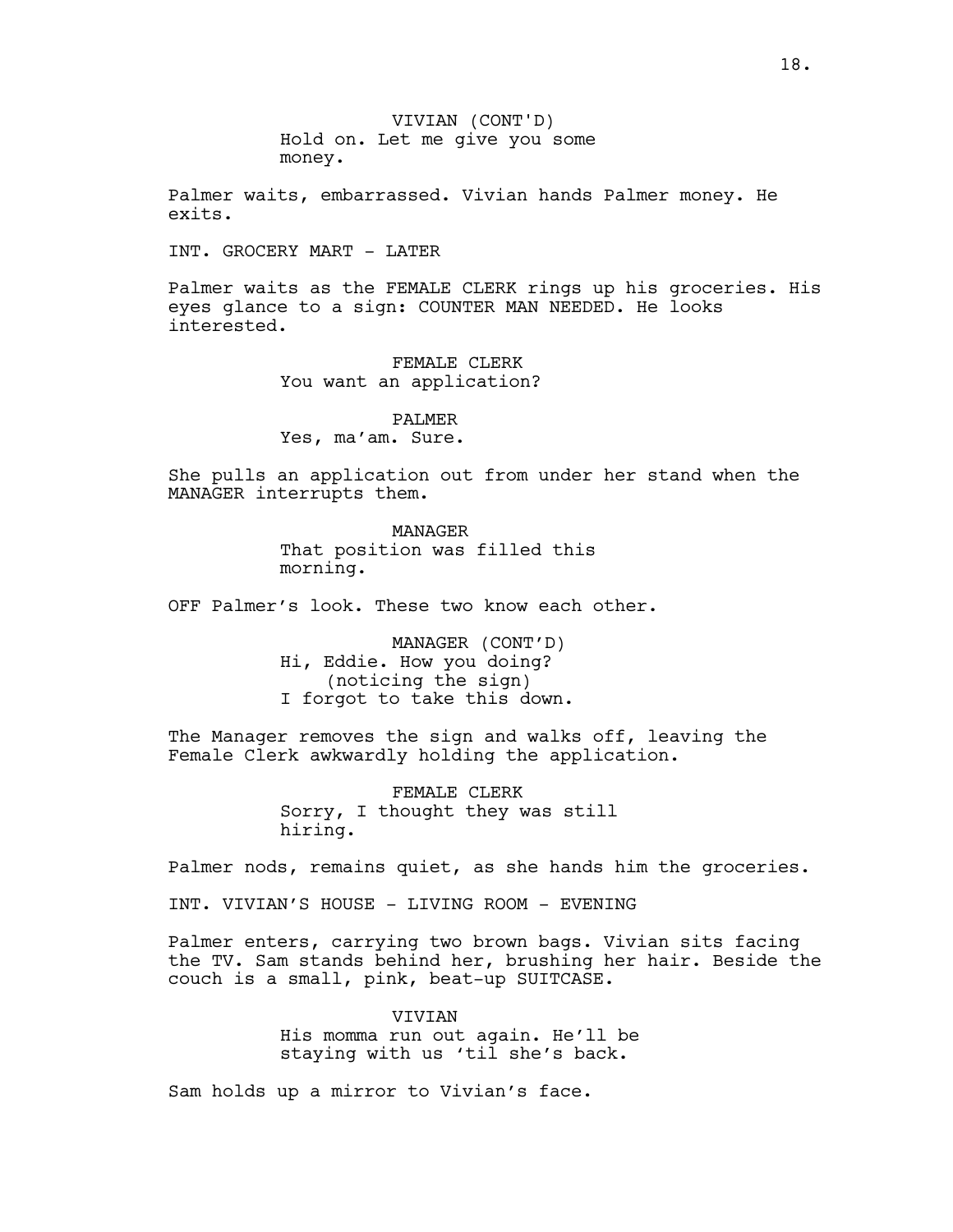VIVIAN (CONT'D)
Hold on. Let me give you some money.

Palmer waits, embarrassed. Vivian hands Palmer money. He exits.

INT. GROCERY MART - LATER

Palmer waits as the FEMALE CLERK rings up his groceries. His eyes glance to a sign: COUNTER MAN NEEDED. He looks interested.

FEMALE CLERK
You want an application?

PALMER
Yes, ma'am. Sure.

She pulls an application out from under her stand when the MANAGER interrupts them.

MANAGER
That position was filled this morning.

OFF Palmer's look. These two know each other.

MANAGER (CONT'D)
Hi, Eddie. How you doing?
(noticing the sign)
I forgot to take this down.

The Manager removes the sign and walks off, leaving the Female Clerk awkwardly holding the application.

FEMALE CLERK
Sorry, I thought they was still hiring.

Palmer nods, remains quiet, as she hands him the groceries.

INT. VIVIAN'S HOUSE - LIVING ROOM - EVENING

Palmer enters, carrying two brown bags. Vivian sits facing the TV. Sam stands behind her, brushing her hair. Beside the couch is a small, pink, beat-up SUITCASE.

VIVIAN
His momma run out again. He'll be staying with us 'til she's back.

Sam holds up a mirror to Vivian's face.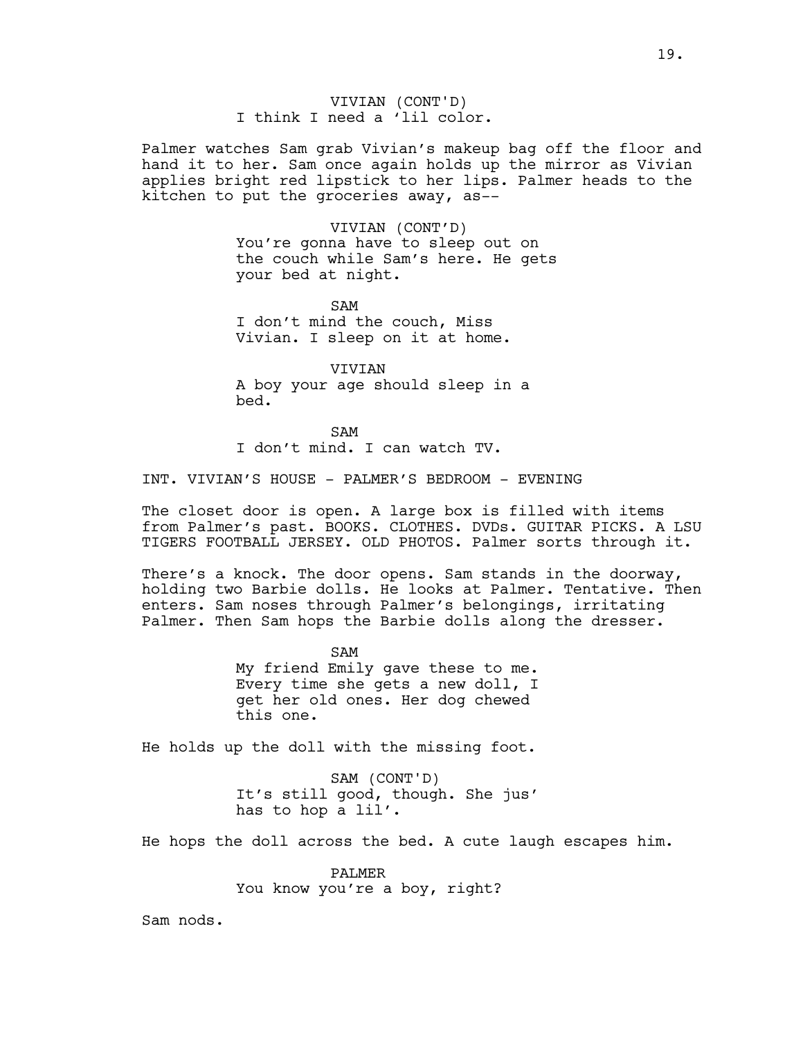VIVIAN (CONT'D)
I think I need a 'lil color.

Palmer watches Sam grab Vivian's makeup bag off the floor and hand it to her. Sam once again holds up the mirror as Vivian applies bright red lipstick to her lips. Palmer heads to the kitchen to put the groceries away, as--

VIVIAN (CONT'D)
You're gonna have to sleep out on the couch while Sam's here. He gets your bed at night.

SAM
I don't mind the couch, Miss Vivian. I sleep on it at home.

VIVIAN
A boy your age should sleep in a bed.

SAM
I don't mind. I can watch TV.

INT. VIVIAN'S HOUSE - PALMER'S BEDROOM - EVENING

The closet door is open. A large box is filled with items from Palmer's past. BOOKS. CLOTHES. DVDs. GUITAR PICKS. A LSU TIGERS FOOTBALL JERSEY. OLD PHOTOS. Palmer sorts through it.

There's a knock. The door opens. Sam stands in the doorway, holding two Barbie dolls. He looks at Palmer. Tentative. Then enters. Sam noses through Palmer's belongings, irritating Palmer. Then Sam hops the Barbie dolls along the dresser.

SAM
My friend Emily gave these to me. Every time she gets a new doll, I get her old ones. Her dog chewed this one.

He holds up the doll with the missing foot.

SAM (CONT'D)
It's still good, though. She jus' has to hop a lil'.

He hops the doll across the bed. A cute laugh escapes him.

PALMER
You know you're a boy, right?

Sam nods.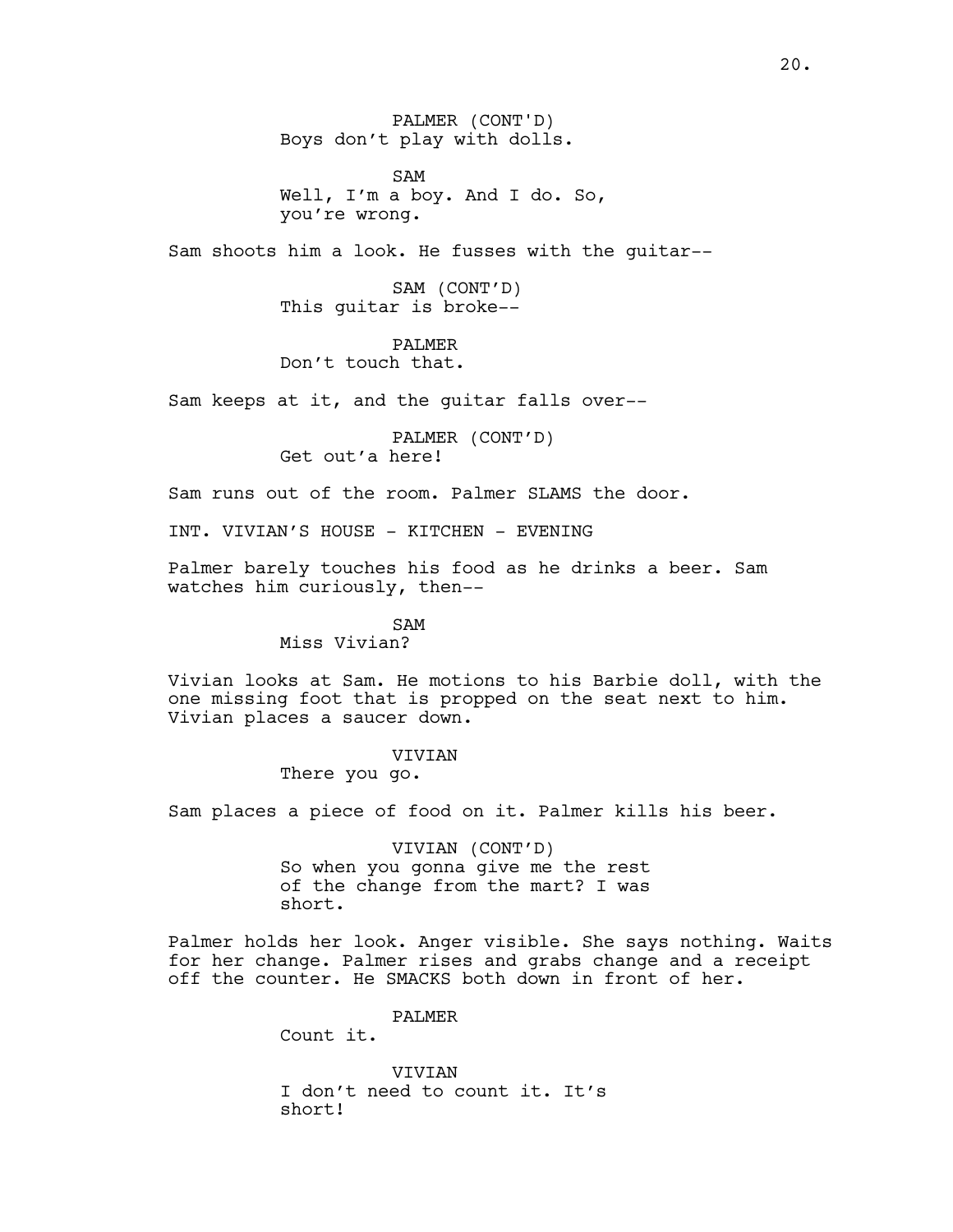PALMER (CONT'D)
Boys don't play with dolls.

SAM
Well, I'm a boy. And I do. So, you're wrong.

Sam shoots him a look. He fusses with the guitar--

SAM (CONT'D)
This guitar is broke--

PALMER
Don't touch that.

Sam keeps at it, and the guitar falls over--

PALMER (CONT'D)
Get out'a here!

Sam runs out of the room. Palmer SLAMS the door.

INT. VIVIAN'S HOUSE - KITCHEN - EVENING

Palmer barely touches his food as he drinks a beer. Sam watches him curiously, then--

SAM
Miss Vivian?

Vivian looks at Sam. He motions to his Barbie doll, with the one missing foot that is propped on the seat next to him. Vivian places a saucer down.

VIVIAN
There you go.

Sam places a piece of food on it. Palmer kills his beer.

VIVIAN (CONT'D)
So when you gonna give me the rest of the change from the mart? I was short.

Palmer holds her look. Anger visible. She says nothing. Waits for her change. Palmer rises and grabs change and a receipt off the counter. He SMACKS both down in front of her.

PALMER
Count it.

VIVIAN
I don't need to count it. It's short!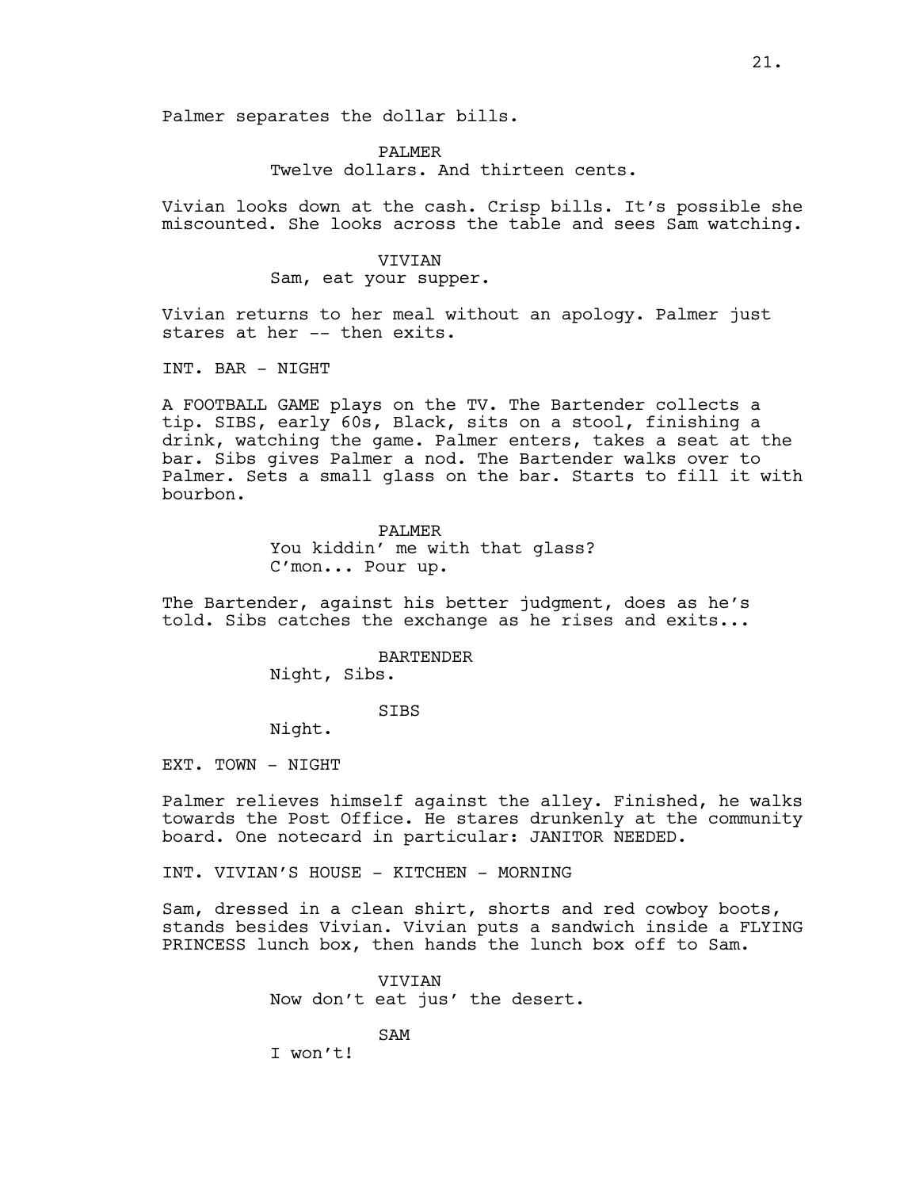Palmer separates the dollar bills.

PALMER
Twelve dollars. And thirteen cents.

Vivian looks down at the cash. Crisp bills. It's possible she miscounted. She looks across the table and sees Sam watching.

VIVIAN
Sam, eat your supper.

Vivian returns to her meal without an apology. Palmer just stares at her -- then exits.

INT. BAR - NIGHT

A FOOTBALL GAME plays on the TV. The Bartender collects a tip. SIBS, early 60s, Black, sits on a stool, finishing a drink, watching the game. Palmer enters, takes a seat at the bar. Sibs gives Palmer a nod. The Bartender walks over to Palmer. Sets a small glass on the bar. Starts to fill it with bourbon.

PALMER
You kiddin' me with that glass?
C'mon... Pour up.

The Bartender, against his better judgment, does as he's told. Sibs catches the exchange as he rises and exits...

BARTENDER
Night, Sibs.

SIBS
Night.

EXT. TOWN - NIGHT

Palmer relieves himself against the alley. Finished, he walks towards the Post Office. He stares drunkenly at the community board. One notecard in particular: JANITOR NEEDED.

INT. VIVIAN'S HOUSE - KITCHEN - MORNING

Sam, dressed in a clean shirt, shorts and red cowboy boots, stands besides Vivian. Vivian puts a sandwich inside a FLYING PRINCESS lunch box, then hands the lunch box off to Sam.

VIVIAN
Now don't eat jus' the desert.

SAM
I won't!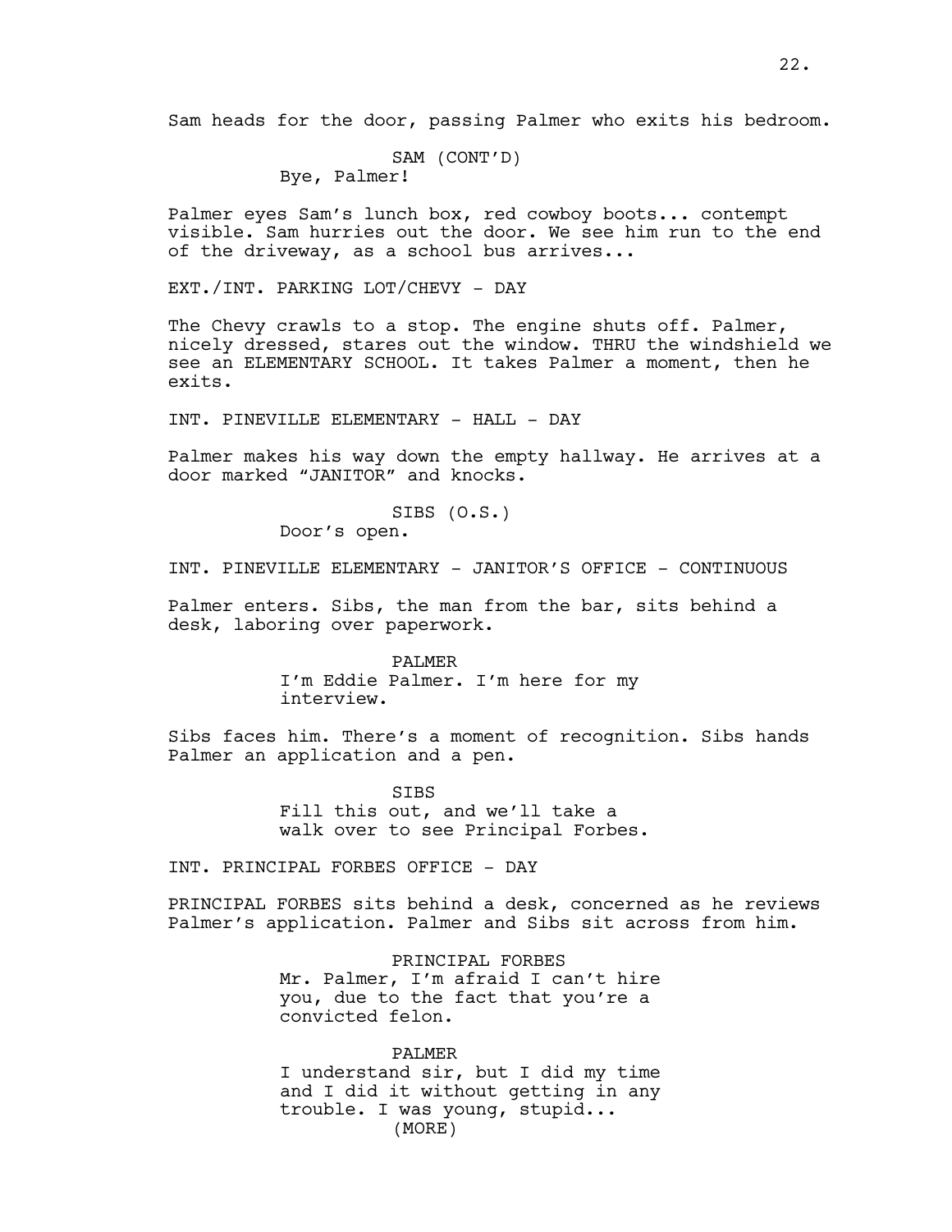Sam heads for the door, passing Palmer who exits his bedroom.

SAM (CONT'D)
Bye, Palmer!

Palmer eyes Sam's lunch box, red cowboy boots... contempt visible. Sam hurries out the door. We see him run to the end of the driveway, as a school bus arrives...

EXT./INT. PARKING LOT/CHEVY - DAY

The Chevy crawls to a stop. The engine shuts off. Palmer, nicely dressed, stares out the window. THRU the windshield we see an ELEMENTARY SCHOOL. It takes Palmer a moment, then he exits.

INT. PINEVILLE ELEMENTARY - HALL - DAY

Palmer makes his way down the empty hallway. He arrives at a door marked "JANITOR" and knocks.

SIBS (O.S.)
Door's open.

INT. PINEVILLE ELEMENTARY - JANITOR'S OFFICE - CONTINUOUS

Palmer enters. Sibs, the man from the bar, sits behind a desk, laboring over paperwork.

PALMER
I'm Eddie Palmer. I'm here for my interview.

Sibs faces him. There's a moment of recognition. Sibs hands Palmer an application and a pen.

SIBS
Fill this out, and we'll take a walk over to see Principal Forbes.

INT. PRINCIPAL FORBES OFFICE - DAY

PRINCIPAL FORBES sits behind a desk, concerned as he reviews Palmer's application. Palmer and Sibs sit across from him.

PRINCIPAL FORBES
Mr. Palmer, I'm afraid I can't hire you, due to the fact that you're a convicted felon.

PALMER
I understand sir, but I did my time and I did it without getting in any trouble. I was young, stupid...
(MORE)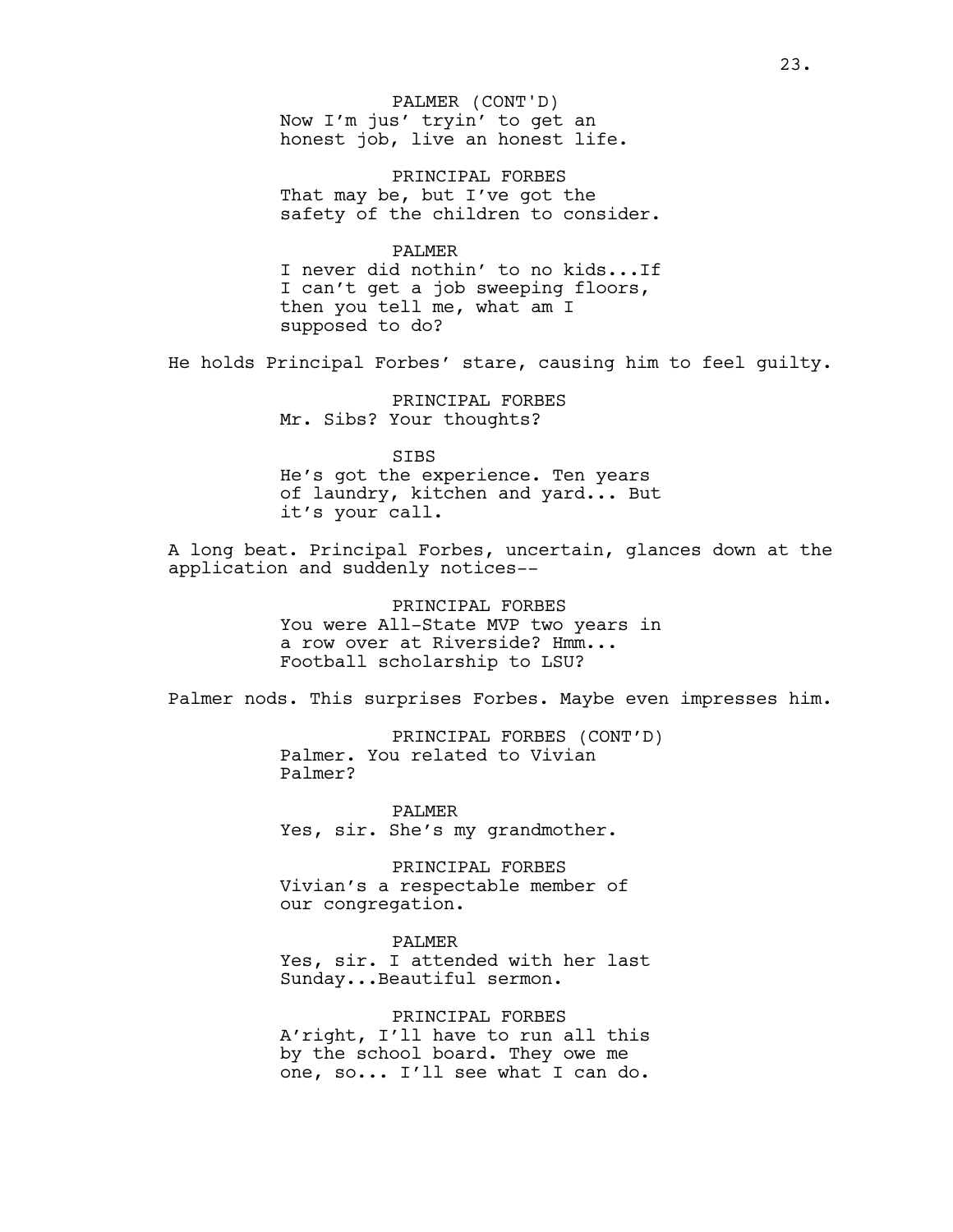PALMER (CONT'D)
Now I'm jus' tryin' to get an honest job, live an honest life.

PRINCIPAL FORBES
That may be, but I've got the safety of the children to consider.

PALMER
I never did nothin' to no kids...If I can't get a job sweeping floors, then you tell me, what am I supposed to do?

He holds Principal Forbes' stare, causing him to feel guilty.

PRINCIPAL FORBES
Mr. Sibs? Your thoughts?

SIBS
He's got the experience. Ten years of laundry, kitchen and yard... But it's your call.

A long beat. Principal Forbes, uncertain, glances down at the application and suddenly notices--

PRINCIPAL FORBES
You were All-State MVP two years in a row over at Riverside? Hmm... Football scholarship to LSU?

Palmer nods. This surprises Forbes. Maybe even impresses him.

PRINCIPAL FORBES (CONT'D)
Palmer. You related to Vivian Palmer?

PALMER
Yes, sir. She's my grandmother.

PRINCIPAL FORBES
Vivian's a respectable member of our congregation.

PALMER
Yes, sir. I attended with her last Sunday...Beautiful sermon.

PRINCIPAL FORBES
A'right, I'll have to run all this by the school board. They owe me one, so... I'll see what I can do.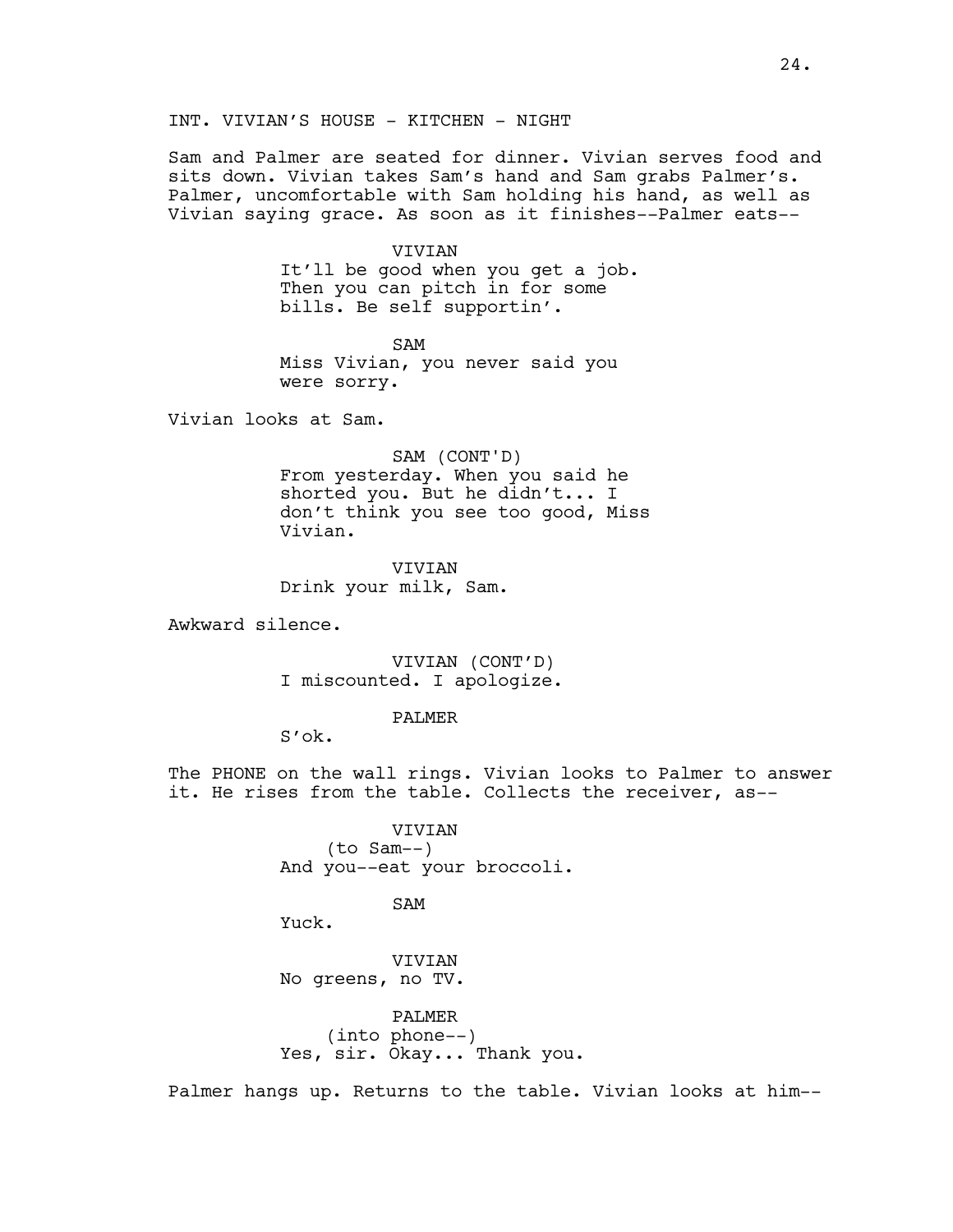INT. VIVIAN'S HOUSE - KITCHEN - NIGHT

Sam and Palmer are seated for dinner. Vivian serves food and sits down. Vivian takes Sam's hand and Sam grabs Palmer's. Palmer, uncomfortable with Sam holding his hand, as well as Vivian saying grace. As soon as it finishes--Palmer eats--

VIVIAN
It'll be good when you get a job. Then you can pitch in for some bills. Be self supportin'.

SAM
Miss Vivian, you never said you were sorry.

Vivian looks at Sam.

SAM (CONT'D)
From yesterday. When you said he shorted you. But he didn't... I don't think you see too good, Miss Vivian.

VIVIAN
Drink your milk, Sam.

Awkward silence.

VIVIAN (CONT'D)
I miscounted. I apologize.

PALMER
S'ok.

The PHONE on the wall rings. Vivian looks to Palmer to answer it. He rises from the table. Collects the receiver, as--

VIVIAN
(to Sam--)
And you--eat your broccoli.

SAM
Yuck.

VIVIAN
No greens, no TV.

PALMER
(into phone--)
Yes, sir. Okay... Thank you.

Palmer hangs up. Returns to the table. Vivian looks at him--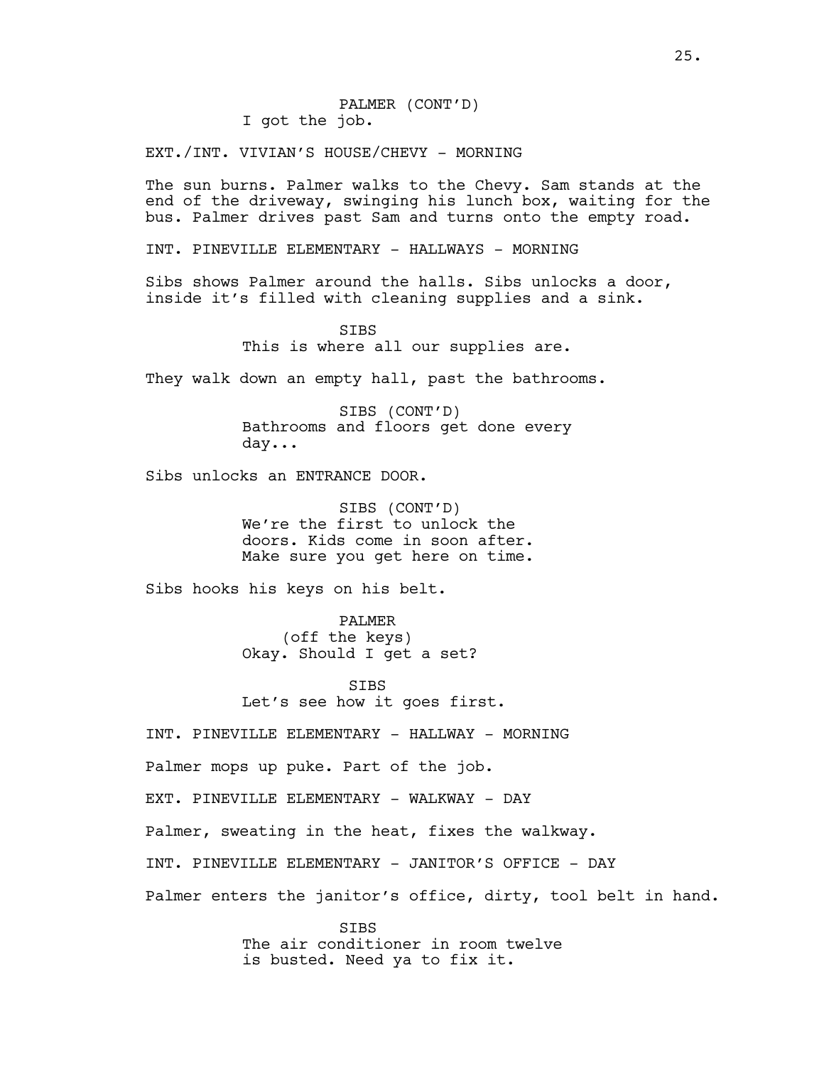PALMER (CONT'D)
I got the job.

EXT./INT. VIVIAN'S HOUSE/CHEVY - MORNING

The sun burns. Palmer walks to the Chevy. Sam stands at the end of the driveway, swinging his lunch box, waiting for the bus. Palmer drives past Sam and turns onto the empty road.

INT. PINEVILLE ELEMENTARY - HALLWAYS - MORNING

Sibs shows Palmer around the halls. Sibs unlocks a door, inside it's filled with cleaning supplies and a sink.

SIBS
This is where all our supplies are.

They walk down an empty hall, past the bathrooms.

SIBS (CONT'D)
Bathrooms and floors get done every day...

Sibs unlocks an ENTRANCE DOOR.

SIBS (CONT'D)
We're the first to unlock the doors. Kids come in soon after. Make sure you get here on time.

Sibs hooks his keys on his belt.

PALMER
(off the keys)
Okay. Should I get a set?

SIBS
Let's see how it goes first.

INT. PINEVILLE ELEMENTARY - HALLWAY - MORNING

Palmer mops up puke. Part of the job.

EXT. PINEVILLE ELEMENTARY - WALKWAY - DAY

Palmer, sweating in the heat, fixes the walkway.

INT. PINEVILLE ELEMENTARY - JANITOR'S OFFICE - DAY

Palmer enters the janitor's office, dirty, tool belt in hand.

SIBS
The air conditioner in room twelve is busted. Need ya to fix it.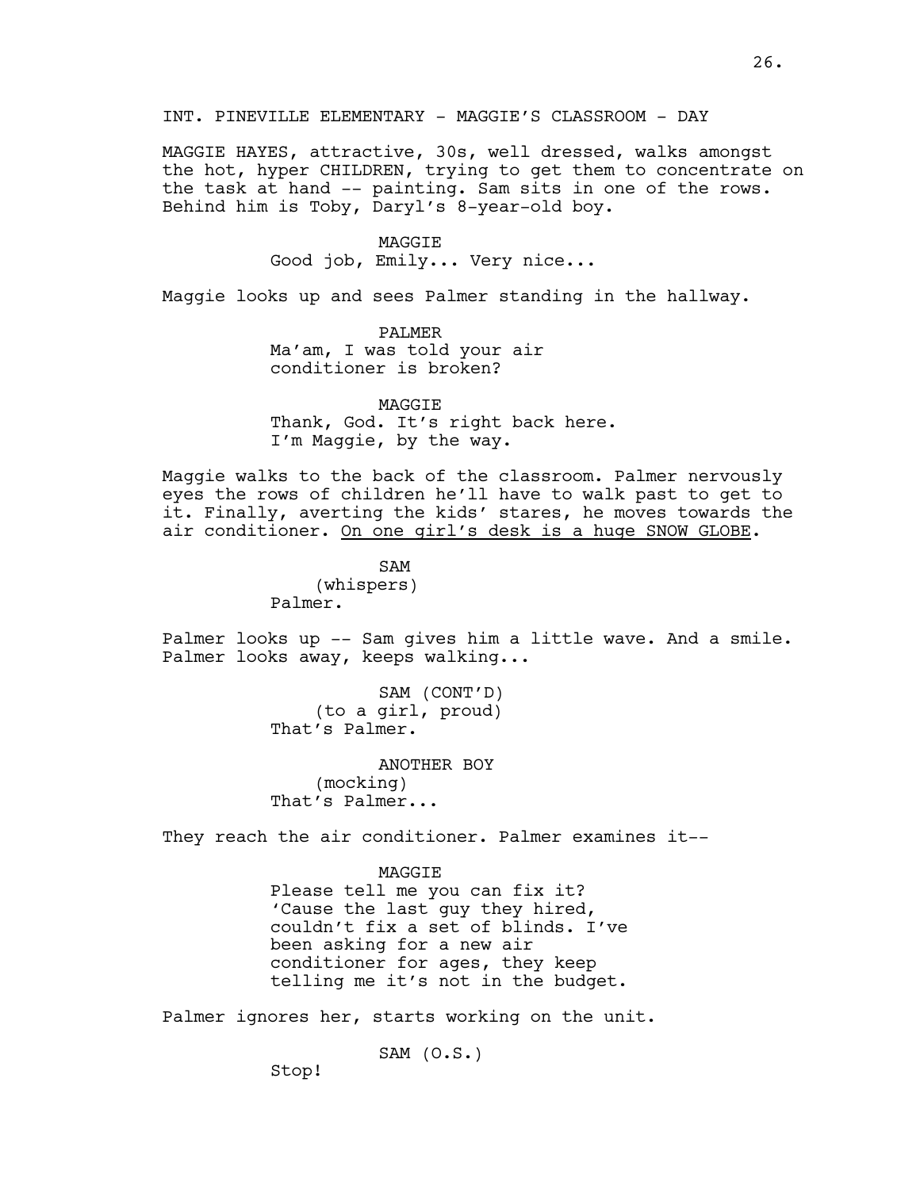INT. PINEVILLE ELEMENTARY - MAGGIE'S CLASSROOM - DAY

MAGGIE HAYES, attractive, 30s, well dressed, walks amongst the hot, hyper CHILDREN, trying to get them to concentrate on the task at hand -- painting. Sam sits in one of the rows. Behind him is Toby, Daryl's 8-year-old boy.

MAGGIE
Good job, Emily... Very nice...

Maggie looks up and sees Palmer standing in the hallway.

PALMER
Ma'am, I was told your air conditioner is broken?

MAGGIE
Thank, God. It's right back here. I'm Maggie, by the way.

Maggie walks to the back of the classroom. Palmer nervously eyes the rows of children he'll have to walk past to get to it. Finally, averting the kids' stares, he moves towards the air conditioner. <u>On one girl's desk is a huge SNOW GLOBE</u>.

SAM
(whispers)
Palmer.

Palmer looks up -- Sam gives him a little wave. And a smile. Palmer looks away, keeps walking...

SAM (CONT'D)
(to a girl, proud)
That's Palmer.

ANOTHER BOY
(mocking)
That's Palmer...

They reach the air conditioner. Palmer examines it--

MAGGIE
Please tell me you can fix it? 'Cause the last guy they hired, couldn't fix a set of blinds. I've been asking for a new air conditioner for ages, they keep telling me it's not in the budget.

Palmer ignores her, starts working on the unit.

SAM (O.S.)
Stop!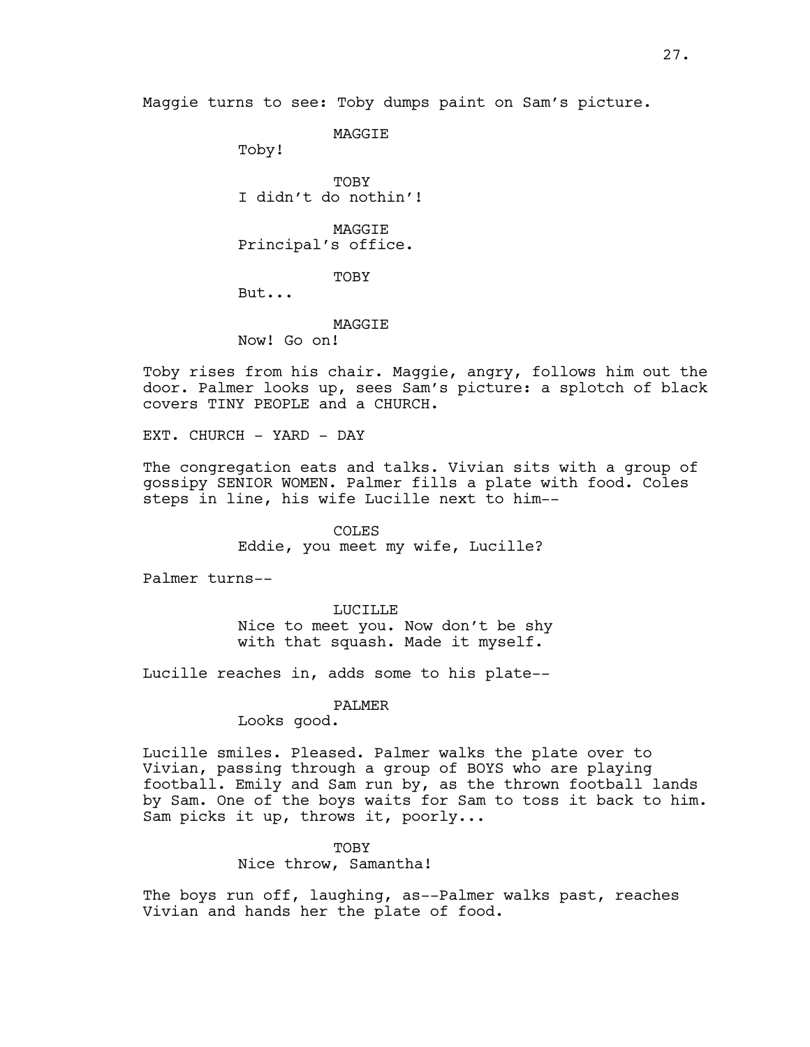Maggie turns to see: Toby dumps paint on Sam's picture.

MAGGIE
Toby!

TOBY
I didn't do nothin'!

MAGGIE
Principal's office.

TOBY
But...

MAGGIE
Now! Go on!

Toby rises from his chair. Maggie, angry, follows him out the door. Palmer looks up, sees Sam's picture: a splotch of black covers TINY PEOPLE and a CHURCH.

EXT. CHURCH - YARD - DAY

The congregation eats and talks. Vivian sits with a group of gossipy SENIOR WOMEN. Palmer fills a plate with food. Coles steps in line, his wife Lucille next to him--

COLES
Eddie, you meet my wife, Lucille?

Palmer turns--

LUCILLE
Nice to meet you. Now don't be shy with that squash. Made it myself.

Lucille reaches in, adds some to his plate--

PALMER
Looks good.

Lucille smiles. Pleased. Palmer walks the plate over to Vivian, passing through a group of BOYS who are playing football. Emily and Sam run by, as the thrown football lands by Sam. One of the boys waits for Sam to toss it back to him. Sam picks it up, throws it, poorly...

TOBY
Nice throw, Samantha!

The boys run off, laughing, as--Palmer walks past, reaches Vivian and hands her the plate of food.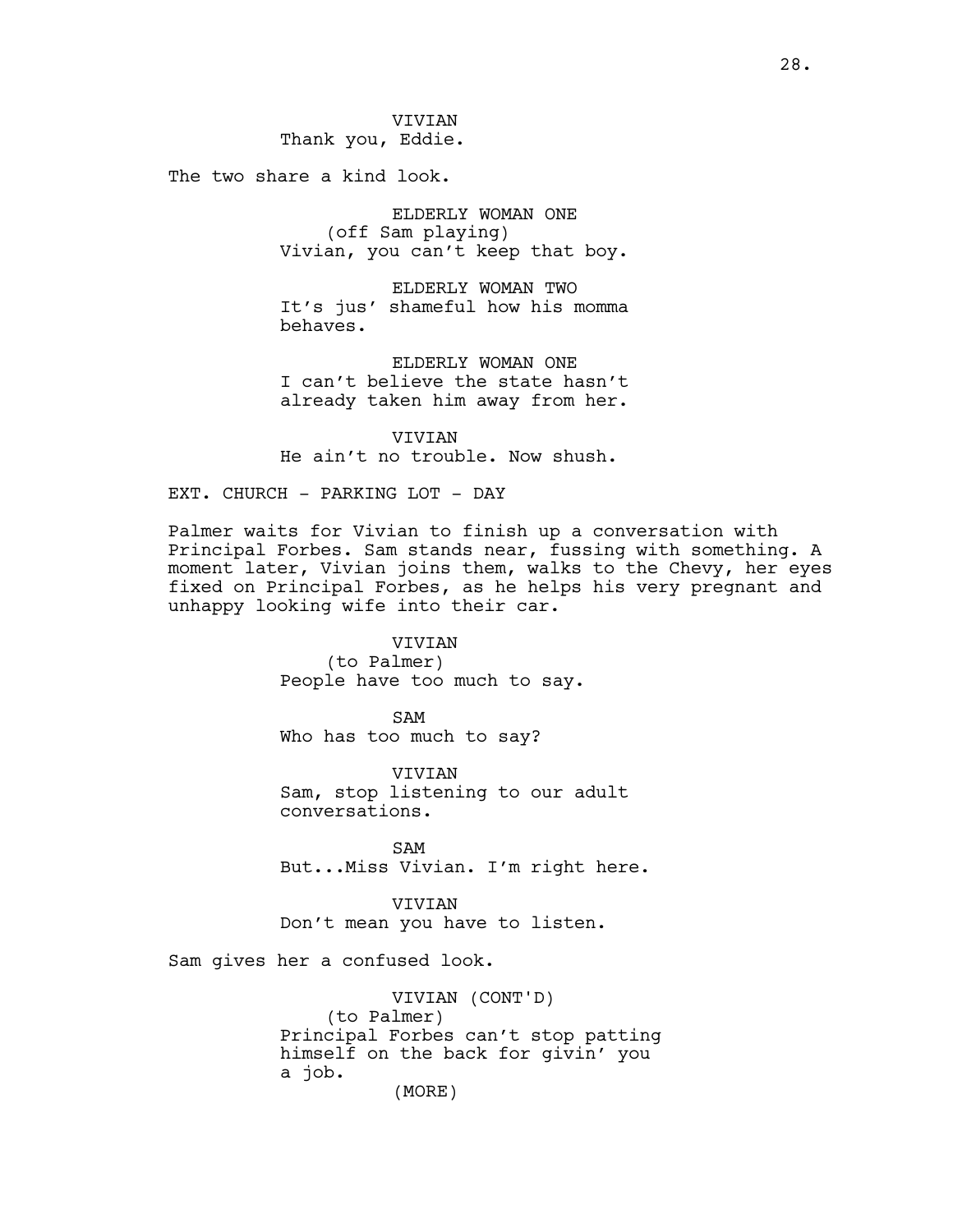VIVIAN
Thank you, Eddie.

The two share a kind look.

ELDERLY WOMAN ONE
(off Sam playing)
Vivian, you can't keep that boy.

ELDERLY WOMAN TWO
It's jus' shameful how his momma behaves.

ELDERLY WOMAN ONE
I can't believe the state hasn't already taken him away from her.

VIVIAN
He ain't no trouble. Now shush.

EXT. CHURCH - PARKING LOT - DAY

Palmer waits for Vivian to finish up a conversation with Principal Forbes. Sam stands near, fussing with something. A moment later, Vivian joins them, walks to the Chevy, her eyes fixed on Principal Forbes, as he helps his very pregnant and unhappy looking wife into their car.

VIVIAN
(to Palmer)
People have too much to say.

SAM
Who has too much to say?

VIVIAN
Sam, stop listening to our adult conversations.

SAM
But...Miss Vivian. I'm right here.

VIVIAN
Don't mean you have to listen.

Sam gives her a confused look.

VIVIAN (CONT'D)
(to Palmer)
Principal Forbes can't stop patting himself on the back for givin' you a job.
(MORE)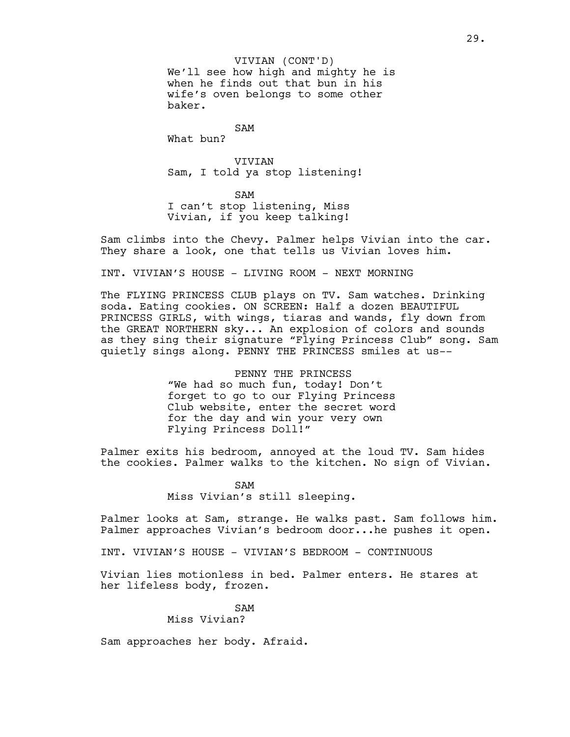VIVIAN (CONT'D)
We'll see how high and mighty he is when he finds out that bun in his wife's oven belongs to some other baker.

SAM
What bun?

VIVIAN
Sam, I told ya stop listening!

SAM
I can't stop listening, Miss Vivian, if you keep talking!

Sam climbs into the Chevy. Palmer helps Vivian into the car. They share a look, one that tells us Vivian loves him.

INT. VIVIAN'S HOUSE - LIVING ROOM - NEXT MORNING

The FLYING PRINCESS CLUB plays on TV. Sam watches. Drinking soda. Eating cookies. ON SCREEN: Half a dozen BEAUTIFUL PRINCESS GIRLS, with wings, tiaras and wands, fly down from the GREAT NORTHERN sky... An explosion of colors and sounds as they sing their signature "Flying Princess Club" song. Sam quietly sings along. PENNY THE PRINCESS smiles at us--

PENNY THE PRINCESS
"We had so much fun, today! Don't forget to go to our Flying Princess Club website, enter the secret word for the day and win your very own Flying Princess Doll!"

Palmer exits his bedroom, annoyed at the loud TV. Sam hides the cookies. Palmer walks to the kitchen. No sign of Vivian.

SAM
Miss Vivian's still sleeping.

Palmer looks at Sam, strange. He walks past. Sam follows him. Palmer approaches Vivian's bedroom door...he pushes it open.

INT. VIVIAN'S HOUSE - VIVIAN'S BEDROOM - CONTINUOUS

Vivian lies motionless in bed. Palmer enters. He stares at her lifeless body, frozen.

SAM
Miss Vivian?

Sam approaches her body. Afraid.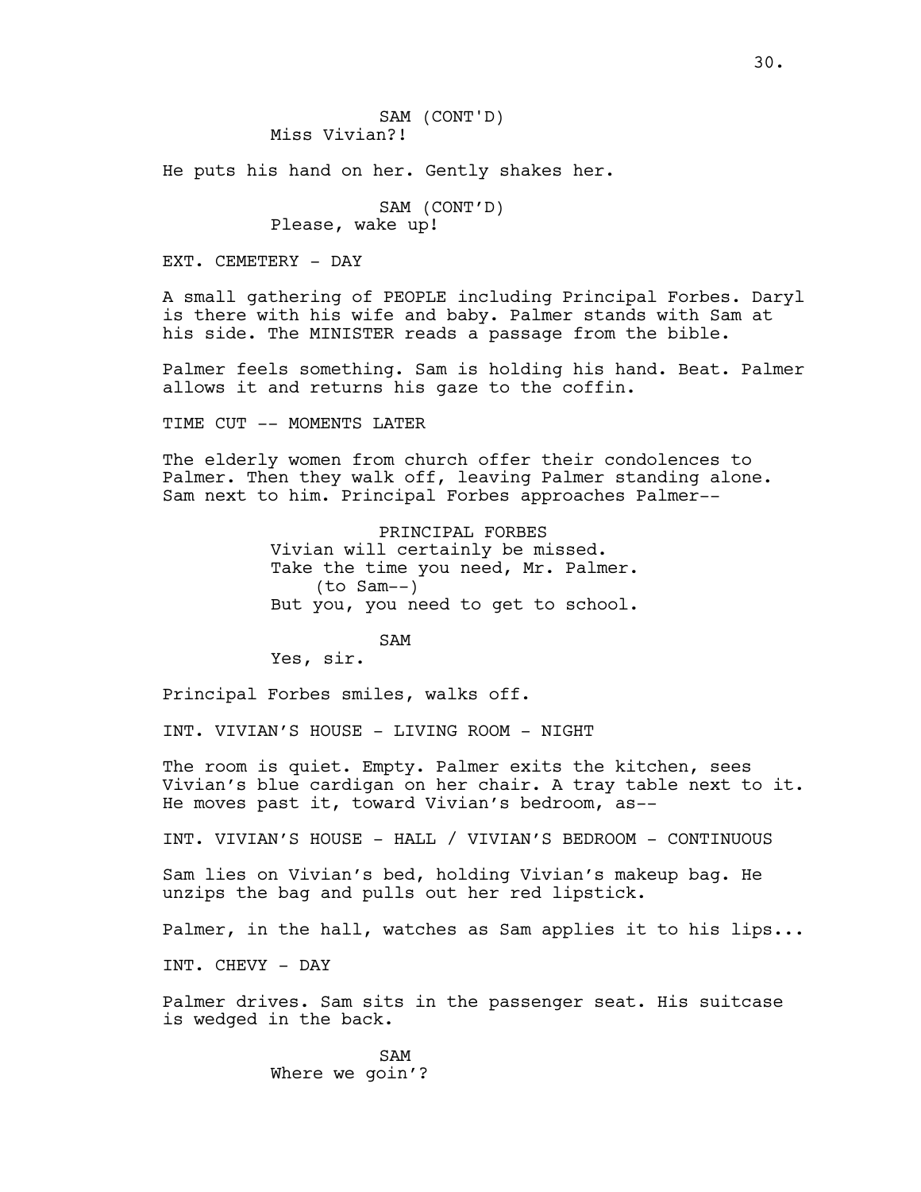SAM (CONT'D)
Miss Vivian?!

He puts his hand on her. Gently shakes her.

SAM (CONT'D)
Please, wake up!

EXT. CEMETERY - DAY

A small gathering of PEOPLE including Principal Forbes. Daryl is there with his wife and baby. Palmer stands with Sam at his side. The MINISTER reads a passage from the bible.

Palmer feels something. Sam is holding his hand. Beat. Palmer allows it and returns his gaze to the coffin.

TIME CUT -- MOMENTS LATER

The elderly women from church offer their condolences to Palmer. Then they walk off, leaving Palmer standing alone. Sam next to him. Principal Forbes approaches Palmer--

PRINCIPAL FORBES
Vivian will certainly be missed.
Take the time you need, Mr. Palmer.
(to Sam--)
But you, you need to get to school.

SAM
Yes, sir.

Principal Forbes smiles, walks off.

INT. VIVIAN'S HOUSE - LIVING ROOM - NIGHT

The room is quiet. Empty. Palmer exits the kitchen, sees Vivian's blue cardigan on her chair. A tray table next to it. He moves past it, toward Vivian's bedroom, as--

INT. VIVIAN'S HOUSE - HALL / VIVIAN'S BEDROOM - CONTINUOUS

Sam lies on Vivian's bed, holding Vivian's makeup bag. He unzips the bag and pulls out her red lipstick.

Palmer, in the hall, watches as Sam applies it to his lips...

INT. CHEVY - DAY

Palmer drives. Sam sits in the passenger seat. His suitcase is wedged in the back.

SAM
Where we goin'?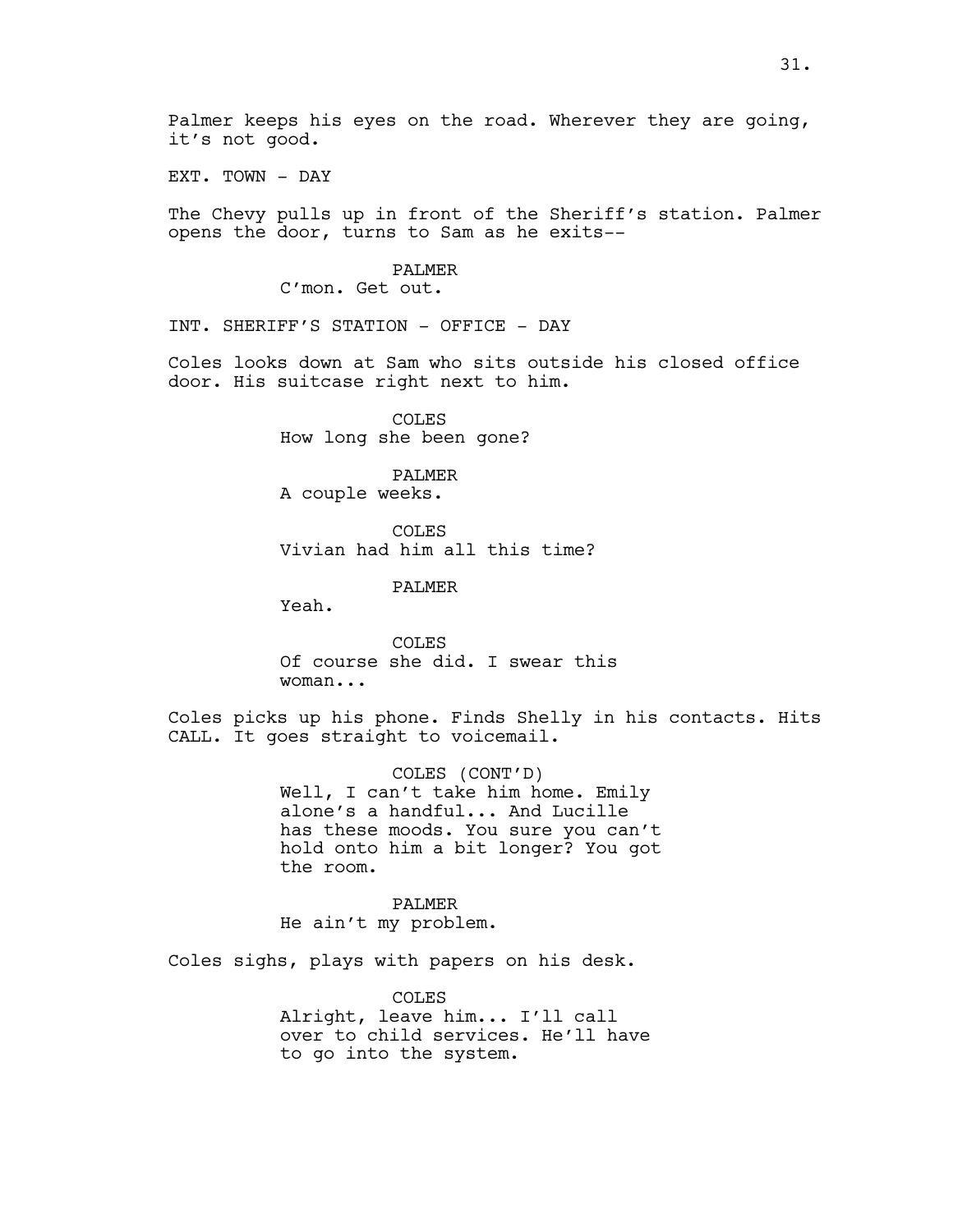Palmer keeps his eyes on the road. Wherever they are going, it's not good.

EXT. TOWN - DAY

The Chevy pulls up in front of the Sheriff's station. Palmer opens the door, turns to Sam as he exits--

PALMER
C'mon. Get out.

INT. SHERIFF'S STATION - OFFICE - DAY

Coles looks down at Sam who sits outside his closed office door. His suitcase right next to him.

COLES
How long she been gone?

PALMER
A couple weeks.

COLES
Vivian had him all this time?

PALMER
Yeah.

COLES
Of course she did. I swear this woman...

Coles picks up his phone. Finds Shelly in his contacts. Hits CALL. It goes straight to voicemail.

COLES (CONT'D)
Well, I can't take him home. Emily alone's a handful... And Lucille has these moods. You sure you can't hold onto him a bit longer? You got the room.

PALMER
He ain't my problem.

Coles sighs, plays with papers on his desk.

COLES
Alright, leave him... I'll call over to child services. He'll have to go into the system.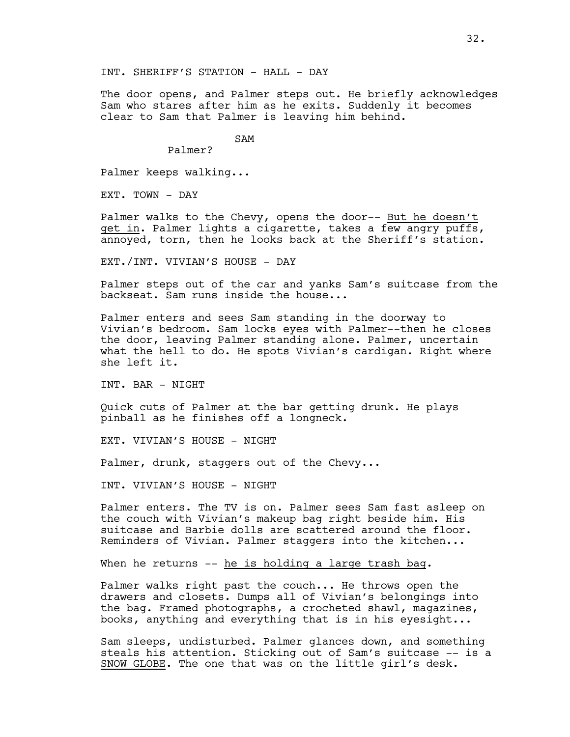INT. SHERIFF'S STATION - HALL - DAY

The door opens, and Palmer steps out. He briefly acknowledges Sam who stares after him as he exits. Suddenly it becomes clear to Sam that Palmer is leaving him behind.

SAM
Palmer?

Palmer keeps walking...

EXT. TOWN - DAY

Palmer walks to the Chevy, opens the door-- <u>But he doesn't get in</u>. Palmer lights a cigarette, takes a few angry puffs, annoyed, torn, then he looks back at the Sheriff's station.

EXT./INT. VIVIAN'S HOUSE - DAY

Palmer steps out of the car and yanks Sam's suitcase from the backseat. Sam runs inside the house...

Palmer enters and sees Sam standing in the doorway to Vivian's bedroom. Sam locks eyes with Palmer--then he closes the door, leaving Palmer standing alone. Palmer, uncertain what the hell to do. He spots Vivian's cardigan. Right where she left it.

INT. BAR - NIGHT

Quick cuts of Palmer at the bar getting drunk. He plays pinball as he finishes off a longneck.

EXT. VIVIAN'S HOUSE - NIGHT

Palmer, drunk, staggers out of the Chevy...

INT. VIVIAN'S HOUSE - NIGHT

Palmer enters. The TV is on. Palmer sees Sam fast asleep on the couch with Vivian's makeup bag right beside him. His suitcase and Barbie dolls are scattered around the floor. Reminders of Vivian. Palmer staggers into the kitchen...

When he returns -- <u>he is holding a large trash bag</u>.

Palmer walks right past the couch... He throws open the drawers and closets. Dumps all of Vivian's belongings into the bag. Framed photographs, a crocheted shawl, magazines, books, anything and everything that is in his eyesight...

Sam sleeps, undisturbed. Palmer glances down, and something steals his attention. Sticking out of Sam's suitcase -- is a <u>SNOW GLOBE</u>. The one that was on the little girl's desk.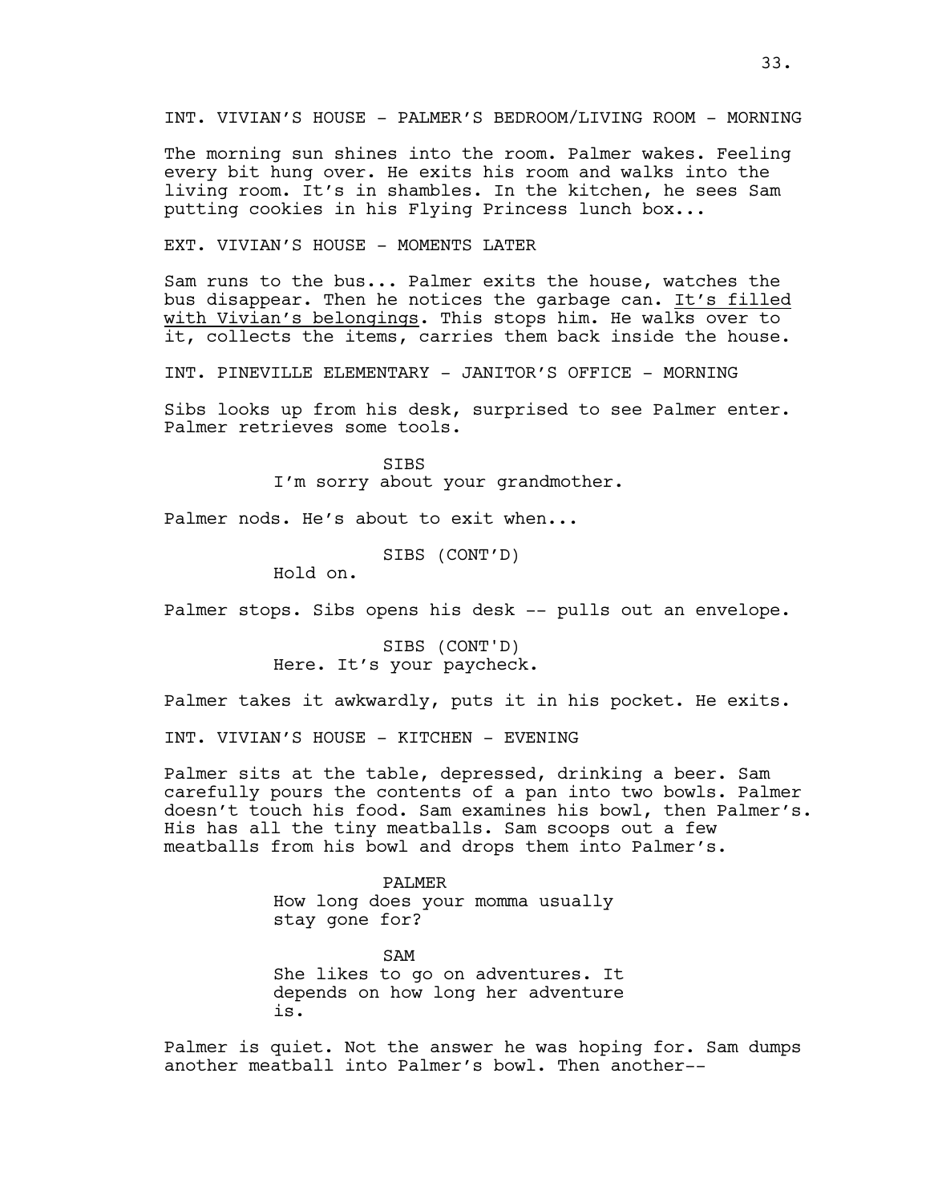INT. VIVIAN'S HOUSE - PALMER'S BEDROOM/LIVING ROOM - MORNING

The morning sun shines into the room. Palmer wakes. Feeling every bit hung over. He exits his room and walks into the living room. It's in shambles. In the kitchen, he sees Sam putting cookies in his Flying Princess lunch box...

EXT. VIVIAN'S HOUSE - MOMENTS LATER

Sam runs to the bus... Palmer exits the house, watches the bus disappear. Then he notices the garbage can. <u>It's filled with Vivian's belongings</u>. This stops him. He walks over to it, collects the items, carries them back inside the house.

INT. PINEVILLE ELEMENTARY - JANITOR'S OFFICE - MORNING

Sibs looks up from his desk, surprised to see Palmer enter. Palmer retrieves some tools.

SIBS
I'm sorry about your grandmother.

Palmer nods. He's about to exit when...

SIBS (CONT'D)
Hold on.

Palmer stops. Sibs opens his desk -- pulls out an envelope.

SIBS (CONT'D)
Here. It's your paycheck.

Palmer takes it awkwardly, puts it in his pocket. He exits.

INT. VIVIAN'S HOUSE - KITCHEN - EVENING

Palmer sits at the table, depressed, drinking a beer. Sam carefully pours the contents of a pan into two bowls. Palmer doesn't touch his food. Sam examines his bowl, then Palmer's. His has all the tiny meatballs. Sam scoops out a few meatballs from his bowl and drops them into Palmer's.

PALMER
How long does your momma usually stay gone for?

SAM
She likes to go on adventures. It depends on how long her adventure is.

Palmer is quiet. Not the answer he was hoping for. Sam dumps another meatball into Palmer's bowl. Then another--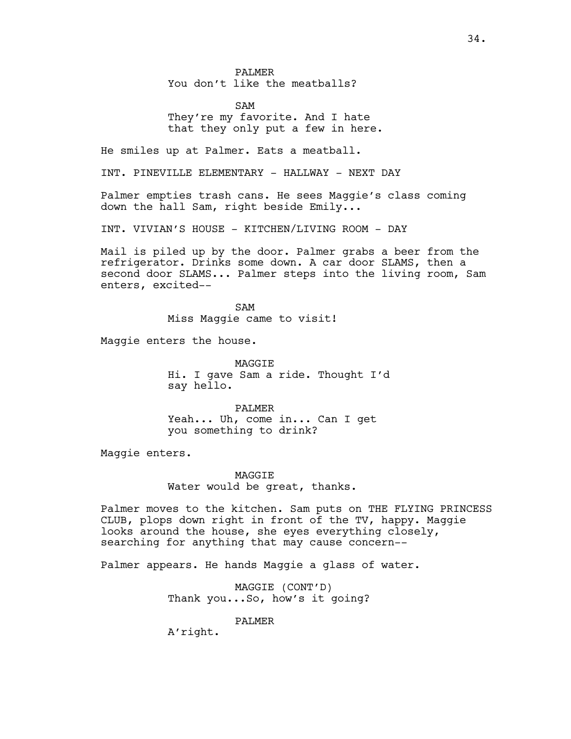PALMER
You don't like the meatballs?

SAM
They're my favorite. And I hate that they only put a few in here.

He smiles up at Palmer. Eats a meatball.

INT. PINEVILLE ELEMENTARY - HALLWAY - NEXT DAY

Palmer empties trash cans. He sees Maggie's class coming down the hall Sam, right beside Emily...

INT. VIVIAN'S HOUSE - KITCHEN/LIVING ROOM - DAY

Mail is piled up by the door. Palmer grabs a beer from the refrigerator. Drinks some down. A car door SLAMS, then a second door SLAMS... Palmer steps into the living room, Sam enters, excited--

SAM
Miss Maggie came to visit!

Maggie enters the house.

MAGGIE
Hi. I gave Sam a ride. Thought I'd say hello.

PALMER
Yeah... Uh, come in... Can I get you something to drink?

Maggie enters.

MAGGIE
Water would be great, thanks.

Palmer moves to the kitchen. Sam puts on THE FLYING PRINCESS CLUB, plops down right in front of the TV, happy. Maggie looks around the house, she eyes everything closely, searching for anything that may cause concern--

Palmer appears. He hands Maggie a glass of water.

MAGGIE (CONT'D)
Thank you...So, how's it going?

PALMER
A'right.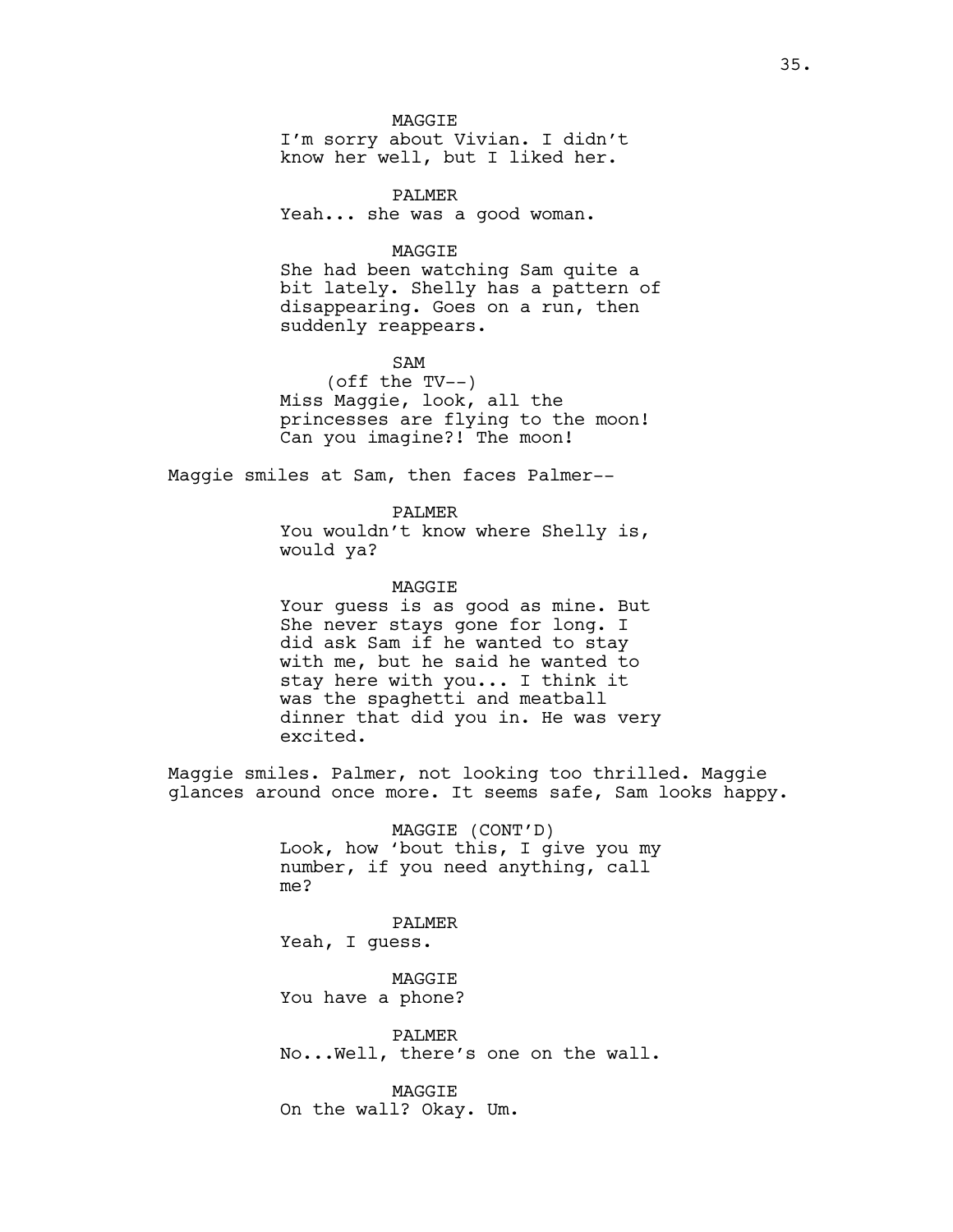MAGGIE
I'm sorry about Vivian. I didn't know her well, but I liked her.

PALMER
Yeah... she was a good woman.

MAGGIE
She had been watching Sam quite a bit lately. Shelly has a pattern of disappearing. Goes on a run, then suddenly reappears.

SAM
(off the TV--)
Miss Maggie, look, all the princesses are flying to the moon! Can you imagine?! The moon!

Maggie smiles at Sam, then faces Palmer--

PALMER
You wouldn't know where Shelly is, would ya?

MAGGIE
Your guess is as good as mine. But She never stays gone for long. I did ask Sam if he wanted to stay with me, but he said he wanted to stay here with you... I think it was the spaghetti and meatball dinner that did you in. He was very excited.

Maggie smiles. Palmer, not looking too thrilled. Maggie glances around once more. It seems safe, Sam looks happy.

MAGGIE (CONT'D)
Look, how 'bout this, I give you my number, if you need anything, call me?

PALMER
Yeah, I guess.

MAGGIE
You have a phone?

PALMER
No...Well, there's one on the wall.

MAGGIE
On the wall? Okay. Um.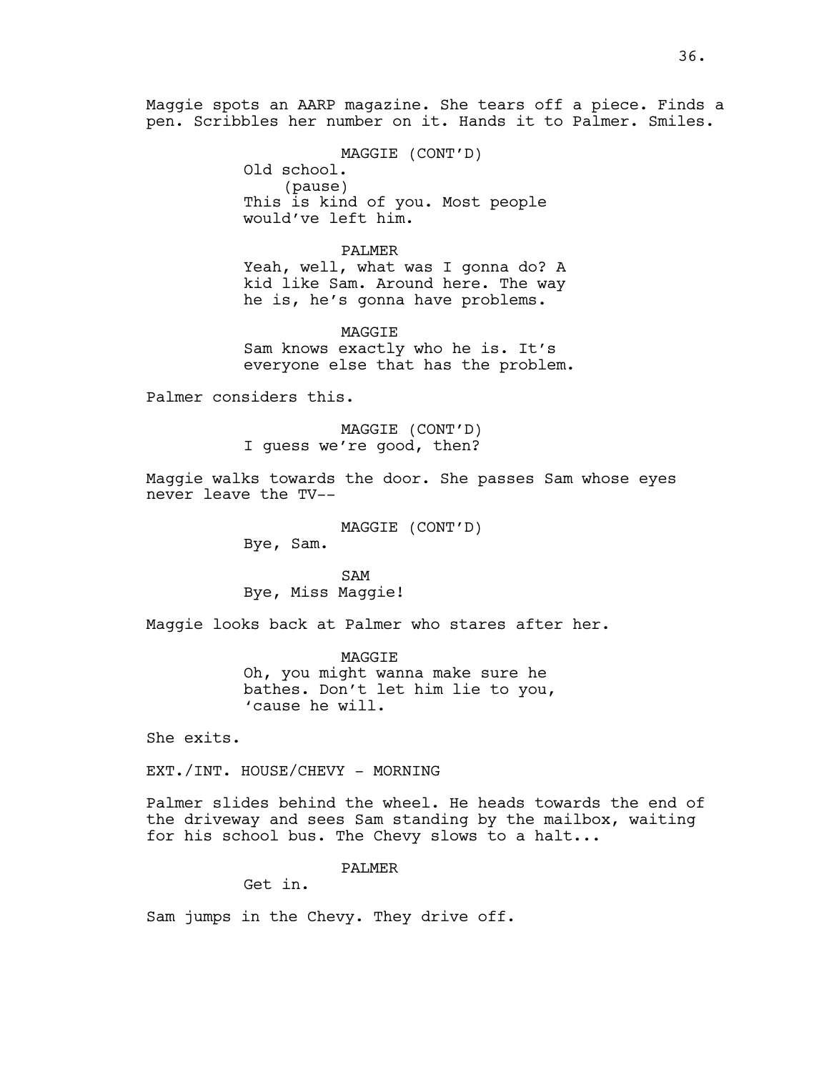Maggie spots an AARP magazine. She tears off a piece. Finds a pen. Scribbles her number on it. Hands it to Palmer. Smiles.

MAGGIE (CONT'D)
Old school.
(pause)
This is kind of you. Most people would've left him.

PALMER
Yeah, well, what was I gonna do? A kid like Sam. Around here. The way he is, he's gonna have problems.

MAGGIE
Sam knows exactly who he is. It's everyone else that has the problem.

Palmer considers this.

MAGGIE (CONT'D)
I guess we're good, then?

Maggie walks towards the door. She passes Sam whose eyes never leave the TV--

MAGGIE (CONT'D)
Bye, Sam.

SAM
Bye, Miss Maggie!

Maggie looks back at Palmer who stares after her.

MAGGIE
Oh, you might wanna make sure he bathes. Don't let him lie to you, 'cause he will.

She exits.

EXT./INT. HOUSE/CHEVY - MORNING

Palmer slides behind the wheel. He heads towards the end of the driveway and sees Sam standing by the mailbox, waiting for his school bus. The Chevy slows to a halt...

PALMER
Get in.

Sam jumps in the Chevy. They drive off.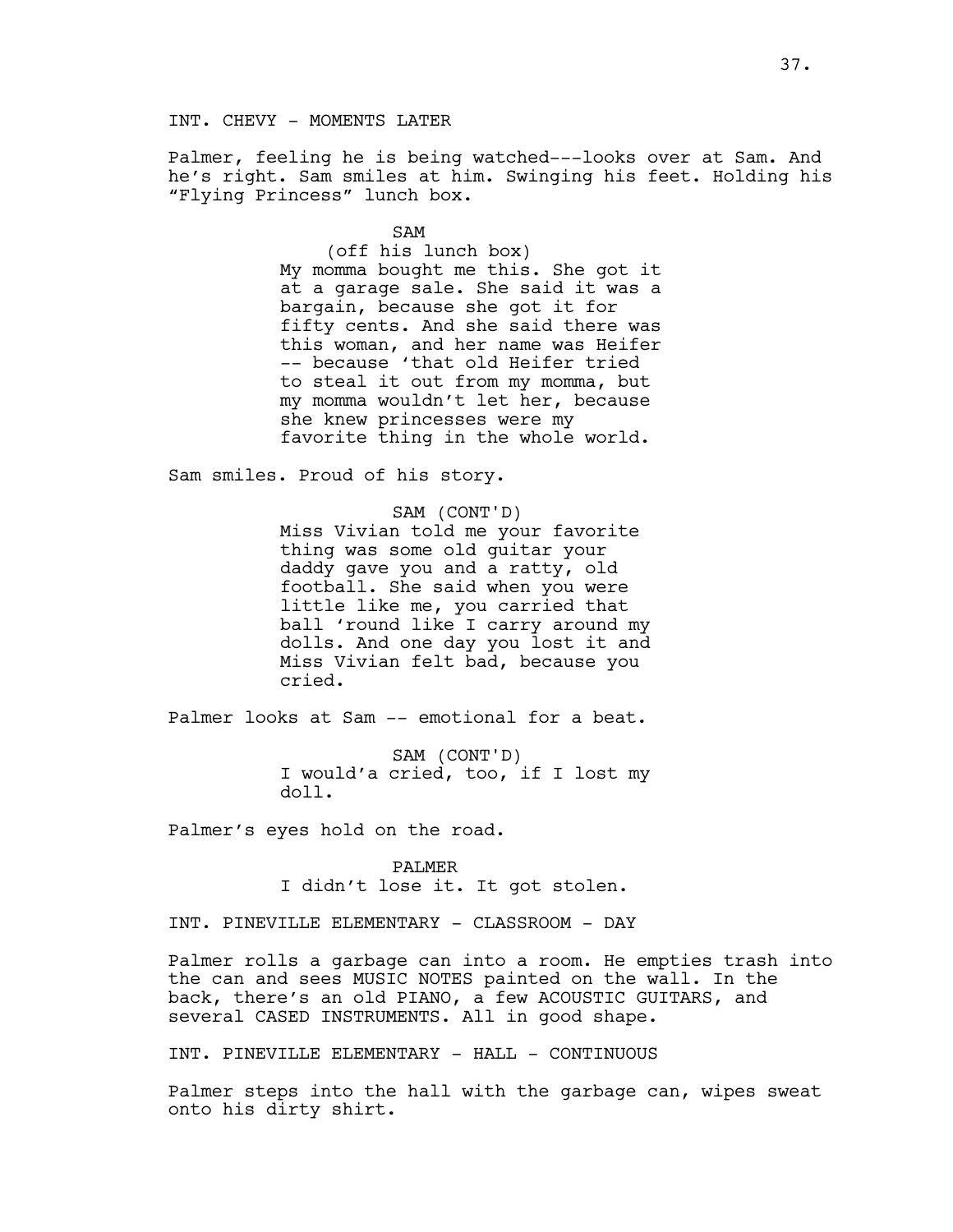INT. CHEVY - MOMENTS LATER

Palmer, feeling he is being watched---looks over at Sam. And he's right. Sam smiles at him. Swinging his feet. Holding his "Flying Princess" lunch box.

SAM
(off his lunch box)
My momma bought me this. She got it at a garage sale. She said it was a bargain, because she got it for fifty cents. And she said there was this woman, and her name was Heifer -- because 'that old Heifer tried to steal it out from my momma, but my momma wouldn't let her, because she knew princesses were my favorite thing in the whole world.

Sam smiles. Proud of his story.

SAM (CONT'D)
Miss Vivian told me your favorite thing was some old guitar your daddy gave you and a ratty, old football. She said when you were little like me, you carried that ball 'round like I carry around my dolls. And one day you lost it and Miss Vivian felt bad, because you cried.

Palmer looks at Sam -- emotional for a beat.

SAM (CONT'D)
I would'a cried, too, if I lost my doll.

Palmer's eyes hold on the road.

PALMER
I didn't lose it. It got stolen.

INT. PINEVILLE ELEMENTARY - CLASSROOM - DAY

Palmer rolls a garbage can into a room. He empties trash into the can and sees MUSIC NOTES painted on the wall. In the back, there's an old PIANO, a few ACOUSTIC GUITARS, and several CASED INSTRUMENTS. All in good shape.

INT. PINEVILLE ELEMENTARY - HALL - CONTINUOUS

Palmer steps into the hall with the garbage can, wipes sweat onto his dirty shirt.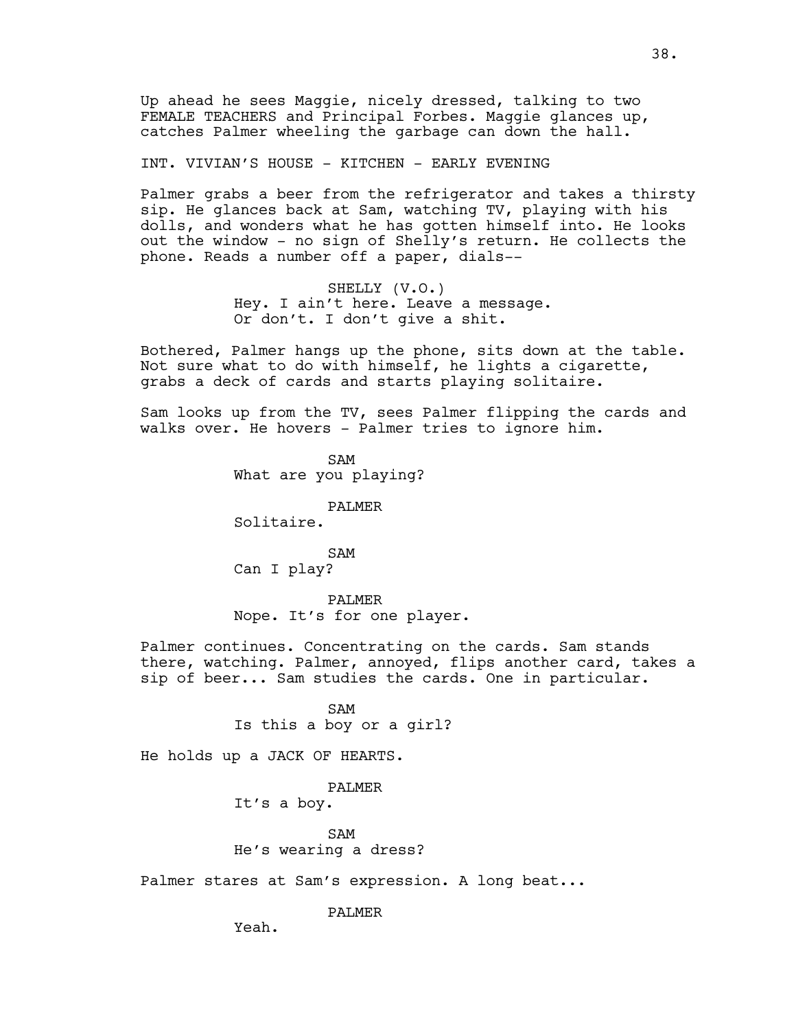Up ahead he sees Maggie, nicely dressed, talking to two FEMALE TEACHERS and Principal Forbes. Maggie glances up, catches Palmer wheeling the garbage can down the hall.

INT. VIVIAN'S HOUSE - KITCHEN - EARLY EVENING

Palmer grabs a beer from the refrigerator and takes a thirsty sip. He glances back at Sam, watching TV, playing with his dolls, and wonders what he has gotten himself into. He looks out the window - no sign of Shelly's return. He collects the phone. Reads a number off a paper, dials--

SHELLY (V.O.)
Hey. I ain't here. Leave a message. Or don't. I don't give a shit.

Bothered, Palmer hangs up the phone, sits down at the table. Not sure what to do with himself, he lights a cigarette, grabs a deck of cards and starts playing solitaire.

Sam looks up from the TV, sees Palmer flipping the cards and walks over. He hovers - Palmer tries to ignore him.

SAM
What are you playing?

PALMER
Solitaire.

SAM
Can I play?

PALMER
Nope. It's for one player.

Palmer continues. Concentrating on the cards. Sam stands there, watching. Palmer, annoyed, flips another card, takes a sip of beer... Sam studies the cards. One in particular.

SAM
Is this a boy or a girl?

He holds up a JACK OF HEARTS.

PALMER
It's a boy.

SAM
He's wearing a dress?

Palmer stares at Sam's expression. A long beat...

PALMER
Yeah.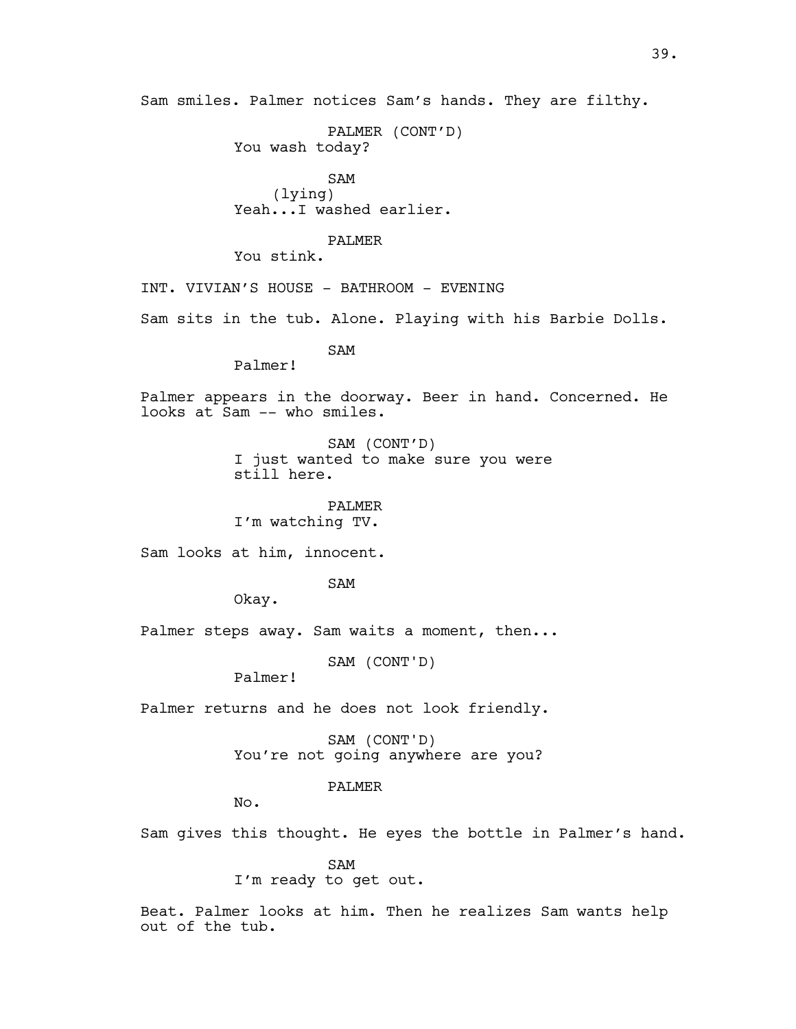Sam smiles. Palmer notices Sam's hands. They are filthy.

PALMER (CONT'D)
You wash today?

SAM
(lying)
Yeah...I washed earlier.

PALMER
You stink.

INT. VIVIAN'S HOUSE - BATHROOM - EVENING

Sam sits in the tub. Alone. Playing with his Barbie Dolls.

SAM
Palmer!

Palmer appears in the doorway. Beer in hand. Concerned. He looks at Sam -- who smiles.

SAM (CONT'D)
I just wanted to make sure you were still here.

PALMER
I'm watching TV.

Sam looks at him, innocent.

SAM
Okay.

Palmer steps away. Sam waits a moment, then...

SAM (CONT'D)
Palmer!

Palmer returns and he does not look friendly.

SAM (CONT'D)
You're not going anywhere are you?

PALMER
No.

Sam gives this thought. He eyes the bottle in Palmer's hand.

SAM
I'm ready to get out.

Beat. Palmer looks at him. Then he realizes Sam wants help out of the tub.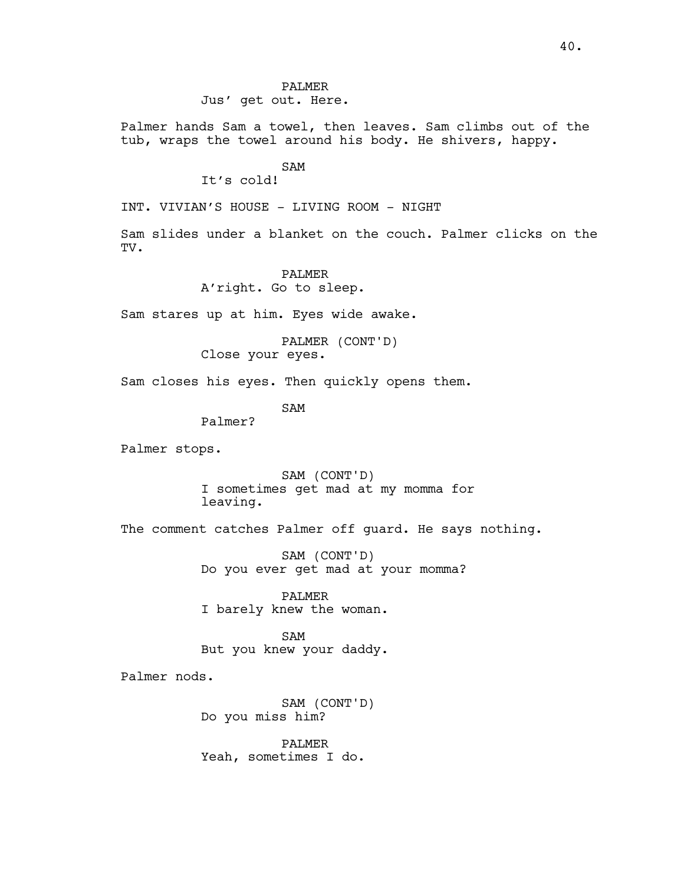PALMER
Jus' get out. Here.

Palmer hands Sam a towel, then leaves. Sam climbs out of the tub, wraps the towel around his body. He shivers, happy.

SAM
It's cold!

INT. VIVIAN'S HOUSE - LIVING ROOM - NIGHT

Sam slides under a blanket on the couch. Palmer clicks on the TV.

PALMER
A'right. Go to sleep.

Sam stares up at him. Eyes wide awake.

PALMER (CONT'D)
Close your eyes.

Sam closes his eyes. Then quickly opens them.

SAM
Palmer?

Palmer stops.

SAM (CONT'D)
I sometimes get mad at my momma for leaving.

The comment catches Palmer off guard. He says nothing.

SAM (CONT'D)
Do you ever get mad at your momma?

PALMER
I barely knew the woman.

SAM
But you knew your daddy.

Palmer nods.

SAM (CONT'D)
Do you miss him?

PALMER
Yeah, sometimes I do.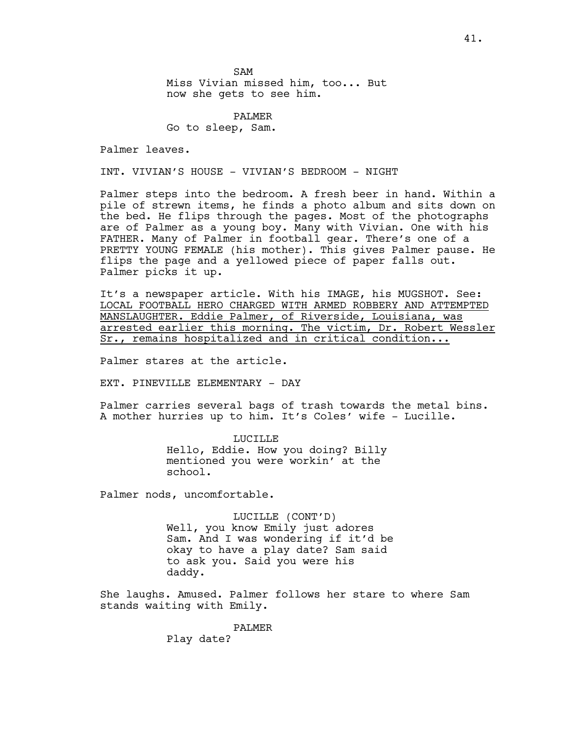SAM

Miss Vivian missed him, too... But now she gets to see him.

PALMER

Go to sleep, Sam.

Palmer leaves.

INT. VIVIAN'S HOUSE - VIVIAN'S BEDROOM - NIGHT

Palmer steps into the bedroom. A fresh beer in hand. Within a pile of strewn items, he finds a photo album and sits down on the bed. He flips through the pages. Most of the photographs are of Palmer as a young boy. Many with Vivian. One with his FATHER. Many of Palmer in football gear. There's one of a PRETTY YOUNG FEMALE (his mother). This gives Palmer pause. He flips the page and a yellowed piece of paper falls out. Palmer picks it up.

It's a newspaper article. With his IMAGE, his MUGSHOT. See: <u>LOCAL FOOTBALL HERO CHARGED WITH ARMED ROBBERY AND ATTEMPTED MANSLAUGHTER. Eddie Palmer, of Riverside, Louisiana, was arrested earlier this morning. The victim, Dr. Robert Wessler Sr., remains hospitalized and in critical condition...</u>

Palmer stares at the article.

EXT. PINEVILLE ELEMENTARY - DAY

Palmer carries several bags of trash towards the metal bins. A mother hurries up to him. It's Coles' wife - Lucille.

LUCILLE

Hello, Eddie. How you doing? Billy mentioned you were workin' at the school.

Palmer nods, uncomfortable.

LUCILLE (CONT'D)

Well, you know Emily just adores Sam. And I was wondering if it'd be okay to have a play date? Sam said to ask you. Said you were his daddy.

She laughs. Amused. Palmer follows her stare to where Sam stands waiting with Emily.

PALMER

Play date?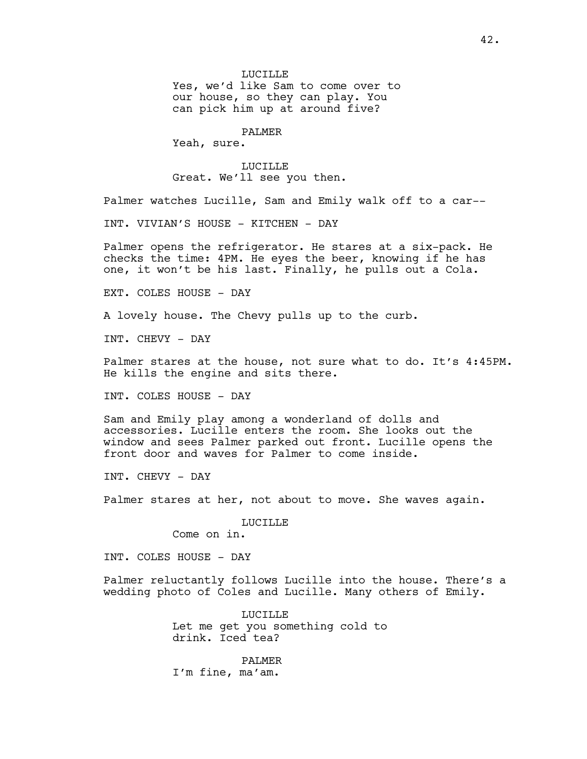LUCILLE
Yes, we'd like Sam to come over to our house, so they can play. You can pick him up at around five?

PALMER
Yeah, sure.

LUCILLE
Great. We'll see you then.

Palmer watches Lucille, Sam and Emily walk off to a car--

INT. VIVIAN'S HOUSE - KITCHEN - DAY

Palmer opens the refrigerator. He stares at a six-pack. He checks the time: 4PM. He eyes the beer, knowing if he has one, it won't be his last. Finally, he pulls out a Cola.

EXT. COLES HOUSE - DAY

A lovely house. The Chevy pulls up to the curb.

INT. CHEVY - DAY

Palmer stares at the house, not sure what to do. It's 4:45PM. He kills the engine and sits there.

INT. COLES HOUSE - DAY

Sam and Emily play among a wonderland of dolls and accessories. Lucille enters the room. She looks out the window and sees Palmer parked out front. Lucille opens the front door and waves for Palmer to come inside.

INT. CHEVY - DAY

Palmer stares at her, not about to move. She waves again.

LUCILLE
Come on in.

INT. COLES HOUSE - DAY

Palmer reluctantly follows Lucille into the house. There's a wedding photo of Coles and Lucille. Many others of Emily.

LUCILLE
Let me get you something cold to drink. Iced tea?

PALMER
I'm fine, ma'am.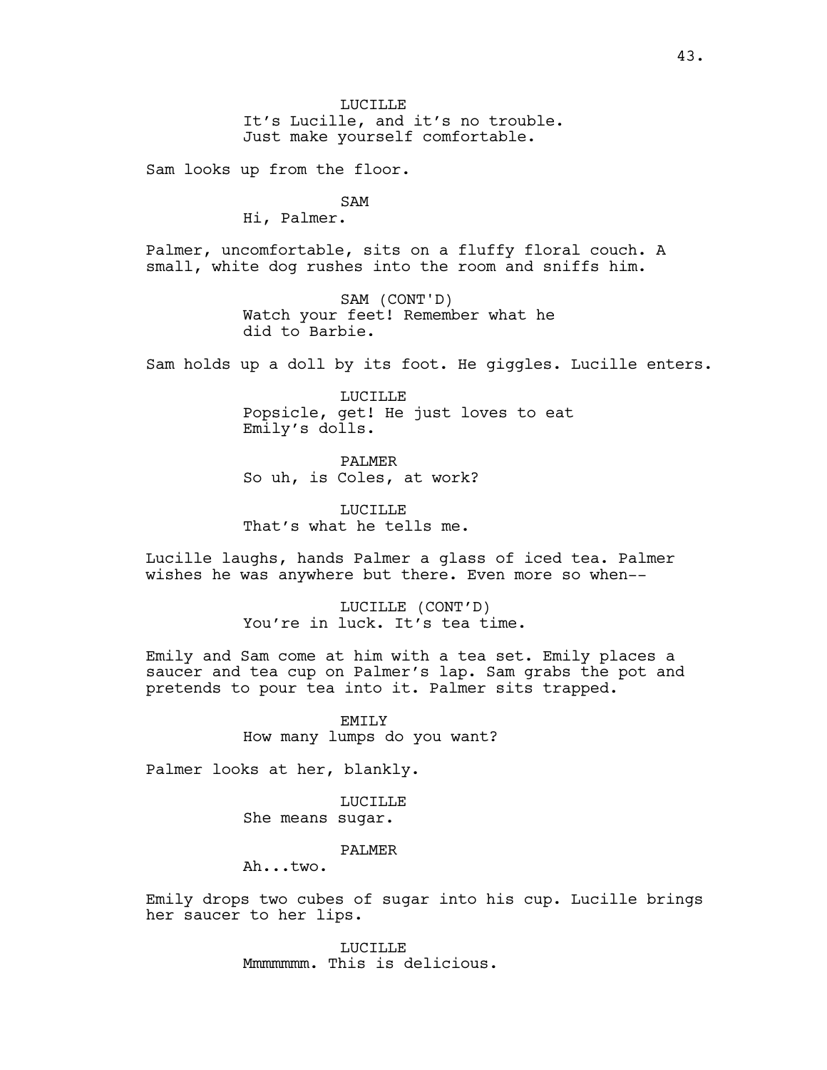LUCILLE
It's Lucille, and it's no trouble.
Just make yourself comfortable.

Sam looks up from the floor.

SAM
Hi, Palmer.

Palmer, uncomfortable, sits on a fluffy floral couch. A small, white dog rushes into the room and sniffs him.

SAM (CONT'D)
Watch your feet! Remember what he did to Barbie.

Sam holds up a doll by its foot. He giggles. Lucille enters.

LUCILLE
Popsicle, get! He just loves to eat Emily's dolls.

PALMER
So uh, is Coles, at work?

LUCILLE
That's what he tells me.

Lucille laughs, hands Palmer a glass of iced tea. Palmer wishes he was anywhere but there. Even more so when--

LUCILLE (CONT'D)
You're in luck. It's tea time.

Emily and Sam come at him with a tea set. Emily places a saucer and tea cup on Palmer's lap. Sam grabs the pot and pretends to pour tea into it. Palmer sits trapped.

EMILY
How many lumps do you want?

Palmer looks at her, blankly.

LUCILLE
She means sugar.

PALMER
Ah...two.

Emily drops two cubes of sugar into his cup. Lucille brings her saucer to her lips.

LUCILLE
Mmmmmmm. This is delicious.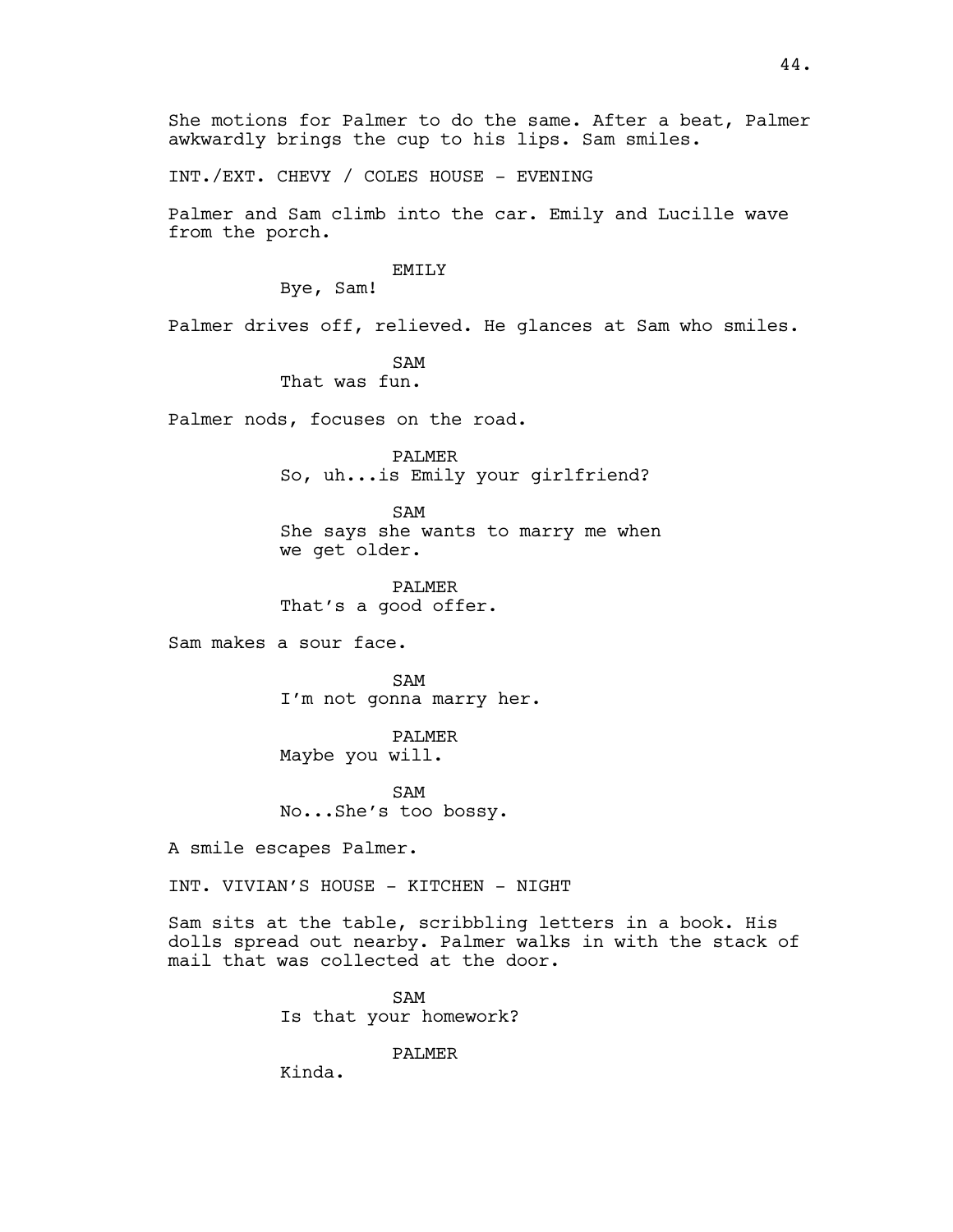She motions for Palmer to do the same. After a beat, Palmer awkwardly brings the cup to his lips. Sam smiles.

INT./EXT. CHEVY / COLES HOUSE - EVENING

Palmer and Sam climb into the car. Emily and Lucille wave from the porch.

EMILY
Bye, Sam!

Palmer drives off, relieved. He glances at Sam who smiles.

SAM
That was fun.

Palmer nods, focuses on the road.

PALMER
So, uh...is Emily your girlfriend?

SAM
She says she wants to marry me when we get older.

PALMER
That's a good offer.

Sam makes a sour face.

SAM
I'm not gonna marry her.

PALMER
Maybe you will.

SAM
No...She's too bossy.

A smile escapes Palmer.

INT. VIVIAN'S HOUSE - KITCHEN - NIGHT

Sam sits at the table, scribbling letters in a book. His dolls spread out nearby. Palmer walks in with the stack of mail that was collected at the door.

SAM
Is that your homework?

PALMER
Kinda.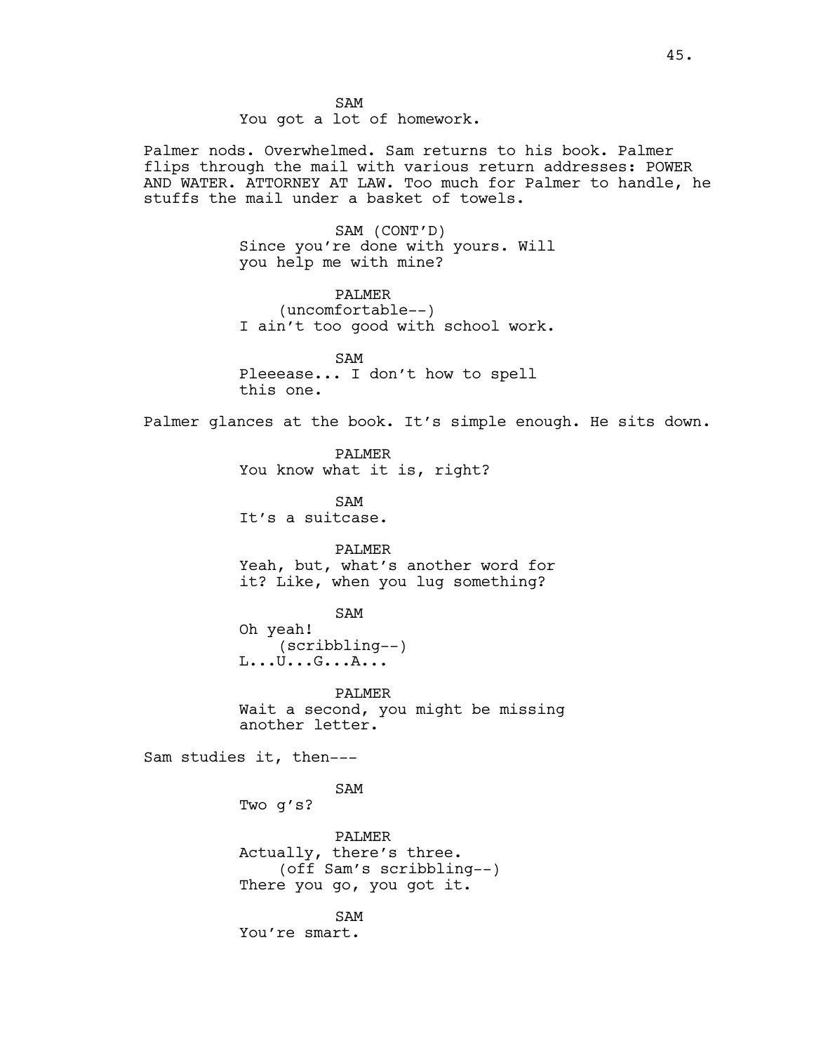SAM
You got a lot of homework.

Palmer nods. Overwhelmed. Sam returns to his book. Palmer flips through the mail with various return addresses: POWER AND WATER. ATTORNEY AT LAW. Too much for Palmer to handle, he stuffs the mail under a basket of towels.

SAM (CONT'D)
Since you're done with yours. Will you help me with mine?

PALMER
(uncomfortable--)
I ain't too good with school work.

SAM
Pleeease... I don't how to spell this one.

Palmer glances at the book. It's simple enough. He sits down.

PALMER
You know what it is, right?

SAM
It's a suitcase.

PALMER
Yeah, but, what's another word for it? Like, when you lug something?

SAM
Oh yeah!
(scribbling--)
L...U...G...A...

PALMER
Wait a second, you might be missing another letter.

Sam studies it, then---

SAM
Two g's?

PALMER
Actually, there's three.
(off Sam's scribbling--)
There you go, you got it.

SAM
You're smart.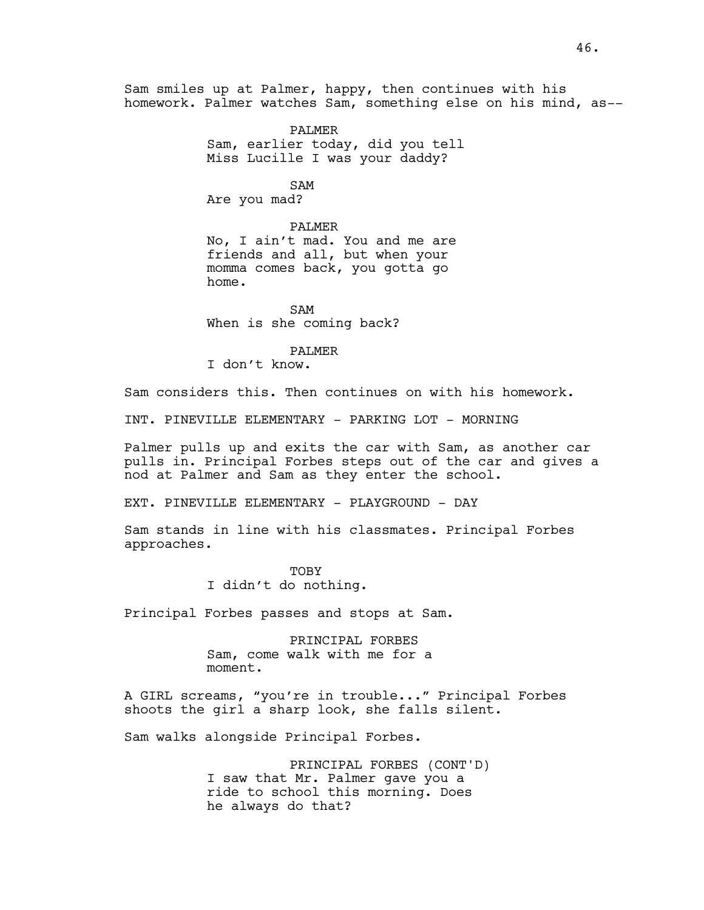Sam smiles up at Palmer, happy, then continues with his homework. Palmer watches Sam, something else on his mind, as--

PALMER
Sam, earlier today, did you tell Miss Lucille I was your daddy?

SAM
Are you mad?

PALMER
No, I ain't mad. You and me are friends and all, but when your momma comes back, you gotta go home.

SAM
When is she coming back?

PALMER
I don't know.

Sam considers this. Then continues on with his homework.

INT. PINEVILLE ELEMENTARY - PARKING LOT - MORNING

Palmer pulls up and exits the car with Sam, as another car pulls in. Principal Forbes steps out of the car and gives a nod at Palmer and Sam as they enter the school.

EXT. PINEVILLE ELEMENTARY - PLAYGROUND - DAY

Sam stands in line with his classmates. Principal Forbes approaches.

TOBY
I didn't do nothing.

Principal Forbes passes and stops at Sam.

PRINCIPAL FORBES
Sam, come walk with me for a moment.

A GIRL screams, "you're in trouble..." Principal Forbes shoots the girl a sharp look, she falls silent.

Sam walks alongside Principal Forbes.

PRINCIPAL FORBES (CONT'D)
I saw that Mr. Palmer gave you a ride to school this morning. Does he always do that?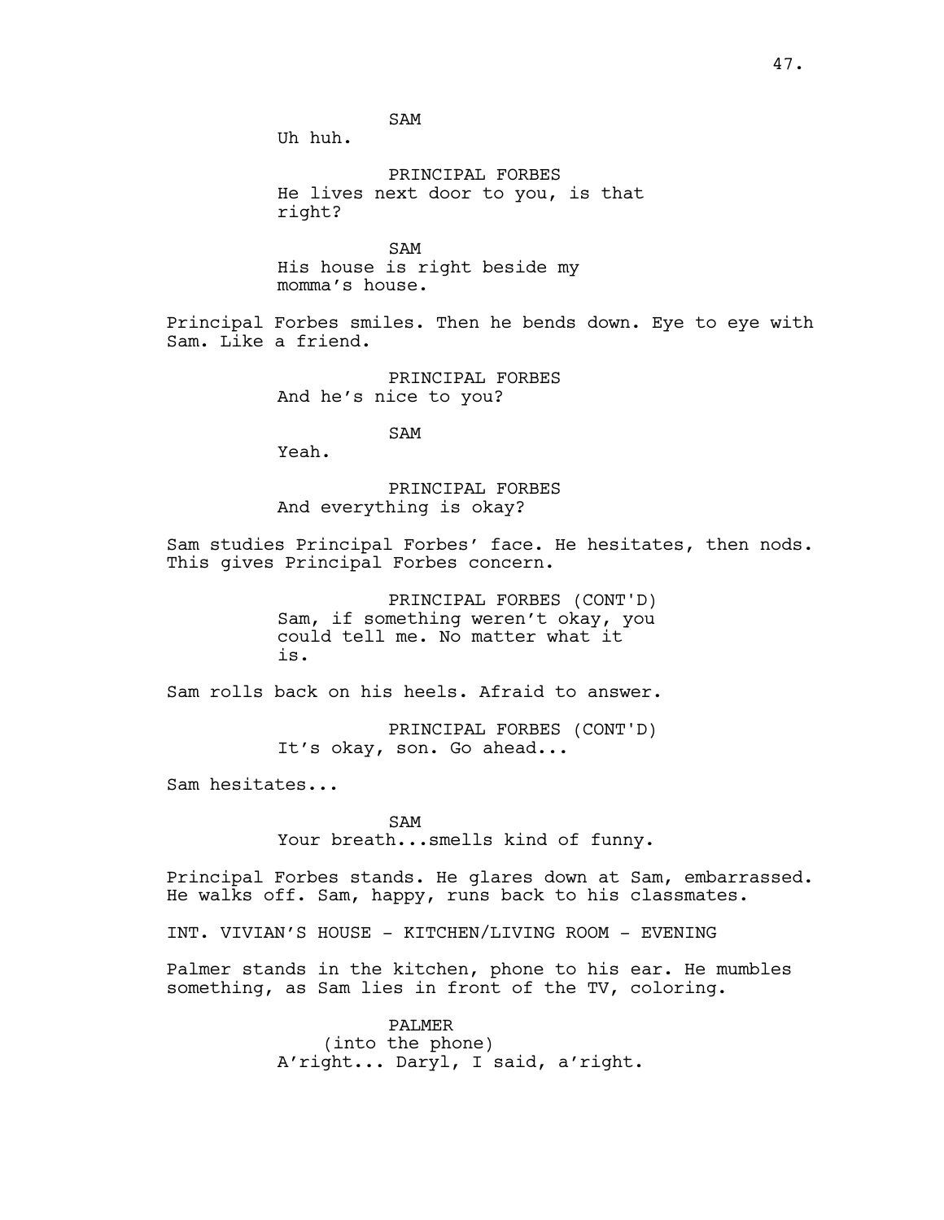SAM
Uh huh.

PRINCIPAL FORBES
He lives next door to you, is that right?

SAM
His house is right beside my momma's house.

Principal Forbes smiles. Then he bends down. Eye to eye with Sam. Like a friend.

PRINCIPAL FORBES
And he's nice to you?

SAM
Yeah.

PRINCIPAL FORBES
And everything is okay?

Sam studies Principal Forbes' face. He hesitates, then nods. This gives Principal Forbes concern.

PRINCIPAL FORBES (CONT'D)
Sam, if something weren't okay, you could tell me. No matter what it is.

Sam rolls back on his heels. Afraid to answer.

PRINCIPAL FORBES (CONT'D)
It's okay, son. Go ahead...

Sam hesitates...

SAM
Your breath...smells kind of funny.

Principal Forbes stands. He glares down at Sam, embarrassed. He walks off. Sam, happy, runs back to his classmates.

INT. VIVIAN'S HOUSE - KITCHEN/LIVING ROOM - EVENING

Palmer stands in the kitchen, phone to his ear. He mumbles something, as Sam lies in front of the TV, coloring.

PALMER
(into the phone)
A'right... Daryl, I said, a'right.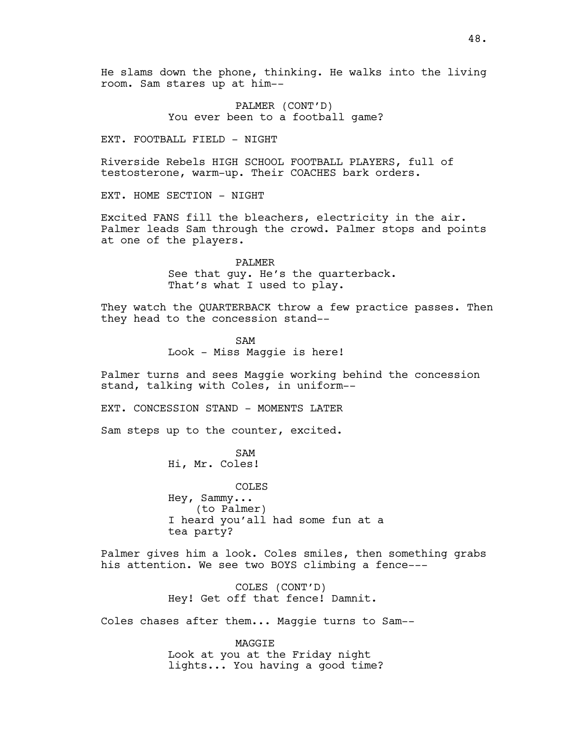He slams down the phone, thinking. He walks into the living room. Sam stares up at him--

PALMER (CONT'D)
You ever been to a football game?

EXT. FOOTBALL FIELD - NIGHT

Riverside Rebels HIGH SCHOOL FOOTBALL PLAYERS, full of testosterone, warm-up. Their COACHES bark orders.

EXT. HOME SECTION - NIGHT

Excited FANS fill the bleachers, electricity in the air. Palmer leads Sam through the crowd. Palmer stops and points at one of the players.

PALMER
See that guy. He's the quarterback. That's what I used to play.

They watch the QUARTERBACK throw a few practice passes. Then they head to the concession stand--

SAM
Look - Miss Maggie is here!

Palmer turns and sees Maggie working behind the concession stand, talking with Coles, in uniform--

EXT. CONCESSION STAND - MOMENTS LATER

Sam steps up to the counter, excited.

SAM
Hi, Mr. Coles!

COLES
Hey, Sammy...
(to Palmer)
I heard you'all had some fun at a tea party?

Palmer gives him a look. Coles smiles, then something grabs his attention. We see two BOYS climbing a fence---

COLES (CONT'D)
Hey! Get off that fence! Damnit.

Coles chases after them... Maggie turns to Sam--

MAGGIE
Look at you at the Friday night lights... You having a good time?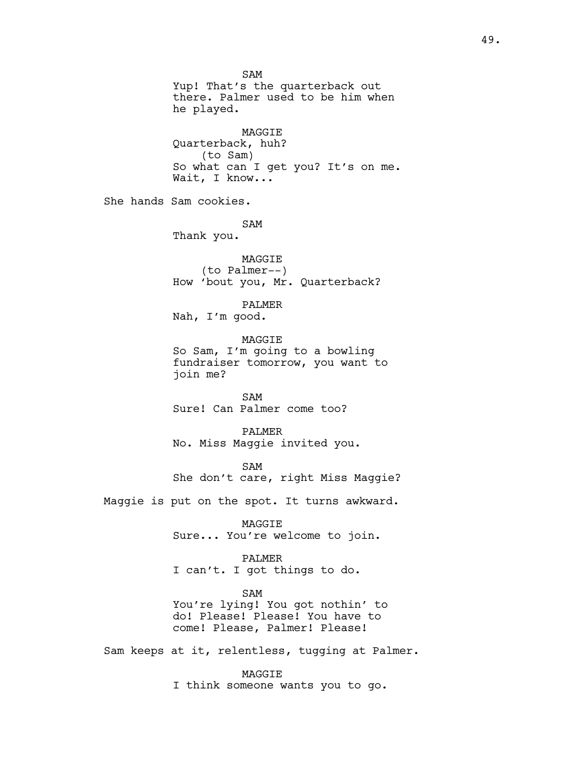SAM
Yup! That's the quarterback out there. Palmer used to be him when he played.

MAGGIE
Quarterback, huh?
(to Sam)
So what can I get you? It's on me. Wait, I know...

She hands Sam cookies.

SAM
Thank you.

MAGGIE
(to Palmer--)
How 'bout you, Mr. Quarterback?

PALMER
Nah, I'm good.

MAGGIE
So Sam, I'm going to a bowling fundraiser tomorrow, you want to join me?

SAM
Sure! Can Palmer come too?

PALMER
No. Miss Maggie invited you.

SAM
She don't care, right Miss Maggie?

Maggie is put on the spot. It turns awkward.

MAGGIE
Sure... You're welcome to join.

PALMER
I can't. I got things to do.

SAM
You're lying! You got nothin' to do! Please! Please! You have to come! Please, Palmer! Please!

Sam keeps at it, relentless, tugging at Palmer.

MAGGIE
I think someone wants you to go.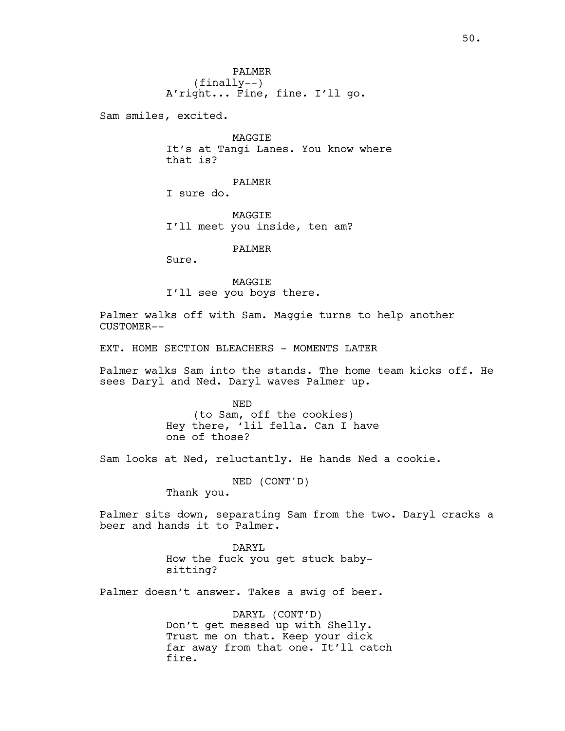PALMER
(finally--)
A'right... Fine, fine. I'll go.

Sam smiles, excited.

MAGGIE
It's at Tangi Lanes. You know where that is?

PALMER
I sure do.

MAGGIE
I'll meet you inside, ten am?

PALMER
Sure.

MAGGIE
I'll see you boys there.

Palmer walks off with Sam. Maggie turns to help another CUSTOMER--

EXT. HOME SECTION BLEACHERS - MOMENTS LATER

Palmer walks Sam into the stands. The home team kicks off. He sees Daryl and Ned. Daryl waves Palmer up.

NED
(to Sam, off the cookies)
Hey there, 'lil fella. Can I have one of those?

Sam looks at Ned, reluctantly. He hands Ned a cookie.

NED (CONT'D)
Thank you.

Palmer sits down, separating Sam from the two. Daryl cracks a beer and hands it to Palmer.

DARYL
How the fuck you get stuck baby-sitting?

Palmer doesn't answer. Takes a swig of beer.

DARYL (CONT'D)
Don't get messed up with Shelly. Trust me on that. Keep your dick far away from that one. It'll catch fire.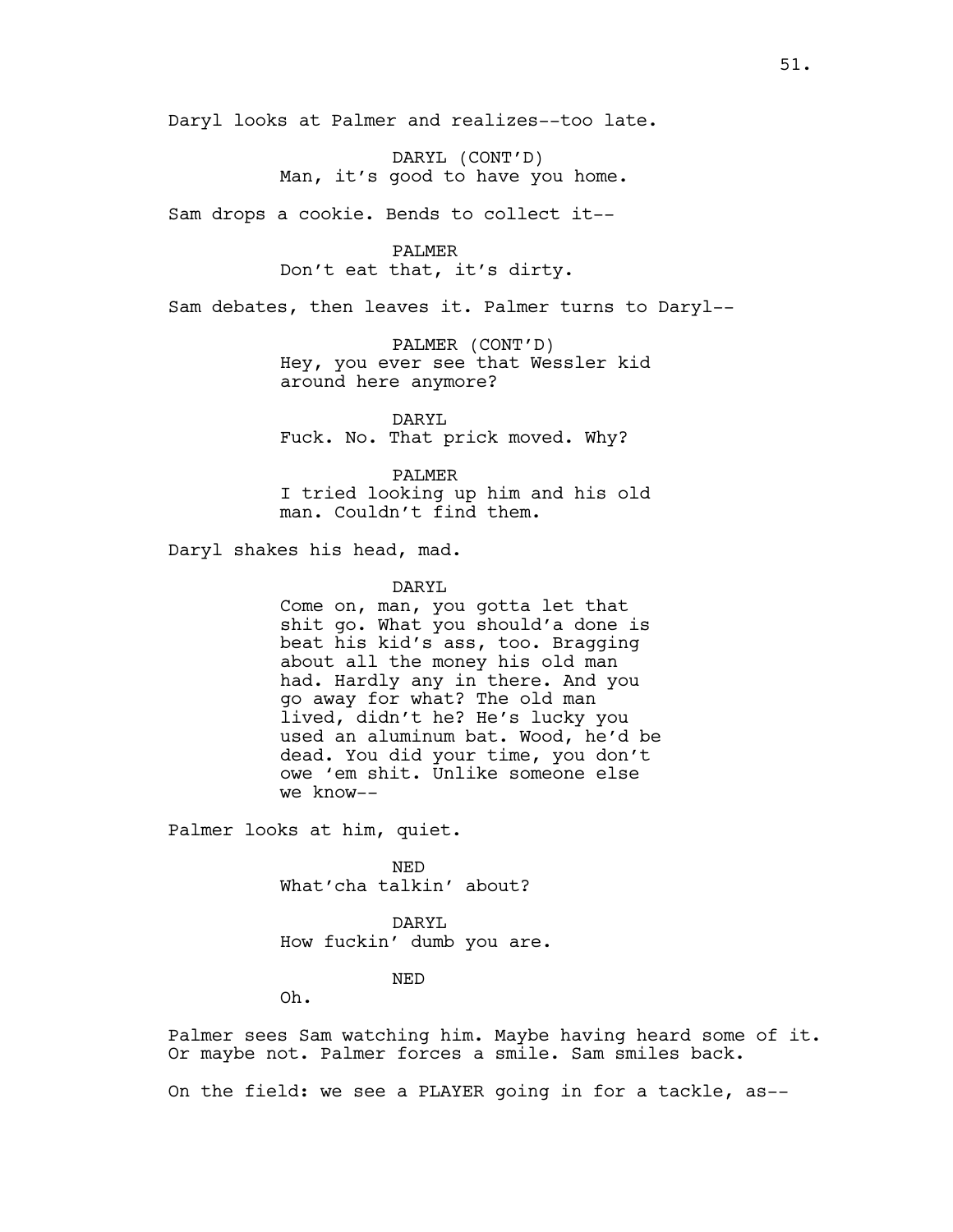Daryl looks at Palmer and realizes--too late.

DARYL (CONT'D)
Man, it's good to have you home.

Sam drops a cookie. Bends to collect it--

PALMER
Don't eat that, it's dirty.

Sam debates, then leaves it. Palmer turns to Daryl--

PALMER (CONT'D)
Hey, you ever see that Wessler kid around here anymore?

DARYL
Fuck. No. That prick moved. Why?

PALMER
I tried looking up him and his old man. Couldn't find them.

Daryl shakes his head, mad.

DARYL
Come on, man, you gotta let that shit go. What you should'a done is beat his kid's ass, too. Bragging about all the money his old man had. Hardly any in there. And you go away for what? The old man lived, didn't he? He's lucky you used an aluminum bat. Wood, he'd be dead. You did your time, you don't owe 'em shit. Unlike someone else we know--

Palmer looks at him, quiet.

NED
What'cha talkin' about?

DARYL
How fuckin' dumb you are.

NED
Oh.

Palmer sees Sam watching him. Maybe having heard some of it. Or maybe not. Palmer forces a smile. Sam smiles back.

On the field: we see a PLAYER going in for a tackle, as--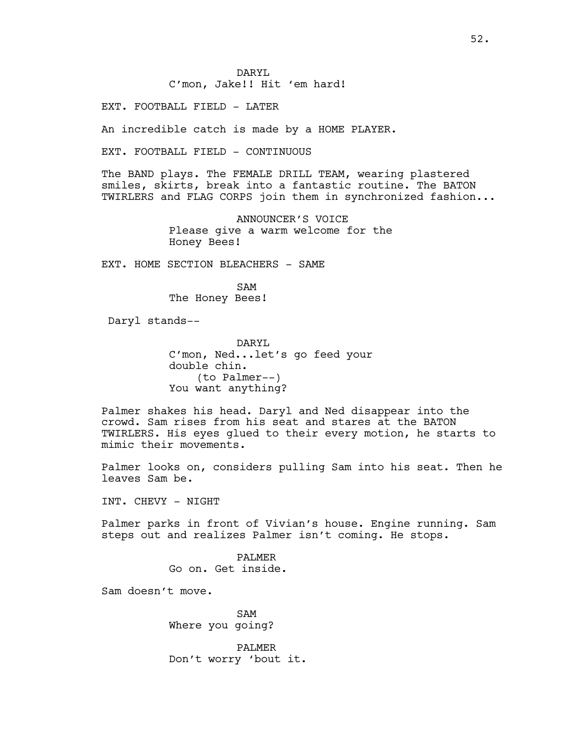DARYL
C'mon, Jake!! Hit 'em hard!

EXT. FOOTBALL FIELD - LATER

An incredible catch is made by a HOME PLAYER.

EXT. FOOTBALL FIELD - CONTINUOUS

The BAND plays. The FEMALE DRILL TEAM, wearing plastered smiles, skirts, break into a fantastic routine. The BATON TWIRLERS and FLAG CORPS join them in synchronized fashion...

ANNOUNCER'S VOICE
Please give a warm welcome for the Honey Bees!

EXT. HOME SECTION BLEACHERS - SAME

SAM
The Honey Bees!

Daryl stands--

DARYL
C'mon, Ned...let's go feed your double chin.
(to Palmer--)
You want anything?

Palmer shakes his head. Daryl and Ned disappear into the crowd. Sam rises from his seat and stares at the BATON TWIRLERS. His eyes glued to their every motion, he starts to mimic their movements.

Palmer looks on, considers pulling Sam into his seat. Then he leaves Sam be.

INT. CHEVY - NIGHT

Palmer parks in front of Vivian's house. Engine running. Sam steps out and realizes Palmer isn't coming. He stops.

PALMER
Go on. Get inside.

Sam doesn't move.

SAM
Where you going?

PALMER
Don't worry 'bout it.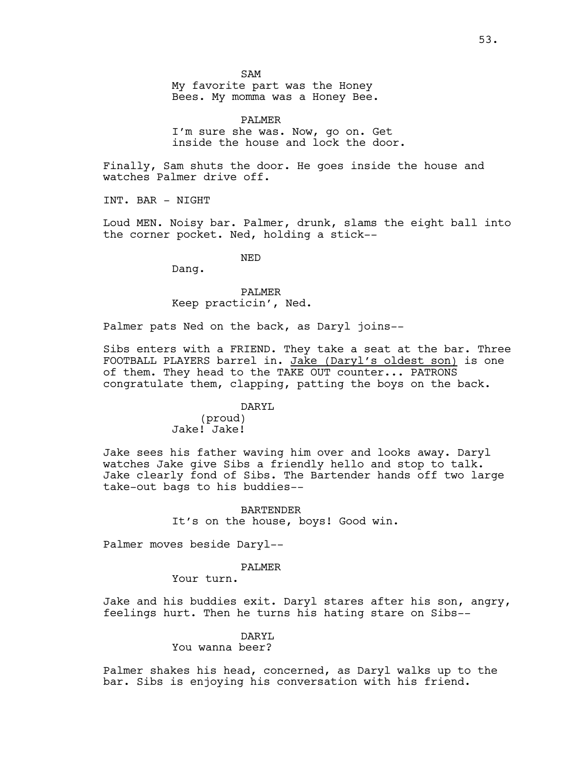SAM

My favorite part was the Honey Bees. My momma was a Honey Bee.

PALMER

I'm sure she was. Now, go on. Get inside the house and lock the door.

Finally, Sam shuts the door. He goes inside the house and watches Palmer drive off.

INT. BAR - NIGHT

Loud MEN. Noisy bar. Palmer, drunk, slams the eight ball into the corner pocket. Ned, holding a stick--

NED

Dang.

PALMER

Keep practicin', Ned.

Palmer pats Ned on the back, as Daryl joins--

Sibs enters with a FRIEND. They take a seat at the bar. Three FOOTBALL PLAYERS barrel in. <u>Jake (Daryl's oldest son)</u> is one of them. They head to the TAKE OUT counter... PATRONS congratulate them, clapping, patting the boys on the back.

DARYL

(proud)

Jake! Jake!

Jake sees his father waving him over and looks away. Daryl watches Jake give Sibs a friendly hello and stop to talk. Jake clearly fond of Sibs. The Bartender hands off two large take-out bags to his buddies--

BARTENDER

It's on the house, boys! Good win.

Palmer moves beside Daryl--

PALMER

Your turn.

Jake and his buddies exit. Daryl stares after his son, angry, feelings hurt. Then he turns his hating stare on Sibs--

DARYL

You wanna beer?

Palmer shakes his head, concerned, as Daryl walks up to the bar. Sibs is enjoying his conversation with his friend.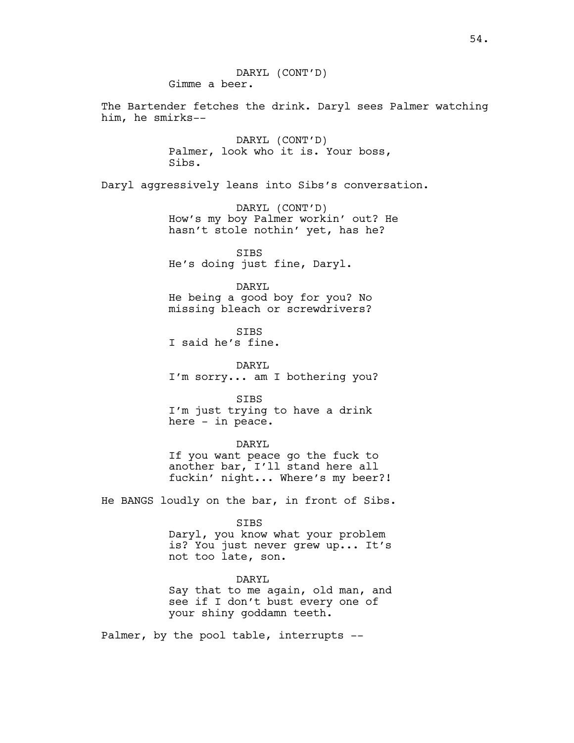DARYL (CONT'D)
Gimme a beer.

The Bartender fetches the drink. Daryl sees Palmer watching him, he smirks--

DARYL (CONT'D)
Palmer, look who it is. Your boss, Sibs.

Daryl aggressively leans into Sibs's conversation.

DARYL (CONT'D)
How's my boy Palmer workin' out? He hasn't stole nothin' yet, has he?

SIBS
He's doing just fine, Daryl.

DARYL
He being a good boy for you? No missing bleach or screwdrivers?

SIBS
I said he's fine.

DARYL
I'm sorry... am I bothering you?

SIBS
I'm just trying to have a drink here - in peace.

DARYL
If you want peace go the fuck to another bar, I'll stand here all fuckin' night... Where's my beer?!

He BANGS loudly on the bar, in front of Sibs.

SIBS
Daryl, you know what your problem is? You just never grew up... It's not too late, son.

DARYL
Say that to me again, old man, and see if I don't bust every one of your shiny goddamn teeth.

Palmer, by the pool table, interrupts --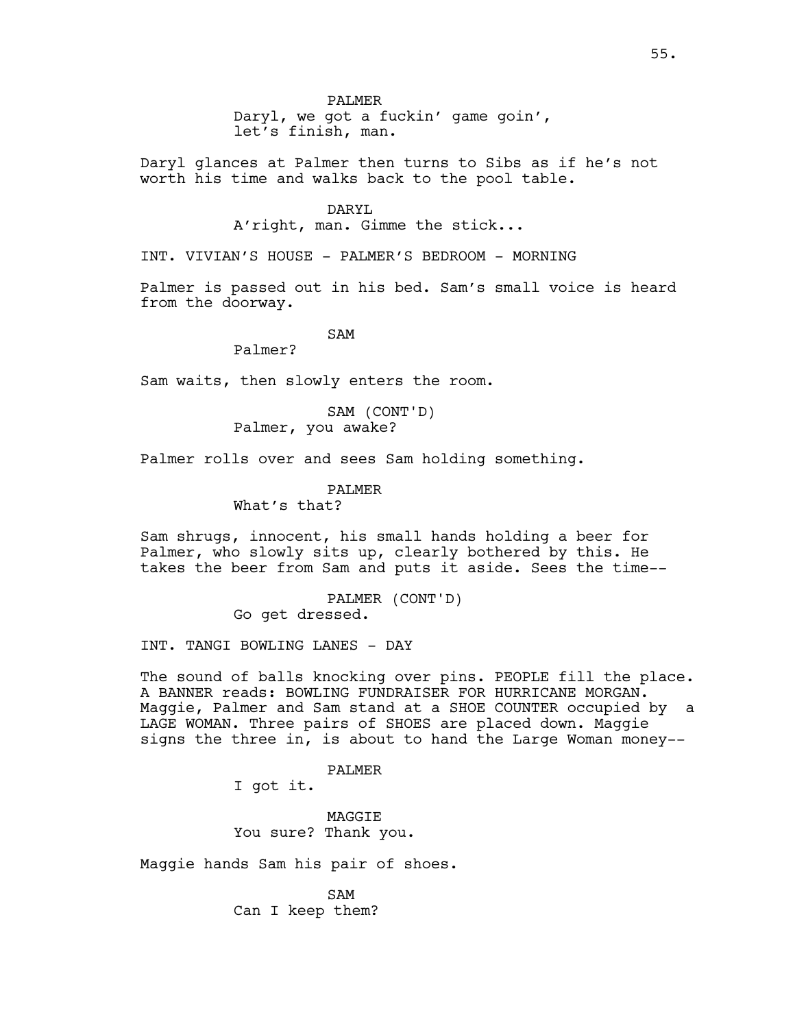PALMER
Daryl, we got a fuckin' game goin', let's finish, man.

Daryl glances at Palmer then turns to Sibs as if he's not worth his time and walks back to the pool table.

DARYL
A'right, man. Gimme the stick...

INT. VIVIAN'S HOUSE - PALMER'S BEDROOM - MORNING

Palmer is passed out in his bed. Sam's small voice is heard from the doorway.

SAM
Palmer?

Sam waits, then slowly enters the room.

SAM (CONT'D)
Palmer, you awake?

Palmer rolls over and sees Sam holding something.

PALMER
What's that?

Sam shrugs, innocent, his small hands holding a beer for Palmer, who slowly sits up, clearly bothered by this. He takes the beer from Sam and puts it aside. Sees the time--

PALMER (CONT'D)
Go get dressed.

INT. TANGI BOWLING LANES - DAY

The sound of balls knocking over pins. PEOPLE fill the place. A BANNER reads: BOWLING FUNDRAISER FOR HURRICANE MORGAN. Maggie, Palmer and Sam stand at a SHOE COUNTER occupied by a LAGE WOMAN. Three pairs of SHOES are placed down. Maggie signs the three in, is about to hand the Large Woman money--

PALMER
I got it.

MAGGIE
You sure? Thank you.

Maggie hands Sam his pair of shoes.

SAM
Can I keep them?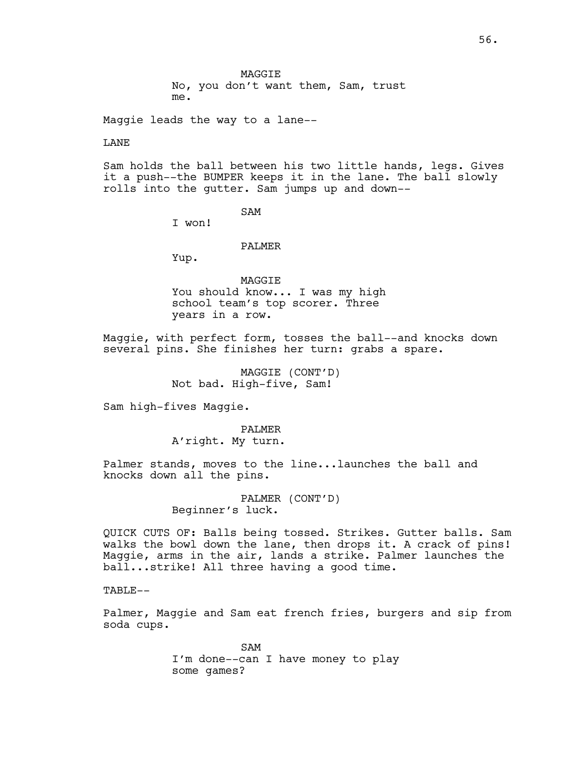MAGGIE
No, you don't want them, Sam, trust me.

Maggie leads the way to a lane--

LANE

Sam holds the ball between his two little hands, legs. Gives it a push--the BUMPER keeps it in the lane. The ball slowly rolls into the gutter. Sam jumps up and down--

SAM
I won!

PALMER
Yup.

MAGGIE
You should know... I was my high school team's top scorer. Three years in a row.

Maggie, with perfect form, tosses the ball--and knocks down several pins. She finishes her turn: grabs a spare.

MAGGIE (CONT'D)
Not bad. High-five, Sam!

Sam high-fives Maggie.

PALMER
A'right. My turn.

Palmer stands, moves to the line...launches the ball and knocks down all the pins.

PALMER (CONT'D)
Beginner's luck.

QUICK CUTS OF: Balls being tossed. Strikes. Gutter balls. Sam walks the bowl down the lane, then drops it. A crack of pins! Maggie, arms in the air, lands a strike. Palmer launches the ball...strike! All three having a good time.

TABLE--

Palmer, Maggie and Sam eat french fries, burgers and sip from soda cups.

SAM
I'm done--can I have money to play some games?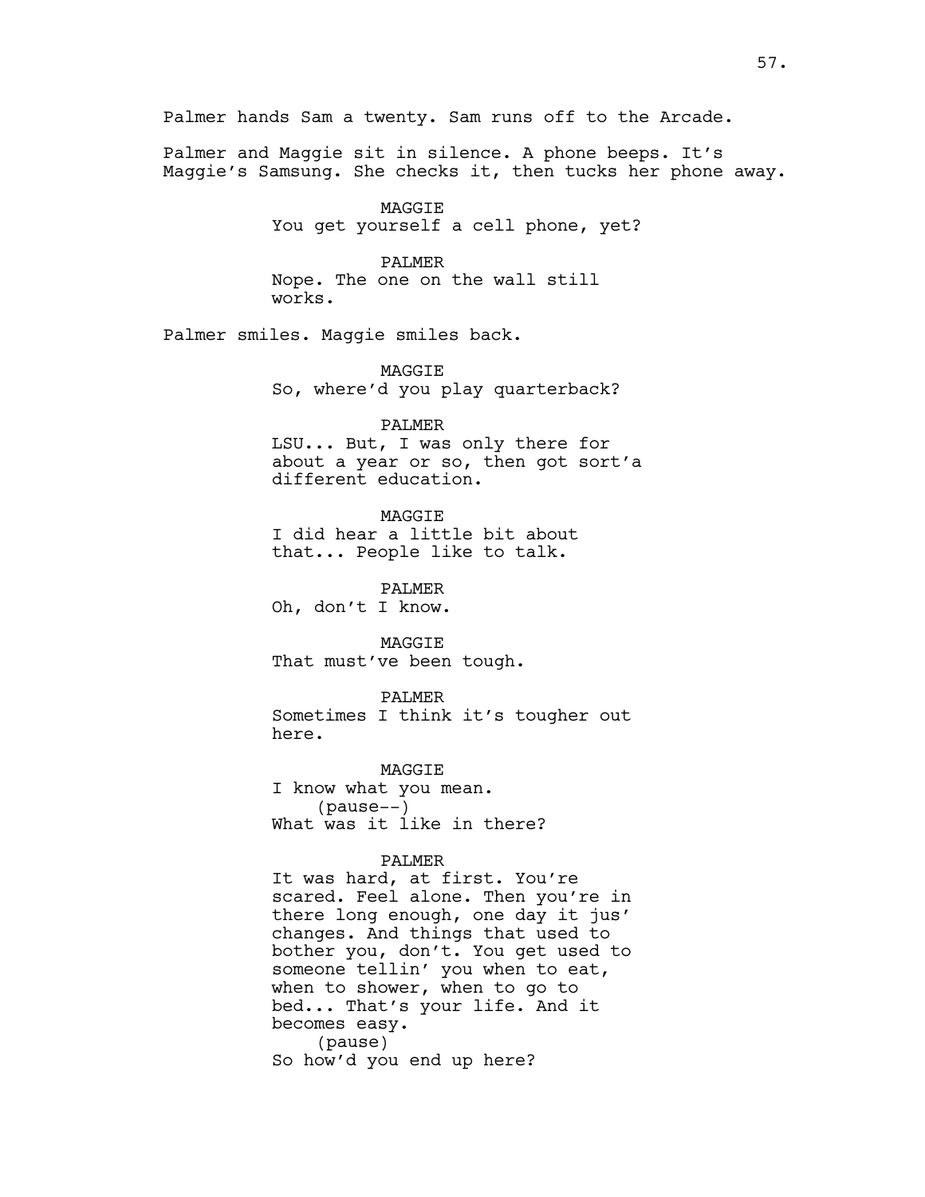Palmer hands Sam a twenty. Sam runs off to the Arcade.

Palmer and Maggie sit in silence. A phone beeps. It's Maggie's Samsung. She checks it, then tucks her phone away.

MAGGIE
You get yourself a cell phone, yet?

PALMER
Nope. The one on the wall still works.

Palmer smiles. Maggie smiles back.

MAGGIE
So, where'd you play quarterback?

PALMER
LSU... But, I was only there for about a year or so, then got sort'a different education.

MAGGIE
I did hear a little bit about that... People like to talk.

PALMER
Oh, don't I know.

MAGGIE
That must've been tough.

PALMER
Sometimes I think it's tougher out here.

MAGGIE
I know what you mean.
(pause--)
What was it like in there?

PALMER
It was hard, at first. You're scared. Feel alone. Then you're in there long enough, one day it jus' changes. And things that used to bother you, don't. You get used to someone tellin' you when to eat, when to shower, when to go to bed... That's your life. And it becomes easy.
(pause)
So how'd you end up here?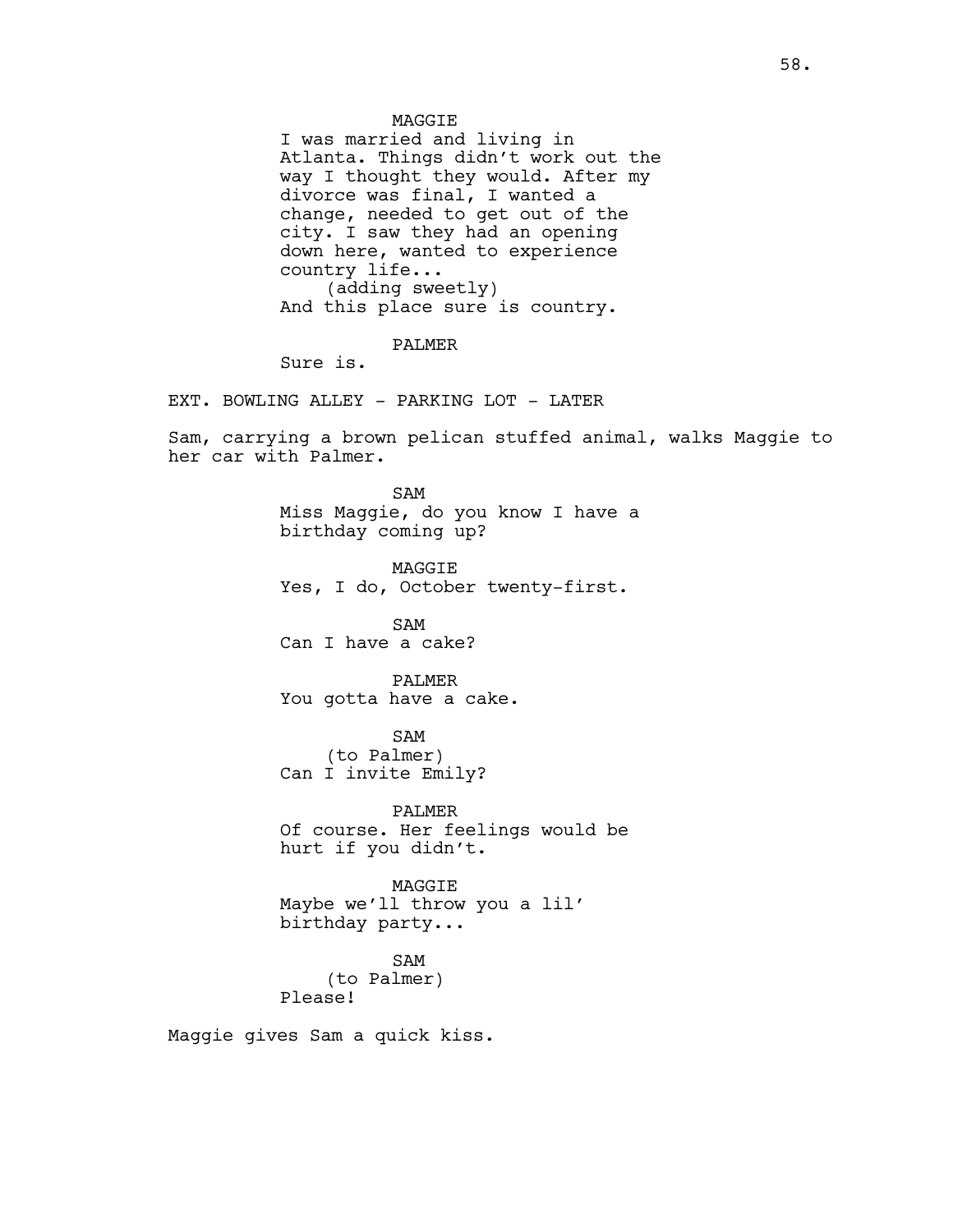MAGGIE
I was married and living in Atlanta. Things didn't work out the way I thought they would. After my divorce was final, I wanted a change, needed to get out of the city. I saw they had an opening down here, wanted to experience country life...
(adding sweetly)
And this place sure is country.

PALMER
Sure is.

EXT. BOWLING ALLEY - PARKING LOT - LATER

Sam, carrying a brown pelican stuffed animal, walks Maggie to her car with Palmer.

SAM
Miss Maggie, do you know I have a birthday coming up?

MAGGIE
Yes, I do, October twenty-first.

SAM
Can I have a cake?

PALMER
You gotta have a cake.

SAM
(to Palmer)
Can I invite Emily?

PALMER
Of course. Her feelings would be hurt if you didn't.

MAGGIE
Maybe we'll throw you a lil' birthday party...

SAM
(to Palmer)
Please!

Maggie gives Sam a quick kiss.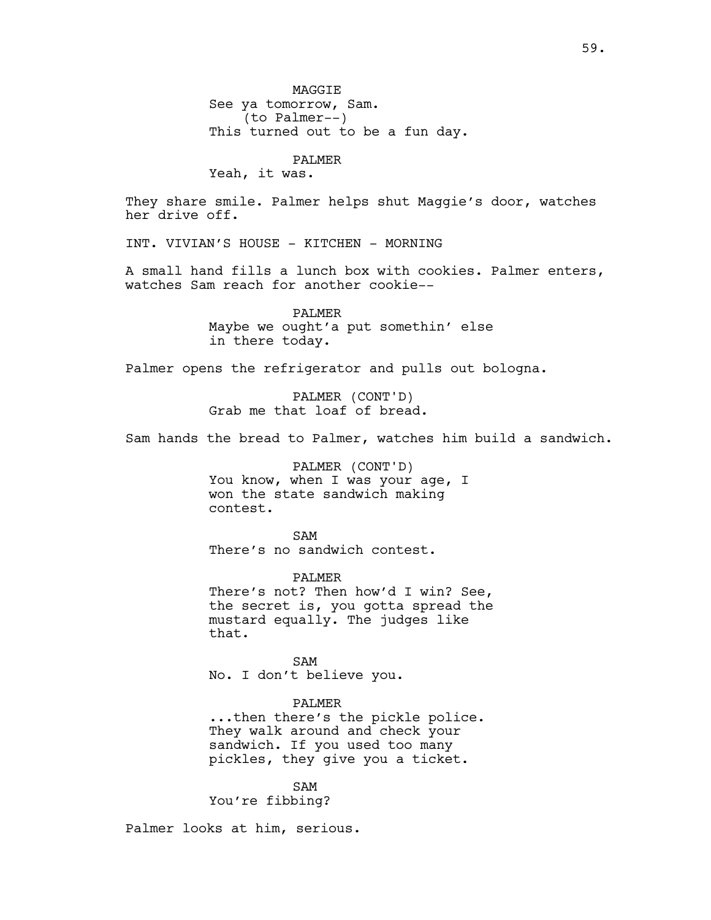MAGGIE
See ya tomorrow, Sam.
(to Palmer--)
This turned out to be a fun day.

PALMER
Yeah, it was.

They share smile. Palmer helps shut Maggie's door, watches her drive off.

INT. VIVIAN'S HOUSE - KITCHEN - MORNING

A small hand fills a lunch box with cookies. Palmer enters, watches Sam reach for another cookie--

PALMER
Maybe we ought'a put somethin' else in there today.

Palmer opens the refrigerator and pulls out bologna.

PALMER (CONT'D)
Grab me that loaf of bread.

Sam hands the bread to Palmer, watches him build a sandwich.

PALMER (CONT'D)
You know, when I was your age, I won the state sandwich making contest.

SAM
There's no sandwich contest.

PALMER
There's not? Then how'd I win? See, the secret is, you gotta spread the mustard equally. The judges like that.

SAM
No. I don't believe you.

PALMER
...then there's the pickle police. They walk around and check your sandwich. If you used too many pickles, they give you a ticket.

SAM
You're fibbing?

Palmer looks at him, serious.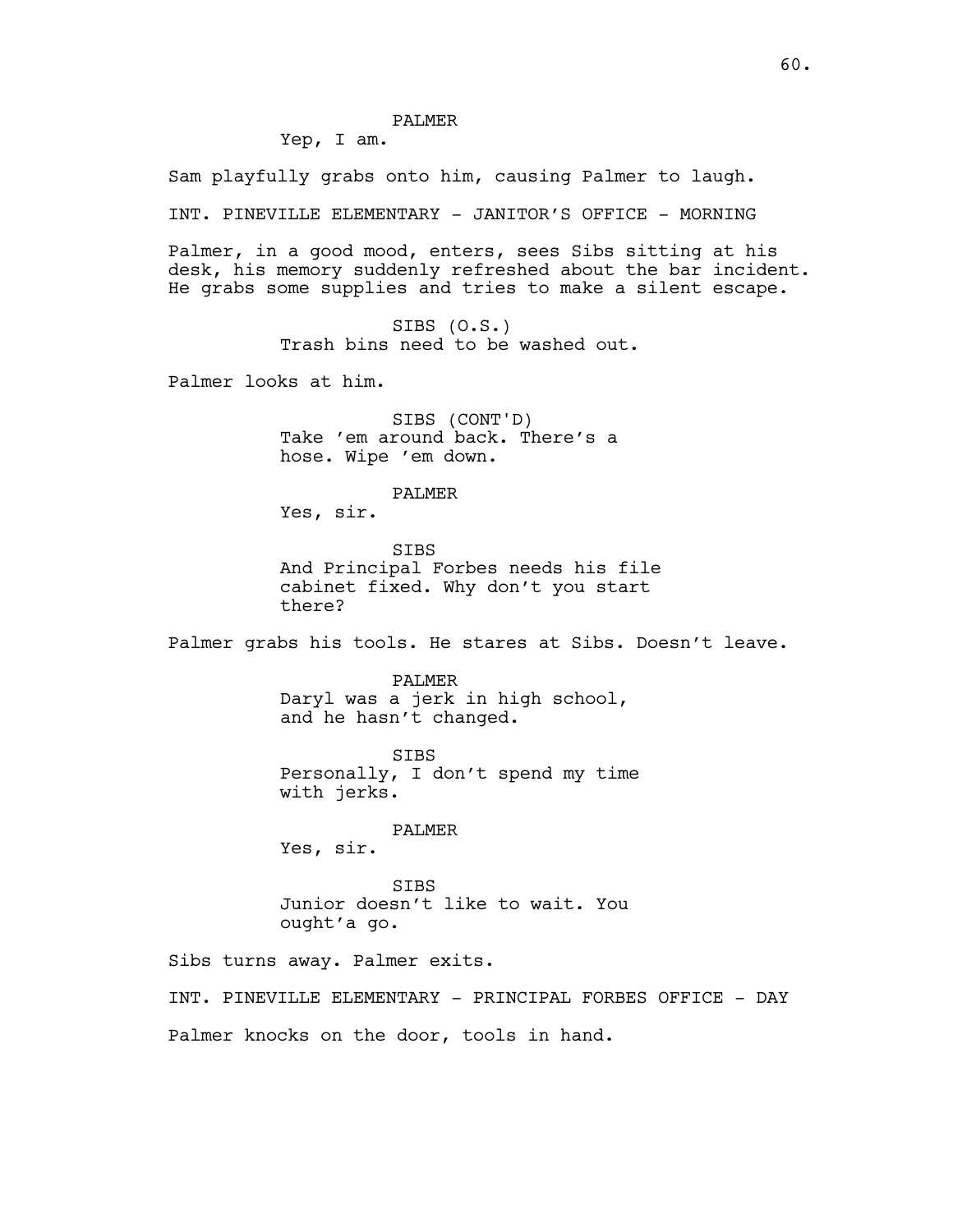PALMER
Yep, I am.

Sam playfully grabs onto him, causing Palmer to laugh.

INT. PINEVILLE ELEMENTARY - JANITOR'S OFFICE - MORNING

Palmer, in a good mood, enters, sees Sibs sitting at his desk, his memory suddenly refreshed about the bar incident. He grabs some supplies and tries to make a silent escape.

SIBS (O.S.)
Trash bins need to be washed out.

Palmer looks at him.

SIBS (CONT'D)
Take 'em around back. There's a hose. Wipe 'em down.

PALMER
Yes, sir.

SIBS
And Principal Forbes needs his file cabinet fixed. Why don't you start there?

Palmer grabs his tools. He stares at Sibs. Doesn't leave.

PALMER
Daryl was a jerk in high school, and he hasn't changed.

SIBS
Personally, I don't spend my time with jerks.

PALMER
Yes, sir.

SIBS
Junior doesn't like to wait. You ought'a go.

Sibs turns away. Palmer exits.

INT. PINEVILLE ELEMENTARY - PRINCIPAL FORBES OFFICE - DAY

Palmer knocks on the door, tools in hand.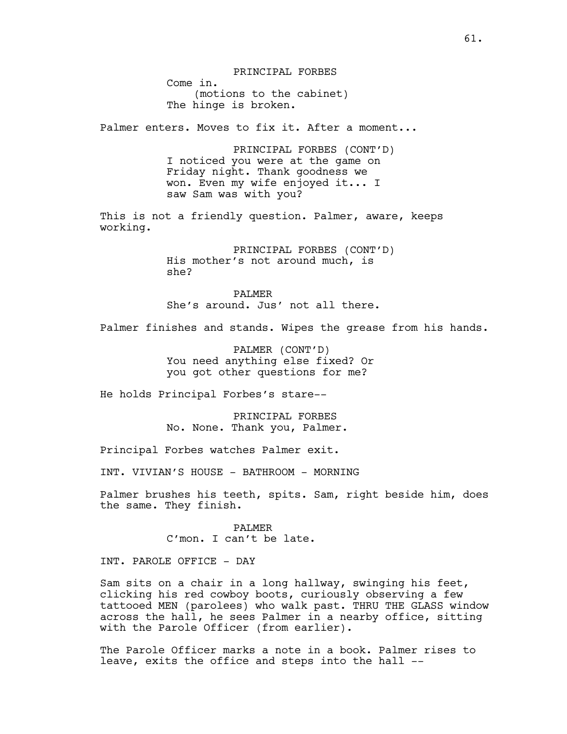PRINCIPAL FORBES
Come in.
(motions to the cabinet)
The hinge is broken.

Palmer enters. Moves to fix it. After a moment...

PRINCIPAL FORBES (CONT'D)
I noticed you were at the game on Friday night. Thank goodness we won. Even my wife enjoyed it... I saw Sam was with you?

This is not a friendly question. Palmer, aware, keeps working.

PRINCIPAL FORBES (CONT'D)
His mother's not around much, is she?

PALMER
She's around. Jus' not all there.

Palmer finishes and stands. Wipes the grease from his hands.

PALMER (CONT'D)
You need anything else fixed? Or you got other questions for me?

He holds Principal Forbes's stare--

PRINCIPAL FORBES
No. None. Thank you, Palmer.

Principal Forbes watches Palmer exit.

INT. VIVIAN'S HOUSE - BATHROOM - MORNING

Palmer brushes his teeth, spits. Sam, right beside him, does the same. They finish.

PALMER
C'mon. I can't be late.

INT. PAROLE OFFICE - DAY

Sam sits on a chair in a long hallway, swinging his feet, clicking his red cowboy boots, curiously observing a few tattooed MEN (parolees) who walk past. THRU THE GLASS window across the hall, he sees Palmer in a nearby office, sitting with the Parole Officer (from earlier).

The Parole Officer marks a note in a book. Palmer rises to leave, exits the office and steps into the hall --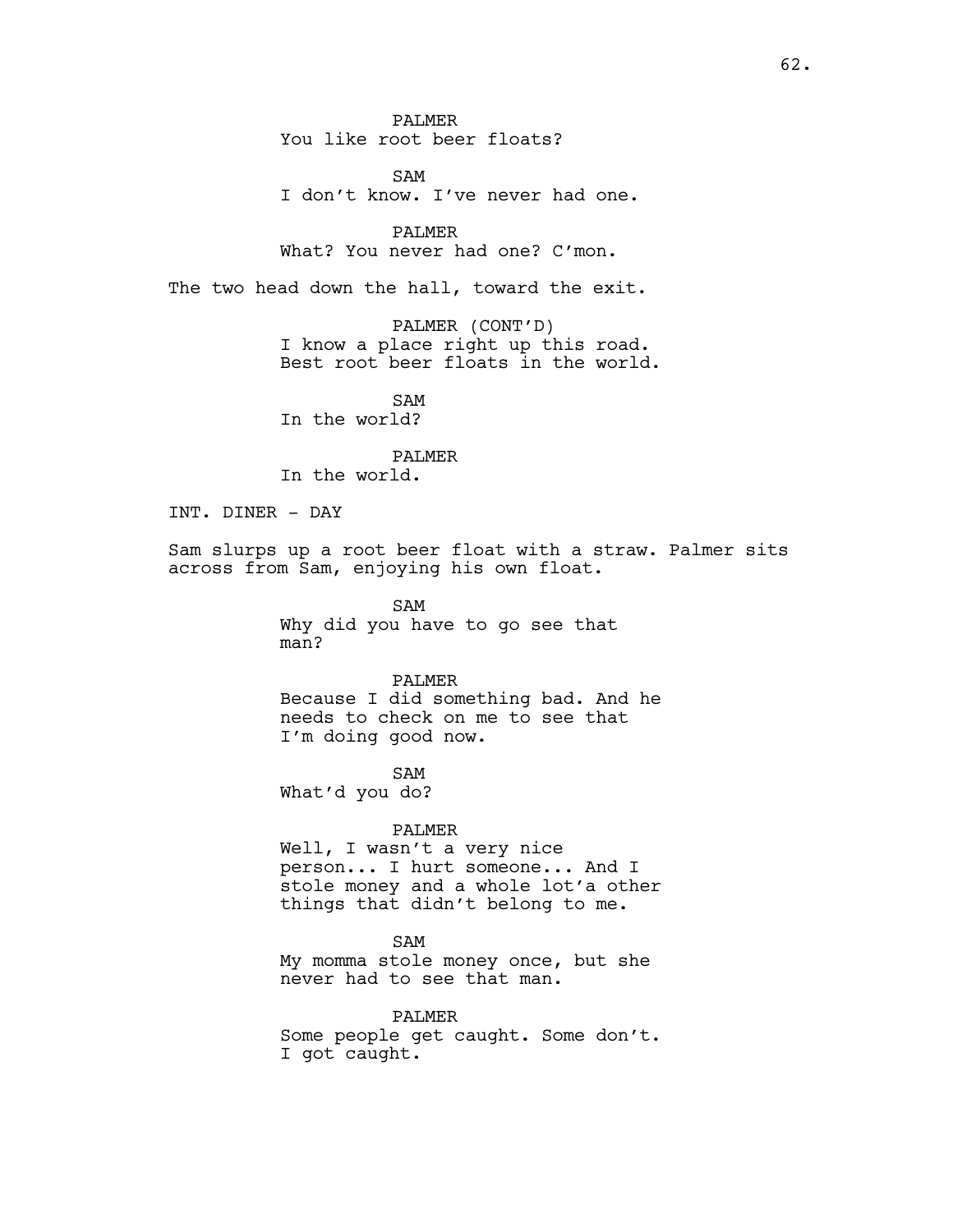PALMER
You like root beer floats?

SAM
I don't know. I've never had one.

PALMER
What? You never had one? C'mon.

The two head down the hall, toward the exit.

PALMER (CONT'D)
I know a place right up this road. Best root beer floats in the world.

SAM
In the world?

PALMER
In the world.

INT. DINER - DAY

Sam slurps up a root beer float with a straw. Palmer sits across from Sam, enjoying his own float.

SAM
Why did you have to go see that man?

PALMER
Because I did something bad. And he needs to check on me to see that I'm doing good now.

SAM
What'd you do?

PALMER
Well, I wasn't a very nice person... I hurt someone... And I stole money and a whole lot'a other things that didn't belong to me.

SAM
My momma stole money once, but she never had to see that man.

PALMER
Some people get caught. Some don't. I got caught.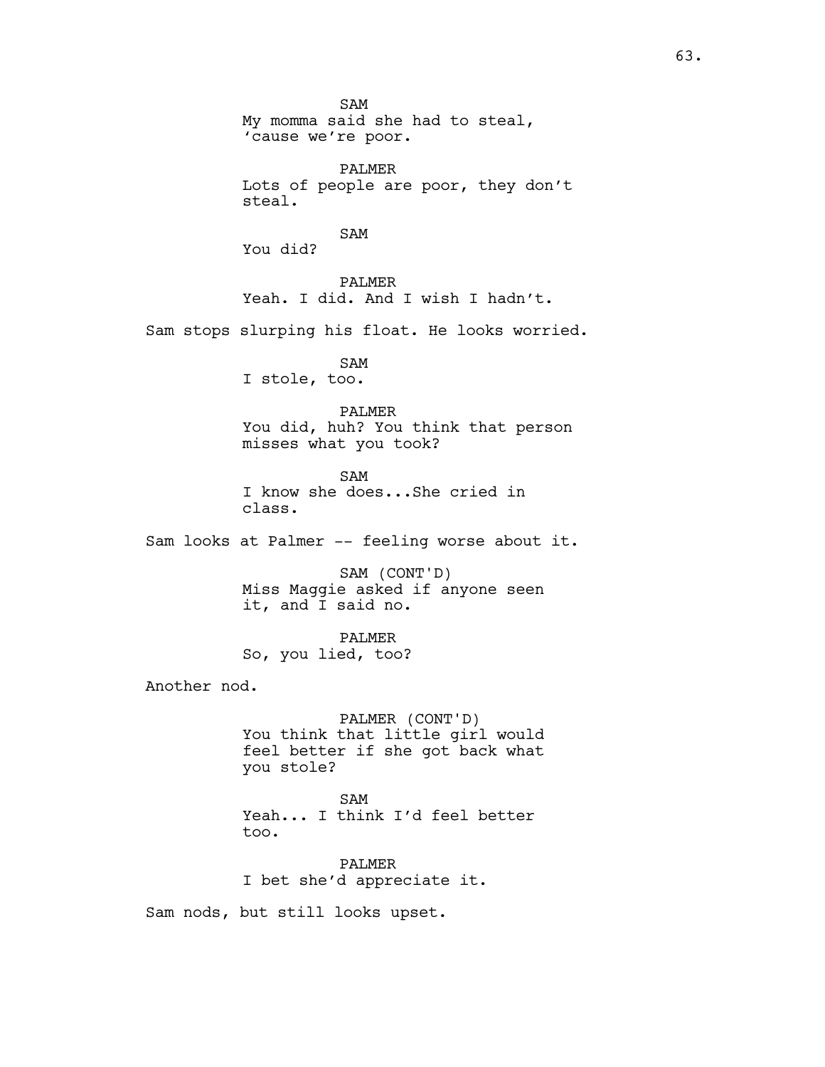SAM

My momma said she had to steal, 'cause we're poor.

PALMER

Lots of people are poor, they don't steal.

SAM

You did?

PALMER

Yeah. I did. And I wish I hadn't.

Sam stops slurping his float. He looks worried.

SAM

I stole, too.

PALMER

You did, huh? You think that person misses what you took?

SAM

I know she does...She cried in class.

Sam looks at Palmer -- feeling worse about it.

SAM (CONT'D)

Miss Maggie asked if anyone seen it, and I said no.

PALMER

So, you lied, too?

Another nod.

PALMER (CONT'D)

You think that little girl would feel better if she got back what you stole?

SAM

Yeah... I think I'd feel better too.

PALMER

I bet she'd appreciate it.

Sam nods, but still looks upset.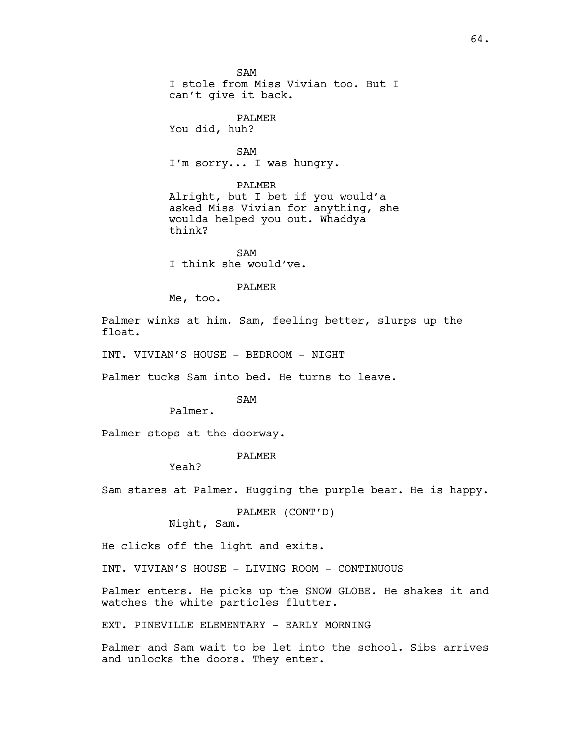SAM
I stole from Miss Vivian too. But I can't give it back.

PALMER
You did, huh?

SAM
I'm sorry... I was hungry.

PALMER
Alright, but I bet if you would'a asked Miss Vivian for anything, she woulda helped you out. Whaddya think?

SAM
I think she would've.

PALMER
Me, too.

Palmer winks at him. Sam, feeling better, slurps up the float.

INT. VIVIAN'S HOUSE - BEDROOM - NIGHT

Palmer tucks Sam into bed. He turns to leave.

SAM
Palmer.

Palmer stops at the doorway.

PALMER
Yeah?

Sam stares at Palmer. Hugging the purple bear. He is happy.

PALMER (CONT'D)
Night, Sam.

He clicks off the light and exits.

INT. VIVIAN'S HOUSE - LIVING ROOM - CONTINUOUS

Palmer enters. He picks up the SNOW GLOBE. He shakes it and watches the white particles flutter.

EXT. PINEVILLE ELEMENTARY - EARLY MORNING

Palmer and Sam wait to be let into the school. Sibs arrives and unlocks the doors. They enter.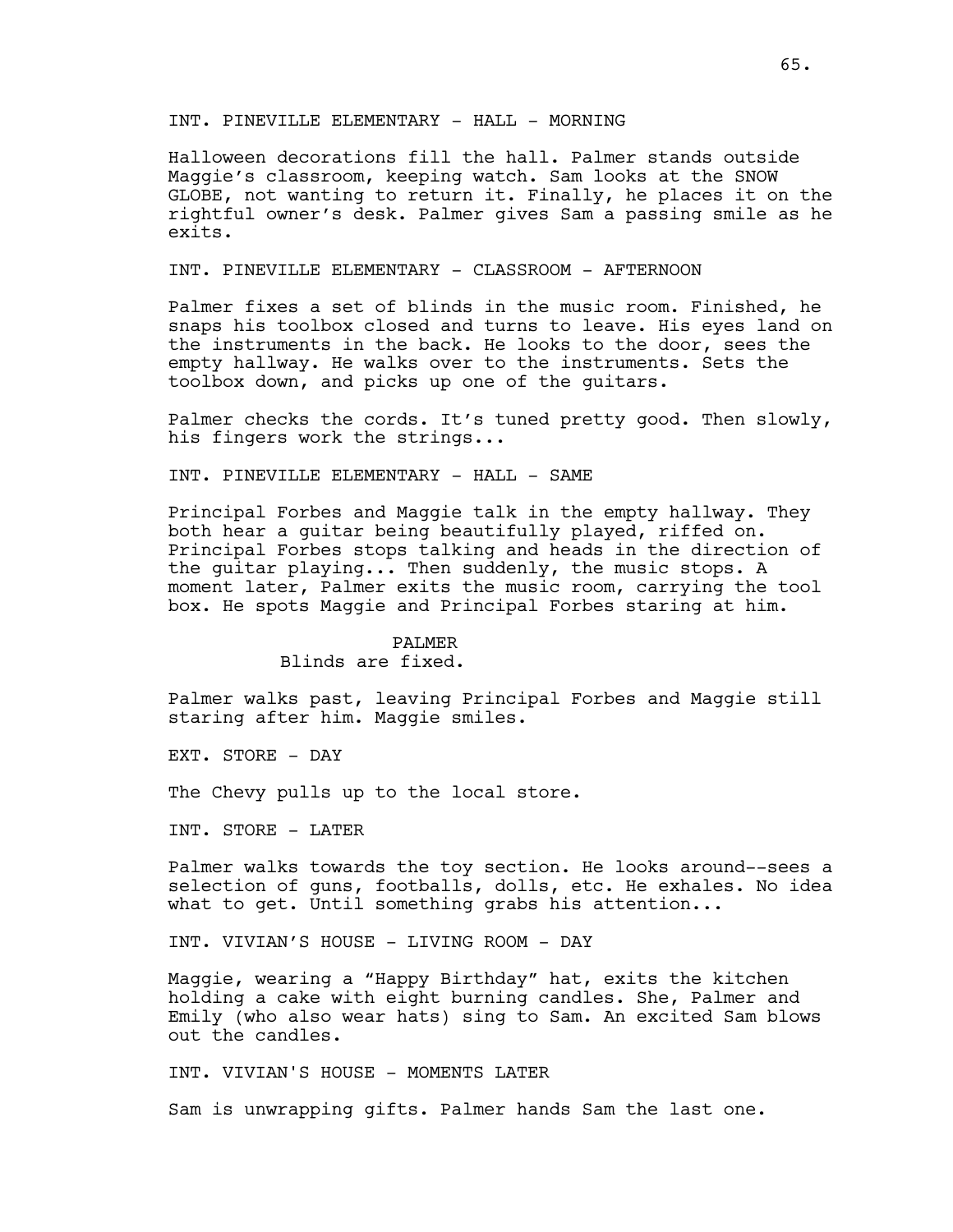INT. PINEVILLE ELEMENTARY - HALL - MORNING

Halloween decorations fill the hall. Palmer stands outside Maggie's classroom, keeping watch. Sam looks at the SNOW GLOBE, not wanting to return it. Finally, he places it on the rightful owner's desk. Palmer gives Sam a passing smile as he exits.

INT. PINEVILLE ELEMENTARY - CLASSROOM - AFTERNOON

Palmer fixes a set of blinds in the music room. Finished, he snaps his toolbox closed and turns to leave. His eyes land on the instruments in the back. He looks to the door, sees the empty hallway. He walks over to the instruments. Sets the toolbox down, and picks up one of the guitars.

Palmer checks the cords. It's tuned pretty good. Then slowly, his fingers work the strings...

INT. PINEVILLE ELEMENTARY - HALL - SAME

Principal Forbes and Maggie talk in the empty hallway. They both hear a guitar being beautifully played, riffed on. Principal Forbes stops talking and heads in the direction of the guitar playing... Then suddenly, the music stops. A moment later, Palmer exits the music room, carrying the tool box. He spots Maggie and Principal Forbes staring at him.

PALMER
Blinds are fixed.

Palmer walks past, leaving Principal Forbes and Maggie still staring after him. Maggie smiles.

EXT. STORE - DAY

The Chevy pulls up to the local store.

INT. STORE - LATER

Palmer walks towards the toy section. He looks around--sees a selection of guns, footballs, dolls, etc. He exhales. No idea what to get. Until something grabs his attention...

INT. VIVIAN'S HOUSE - LIVING ROOM - DAY

Maggie, wearing a "Happy Birthday" hat, exits the kitchen holding a cake with eight burning candles. She, Palmer and Emily (who also wear hats) sing to Sam. An excited Sam blows out the candles.

INT. VIVIAN'S HOUSE - MOMENTS LATER

Sam is unwrapping gifts. Palmer hands Sam the last one.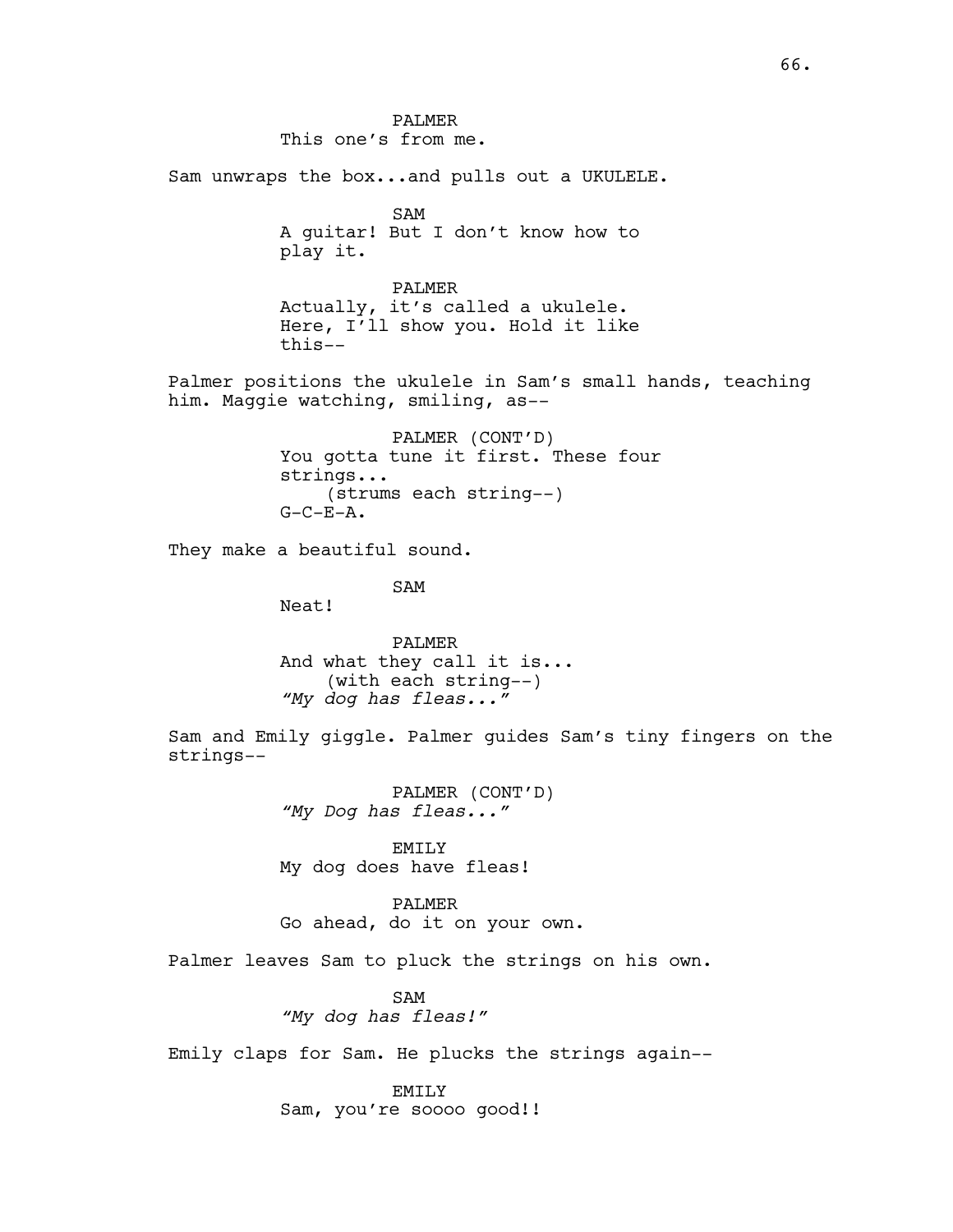PALMER
This one's from me.

Sam unwraps the box...and pulls out a UKULELE.

SAM
A guitar! But I don't know how to play it.

PALMER
Actually, it's called a ukulele. Here, I'll show you. Hold it like this--

Palmer positions the ukulele in Sam's small hands, teaching him. Maggie watching, smiling, as--

PALMER (CONT'D)
You gotta tune it first. These four strings...
(strums each string--)
G-C-E-A.

They make a beautiful sound.

SAM
Neat!

PALMER
And what they call it is...
(with each string--)
*"My dog has fleas..."*

Sam and Emily giggle. Palmer guides Sam's tiny fingers on the strings--

PALMER (CONT'D)
*"My Dog has fleas..."*

EMILY
My dog does have fleas!

PALMER
Go ahead, do it on your own.

Palmer leaves Sam to pluck the strings on his own.

SAM
*"My dog has fleas!"*

Emily claps for Sam. He plucks the strings again--

EMILY
Sam, you're soooo good!!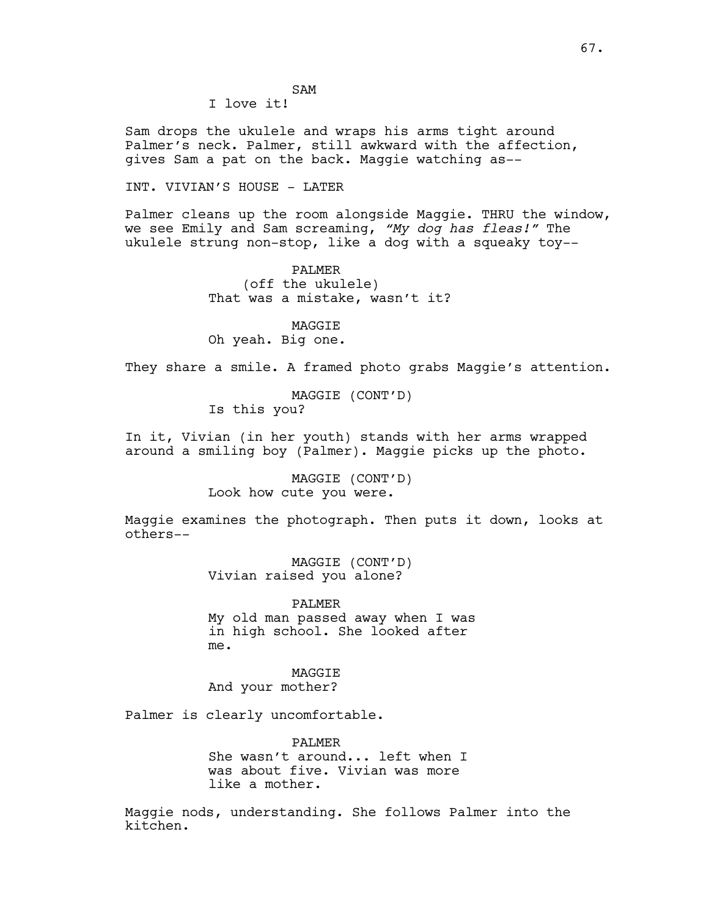SAM

I love it!

Sam drops the ukulele and wraps his arms tight around Palmer's neck. Palmer, still awkward with the affection, gives Sam a pat on the back. Maggie watching as--

INT. VIVIAN'S HOUSE - LATER

Palmer cleans up the room alongside Maggie. THRU the window, we see Emily and Sam screaming, *"My dog has fleas!"* The ukulele strung non-stop, like a dog with a squeaky toy--

PALMER

(off the ukulele)

That was a mistake, wasn't it?

MAGGIE

Oh yeah. Big one.

They share a smile. A framed photo grabs Maggie's attention.

MAGGIE (CONT'D)

Is this you?

In it, Vivian (in her youth) stands with her arms wrapped around a smiling boy (Palmer). Maggie picks up the photo.

MAGGIE (CONT'D)

Look how cute you were.

Maggie examines the photograph. Then puts it down, looks at others--

MAGGIE (CONT'D)

Vivian raised you alone?

PALMER

My old man passed away when I was in high school. She looked after me.

MAGGIE

And your mother?

Palmer is clearly uncomfortable.

PALMER

She wasn't around... left when I was about five. Vivian was more like a mother.

Maggie nods, understanding. She follows Palmer into the kitchen.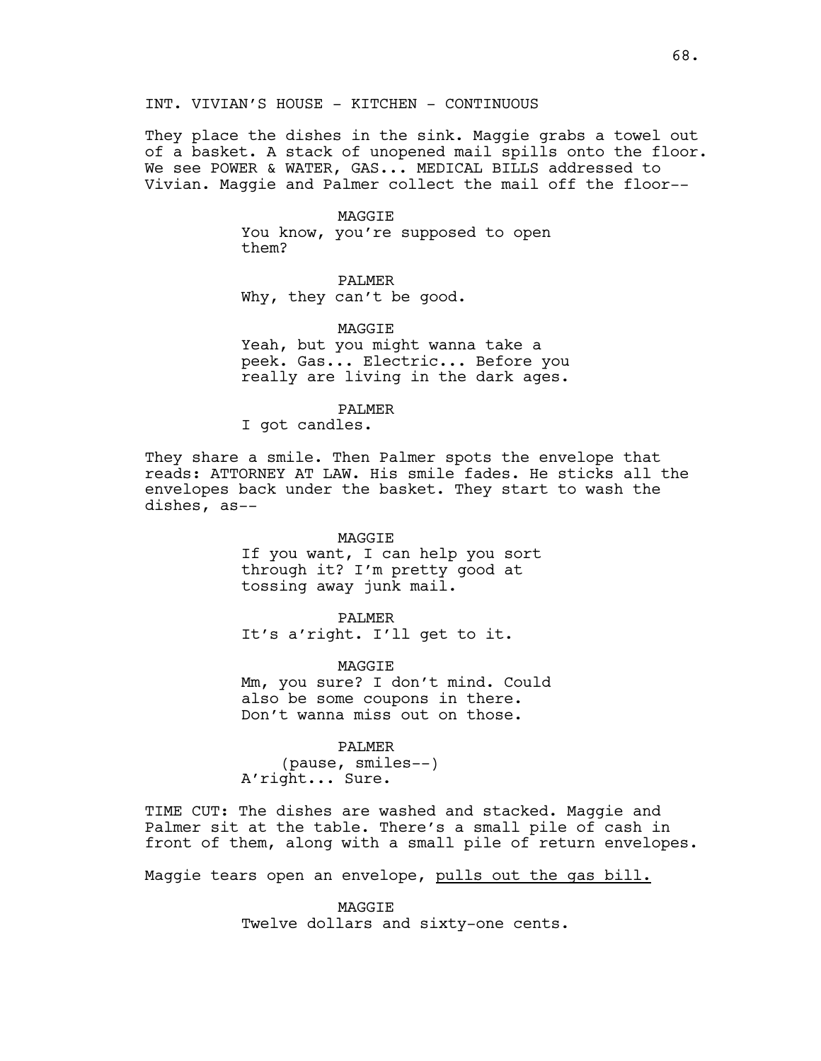INT. VIVIAN'S HOUSE - KITCHEN - CONTINUOUS

They place the dishes in the sink. Maggie grabs a towel out of a basket. A stack of unopened mail spills onto the floor. We see POWER & WATER, GAS... MEDICAL BILLS addressed to Vivian. Maggie and Palmer collect the mail off the floor--

MAGGIE
You know, you're supposed to open them?

PALMER
Why, they can't be good.

MAGGIE
Yeah, but you might wanna take a peek. Gas... Electric... Before you really are living in the dark ages.

PALMER
I got candles.

They share a smile. Then Palmer spots the envelope that reads: ATTORNEY AT LAW. His smile fades. He sticks all the envelopes back under the basket. They start to wash the dishes, as--

MAGGIE
If you want, I can help you sort through it? I'm pretty good at tossing away junk mail.

PALMER
It's a'right. I'll get to it.

MAGGIE
Mm, you sure? I don't mind. Could also be some coupons in there. Don't wanna miss out on those.

PALMER
(pause, smiles--)
A'right... Sure.

TIME CUT: The dishes are washed and stacked. Maggie and Palmer sit at the table. There's a small pile of cash in front of them, along with a small pile of return envelopes.

Maggie tears open an envelope, <u>pulls out the gas bill.</u>

MAGGIE
Twelve dollars and sixty-one cents.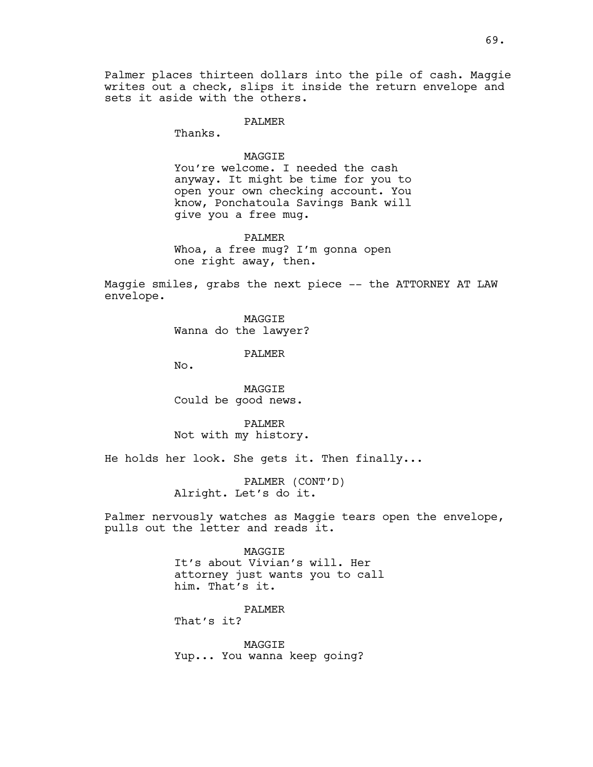Palmer places thirteen dollars into the pile of cash. Maggie writes out a check, slips it inside the return envelope and sets it aside with the others.

PALMER
Thanks.

MAGGIE
You're welcome. I needed the cash anyway. It might be time for you to open your own checking account. You know, Ponchatoula Savings Bank will give you a free mug.

PALMER
Whoa, a free mug? I'm gonna open one right away, then.

Maggie smiles, grabs the next piece -- the ATTORNEY AT LAW envelope.

MAGGIE
Wanna do the lawyer?

PALMER
No.

MAGGIE
Could be good news.

PALMER
Not with my history.

He holds her look. She gets it. Then finally...

PALMER (CONT'D)
Alright. Let's do it.

Palmer nervously watches as Maggie tears open the envelope, pulls out the letter and reads it.

MAGGIE
It's about Vivian's will. Her attorney just wants you to call him. That's it.

PALMER
That's it?

MAGGIE
Yup... You wanna keep going?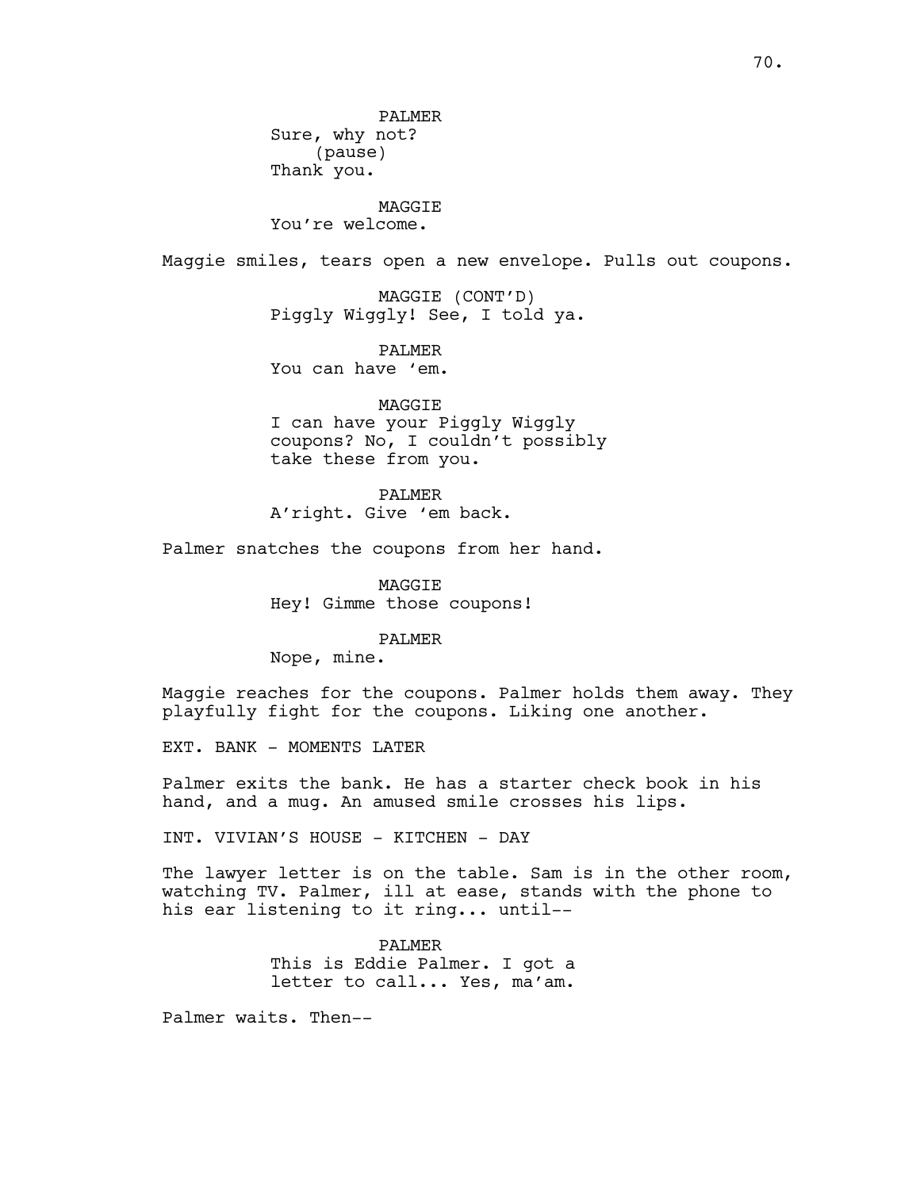PALMER
Sure, why not?
(pause)
Thank you.

MAGGIE
You're welcome.

Maggie smiles, tears open a new envelope. Pulls out coupons.

MAGGIE (CONT'D)
Piggly Wiggly! See, I told ya.

PALMER
You can have 'em.

MAGGIE
I can have your Piggly Wiggly coupons? No, I couldn't possibly take these from you.

PALMER
A'right. Give 'em back.

Palmer snatches the coupons from her hand.

MAGGIE
Hey! Gimme those coupons!

PALMER
Nope, mine.

Maggie reaches for the coupons. Palmer holds them away. They playfully fight for the coupons. Liking one another.

EXT. BANK - MOMENTS LATER

Palmer exits the bank. He has a starter check book in his hand, and a mug. An amused smile crosses his lips.

INT. VIVIAN'S HOUSE - KITCHEN - DAY

The lawyer letter is on the table. Sam is in the other room, watching TV. Palmer, ill at ease, stands with the phone to his ear listening to it ring... until--

PALMER
This is Eddie Palmer. I got a letter to call... Yes, ma'am.

Palmer waits. Then--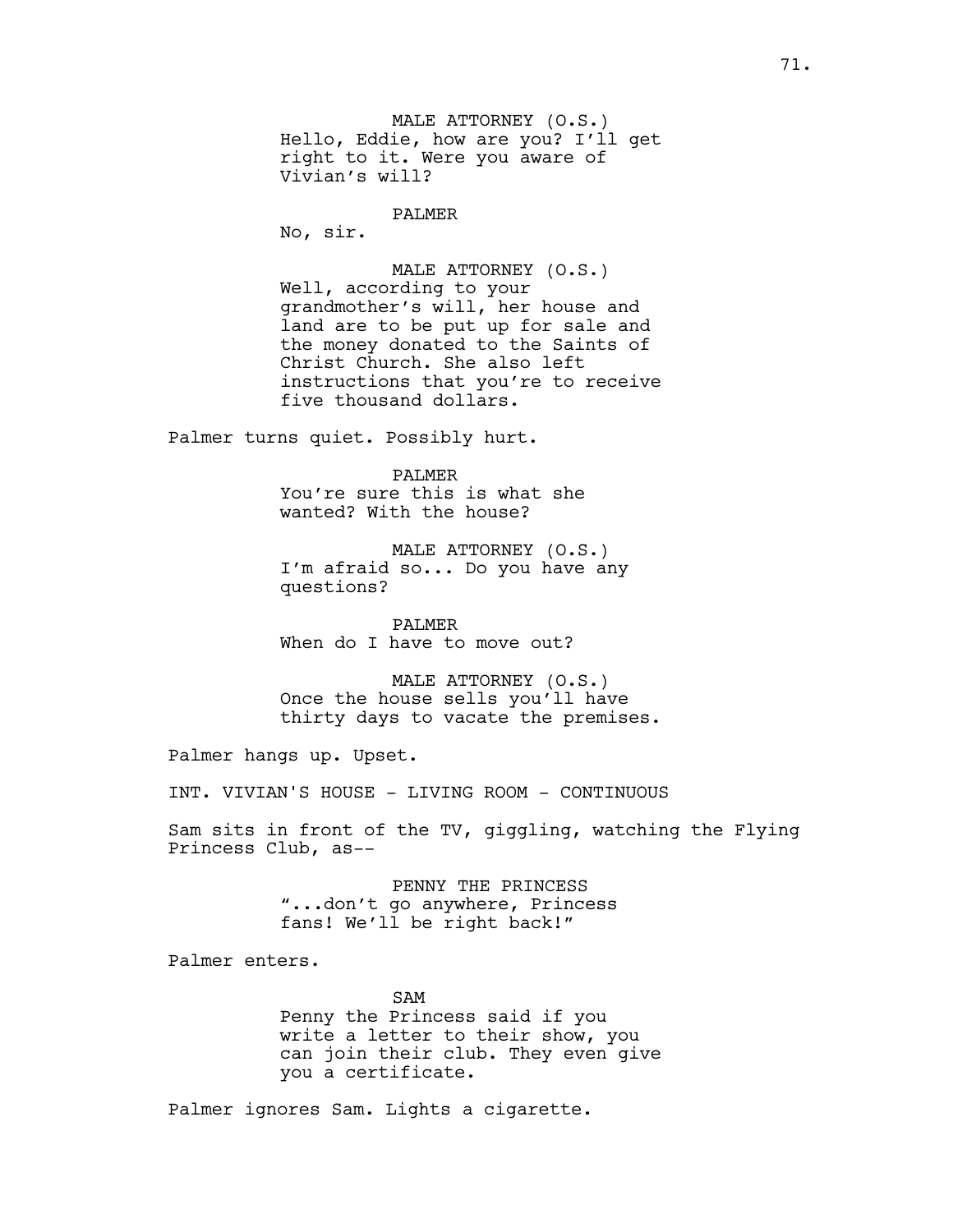MALE ATTORNEY (O.S.)
Hello, Eddie, how are you? I'll get right to it. Were you aware of Vivian's will?

PALMER
No, sir.

MALE ATTORNEY (O.S.)
Well, according to your grandmother's will, her house and land are to be put up for sale and the money donated to the Saints of Christ Church. She also left instructions that you're to receive five thousand dollars.

Palmer turns quiet. Possibly hurt.

PALMER
You're sure this is what she wanted? With the house?

MALE ATTORNEY (O.S.)
I'm afraid so... Do you have any questions?

PALMER
When do I have to move out?

MALE ATTORNEY (O.S.)
Once the house sells you'll have thirty days to vacate the premises.

Palmer hangs up. Upset.

INT. VIVIAN'S HOUSE - LIVING ROOM - CONTINUOUS

Sam sits in front of the TV, giggling, watching the Flying Princess Club, as--

PENNY THE PRINCESS
"...don't go anywhere, Princess fans! We'll be right back!"

Palmer enters.

SAM
Penny the Princess said if you write a letter to their show, you can join their club. They even give you a certificate.

Palmer ignores Sam. Lights a cigarette.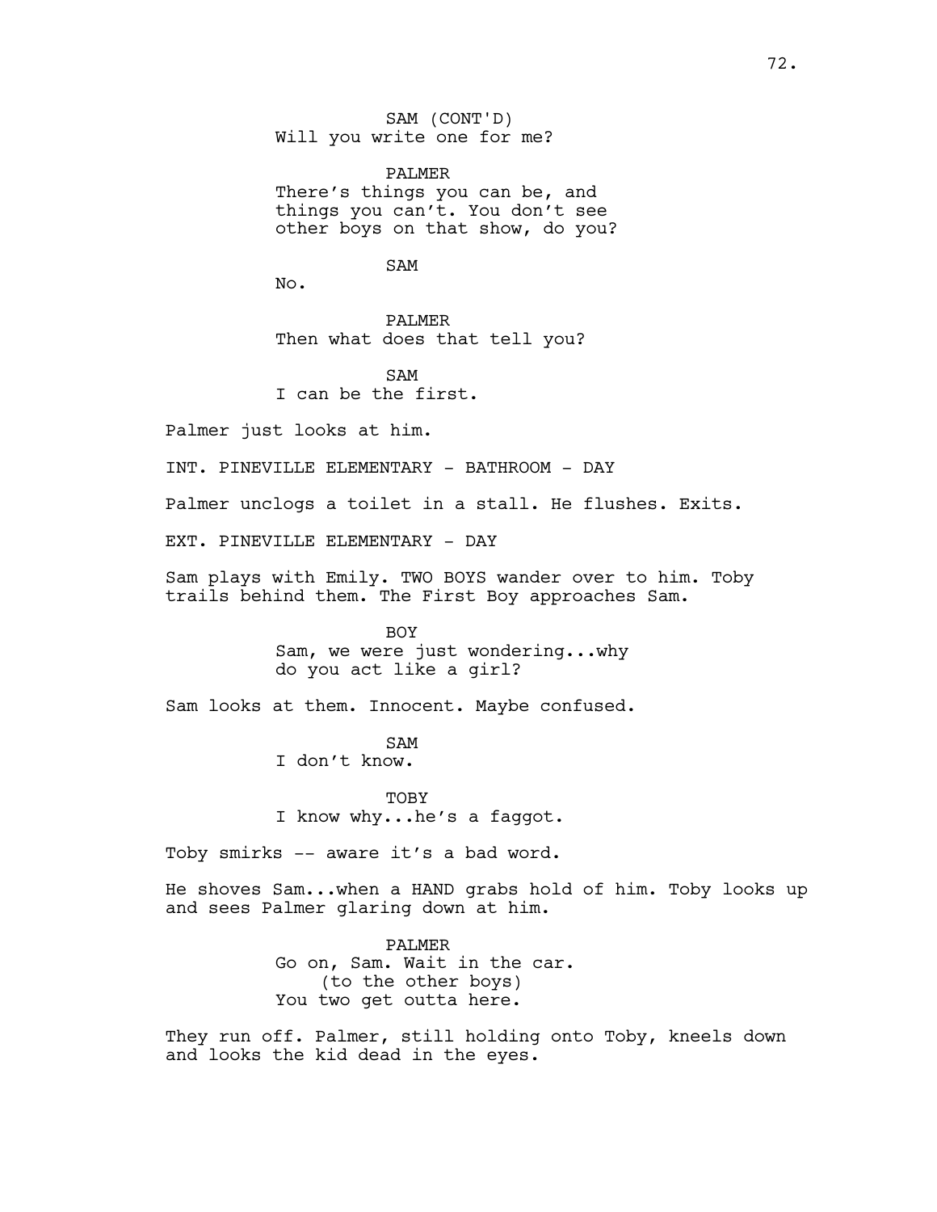SAM (CONT'D)
Will you write one for me?

PALMER
There's things you can be, and things you can't. You don't see other boys on that show, do you?

SAM
No.

PALMER
Then what does that tell you?

SAM
I can be the first.

Palmer just looks at him.

INT. PINEVILLE ELEMENTARY - BATHROOM - DAY

Palmer unclogs a toilet in a stall. He flushes. Exits.

EXT. PINEVILLE ELEMENTARY - DAY

Sam plays with Emily. TWO BOYS wander over to him. Toby trails behind them. The First Boy approaches Sam.

BOY
Sam, we were just wondering...why do you act like a girl?

Sam looks at them. Innocent. Maybe confused.

SAM
I don't know.

TOBY
I know why...he's a faggot.

Toby smirks -- aware it's a bad word.

He shoves Sam...when a HAND grabs hold of him. Toby looks up and sees Palmer glaring down at him.

PALMER
Go on, Sam. Wait in the car.
(to the other boys)
You two get outta here.

They run off. Palmer, still holding onto Toby, kneels down and looks the kid dead in the eyes.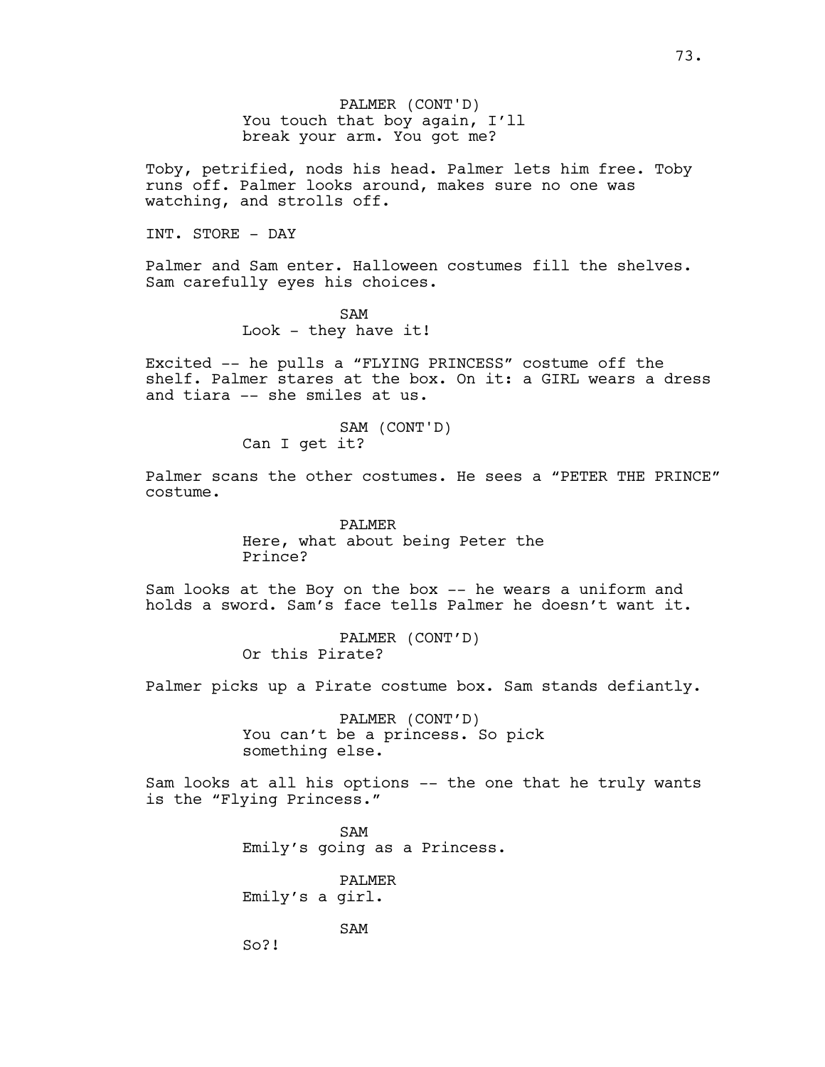PALMER (CONT'D)
You touch that boy again, I'll break your arm. You got me?

Toby, petrified, nods his head. Palmer lets him free. Toby runs off. Palmer looks around, makes sure no one was watching, and strolls off.

INT. STORE - DAY

Palmer and Sam enter. Halloween costumes fill the shelves. Sam carefully eyes his choices.

SAM
Look - they have it!

Excited -- he pulls a "FLYING PRINCESS" costume off the shelf. Palmer stares at the box. On it: a GIRL wears a dress and tiara -- she smiles at us.

SAM (CONT'D)
Can I get it?

Palmer scans the other costumes. He sees a "PETER THE PRINCE" costume.

PALMER
Here, what about being Peter the Prince?

Sam looks at the Boy on the box -- he wears a uniform and holds a sword. Sam's face tells Palmer he doesn't want it.

PALMER (CONT'D)
Or this Pirate?

Palmer picks up a Pirate costume box. Sam stands defiantly.

PALMER (CONT'D)
You can't be a princess. So pick something else.

Sam looks at all his options -- the one that he truly wants is the "Flying Princess."

SAM
Emily's going as a Princess.

PALMER
Emily's a girl.

SAM
So?!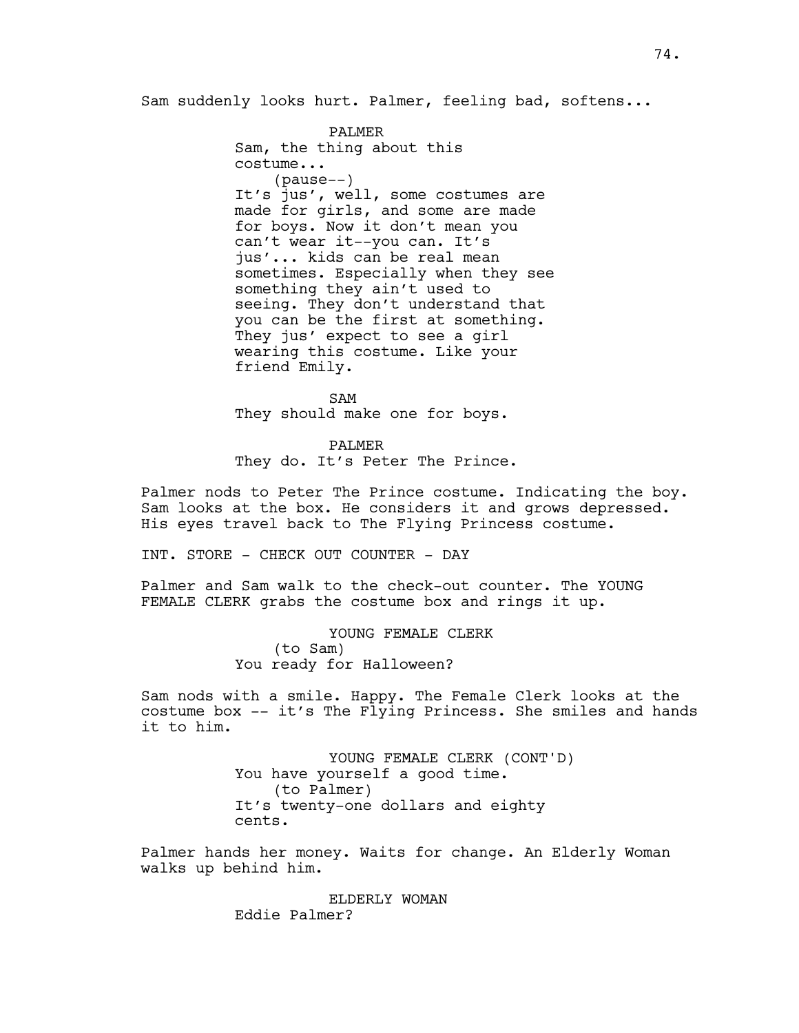Sam suddenly looks hurt. Palmer, feeling bad, softens...

PALMER
Sam, the thing about this costume...
(pause--)
It's jus', well, some costumes are made for girls, and some are made for boys. Now it don't mean you can't wear it--you can. It's jus'... kids can be real mean sometimes. Especially when they see something they ain't used to seeing. They don't understand that you can be the first at something. They jus' expect to see a girl wearing this costume. Like your friend Emily.

SAM
They should make one for boys.

PALMER
They do. It's Peter The Prince.

Palmer nods to Peter The Prince costume. Indicating the boy. Sam looks at the box. He considers it and grows depressed. His eyes travel back to The Flying Princess costume.

INT. STORE - CHECK OUT COUNTER - DAY

Palmer and Sam walk to the check-out counter. The YOUNG FEMALE CLERK grabs the costume box and rings it up.

YOUNG FEMALE CLERK
(to Sam)
You ready for Halloween?

Sam nods with a smile. Happy. The Female Clerk looks at the costume box -- it's The Flying Princess. She smiles and hands it to him.

YOUNG FEMALE CLERK (CONT'D)
You have yourself a good time.
(to Palmer)
It's twenty-one dollars and eighty cents.

Palmer hands her money. Waits for change. An Elderly Woman walks up behind him.

ELDERLY WOMAN
Eddie Palmer?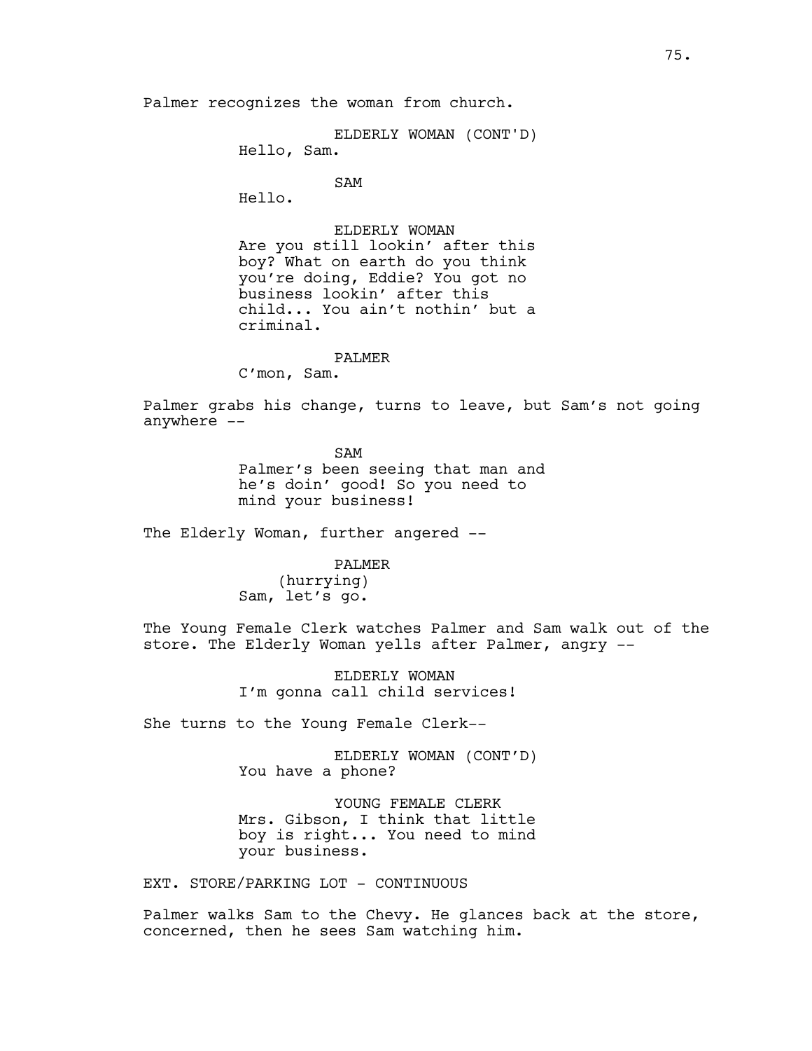Palmer recognizes the woman from church.

ELDERLY WOMAN (CONT'D)
Hello, Sam.

SAM
Hello.

ELDERLY WOMAN
Are you still lookin' after this boy? What on earth do you think you're doing, Eddie? You got no business lookin' after this child... You ain't nothin' but a criminal.

PALMER
C'mon, Sam.

Palmer grabs his change, turns to leave, but Sam's not going anywhere --

SAM
Palmer's been seeing that man and he's doin' good! So you need to mind your business!

The Elderly Woman, further angered --

PALMER
(hurrying)
Sam, let's go.

The Young Female Clerk watches Palmer and Sam walk out of the store. The Elderly Woman yells after Palmer, angry --

ELDERLY WOMAN
I'm gonna call child services!

She turns to the Young Female Clerk--

ELDERLY WOMAN (CONT'D)
You have a phone?

YOUNG FEMALE CLERK
Mrs. Gibson, I think that little boy is right... You need to mind your business.

EXT. STORE/PARKING LOT - CONTINUOUS

Palmer walks Sam to the Chevy. He glances back at the store, concerned, then he sees Sam watching him.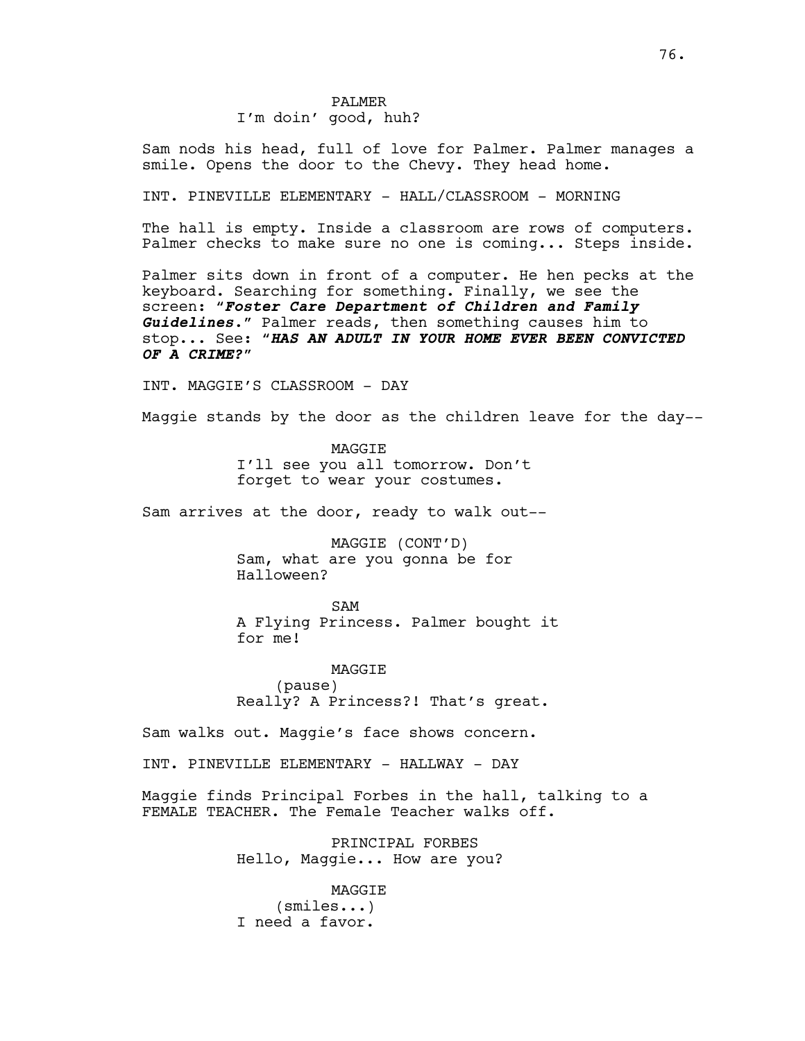PALMER
I'm doin' good, huh?

Sam nods his head, full of love for Palmer. Palmer manages a smile. Opens the door to the Chevy. They head home.

INT. PINEVILLE ELEMENTARY - HALL/CLASSROOM - MORNING

The hall is empty. Inside a classroom are rows of computers. Palmer checks to make sure no one is coming... Steps inside.

Palmer sits down in front of a computer. He hen pecks at the keyboard. Searching for something. Finally, we see the screen: "***Foster Care Department of Children and Family Guidelines.***" Palmer reads, then something causes him to stop... See: "***HAS AN ADULT IN YOUR HOME EVER BEEN CONVICTED OF A CRIME?***"

INT. MAGGIE'S CLASSROOM - DAY

Maggie stands by the door as the children leave for the day--

MAGGIE
I'll see you all tomorrow. Don't forget to wear your costumes.

Sam arrives at the door, ready to walk out--

MAGGIE (CONT'D)
Sam, what are you gonna be for Halloween?

SAM
A Flying Princess. Palmer bought it for me!

MAGGIE
(pause)
Really? A Princess?! That's great.

Sam walks out. Maggie's face shows concern.

INT. PINEVILLE ELEMENTARY - HALLWAY - DAY

Maggie finds Principal Forbes in the hall, talking to a FEMALE TEACHER. The Female Teacher walks off.

PRINCIPAL FORBES
Hello, Maggie... How are you?

MAGGIE
(smiles...)
I need a favor.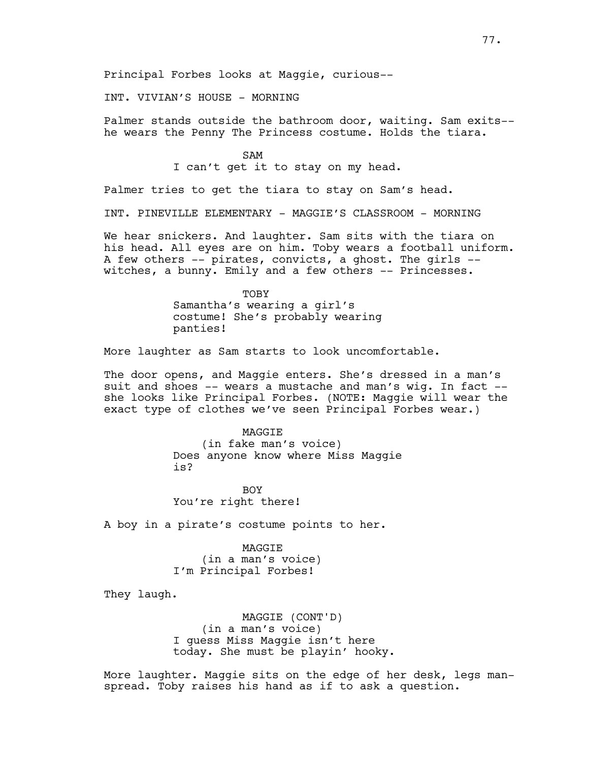Principal Forbes looks at Maggie, curious--

INT. VIVIAN'S HOUSE - MORNING

Palmer stands outside the bathroom door, waiting. Sam exits--
he wears the Penny The Princess costume. Holds the tiara.

SAM

I can't get it to stay on my head.

Palmer tries to get the tiara to stay on Sam's head.

INT. PINEVILLE ELEMENTARY - MAGGIE'S CLASSROOM - MORNING

We hear snickers. And laughter. Sam sits with the tiara on
his head. All eyes are on him. Toby wears a football uniform.
A few others -- pirates, convicts, a ghost. The girls --
witches, a bunny. Emily and a few others -- Princesses.

TOBY

Samantha's wearing a girl's
costume! She's probably wearing
panties!

More laughter as Sam starts to look uncomfortable.

The door opens, and Maggie enters. She's dressed in a man's
suit and shoes -- wears a mustache and man's wig. In fact --
she looks like Principal Forbes. (NOTE: Maggie will wear the
exact type of clothes we've seen Principal Forbes wear.)

MAGGIE

(in fake man's voice)

Does anyone know where Miss Maggie
is?

BOY

You're right there!

A boy in a pirate's costume points to her.

MAGGIE

(in a man's voice)

I'm Principal Forbes!

They laugh.

MAGGIE (CONT'D)

(in a man's voice)

I guess Miss Maggie isn't here
today. She must be playin' hooky.

More laughter. Maggie sits on the edge of her desk, legs man-
spread. Toby raises his hand as if to ask a question.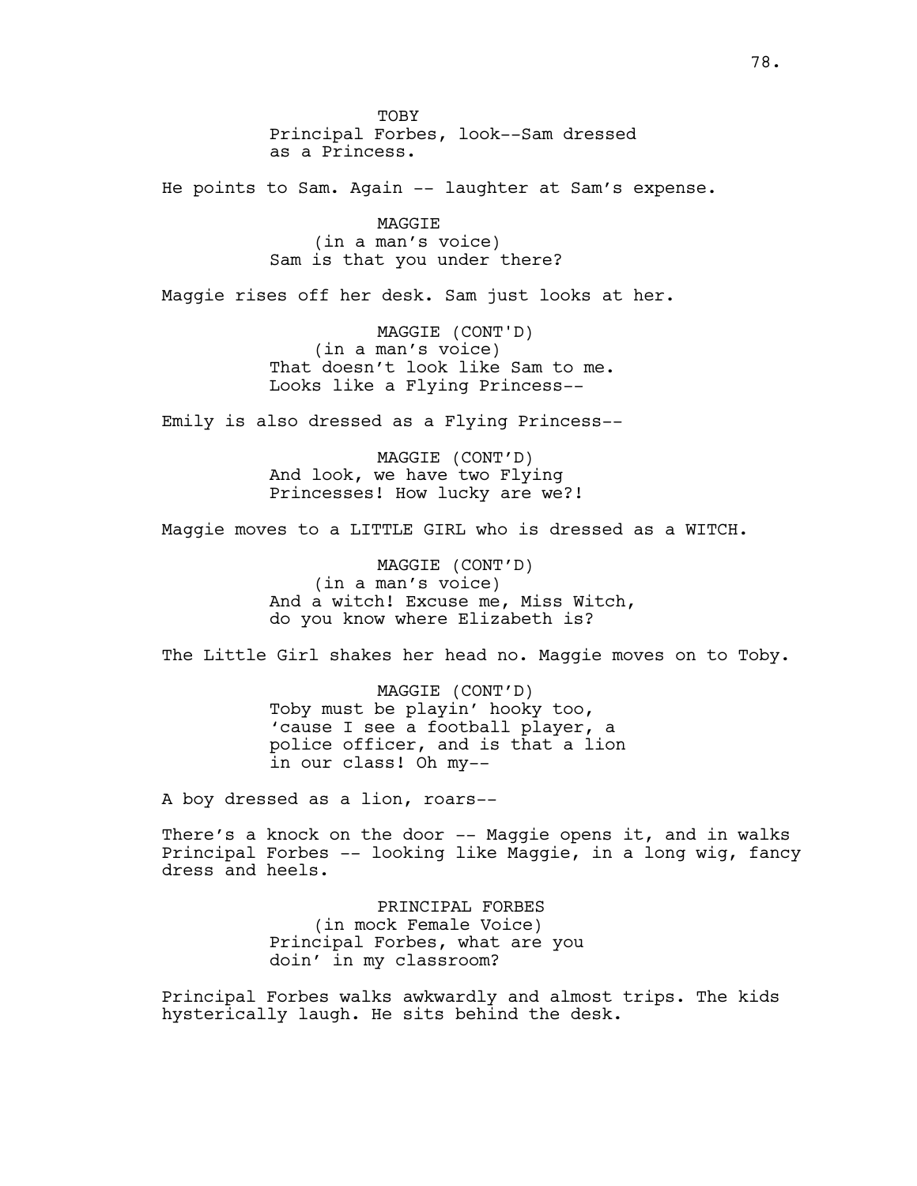TOBY
Principal Forbes, look--Sam dressed as a Princess.

He points to Sam. Again -- laughter at Sam's expense.

MAGGIE
(in a man's voice)
Sam is that you under there?

Maggie rises off her desk. Sam just looks at her.

MAGGIE (CONT'D)
(in a man's voice)
That doesn't look like Sam to me. Looks like a Flying Princess--

Emily is also dressed as a Flying Princess--

MAGGIE (CONT'D)
And look, we have two Flying Princesses! How lucky are we?!

Maggie moves to a LITTLE GIRL who is dressed as a WITCH.

MAGGIE (CONT'D)
(in a man's voice)
And a witch! Excuse me, Miss Witch, do you know where Elizabeth is?

The Little Girl shakes her head no. Maggie moves on to Toby.

MAGGIE (CONT'D)
Toby must be playin' hooky too, 'cause I see a football player, a police officer, and is that a lion in our class! Oh my--

A boy dressed as a lion, roars--

There's a knock on the door -- Maggie opens it, and in walks Principal Forbes -- looking like Maggie, in a long wig, fancy dress and heels.

PRINCIPAL FORBES
(in mock Female Voice)
Principal Forbes, what are you doin' in my classroom?

Principal Forbes walks awkwardly and almost trips. The kids hysterically laugh. He sits behind the desk.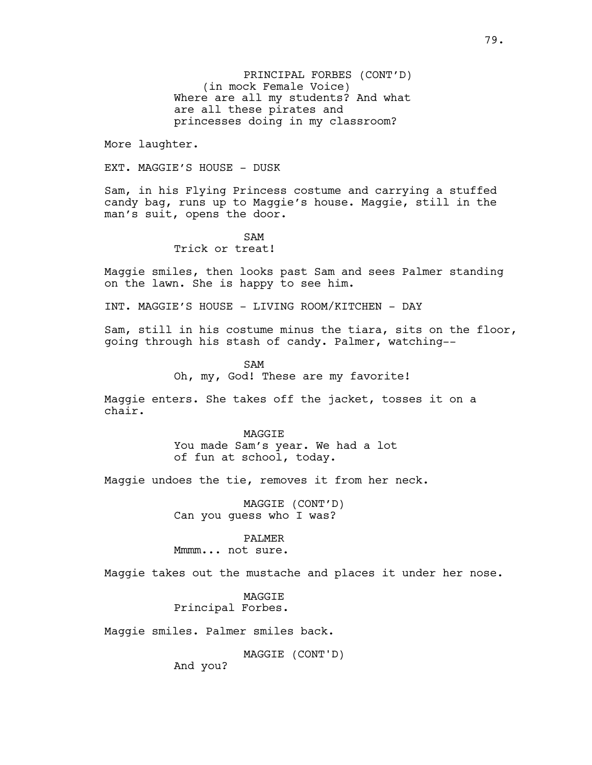PRINCIPAL FORBES (CONT'D)
(in mock Female Voice)
Where are all my students? And what are all these pirates and princesses doing in my classroom?

More laughter.

EXT. MAGGIE'S HOUSE - DUSK

Sam, in his Flying Princess costume and carrying a stuffed candy bag, runs up to Maggie's house. Maggie, still in the man's suit, opens the door.

SAM
Trick or treat!

Maggie smiles, then looks past Sam and sees Palmer standing on the lawn. She is happy to see him.

INT. MAGGIE'S HOUSE - LIVING ROOM/KITCHEN - DAY

Sam, still in his costume minus the tiara, sits on the floor, going through his stash of candy. Palmer, watching--

SAM
Oh, my, God! These are my favorite!

Maggie enters. She takes off the jacket, tosses it on a chair.

MAGGIE
You made Sam's year. We had a lot of fun at school, today.

Maggie undoes the tie, removes it from her neck.

MAGGIE (CONT'D)
Can you guess who I was?

PALMER
Mmmm... not sure.

Maggie takes out the mustache and places it under her nose.

MAGGIE
Principal Forbes.

Maggie smiles. Palmer smiles back.

MAGGIE (CONT'D)
And you?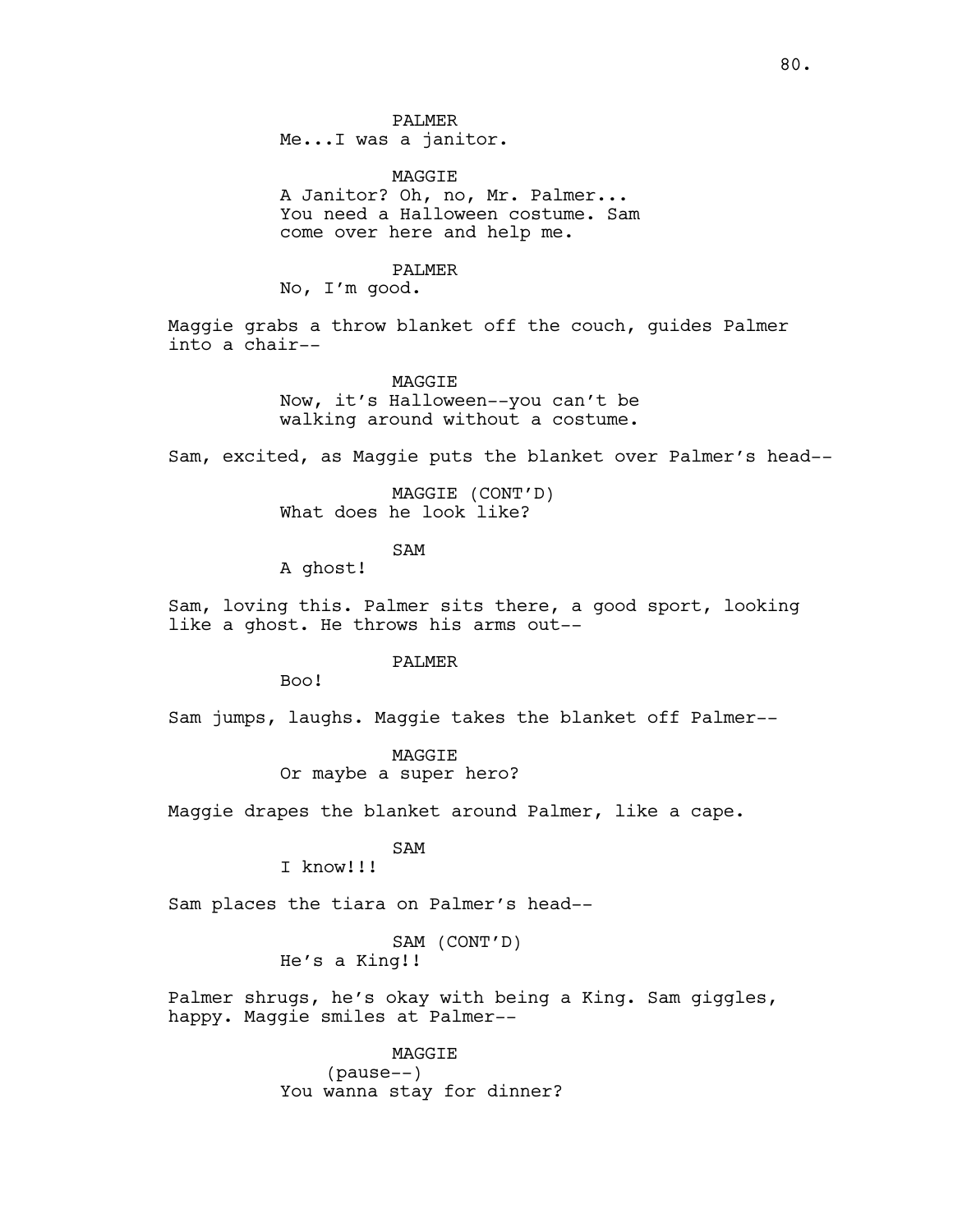PALMER
Me...I was a janitor.

MAGGIE
A Janitor? Oh, no, Mr. Palmer...
You need a Halloween costume. Sam
come over here and help me.

PALMER
No, I'm good.

Maggie grabs a throw blanket off the couch, guides Palmer into a chair--

MAGGIE
Now, it's Halloween--you can't be
walking around without a costume.

Sam, excited, as Maggie puts the blanket over Palmer's head--

MAGGIE (CONT'D)
What does he look like?

SAM
A ghost!

Sam, loving this. Palmer sits there, a good sport, looking like a ghost. He throws his arms out--

PALMER
Boo!

Sam jumps, laughs. Maggie takes the blanket off Palmer--

MAGGIE
Or maybe a super hero?

Maggie drapes the blanket around Palmer, like a cape.

SAM
I know!!!

Sam places the tiara on Palmer's head--

SAM (CONT'D)
He's a King!!

Palmer shrugs, he's okay with being a King. Sam giggles, happy. Maggie smiles at Palmer--

MAGGIE
(pause--)
You wanna stay for dinner?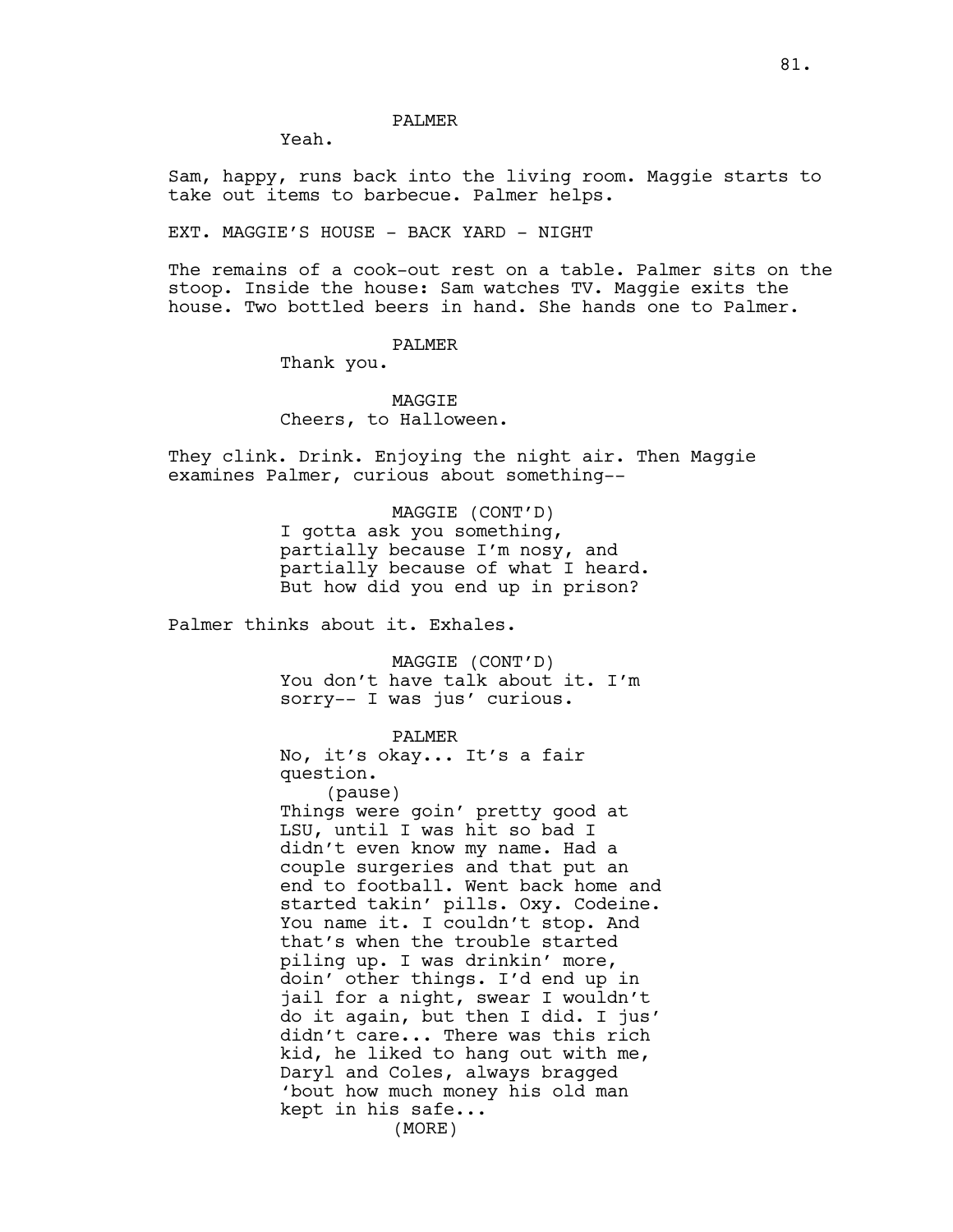PALMER

Yeah.

Sam, happy, runs back into the living room. Maggie starts to take out items to barbecue. Palmer helps.

EXT. MAGGIE'S HOUSE - BACK YARD - NIGHT

The remains of a cook-out rest on a table. Palmer sits on the stoop. Inside the house: Sam watches TV. Maggie exits the house. Two bottled beers in hand. She hands one to Palmer.

PALMER

Thank you.

MAGGIE

Cheers, to Halloween.

They clink. Drink. Enjoying the night air. Then Maggie examines Palmer, curious about something--

MAGGIE (CONT'D)

I gotta ask you something, partially because I'm nosy, and partially because of what I heard. But how did you end up in prison?

Palmer thinks about it. Exhales.

MAGGIE (CONT'D)

You don't have talk about it. I'm sorry-- I was jus' curious.

PALMER

No, it's okay... It's a fair question.

(pause)

Things were goin' pretty good at LSU, until I was hit so bad I didn't even know my name. Had a couple surgeries and that put an end to football. Went back home and started takin' pills. Oxy. Codeine. You name it. I couldn't stop. And that's when the trouble started piling up. I was drinkin' more, doin' other things. I'd end up in jail for a night, swear I wouldn't do it again, but then I did. I jus' didn't care... There was this rich kid, he liked to hang out with me, Daryl and Coles, always bragged 'bout how much money his old man kept in his safe...

(MORE)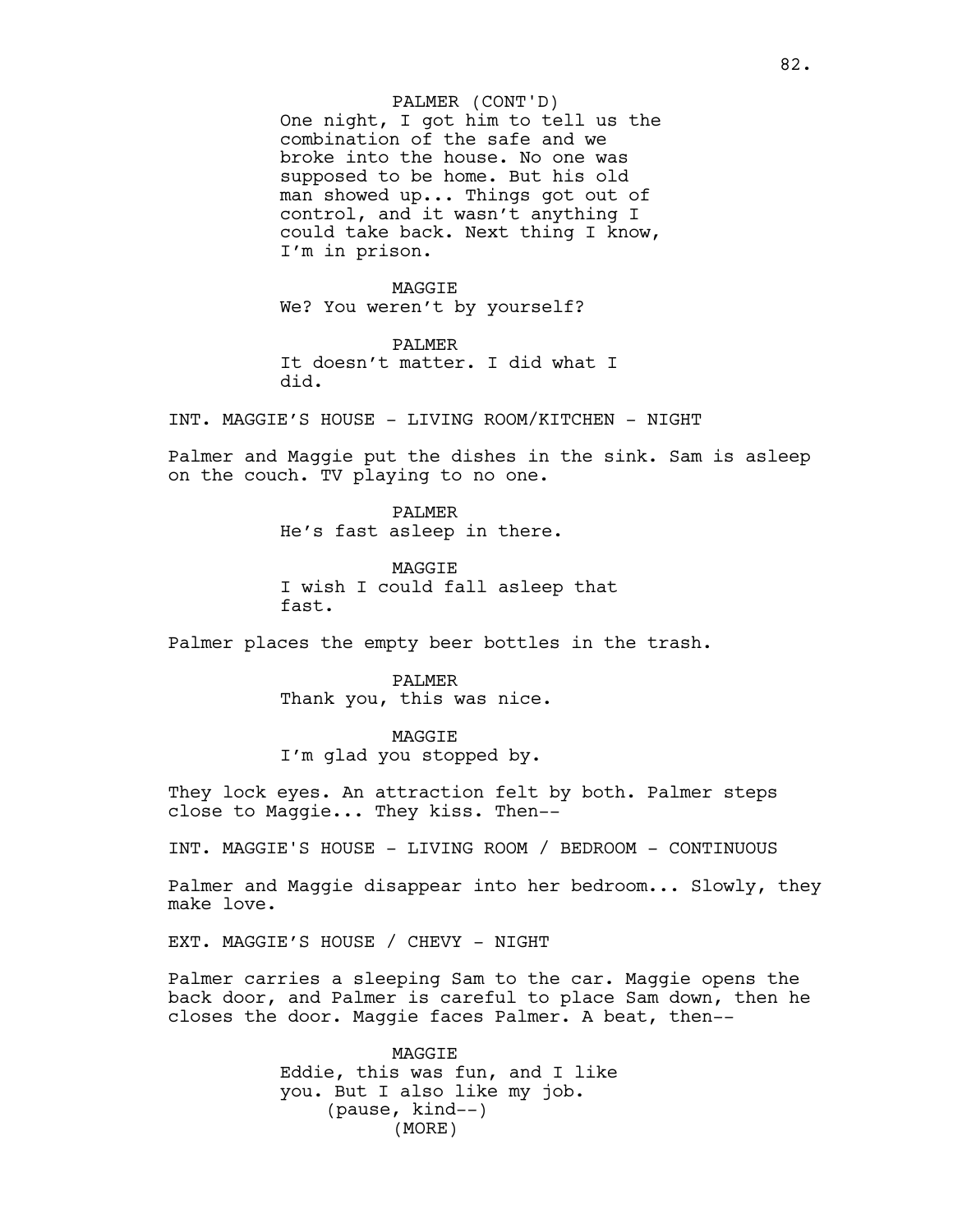PALMER (CONT'D)
One night, I got him to tell us the combination of the safe and we broke into the house. No one was supposed to be home. But his old man showed up... Things got out of control, and it wasn't anything I could take back. Next thing I know, I'm in prison.

MAGGIE
We? You weren't by yourself?

PALMER
It doesn't matter. I did what I did.

INT. MAGGIE'S HOUSE - LIVING ROOM/KITCHEN - NIGHT

Palmer and Maggie put the dishes in the sink. Sam is asleep on the couch. TV playing to no one.

PALMER
He's fast asleep in there.

MAGGIE
I wish I could fall asleep that fast.

Palmer places the empty beer bottles in the trash.

PALMER
Thank you, this was nice.

MAGGIE
I'm glad you stopped by.

They lock eyes. An attraction felt by both. Palmer steps close to Maggie... They kiss. Then--

INT. MAGGIE'S HOUSE - LIVING ROOM / BEDROOM - CONTINUOUS

Palmer and Maggie disappear into her bedroom... Slowly, they make love.

EXT. MAGGIE'S HOUSE / CHEVY - NIGHT

Palmer carries a sleeping Sam to the car. Maggie opens the back door, and Palmer is careful to place Sam down, then he closes the door. Maggie faces Palmer. A beat, then--

MAGGIE
Eddie, this was fun, and I like you. But I also like my job.
(pause, kind--)
(MORE)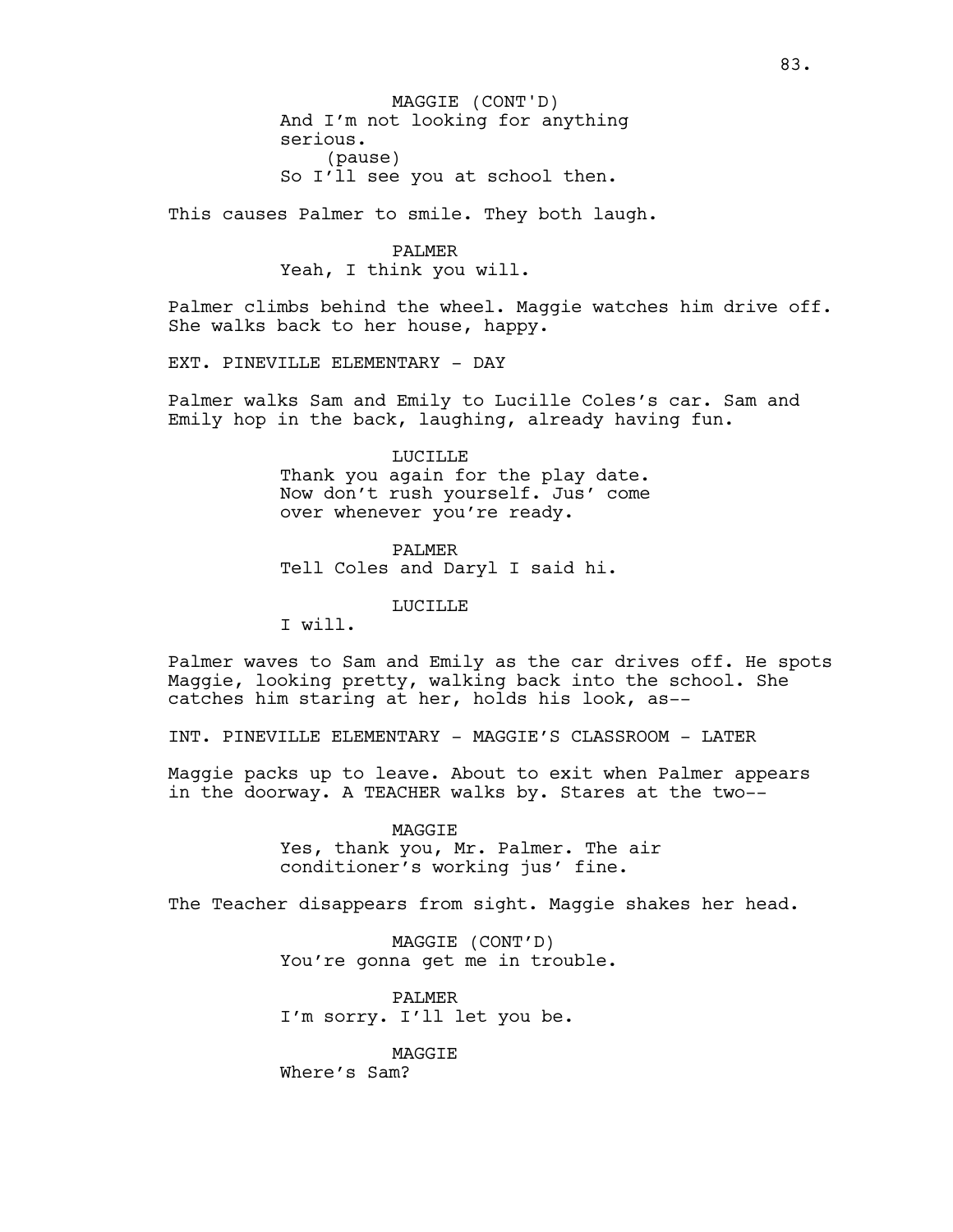MAGGIE (CONT'D)
And I'm not looking for anything serious.
(pause)
So I'll see you at school then.

This causes Palmer to smile. They both laugh.

PALMER
Yeah, I think you will.

Palmer climbs behind the wheel. Maggie watches him drive off. She walks back to her house, happy.

EXT. PINEVILLE ELEMENTARY - DAY

Palmer walks Sam and Emily to Lucille Coles's car. Sam and Emily hop in the back, laughing, already having fun.

LUCILLE
Thank you again for the play date. Now don't rush yourself. Jus' come over whenever you're ready.

PALMER
Tell Coles and Daryl I said hi.

LUCILLE
I will.

Palmer waves to Sam and Emily as the car drives off. He spots Maggie, looking pretty, walking back into the school. She catches him staring at her, holds his look, as--

INT. PINEVILLE ELEMENTARY - MAGGIE'S CLASSROOM - LATER

Maggie packs up to leave. About to exit when Palmer appears in the doorway. A TEACHER walks by. Stares at the two--

MAGGIE
Yes, thank you, Mr. Palmer. The air conditioner's working jus' fine.

The Teacher disappears from sight. Maggie shakes her head.

MAGGIE (CONT'D)
You're gonna get me in trouble.

PALMER
I'm sorry. I'll let you be.

MAGGIE
Where's Sam?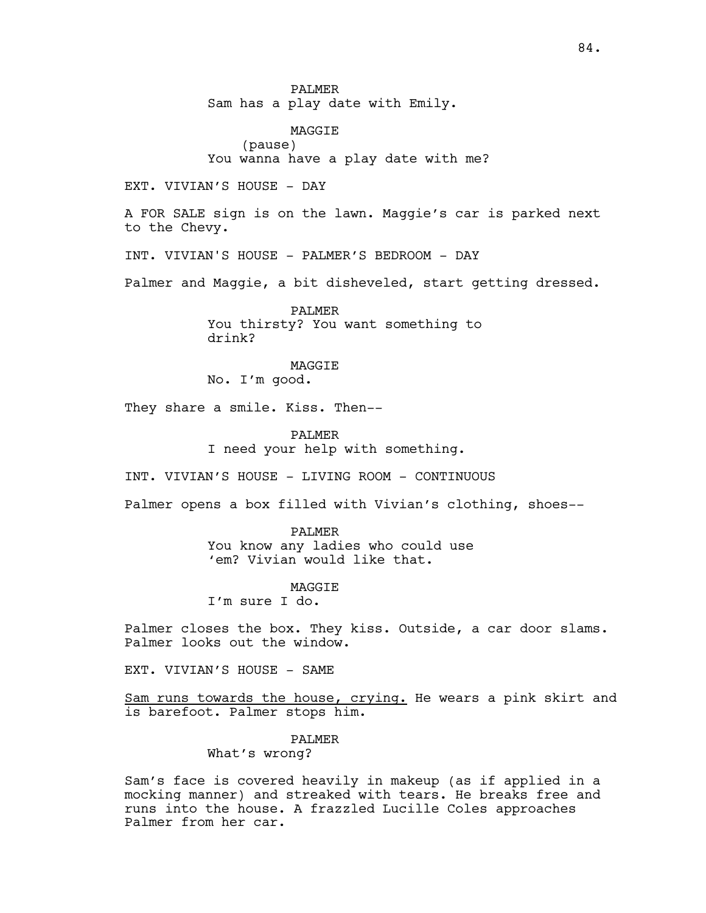PALMER
Sam has a play date with Emily.

MAGGIE
(pause)
You wanna have a play date with me?

EXT. VIVIAN'S HOUSE - DAY

A FOR SALE sign is on the lawn. Maggie's car is parked next to the Chevy.

INT. VIVIAN'S HOUSE - PALMER'S BEDROOM - DAY

Palmer and Maggie, a bit disheveled, start getting dressed.

PALMER
You thirsty? You want something to drink?

MAGGIE
No. I'm good.

They share a smile. Kiss. Then--

PALMER
I need your help with something.

INT. VIVIAN'S HOUSE - LIVING ROOM - CONTINUOUS

Palmer opens a box filled with Vivian's clothing, shoes--

PALMER
You know any ladies who could use 'em? Vivian would like that.

MAGGIE
I'm sure I do.

Palmer closes the box. They kiss. Outside, a car door slams. Palmer looks out the window.

EXT. VIVIAN'S HOUSE - SAME

<u>Sam runs towards the house, crying.</u> He wears a pink skirt and is barefoot. Palmer stops him.

PALMER
What's wrong?

Sam's face is covered heavily in makeup (as if applied in a mocking manner) and streaked with tears. He breaks free and runs into the house. A frazzled Lucille Coles approaches Palmer from her car.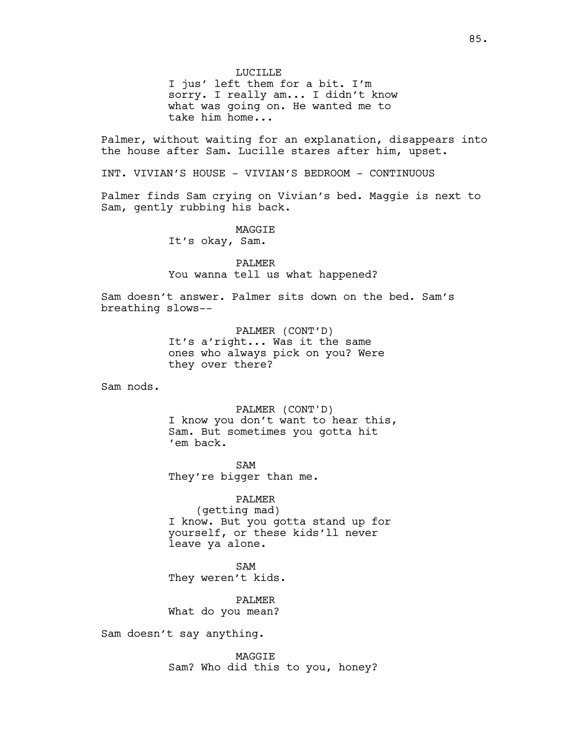LUCILLE
I jus' left them for a bit. I'm sorry. I really am... I didn't know what was going on. He wanted me to take him home...

Palmer, without waiting for an explanation, disappears into the house after Sam. Lucille stares after him, upset.

INT. VIVIAN'S HOUSE - VIVIAN'S BEDROOM - CONTINUOUS

Palmer finds Sam crying on Vivian's bed. Maggie is next to Sam, gently rubbing his back.

MAGGIE
It's okay, Sam.

PALMER
You wanna tell us what happened?

Sam doesn't answer. Palmer sits down on the bed. Sam's breathing slows--

PALMER (CONT'D)
It's a'right... Was it the same ones who always pick on you? Were they over there?

Sam nods.

PALMER (CONT'D)
I know you don't want to hear this, Sam. But sometimes you gotta hit 'em back.

SAM
They're bigger than me.

PALMER
(getting mad)
I know. But you gotta stand up for yourself, or these kids'll never leave ya alone.

SAM
They weren't kids.

PALMER
What do you mean?

Sam doesn't say anything.

MAGGIE
Sam? Who did this to you, honey?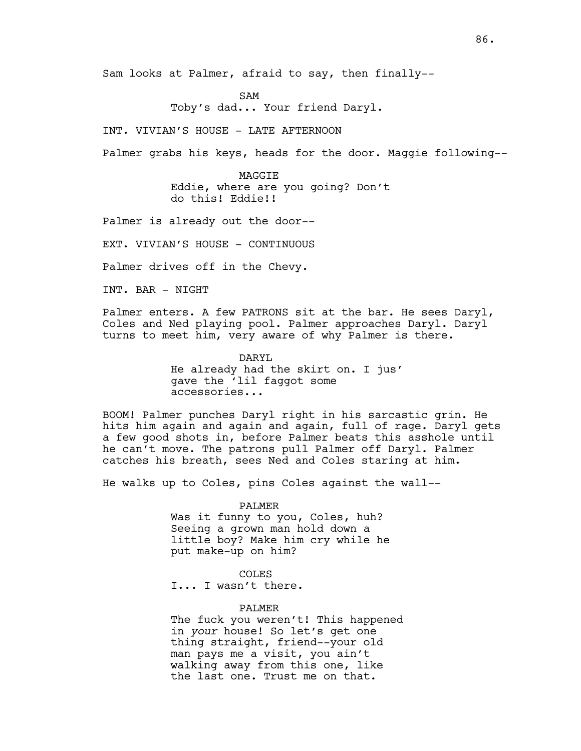Sam looks at Palmer, afraid to say, then finally--

SAM
Toby's dad... Your friend Daryl.

INT. VIVIAN'S HOUSE - LATE AFTERNOON

Palmer grabs his keys, heads for the door. Maggie following--

MAGGIE
Eddie, where are you going? Don't do this! Eddie!!

Palmer is already out the door--

EXT. VIVIAN'S HOUSE - CONTINUOUS

Palmer drives off in the Chevy.

INT. BAR - NIGHT

Palmer enters. A few PATRONS sit at the bar. He sees Daryl, Coles and Ned playing pool. Palmer approaches Daryl. Daryl turns to meet him, very aware of why Palmer is there.

DARYL
He already had the skirt on. I jus' gave the 'lil faggot some accessories...

BOOM! Palmer punches Daryl right in his sarcastic grin. He hits him again and again and again, full of rage. Daryl gets a few good shots in, before Palmer beats this asshole until he can't move. The patrons pull Palmer off Daryl. Palmer catches his breath, sees Ned and Coles staring at him.

He walks up to Coles, pins Coles against the wall--

PALMER
Was it funny to you, Coles, huh? Seeing a grown man hold down a little boy? Make him cry while he put make-up on him?

COLES
I... I wasn't there.

PALMER
The fuck you weren't! This happened in *your* house! So let's get one thing straight, friend--your old man pays me a visit, you ain't walking away from this one, like the last one. Trust me on that.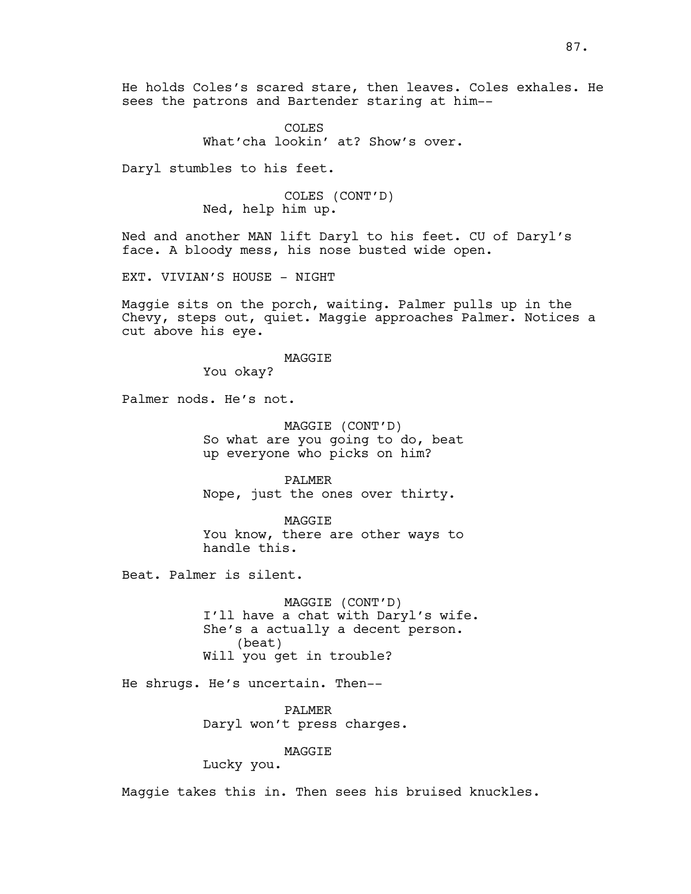He holds Coles's scared stare, then leaves. Coles exhales. He sees the patrons and Bartender staring at him--

COLES
What'cha lookin' at? Show's over.

Daryl stumbles to his feet.

COLES (CONT'D)
Ned, help him up.

Ned and another MAN lift Daryl to his feet. CU of Daryl's face. A bloody mess, his nose busted wide open.

EXT. VIVIAN'S HOUSE - NIGHT

Maggie sits on the porch, waiting. Palmer pulls up in the Chevy, steps out, quiet. Maggie approaches Palmer. Notices a cut above his eye.

MAGGIE
You okay?

Palmer nods. He's not.

MAGGIE (CONT'D)
So what are you going to do, beat up everyone who picks on him?

PALMER
Nope, just the ones over thirty.

MAGGIE
You know, there are other ways to handle this.

Beat. Palmer is silent.

MAGGIE (CONT'D)
I'll have a chat with Daryl's wife. She's a actually a decent person.
(beat)
Will you get in trouble?

He shrugs. He's uncertain. Then--

PALMER
Daryl won't press charges.

MAGGIE
Lucky you.

Maggie takes this in. Then sees his bruised knuckles.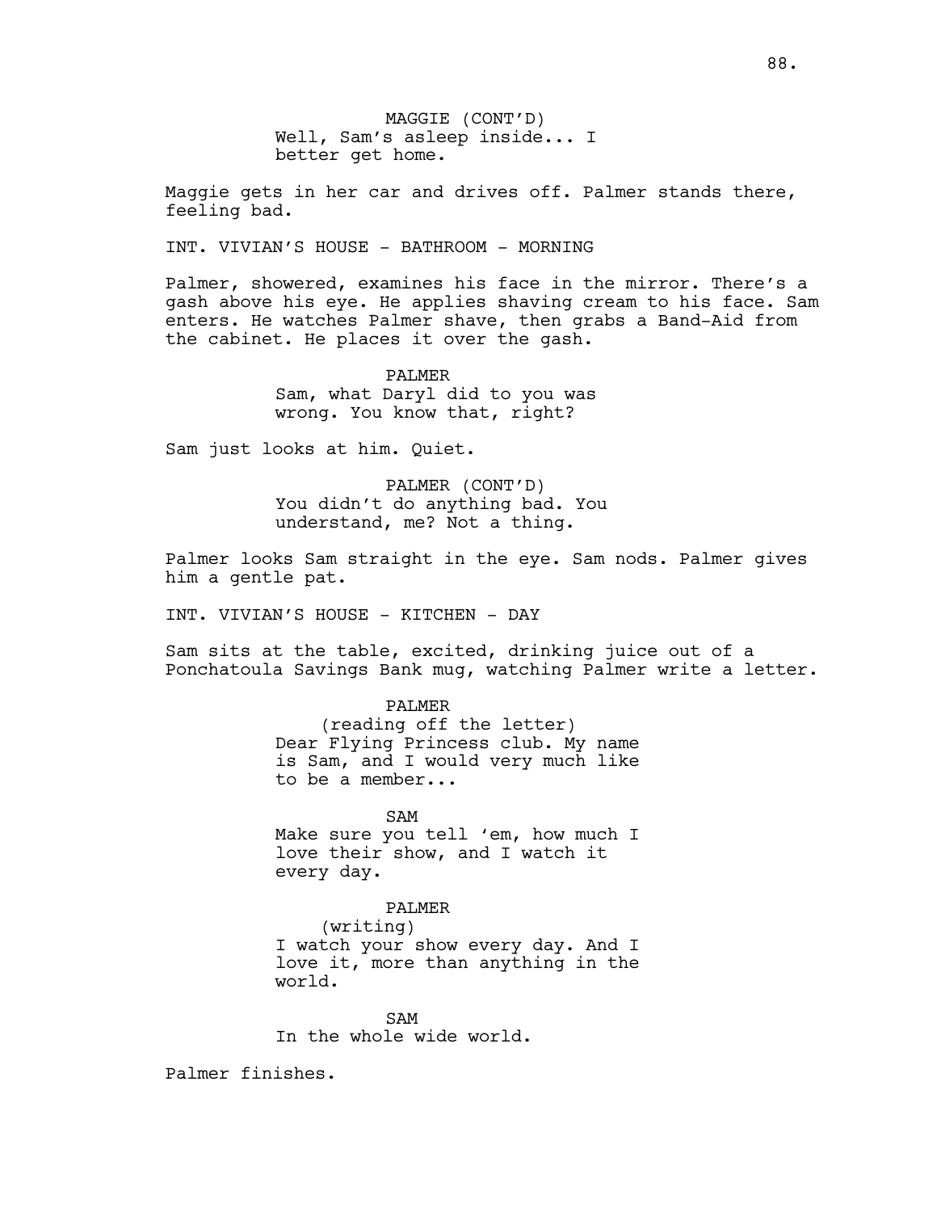MAGGIE (CONT'D)
Well, Sam's asleep inside... I better get home.

Maggie gets in her car and drives off. Palmer stands there, feeling bad.

INT. VIVIAN'S HOUSE - BATHROOM - MORNING

Palmer, showered, examines his face in the mirror. There's a gash above his eye. He applies shaving cream to his face. Sam enters. He watches Palmer shave, then grabs a Band-Aid from the cabinet. He places it over the gash.

PALMER
Sam, what Daryl did to you was wrong. You know that, right?

Sam just looks at him. Quiet.

PALMER (CONT'D)
You didn't do anything bad. You understand, me? Not a thing.

Palmer looks Sam straight in the eye. Sam nods. Palmer gives him a gentle pat.

INT. VIVIAN'S HOUSE - KITCHEN - DAY

Sam sits at the table, excited, drinking juice out of a Ponchatoula Savings Bank mug, watching Palmer write a letter.

PALMER
(reading off the letter)
Dear Flying Princess club. My name is Sam, and I would very much like to be a member...

SAM
Make sure you tell 'em, how much I love their show, and I watch it every day.

PALMER
(writing)
I watch your show every day. And I love it, more than anything in the world.

SAM
In the whole wide world.

Palmer finishes.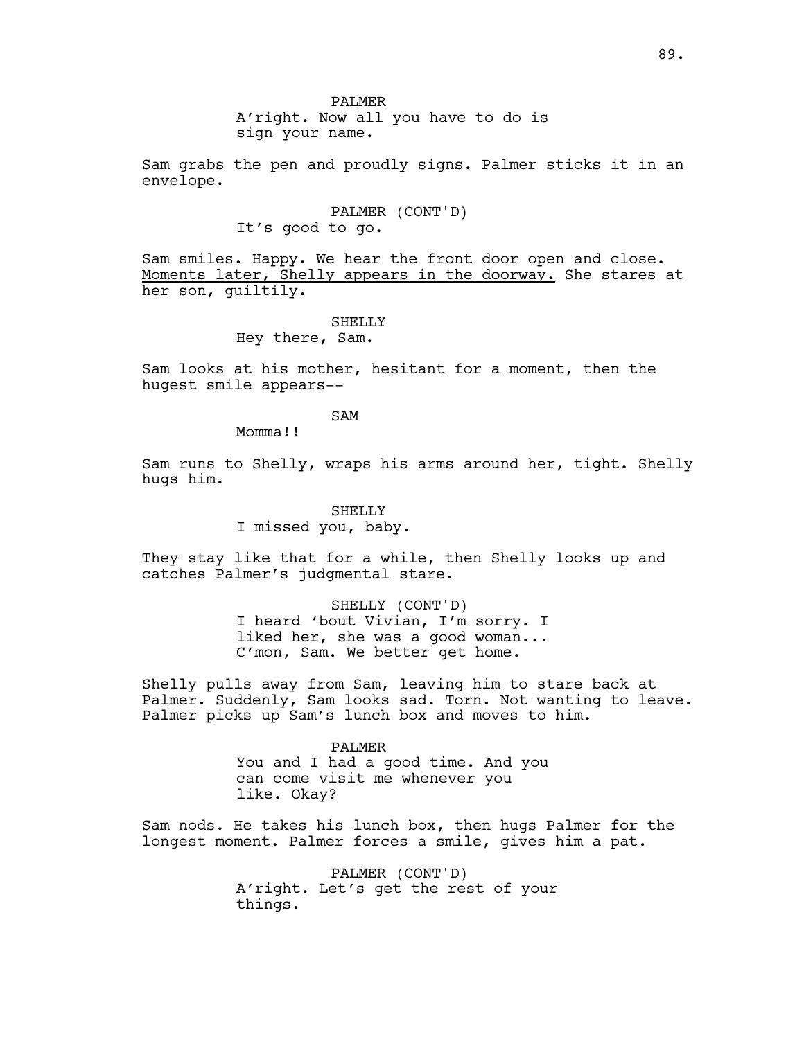PALMER
A'right. Now all you have to do is sign your name.

Sam grabs the pen and proudly signs. Palmer sticks it in an envelope.

PALMER (CONT'D)
It's good to go.

Sam smiles. Happy. We hear the front door open and close. <u>Moments later, Shelly appears in the doorway.</u> She stares at her son, guiltily.

SHELLY
Hey there, Sam.

Sam looks at his mother, hesitant for a moment, then the hugest smile appears--

SAM
Momma!!

Sam runs to Shelly, wraps his arms around her, tight. Shelly hugs him.

SHELLY
I missed you, baby.

They stay like that for a while, then Shelly looks up and catches Palmer's judgmental stare.

SHELLY (CONT'D)
I heard 'bout Vivian, I'm sorry. I liked her, she was a good woman... C'mon, Sam. We better get home.

Shelly pulls away from Sam, leaving him to stare back at Palmer. Suddenly, Sam looks sad. Torn. Not wanting to leave. Palmer picks up Sam's lunch box and moves to him.

PALMER
You and I had a good time. And you can come visit me whenever you like. Okay?

Sam nods. He takes his lunch box, then hugs Palmer for the longest moment. Palmer forces a smile, gives him a pat.

PALMER (CONT'D)
A'right. Let's get the rest of your things.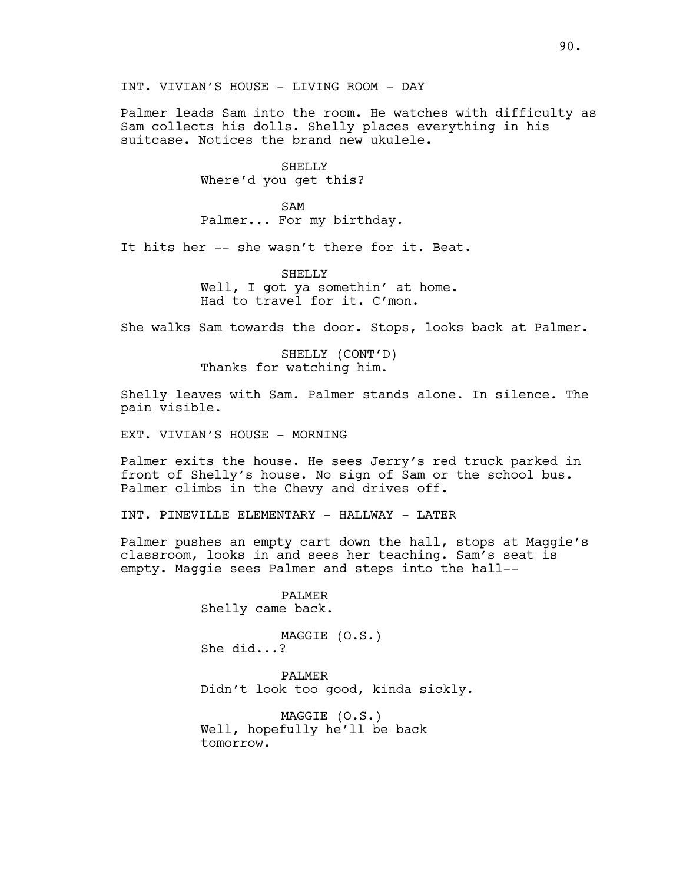INT. VIVIAN'S HOUSE - LIVING ROOM - DAY

Palmer leads Sam into the room. He watches with difficulty as Sam collects his dolls. Shelly places everything in his suitcase. Notices the brand new ukulele.

SHELLY
Where'd you get this?

SAM
Palmer... For my birthday.

It hits her -- she wasn't there for it. Beat.

SHELLY
Well, I got ya somethin' at home. Had to travel for it. C'mon.

She walks Sam towards the door. Stops, looks back at Palmer.

SHELLY (CONT'D)
Thanks for watching him.

Shelly leaves with Sam. Palmer stands alone. In silence. The pain visible.

EXT. VIVIAN'S HOUSE - MORNING

Palmer exits the house. He sees Jerry's red truck parked in front of Shelly's house. No sign of Sam or the school bus. Palmer climbs in the Chevy and drives off.

INT. PINEVILLE ELEMENTARY - HALLWAY - LATER

Palmer pushes an empty cart down the hall, stops at Maggie's classroom, looks in and sees her teaching. Sam's seat is empty. Maggie sees Palmer and steps into the hall--

PALMER
Shelly came back.

MAGGIE (O.S.)
She did...?

PALMER
Didn't look too good, kinda sickly.

MAGGIE (O.S.)
Well, hopefully he'll be back tomorrow.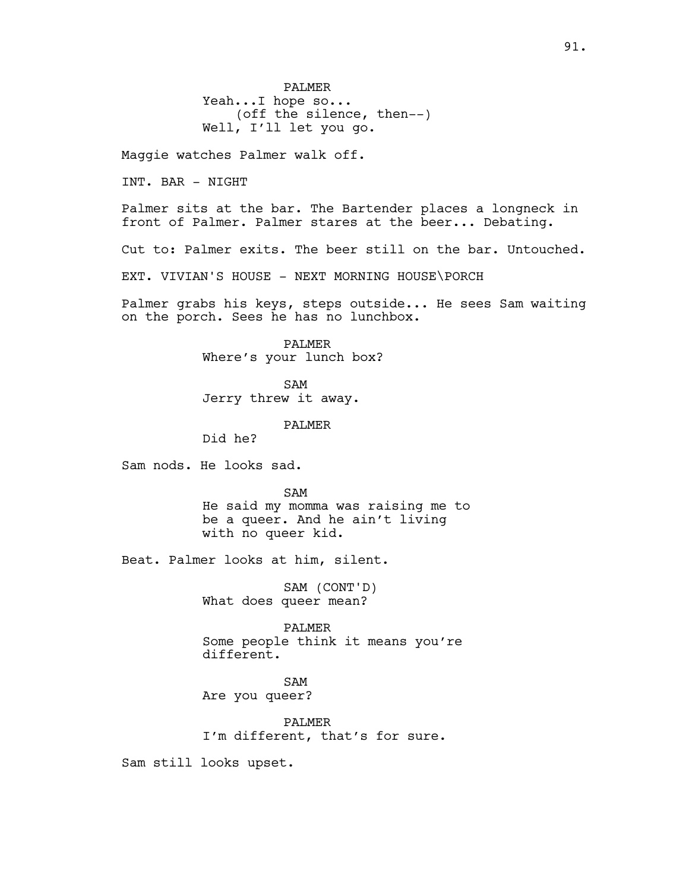PALMER
Yeah...I hope so...
(off the silence, then--)
Well, I'll let you go.

Maggie watches Palmer walk off.

INT. BAR - NIGHT

Palmer sits at the bar. The Bartender places a longneck in front of Palmer. Palmer stares at the beer... Debating.

Cut to: Palmer exits. The beer still on the bar. Untouched.

EXT. VIVIAN'S HOUSE - NEXT MORNING HOUSE\PORCH

Palmer grabs his keys, steps outside... He sees Sam waiting on the porch. Sees he has no lunchbox.

PALMER
Where's your lunch box?

SAM
Jerry threw it away.

PALMER
Did he?

Sam nods. He looks sad.

SAM
He said my momma was raising me to be a queer. And he ain't living with no queer kid.

Beat. Palmer looks at him, silent.

SAM (CONT'D)
What does queer mean?

PALMER
Some people think it means you're different.

SAM
Are you queer?

PALMER
I'm different, that's for sure.

Sam still looks upset.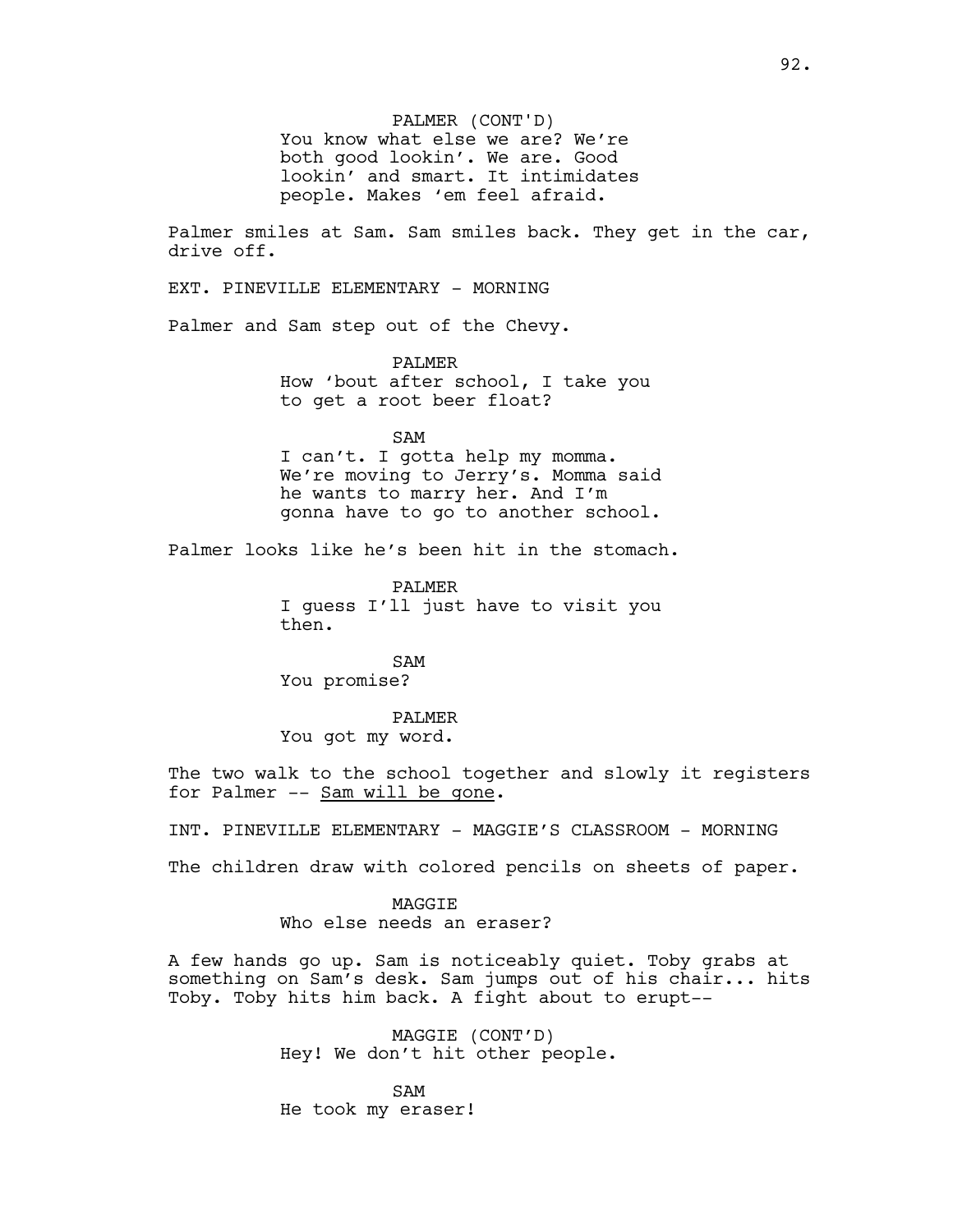PALMER (CONT'D)
You know what else we are? We're both good lookin'. We are. Good lookin' and smart. It intimidates people. Makes 'em feel afraid.

Palmer smiles at Sam. Sam smiles back. They get in the car, drive off.

EXT. PINEVILLE ELEMENTARY - MORNING

Palmer and Sam step out of the Chevy.

PALMER
How 'bout after school, I take you to get a root beer float?

SAM
I can't. I gotta help my momma. We're moving to Jerry's. Momma said he wants to marry her. And I'm gonna have to go to another school.

Palmer looks like he's been hit in the stomach.

PALMER
I guess I'll just have to visit you then.

SAM
You promise?

PALMER
You got my word.

The two walk to the school together and slowly it registers for Palmer -- <u>Sam will be gone</u>.

INT. PINEVILLE ELEMENTARY - MAGGIE'S CLASSROOM - MORNING

The children draw with colored pencils on sheets of paper.

MAGGIE
Who else needs an eraser?

A few hands go up. Sam is noticeably quiet. Toby grabs at something on Sam's desk. Sam jumps out of his chair... hits Toby. Toby hits him back. A fight about to erupt--

MAGGIE (CONT'D)
Hey! We don't hit other people.

SAM
He took my eraser!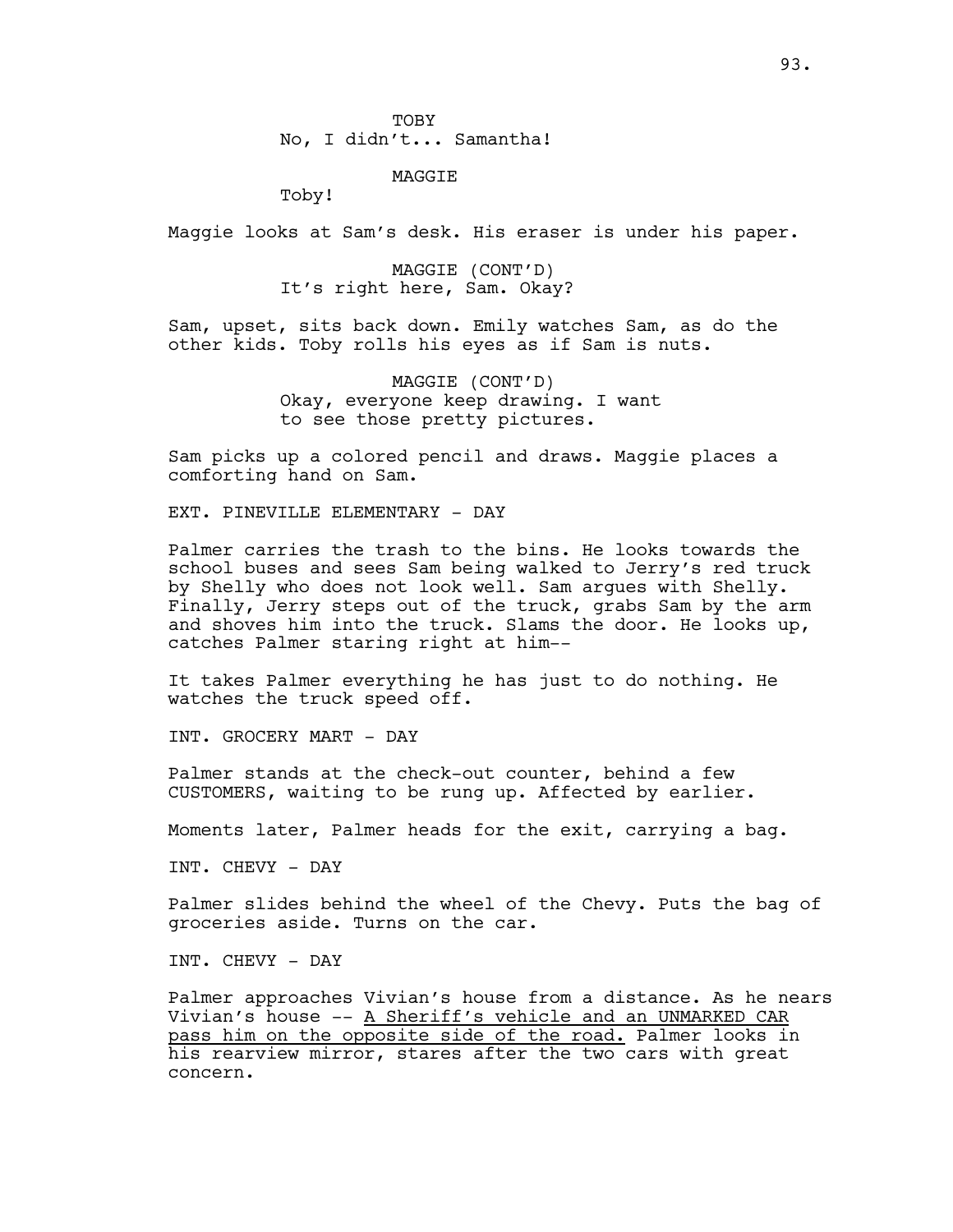TOBY
No, I didn't... Samantha!

MAGGIE
Toby!

Maggie looks at Sam's desk. His eraser is under his paper.

MAGGIE (CONT'D)
It's right here, Sam. Okay?

Sam, upset, sits back down. Emily watches Sam, as do the other kids. Toby rolls his eyes as if Sam is nuts.

MAGGIE (CONT'D)
Okay, everyone keep drawing. I want to see those pretty pictures.

Sam picks up a colored pencil and draws. Maggie places a comforting hand on Sam.

EXT. PINEVILLE ELEMENTARY - DAY

Palmer carries the trash to the bins. He looks towards the school buses and sees Sam being walked to Jerry's red truck by Shelly who does not look well. Sam argues with Shelly. Finally, Jerry steps out of the truck, grabs Sam by the arm and shoves him into the truck. Slams the door. He looks up, catches Palmer staring right at him--

It takes Palmer everything he has just to do nothing. He watches the truck speed off.

INT. GROCERY MART - DAY

Palmer stands at the check-out counter, behind a few CUSTOMERS, waiting to be rung up. Affected by earlier.

Moments later, Palmer heads for the exit, carrying a bag.

INT. CHEVY - DAY

Palmer slides behind the wheel of the Chevy. Puts the bag of groceries aside. Turns on the car.

INT. CHEVY - DAY

Palmer approaches Vivian's house from a distance. As he nears Vivian's house -- <u>A Sheriff's vehicle and an UNMARKED CAR pass him on the opposite side of the road.</u> Palmer looks in his rearview mirror, stares after the two cars with great concern.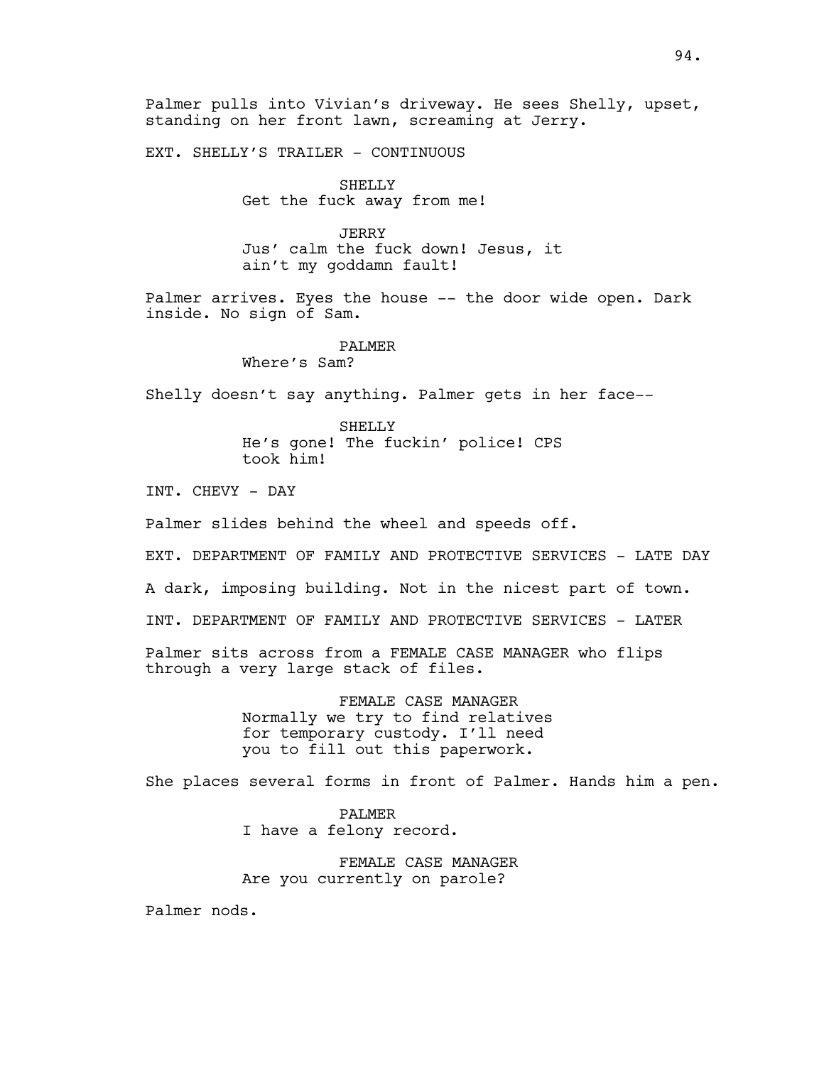Palmer pulls into Vivian's driveway. He sees Shelly, upset, standing on her front lawn, screaming at Jerry.

EXT. SHELLY'S TRAILER - CONTINUOUS

SHELLY
Get the fuck away from me!

JERRY
Jus' calm the fuck down! Jesus, it ain't my goddamn fault!

Palmer arrives. Eyes the house -- the door wide open. Dark inside. No sign of Sam.

PALMER
Where's Sam?

Shelly doesn't say anything. Palmer gets in her face--

SHELLY
He's gone! The fuckin' police! CPS took him!

INT. CHEVY - DAY

Palmer slides behind the wheel and speeds off.

EXT. DEPARTMENT OF FAMILY AND PROTECTIVE SERVICES - LATE DAY

A dark, imposing building. Not in the nicest part of town.

INT. DEPARTMENT OF FAMILY AND PROTECTIVE SERVICES - LATER

Palmer sits across from a FEMALE CASE MANAGER who flips through a very large stack of files.

FEMALE CASE MANAGER
Normally we try to find relatives for temporary custody. I'll need you to fill out this paperwork.

She places several forms in front of Palmer. Hands him a pen.

PALMER
I have a felony record.

FEMALE CASE MANAGER
Are you currently on parole?

Palmer nods.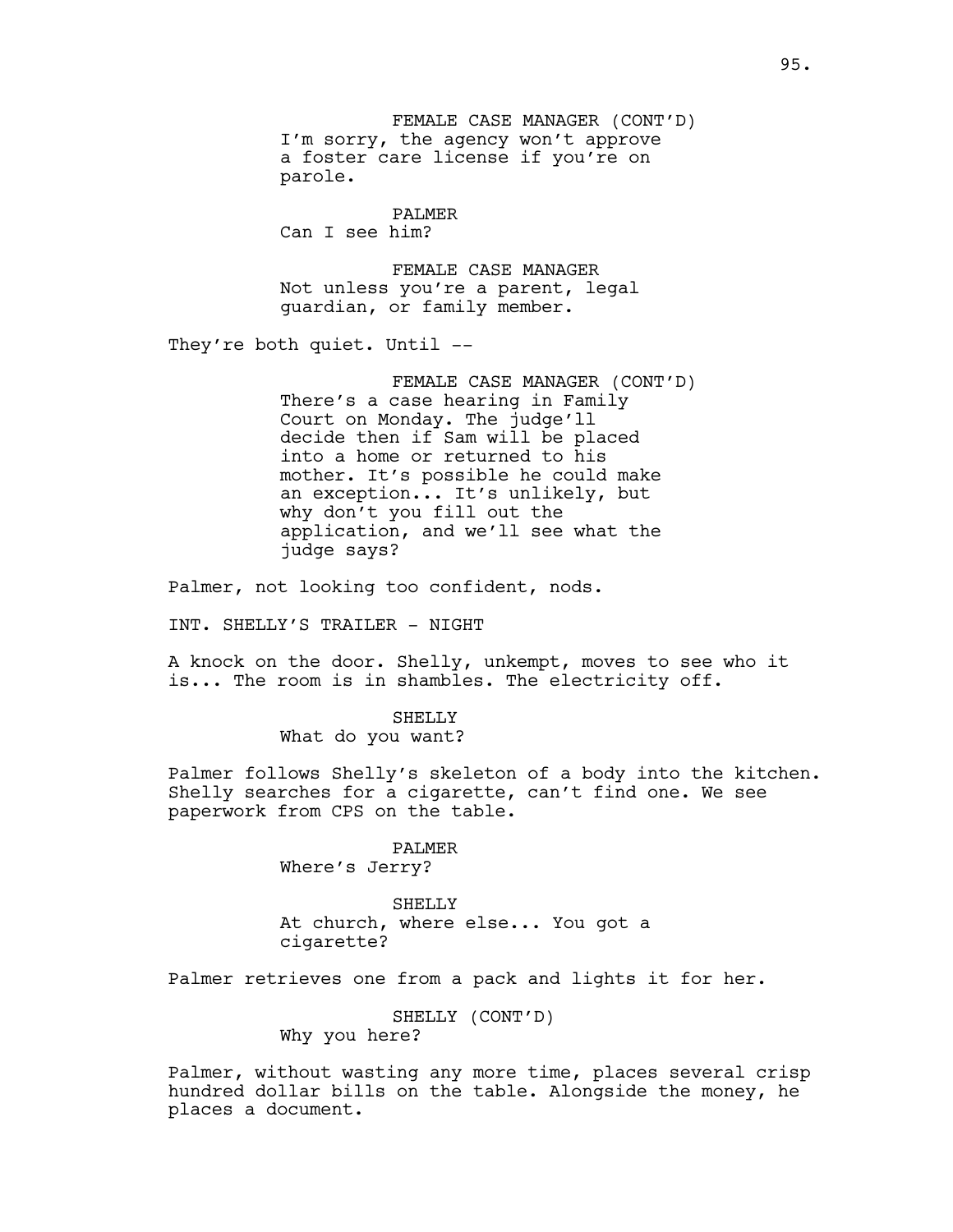FEMALE CASE MANAGER (CONT'D)
I'm sorry, the agency won't approve a foster care license if you're on parole.

PALMER
Can I see him?

FEMALE CASE MANAGER
Not unless you're a parent, legal guardian, or family member.

They're both quiet. Until --

FEMALE CASE MANAGER (CONT'D)
There's a case hearing in Family Court on Monday. The judge'll decide then if Sam will be placed into a home or returned to his mother. It's possible he could make an exception... It's unlikely, but why don't you fill out the application, and we'll see what the judge says?

Palmer, not looking too confident, nods.

INT. SHELLY'S TRAILER - NIGHT

A knock on the door. Shelly, unkempt, moves to see who it is... The room is in shambles. The electricity off.

SHELLY
What do you want?

Palmer follows Shelly's skeleton of a body into the kitchen. Shelly searches for a cigarette, can't find one. We see paperwork from CPS on the table.

PALMER
Where's Jerry?

SHELLY
At church, where else... You got a cigarette?

Palmer retrieves one from a pack and lights it for her.

SHELLY (CONT'D)
Why you here?

Palmer, without wasting any more time, places several crisp hundred dollar bills on the table. Alongside the money, he places a document.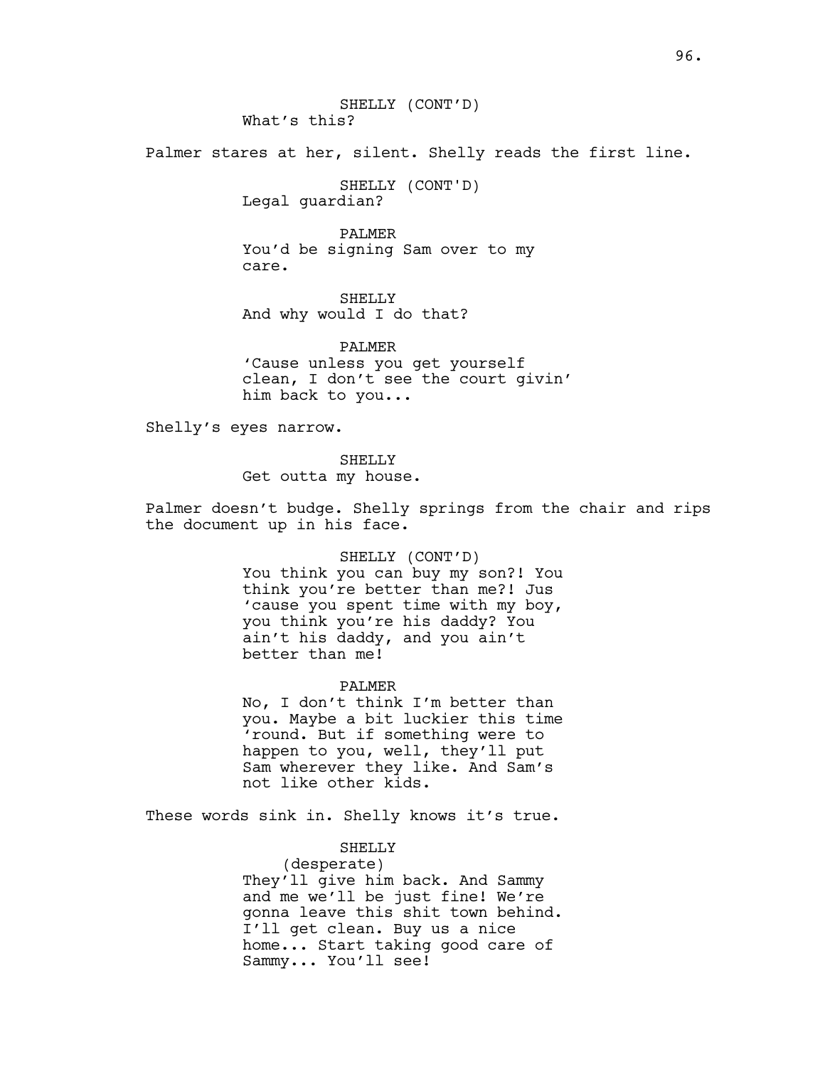SHELLY (CONT'D)
What's this?

Palmer stares at her, silent. Shelly reads the first line.

SHELLY (CONT'D)
Legal guardian?

PALMER
You'd be signing Sam over to my care.

SHELLY
And why would I do that?

PALMER
'Cause unless you get yourself clean, I don't see the court givin' him back to you...

Shelly's eyes narrow.

SHELLY
Get outta my house.

Palmer doesn't budge. Shelly springs from the chair and rips the document up in his face.

SHELLY (CONT'D)
You think you can buy my son?! You think you're better than me?! Jus 'cause you spent time with my boy, you think you're his daddy? You ain't his daddy, and you ain't better than me!

PALMER
No, I don't think I'm better than you. Maybe a bit luckier this time 'round. But if something were to happen to you, well, they'll put Sam wherever they like. And Sam's not like other kids.

These words sink in. Shelly knows it's true.

SHELLY
(desperate)
They'll give him back. And Sammy and me we'll be just fine! We're gonna leave this shit town behind. I'll get clean. Buy us a nice home... Start taking good care of Sammy... You'll see!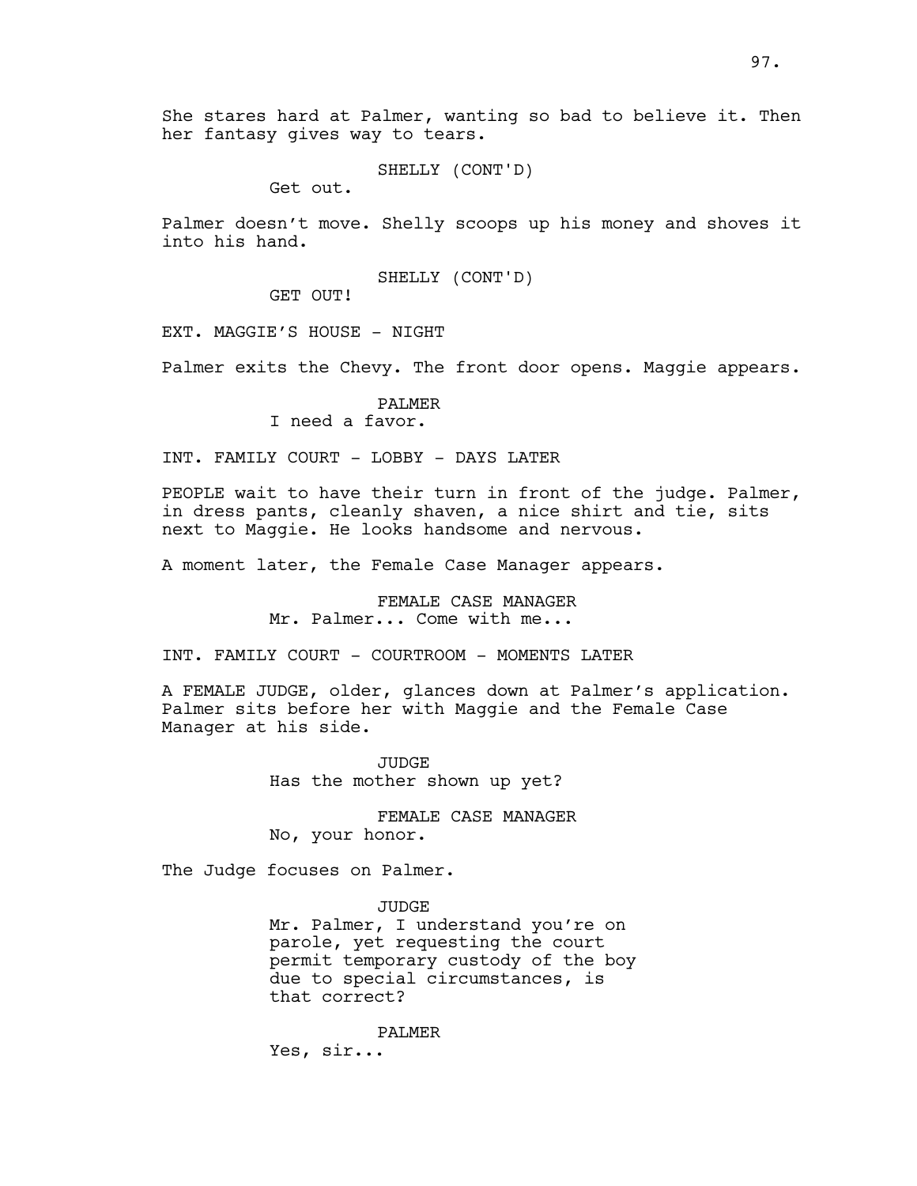She stares hard at Palmer, wanting so bad to believe it. Then her fantasy gives way to tears.

SHELLY (CONT'D)
Get out.

Palmer doesn't move. Shelly scoops up his money and shoves it into his hand.

SHELLY (CONT'D)
GET OUT!

EXT. MAGGIE'S HOUSE - NIGHT

Palmer exits the Chevy. The front door opens. Maggie appears.

PALMER
I need a favor.

INT. FAMILY COURT - LOBBY - DAYS LATER

PEOPLE wait to have their turn in front of the judge. Palmer, in dress pants, cleanly shaven, a nice shirt and tie, sits next to Maggie. He looks handsome and nervous.

A moment later, the Female Case Manager appears.

FEMALE CASE MANAGER
Mr. Palmer... Come with me...

INT. FAMILY COURT - COURTROOM - MOMENTS LATER

A FEMALE JUDGE, older, glances down at Palmer's application. Palmer sits before her with Maggie and the Female Case Manager at his side.

JUDGE
Has the mother shown up yet?

FEMALE CASE MANAGER
No, your honor.

The Judge focuses on Palmer.

JUDGE
Mr. Palmer, I understand you're on parole, yet requesting the court permit temporary custody of the boy due to special circumstances, is that correct?

PALMER
Yes, sir...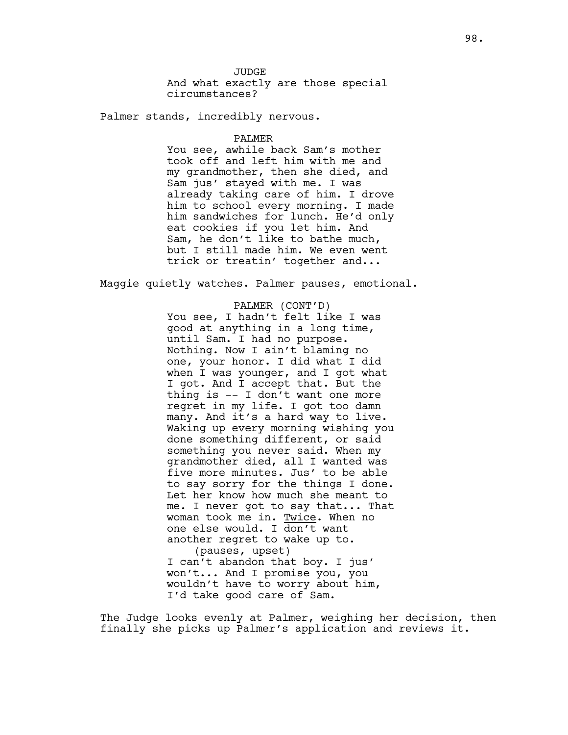JUDGE

And what exactly are those special circumstances?

Palmer stands, incredibly nervous.

PALMER

You see, awhile back Sam's mother took off and left him with me and my grandmother, then she died, and Sam jus' stayed with me. I was already taking care of him. I drove him to school every morning. I made him sandwiches for lunch. He'd only eat cookies if you let him. And Sam, he don't like to bathe much, but I still made him. We even went trick or treatin' together and...

Maggie quietly watches. Palmer pauses, emotional.

PALMER (CONT'D)

You see, I hadn't felt like I was good at anything in a long time, until Sam. I had no purpose. Nothing. Now I ain't blaming no one, your honor. I did what I did when I was younger, and I got what I got. And I accept that. But the thing is -- I don't want one more regret in my life. I got too damn many. And it's a hard way to live. Waking up every morning wishing you done something different, or said something you never said. When my grandmother died, all I wanted was five more minutes. Jus' to be able to say sorry for the things I done. Let her know how much she meant to me. I never got to say that... That woman took me in. <u>Twice</u>. When no one else would. I don't want another regret to wake up to.

(pauses, upset)

I can't abandon that boy. I jus' won't... And I promise you, you wouldn't have to worry about him, I'd take good care of Sam.

The Judge looks evenly at Palmer, weighing her decision, then finally she picks up Palmer's application and reviews it.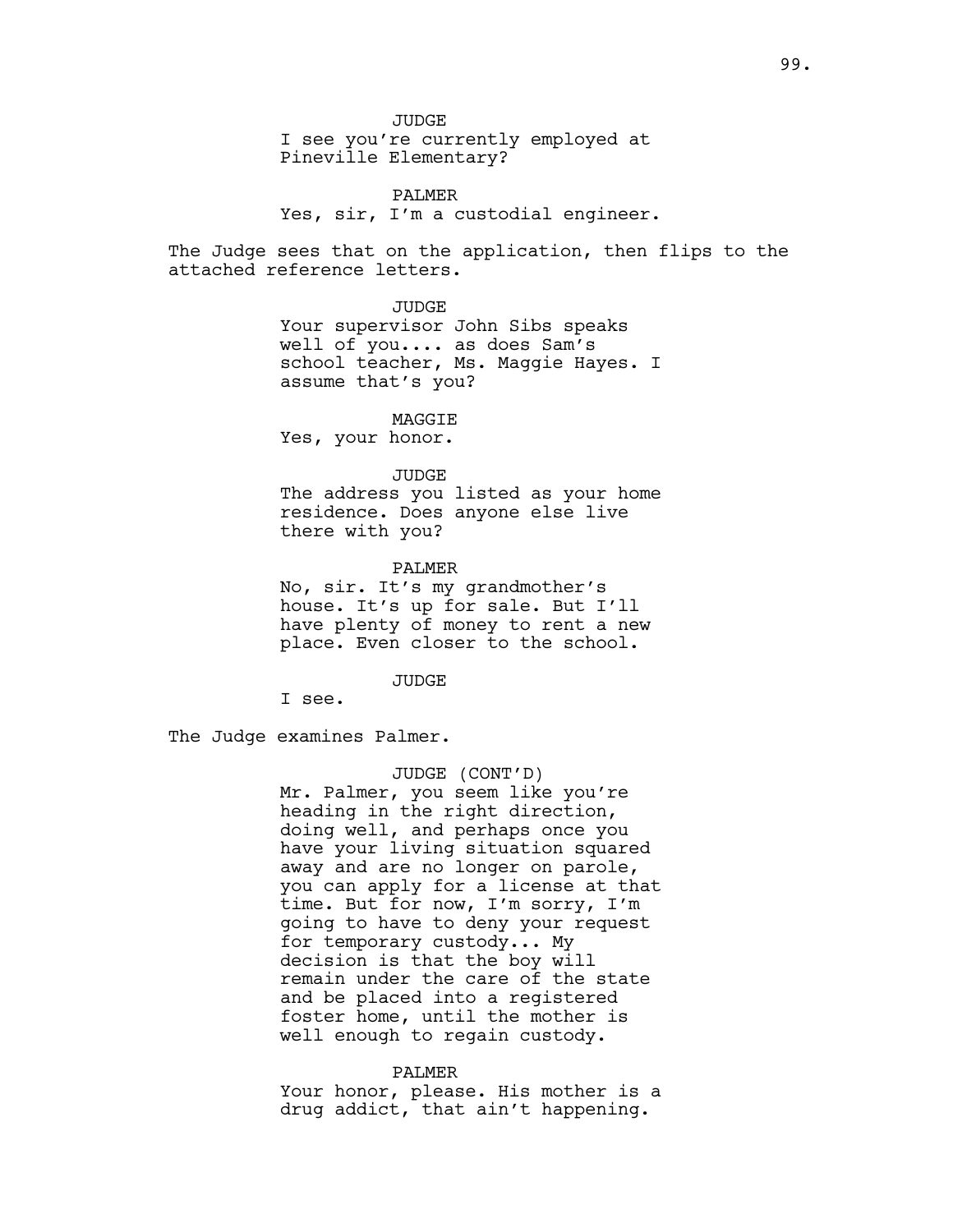JUDGE
I see you're currently employed at Pineville Elementary?

PALMER
Yes, sir, I'm a custodial engineer.

The Judge sees that on the application, then flips to the attached reference letters.

JUDGE
Your supervisor John Sibs speaks well of you.... as does Sam's school teacher, Ms. Maggie Hayes. I assume that's you?

MAGGIE
Yes, your honor.

JUDGE
The address you listed as your home residence. Does anyone else live there with you?

PALMER
No, sir. It's my grandmother's house. It's up for sale. But I'll have plenty of money to rent a new place. Even closer to the school.

JUDGE
I see.

The Judge examines Palmer.

JUDGE (CONT'D)
Mr. Palmer, you seem like you're heading in the right direction, doing well, and perhaps once you have your living situation squared away and are no longer on parole, you can apply for a license at that time. But for now, I'm sorry, I'm going to have to deny your request for temporary custody... My decision is that the boy will remain under the care of the state and be placed into a registered foster home, until the mother is well enough to regain custody.

PALMER
Your honor, please. His mother is a drug addict, that ain't happening.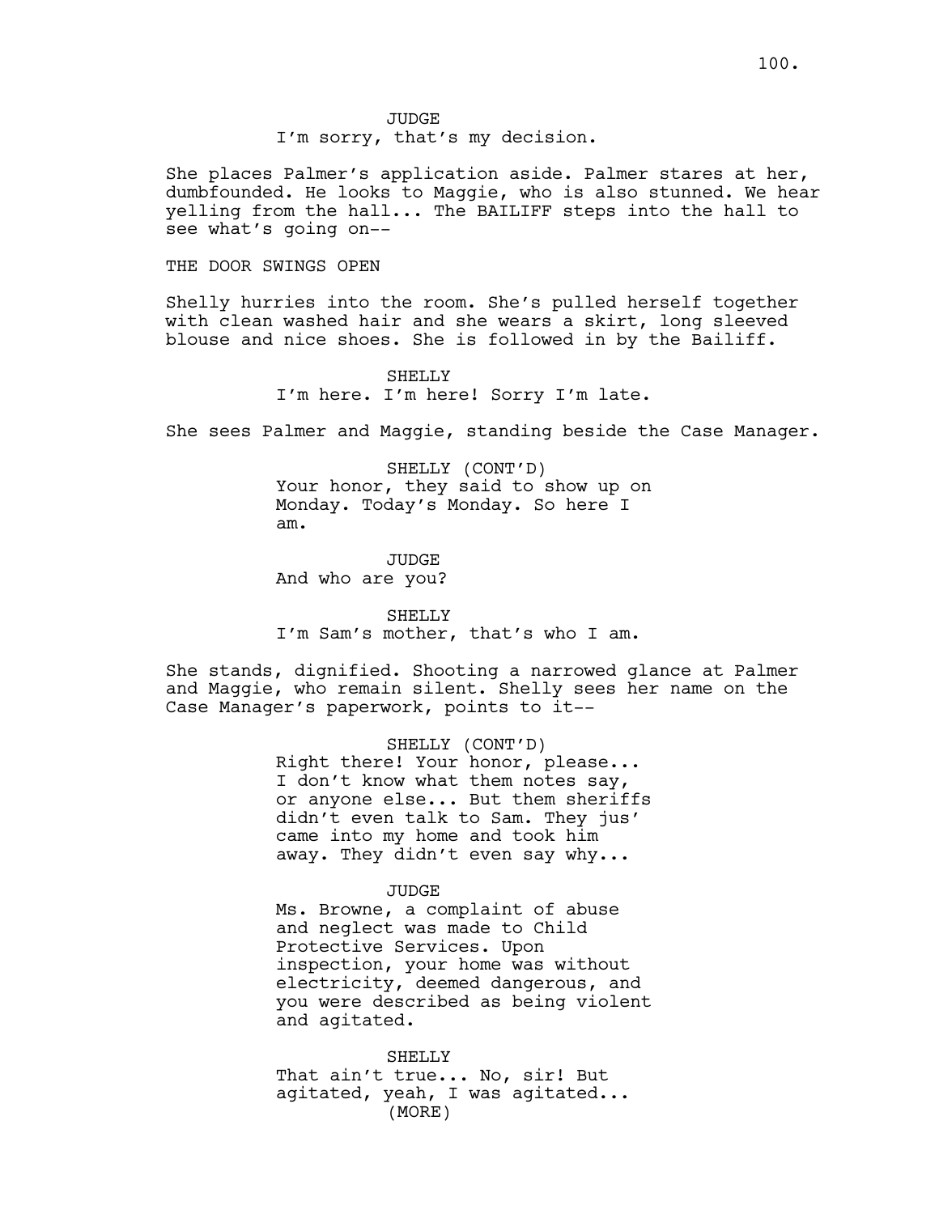JUDGE
I'm sorry, that's my decision.

She places Palmer's application aside. Palmer stares at her, dumbfounded. He looks to Maggie, who is also stunned. We hear yelling from the hall... The BAILIFF steps into the hall to see what's going on--

THE DOOR SWINGS OPEN

Shelly hurries into the room. She's pulled herself together with clean washed hair and she wears a skirt, long sleeved blouse and nice shoes. She is followed in by the Bailiff.

SHELLY
I'm here. I'm here! Sorry I'm late.

She sees Palmer and Maggie, standing beside the Case Manager.

SHELLY (CONT'D)
Your honor, they said to show up on Monday. Today's Monday. So here I am.

JUDGE
And who are you?

SHELLY
I'm Sam's mother, that's who I am.

She stands, dignified. Shooting a narrowed glance at Palmer and Maggie, who remain silent. Shelly sees her name on the Case Manager's paperwork, points to it--

SHELLY (CONT'D)
Right there! Your honor, please... I don't know what them notes say, or anyone else... But them sheriffs didn't even talk to Sam. They jus' came into my home and took him away. They didn't even say why...

JUDGE
Ms. Browne, a complaint of abuse and neglect was made to Child Protective Services. Upon inspection, your home was without electricity, deemed dangerous, and you were described as being violent and agitated.

SHELLY
That ain't true... No, sir! But agitated, yeah, I was agitated...
(MORE)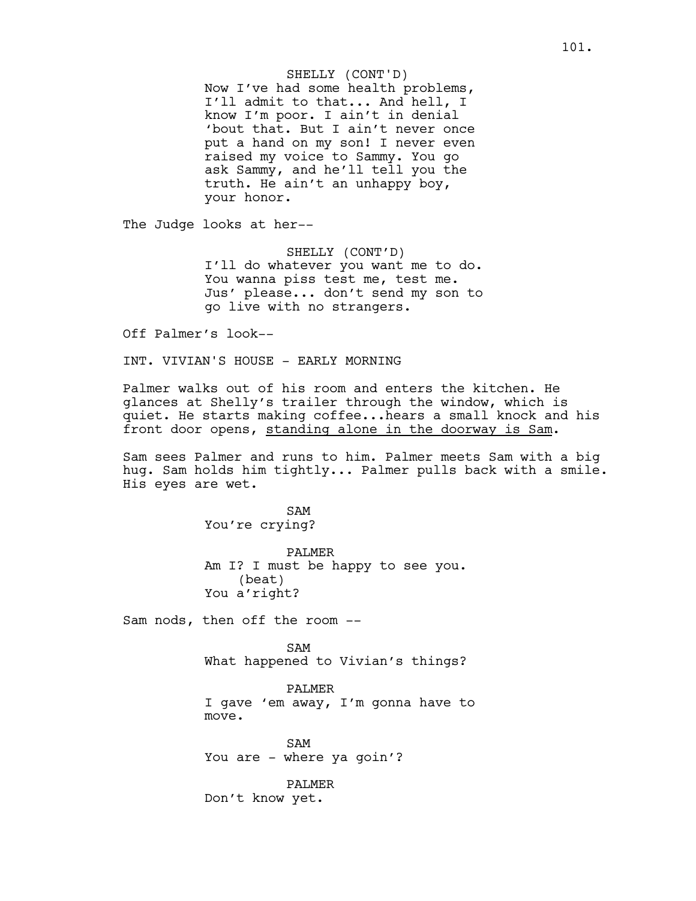SHELLY (CONT'D)
Now I've had some health problems, I'll admit to that... And hell, I know I'm poor. I ain't in denial 'bout that. But I ain't never once put a hand on my son! I never even raised my voice to Sammy. You go ask Sammy, and he'll tell you the truth. He ain't an unhappy boy, your honor.

The Judge looks at her--

SHELLY (CONT'D)
I'll do whatever you want me to do. You wanna piss test me, test me. Jus' please... don't send my son to go live with no strangers.

Off Palmer's look--

INT. VIVIAN'S HOUSE - EARLY MORNING

Palmer walks out of his room and enters the kitchen. He glances at Shelly's trailer through the window, which is quiet. He starts making coffee...hears a small knock and his front door opens, <u>standing alone in the doorway is Sam</u>.

Sam sees Palmer and runs to him. Palmer meets Sam with a big hug. Sam holds him tightly... Palmer pulls back with a smile. His eyes are wet.

SAM
You're crying?

PALMER
Am I? I must be happy to see you.
(beat)
You a'right?

Sam nods, then off the room --

SAM
What happened to Vivian's things?

PALMER
I gave 'em away, I'm gonna have to move.

SAM
You are - where ya goin'?

PALMER
Don't know yet.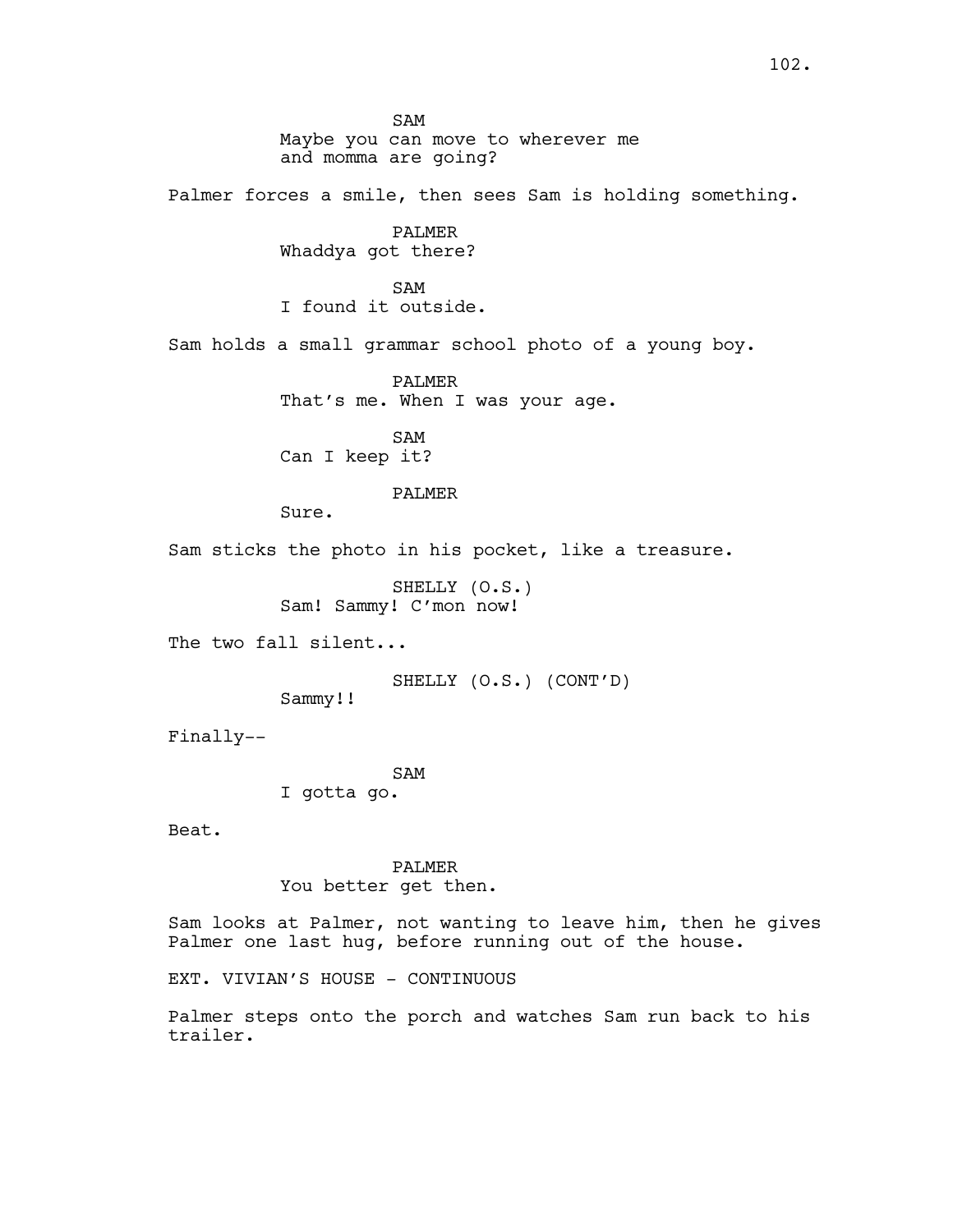SAM
Maybe you can move to wherever me and momma are going?

Palmer forces a smile, then sees Sam is holding something.

PALMER
Whaddya got there?

SAM
I found it outside.

Sam holds a small grammar school photo of a young boy.

PALMER
That's me. When I was your age.

SAM
Can I keep it?

PALMER
Sure.

Sam sticks the photo in his pocket, like a treasure.

SHELLY (O.S.)
Sam! Sammy! C'mon now!

The two fall silent...

SHELLY (O.S.) (CONT'D)
Sammy!!

Finally--

SAM
I gotta go.

Beat.

PALMER
You better get then.

Sam looks at Palmer, not wanting to leave him, then he gives Palmer one last hug, before running out of the house.

EXT. VIVIAN'S HOUSE - CONTINUOUS

Palmer steps onto the porch and watches Sam run back to his trailer.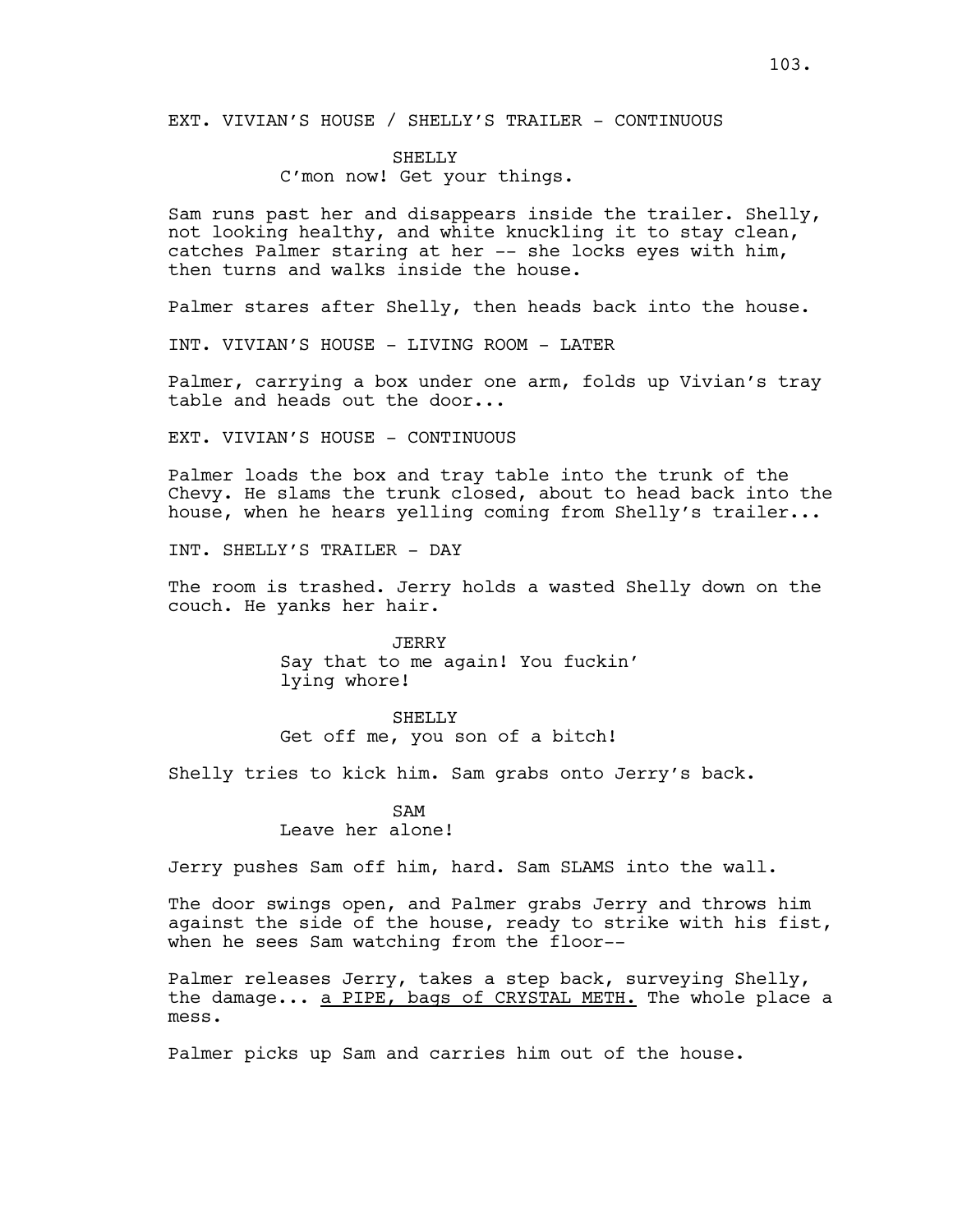EXT. VIVIAN'S HOUSE / SHELLY'S TRAILER - CONTINUOUS

SHELLY
C'mon now! Get your things.

Sam runs past her and disappears inside the trailer. Shelly, not looking healthy, and white knuckling it to stay clean, catches Palmer staring at her -- she locks eyes with him, then turns and walks inside the house.

Palmer stares after Shelly, then heads back into the house.

INT. VIVIAN'S HOUSE - LIVING ROOM - LATER

Palmer, carrying a box under one arm, folds up Vivian's tray table and heads out the door...

EXT. VIVIAN'S HOUSE - CONTINUOUS

Palmer loads the box and tray table into the trunk of the Chevy. He slams the trunk closed, about to head back into the house, when he hears yelling coming from Shelly's trailer...

INT. SHELLY'S TRAILER - DAY

The room is trashed. Jerry holds a wasted Shelly down on the couch. He yanks her hair.

JERRY
Say that to me again! You fuckin' lying whore!

SHELLY
Get off me, you son of a bitch!

Shelly tries to kick him. Sam grabs onto Jerry's back.

SAM
Leave her alone!

Jerry pushes Sam off him, hard. Sam SLAMS into the wall.

The door swings open, and Palmer grabs Jerry and throws him against the side of the house, ready to strike with his fist, when he sees Sam watching from the floor--

Palmer releases Jerry, takes a step back, surveying Shelly, the damage... <u>a PIPE, bags of CRYSTAL METH.</u> The whole place a mess.

Palmer picks up Sam and carries him out of the house.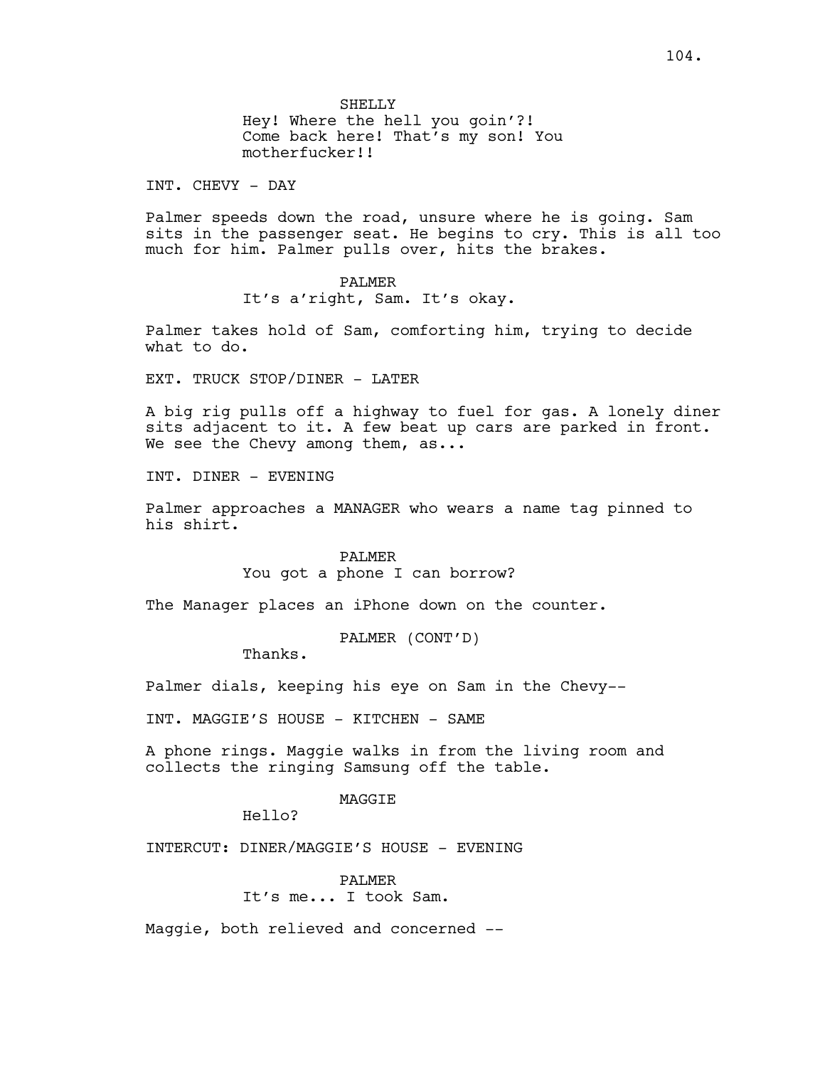SHELLY
Hey! Where the hell you goin'?! Come back here! That's my son! You motherfucker!!

INT. CHEVY - DAY

Palmer speeds down the road, unsure where he is going. Sam sits in the passenger seat. He begins to cry. This is all too much for him. Palmer pulls over, hits the brakes.

PALMER
It's a'right, Sam. It's okay.

Palmer takes hold of Sam, comforting him, trying to decide what to do.

EXT. TRUCK STOP/DINER - LATER

A big rig pulls off a highway to fuel for gas. A lonely diner sits adjacent to it. A few beat up cars are parked in front. We see the Chevy among them, as...

INT. DINER - EVENING

Palmer approaches a MANAGER who wears a name tag pinned to his shirt.

PALMER
You got a phone I can borrow?

The Manager places an iPhone down on the counter.

PALMER (CONT'D)
Thanks.

Palmer dials, keeping his eye on Sam in the Chevy--

INT. MAGGIE'S HOUSE - KITCHEN - SAME

A phone rings. Maggie walks in from the living room and collects the ringing Samsung off the table.

MAGGIE
Hello?

INTERCUT: DINER/MAGGIE'S HOUSE - EVENING

PALMER
It's me... I took Sam.

Maggie, both relieved and concerned --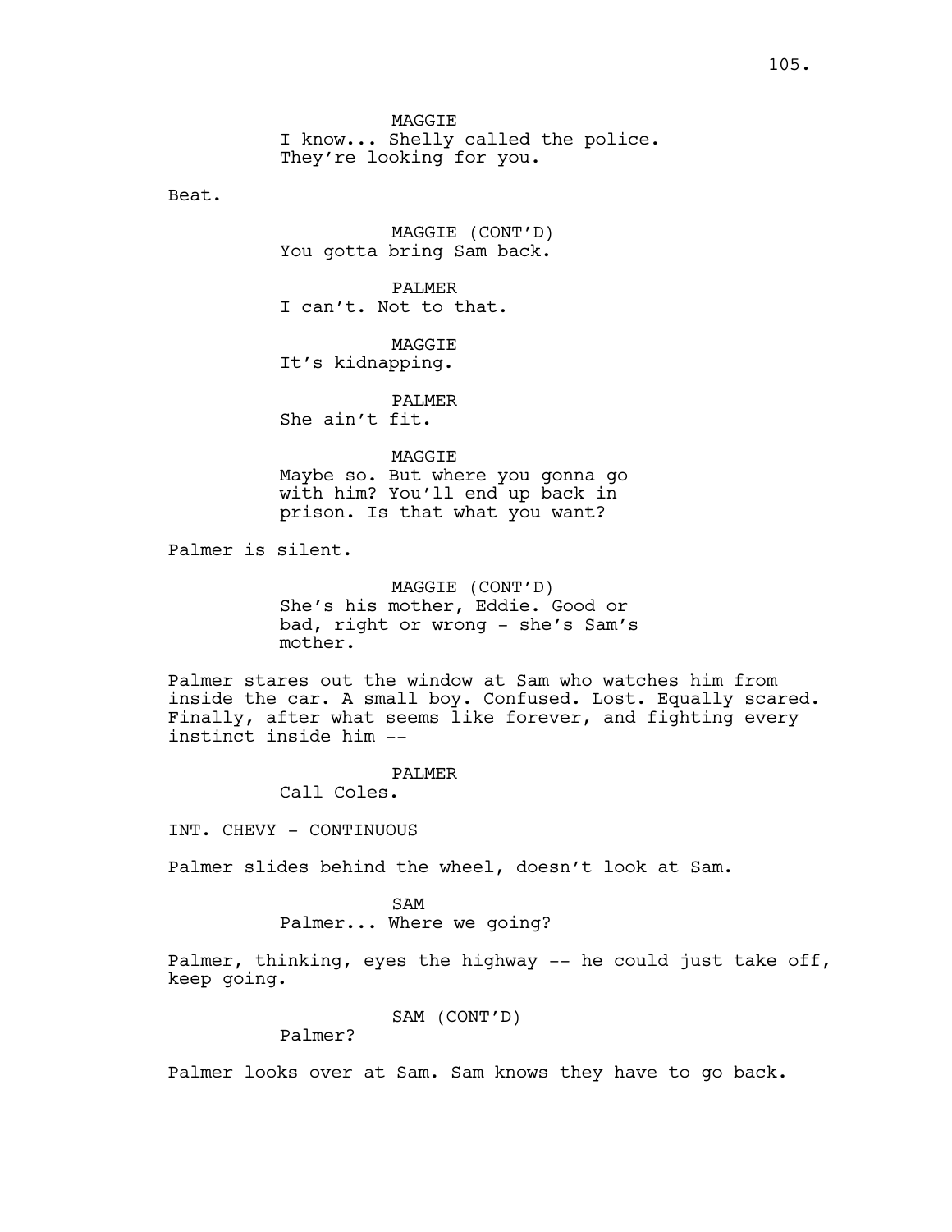MAGGIE
I know... Shelly called the police.
They're looking for you.

Beat.

MAGGIE (CONT'D)
You gotta bring Sam back.

PALMER
I can't. Not to that.

MAGGIE
It's kidnapping.

PALMER
She ain't fit.

MAGGIE
Maybe so. But where you gonna go
with him? You'll end up back in
prison. Is that what you want?

Palmer is silent.

MAGGIE (CONT'D)
She's his mother, Eddie. Good or
bad, right or wrong - she's Sam's
mother.

Palmer stares out the window at Sam who watches him from inside the car. A small boy. Confused. Lost. Equally scared. Finally, after what seems like forever, and fighting every instinct inside him --

PALMER
Call Coles.

INT. CHEVY - CONTINUOUS

Palmer slides behind the wheel, doesn't look at Sam.

SAM
Palmer... Where we going?

Palmer, thinking, eyes the highway -- he could just take off, keep going.

SAM (CONT'D)
Palmer?

Palmer looks over at Sam. Sam knows they have to go back.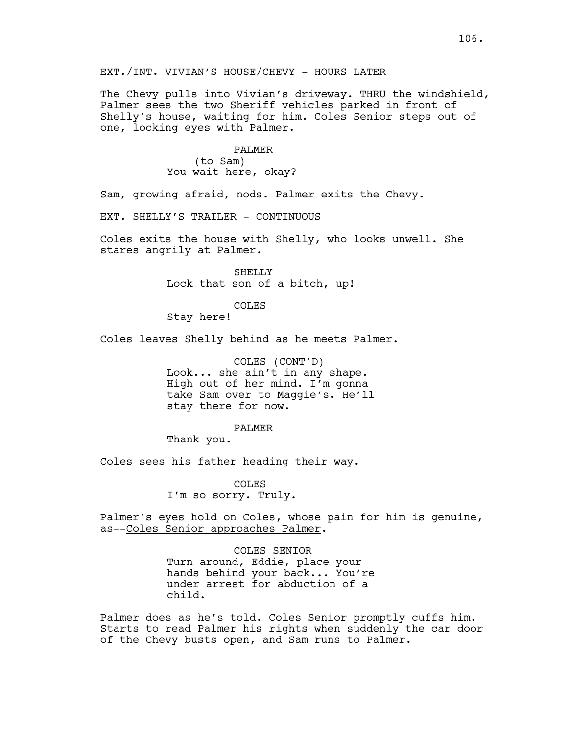EXT./INT. VIVIAN'S HOUSE/CHEVY - HOURS LATER

The Chevy pulls into Vivian's driveway. THRU the windshield, Palmer sees the two Sheriff vehicles parked in front of Shelly's house, waiting for him. Coles Senior steps out of one, locking eyes with Palmer.

PALMER
(to Sam)
You wait here, okay?

Sam, growing afraid, nods. Palmer exits the Chevy.

EXT. SHELLY'S TRAILER - CONTINUOUS

Coles exits the house with Shelly, who looks unwell. She stares angrily at Palmer.

SHELLY
Lock that son of a bitch, up!

COLES
Stay here!

Coles leaves Shelly behind as he meets Palmer.

COLES (CONT'D)
Look... she ain't in any shape. High out of her mind. I'm gonna take Sam over to Maggie's. He'll stay there for now.

PALMER
Thank you.

Coles sees his father heading their way.

COLES
I'm so sorry. Truly.

Palmer's eyes hold on Coles, whose pain for him is genuine, as--<u>Coles Senior approaches Palmer</u>.

COLES SENIOR
Turn around, Eddie, place your hands behind your back... You're under arrest for abduction of a child.

Palmer does as he's told. Coles Senior promptly cuffs him. Starts to read Palmer his rights when suddenly the car door of the Chevy busts open, and Sam runs to Palmer.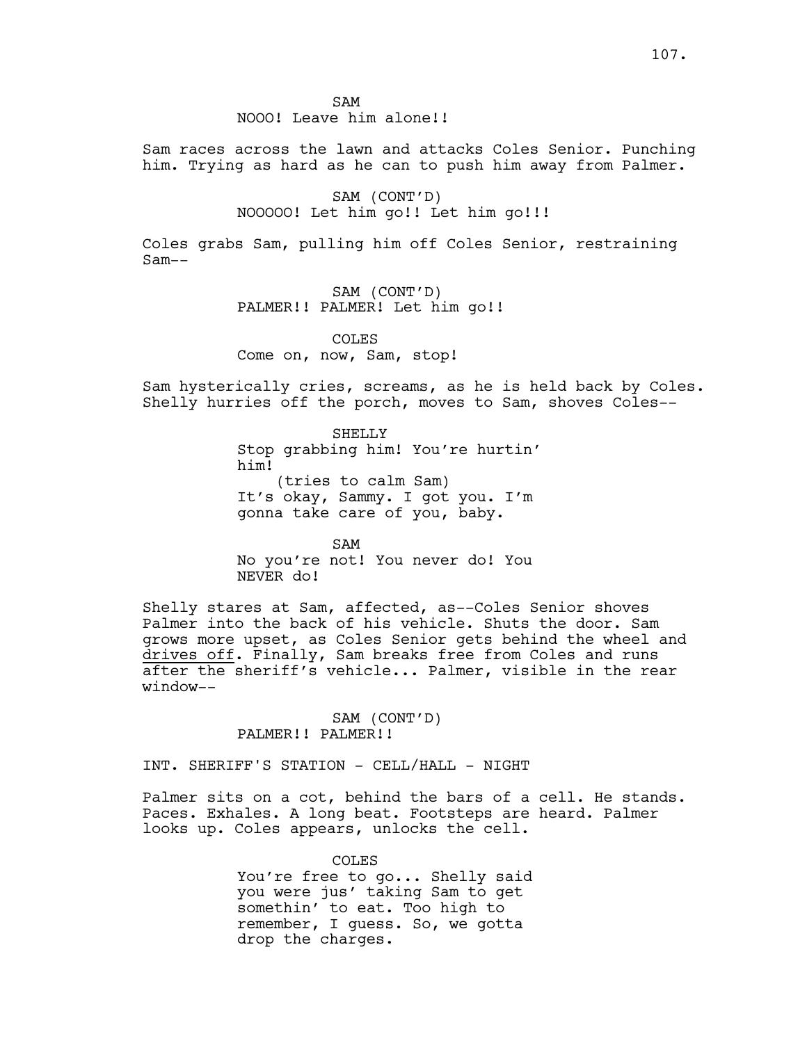SAM

NOOO! Leave him alone!!

Sam races across the lawn and attacks Coles Senior. Punching him. Trying as hard as he can to push him away from Palmer.

SAM (CONT'D)

NOOOOO! Let him go!! Let him go!!!

Coles grabs Sam, pulling him off Coles Senior, restraining Sam--

SAM (CONT'D)

PALMER!! PALMER! Let him go!!

COLES

Come on, now, Sam, stop!

Sam hysterically cries, screams, as he is held back by Coles. Shelly hurries off the porch, moves to Sam, shoves Coles--

SHELLY

Stop grabbing him! You're hurtin' him!

(tries to calm Sam)

It's okay, Sammy. I got you. I'm gonna take care of you, baby.

SAM

No you're not! You never do! You NEVER do!

Shelly stares at Sam, affected, as--Coles Senior shoves Palmer into the back of his vehicle. Shuts the door. Sam grows more upset, as Coles Senior gets behind the wheel and <u>drives off</u>. Finally, Sam breaks free from Coles and runs after the sheriff's vehicle... Palmer, visible in the rear window--

SAM (CONT'D)

PALMER!! PALMER!!

INT. SHERIFF'S STATION - CELL/HALL - NIGHT

Palmer sits on a cot, behind the bars of a cell. He stands. Paces. Exhales. A long beat. Footsteps are heard. Palmer looks up. Coles appears, unlocks the cell.

COLES

You're free to go... Shelly said you were jus' taking Sam to get somethin' to eat. Too high to remember, I guess. So, we gotta drop the charges.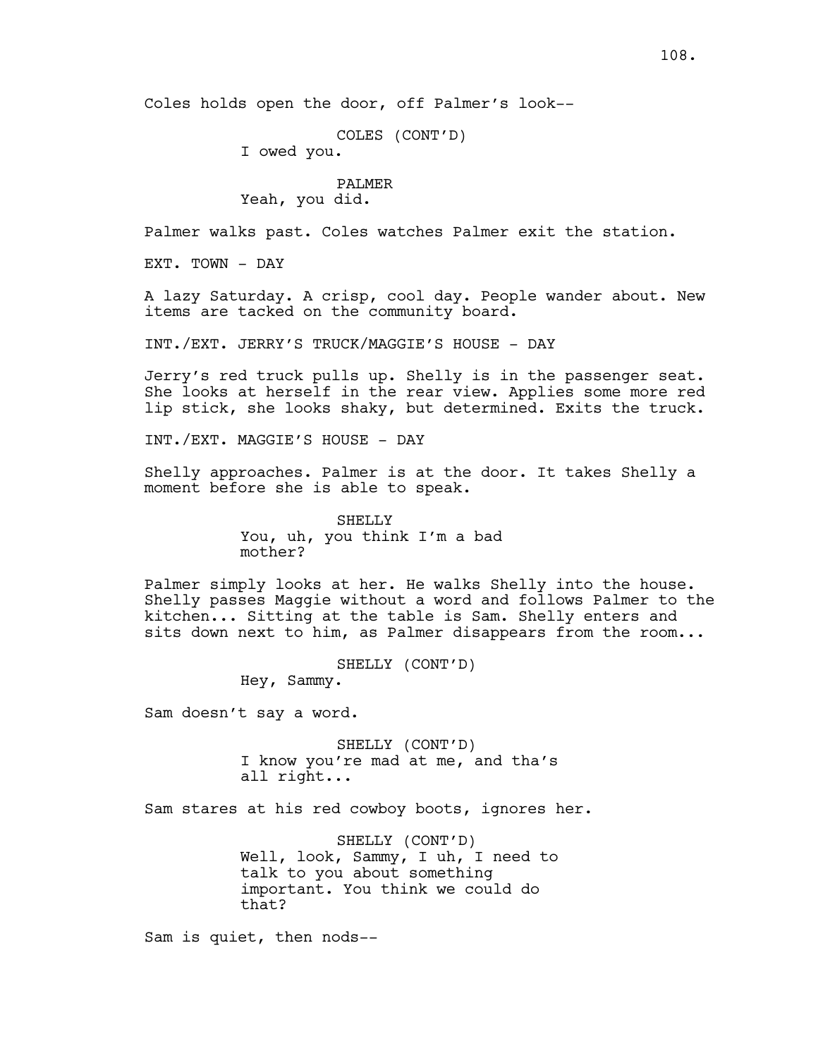Coles holds open the door, off Palmer's look--

COLES (CONT'D)
I owed you.

PALMER
Yeah, you did.

Palmer walks past. Coles watches Palmer exit the station.

EXT. TOWN - DAY

A lazy Saturday. A crisp, cool day. People wander about. New items are tacked on the community board.

INT./EXT. JERRY'S TRUCK/MAGGIE'S HOUSE - DAY

Jerry's red truck pulls up. Shelly is in the passenger seat. She looks at herself in the rear view. Applies some more red lip stick, she looks shaky, but determined. Exits the truck.

INT./EXT. MAGGIE'S HOUSE - DAY

Shelly approaches. Palmer is at the door. It takes Shelly a moment before she is able to speak.

SHELLY
You, uh, you think I'm a bad mother?

Palmer simply looks at her. He walks Shelly into the house. Shelly passes Maggie without a word and follows Palmer to the kitchen... Sitting at the table is Sam. Shelly enters and sits down next to him, as Palmer disappears from the room...

SHELLY (CONT'D)
Hey, Sammy.

Sam doesn't say a word.

SHELLY (CONT'D)
I know you're mad at me, and tha's all right...

Sam stares at his red cowboy boots, ignores her.

SHELLY (CONT'D)
Well, look, Sammy, I uh, I need to talk to you about something important. You think we could do that?

Sam is quiet, then nods--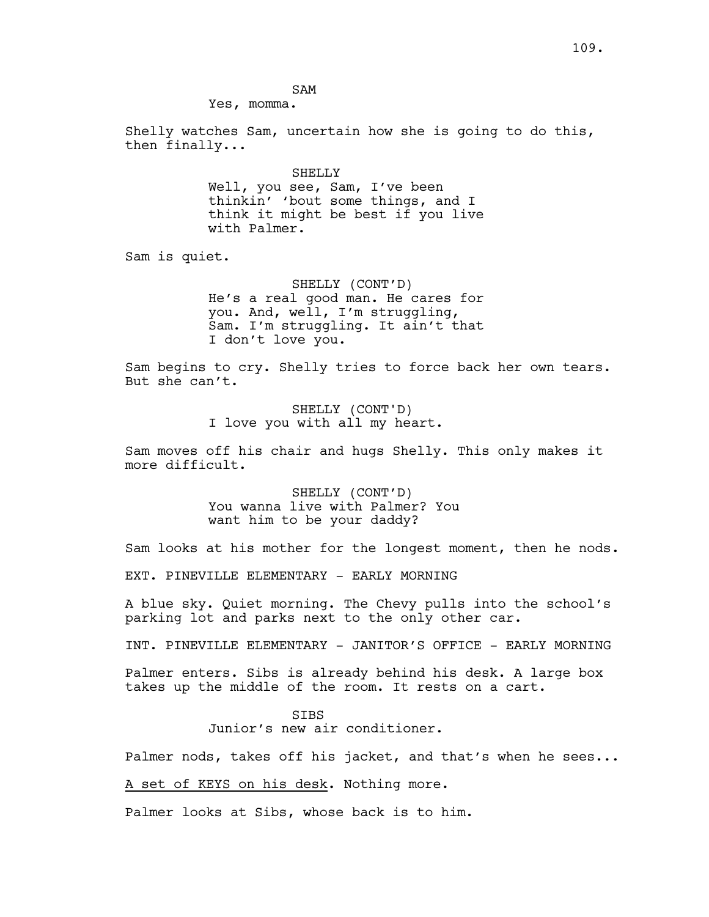SAM

Yes, momma.

Shelly watches Sam, uncertain how she is going to do this, then finally...

SHELLY

Well, you see, Sam, I've been thinkin' 'bout some things, and I think it might be best if you live with Palmer.

Sam is quiet.

SHELLY (CONT'D)

He's a real good man. He cares for you. And, well, I'm struggling, Sam. I'm struggling. It ain't that I don't love you.

Sam begins to cry. Shelly tries to force back her own tears. But she can't.

SHELLY (CONT'D)

I love you with all my heart.

Sam moves off his chair and hugs Shelly. This only makes it more difficult.

SHELLY (CONT'D)

You wanna live with Palmer? You want him to be your daddy?

Sam looks at his mother for the longest moment, then he nods.

EXT. PINEVILLE ELEMENTARY - EARLY MORNING

A blue sky. Quiet morning. The Chevy pulls into the school's parking lot and parks next to the only other car.

INT. PINEVILLE ELEMENTARY - JANITOR'S OFFICE - EARLY MORNING

Palmer enters. Sibs is already behind his desk. A large box takes up the middle of the room. It rests on a cart.

SIBS

Junior's new air conditioner.

Palmer nods, takes off his jacket, and that's when he sees...

<u>A set of KEYS on his desk</u>. Nothing more.

Palmer looks at Sibs, whose back is to him.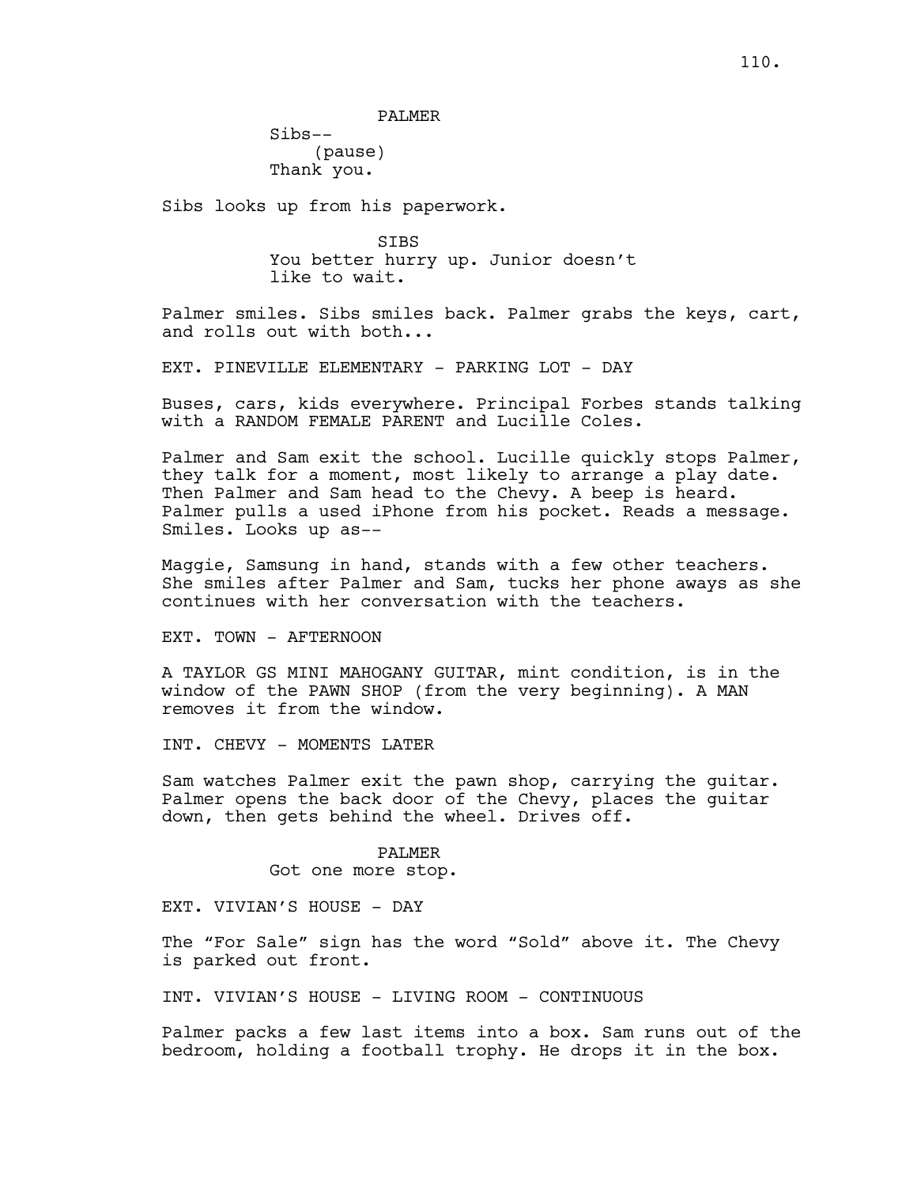PALMER
Sibs--
(pause)
Thank you.

Sibs looks up from his paperwork.

SIBS
You better hurry up. Junior doesn't like to wait.

Palmer smiles. Sibs smiles back. Palmer grabs the keys, cart, and rolls out with both...

EXT. PINEVILLE ELEMENTARY - PARKING LOT - DAY

Buses, cars, kids everywhere. Principal Forbes stands talking with a RANDOM FEMALE PARENT and Lucille Coles.

Palmer and Sam exit the school. Lucille quickly stops Palmer, they talk for a moment, most likely to arrange a play date. Then Palmer and Sam head to the Chevy. A beep is heard. Palmer pulls a used iPhone from his pocket. Reads a message. Smiles. Looks up as--

Maggie, Samsung in hand, stands with a few other teachers. She smiles after Palmer and Sam, tucks her phone aways as she continues with her conversation with the teachers.

EXT. TOWN - AFTERNOON

A TAYLOR GS MINI MAHOGANY GUITAR, mint condition, is in the window of the PAWN SHOP (from the very beginning). A MAN removes it from the window.

INT. CHEVY - MOMENTS LATER

Sam watches Palmer exit the pawn shop, carrying the guitar. Palmer opens the back door of the Chevy, places the guitar down, then gets behind the wheel. Drives off.

PALMER
Got one more stop.

EXT. VIVIAN'S HOUSE - DAY

The "For Sale" sign has the word "Sold" above it. The Chevy is parked out front.

INT. VIVIAN'S HOUSE - LIVING ROOM - CONTINUOUS

Palmer packs a few last items into a box. Sam runs out of the bedroom, holding a football trophy. He drops it in the box.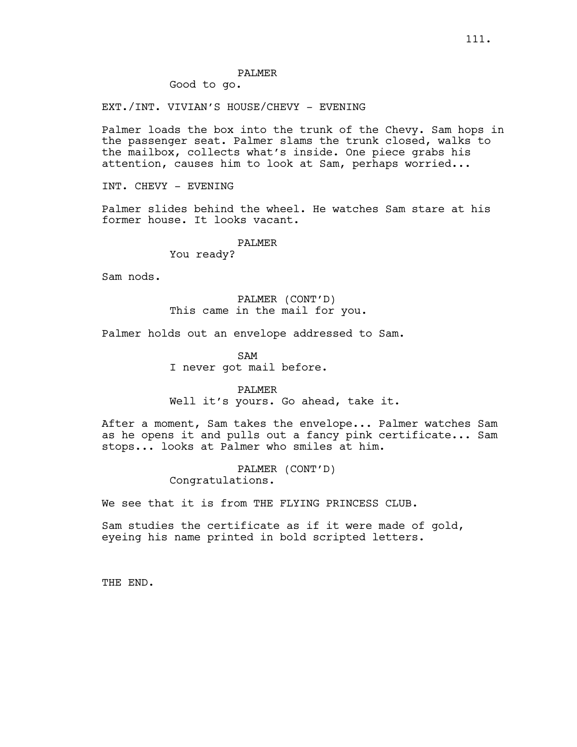PALMER
Good to go.

EXT./INT. VIVIAN'S HOUSE/CHEVY - EVENING

Palmer loads the box into the trunk of the Chevy. Sam hops in the passenger seat. Palmer slams the trunk closed, walks to the mailbox, collects what's inside. One piece grabs his attention, causes him to look at Sam, perhaps worried...

INT. CHEVY - EVENING

Palmer slides behind the wheel. He watches Sam stare at his former house. It looks vacant.

PALMER
You ready?

Sam nods.

PALMER (CONT'D)
This came in the mail for you.

Palmer holds out an envelope addressed to Sam.

SAM
I never got mail before.

PALMER
Well it's yours. Go ahead, take it.

After a moment, Sam takes the envelope... Palmer watches Sam as he opens it and pulls out a fancy pink certificate... Sam stops... looks at Palmer who smiles at him.

PALMER (CONT'D)
Congratulations.

We see that it is from THE FLYING PRINCESS CLUB.

Sam studies the certificate as if it were made of gold, eyeing his name printed in bold scripted letters.

THE END.